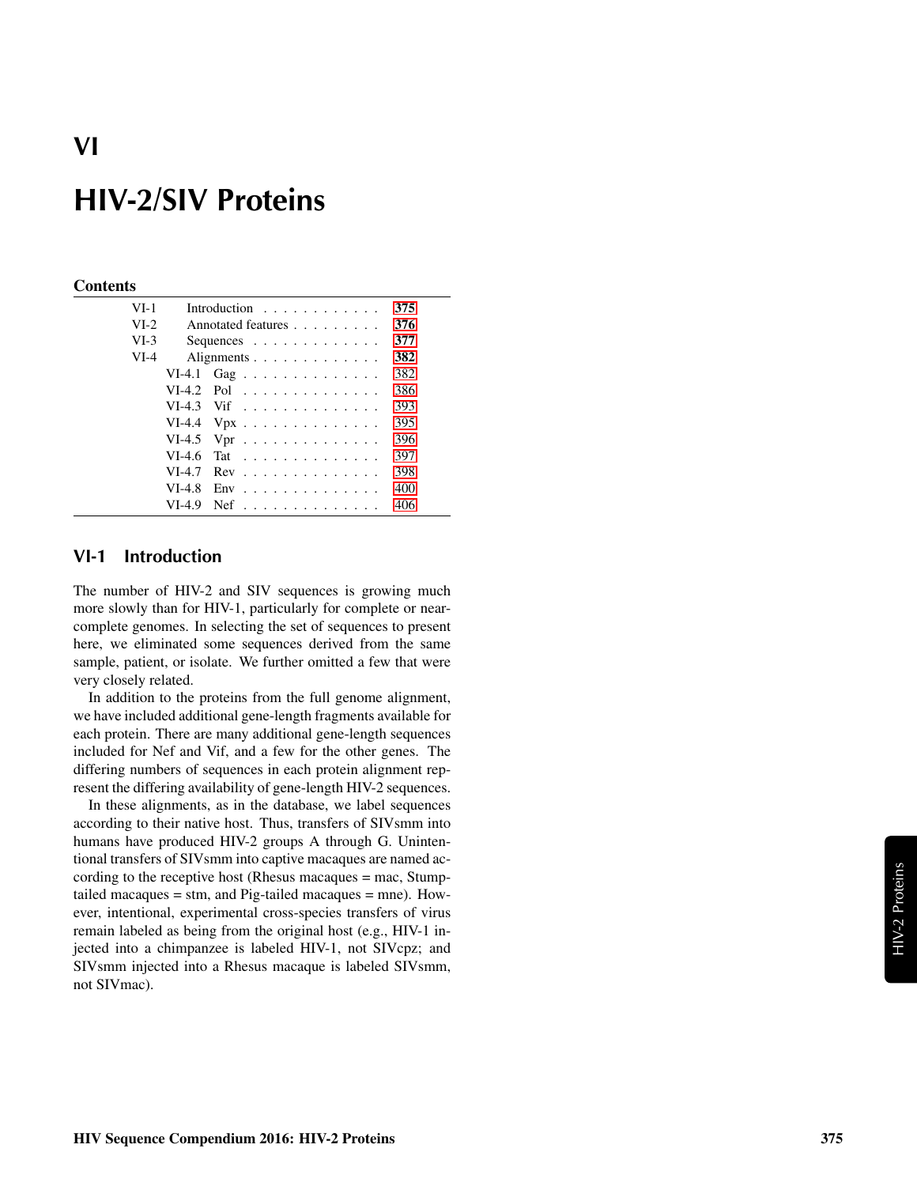# VI

# HIV-2/SIV Proteins

**Contents**

| | | |
|---|---|---|
| VI-1 | Introduction | 375 |
| VI-2 | Annotated features | 376 |
| VI-3 | Sequences | 377 |
| VI-4 | Alignments | 382 |
| VI-4.1 | Gag | 382 |
| VI-4.2 | Pol | 386 |
| VI-4.3 | Vif | 393 |
| VI-4.4 | Vpx | 395 |
| VI-4.5 | Vpr | 396 |
| VI-4.6 | Tat | 397 |
| VI-4.7 | Rev | 398 |
| VI-4.8 | Env | 400 |
| VI-4.9 | Nef | 406 |

## VI-1 Introduction

The number of HIV-2 and SIV sequences is growing much more slowly than for HIV-1, particularly for complete or near-complete genomes. In selecting the set of sequences to present here, we eliminated some sequences derived from the same sample, patient, or isolate. We further omitted a few that were very closely related.

In addition to the proteins from the full genome alignment, we have included additional gene-length fragments available for each protein. There are many additional gene-length sequences included for Nef and Vif, and a few for the other genes. The differing numbers of sequences in each protein alignment represent the differing availability of gene-length HIV-2 sequences.

In these alignments, as in the database, we label sequences according to their native host. Thus, transfers of SIVsmm into humans have produced HIV-2 groups A through G. Unintentional transfers of SIVsmm into captive macaques are named according to the receptive host (Rhesus macaques = mac, Stump-tailed macaques = stm, and Pig-tailed macaques = mne). However, intentional, experimental cross-species transfers of virus remain labeled as being from the original host (e.g., HIV-1 injected into a chimpanzee is labeled HIV-1, not SIVcpz; and SIVsmm injected into a Rhesus macaque is labeled SIVsmm, not SIVmac).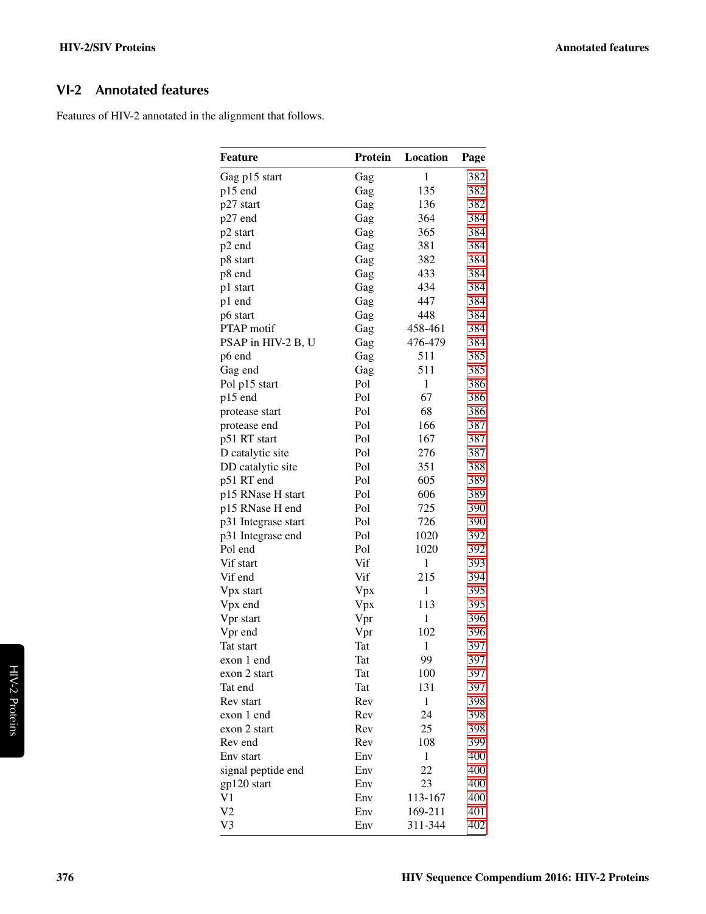## VI-2 Annotated features

Features of HIV-2 annotated in the alignment that follows.

| Feature | Protein | Location | Page |
|---|---|---|---|
| Gag p15 start | Gag | 1 | 382 |
| p15 end | Gag | 135 | 382 |
| p27 start | Gag | 136 | 382 |
| p27 end | Gag | 364 | 384 |
| p2 start | Gag | 365 | 384 |
| p2 end | Gag | 381 | 384 |
| p8 start | Gag | 382 | 384 |
| p8 end | Gag | 433 | 384 |
| p1 start | Gag | 434 | 384 |
| p1 end | Gag | 447 | 384 |
| p6 start | Gag | 448 | 384 |
| PTAP motif | Gag | 458-461 | 384 |
| PSAP in HIV-2 B, U | Gag | 476-479 | 384 |
| p6 end | Gag | 511 | 385 |
| Gag end | Gag | 511 | 385 |
| Pol p15 start | Pol | 1 | 386 |
| p15 end | Pol | 67 | 386 |
| protease start | Pol | 68 | 386 |
| protease end | Pol | 166 | 387 |
| p51 RT start | Pol | 167 | 387 |
| D catalytic site | Pol | 276 | 387 |
| DD catalytic site | Pol | 351 | 388 |
| p51 RT end | Pol | 605 | 389 |
| p15 RNase H start | Pol | 606 | 389 |
| p15 RNase H end | Pol | 725 | 390 |
| p31 Integrase start | Pol | 726 | 390 |
| p31 Integrase end | Pol | 1020 | 392 |
| Pol end | Pol | 1020 | 392 |
| Vif start | Vif | 1 | 393 |
| Vif end | Vif | 215 | 394 |
| Vpx start | Vpx | 1 | 395 |
| Vpx end | Vpx | 113 | 395 |
| Vpr start | Vpr | 1 | 396 |
| Vpr end | Vpr | 102 | 396 |
| Tat start | Tat | 1 | 397 |
| exon 1 end | Tat | 99 | 397 |
| exon 2 start | Tat | 100 | 397 |
| Tat end | Tat | 131 | 397 |
| Rev start | Rev | 1 | 398 |
| exon 1 end | Rev | 24 | 398 |
| exon 2 start | Rev | 25 | 398 |
| Rev end | Rev | 108 | 399 |
| Env start | Env | 1 | 400 |
| signal peptide end | Env | 22 | 400 |
| gp120 start | Env | 23 | 400 |
| V1 | Env | 113-167 | 400 |
| V2 | Env | 169-211 | 401 |
| V3 | Env | 311-344 | 402 |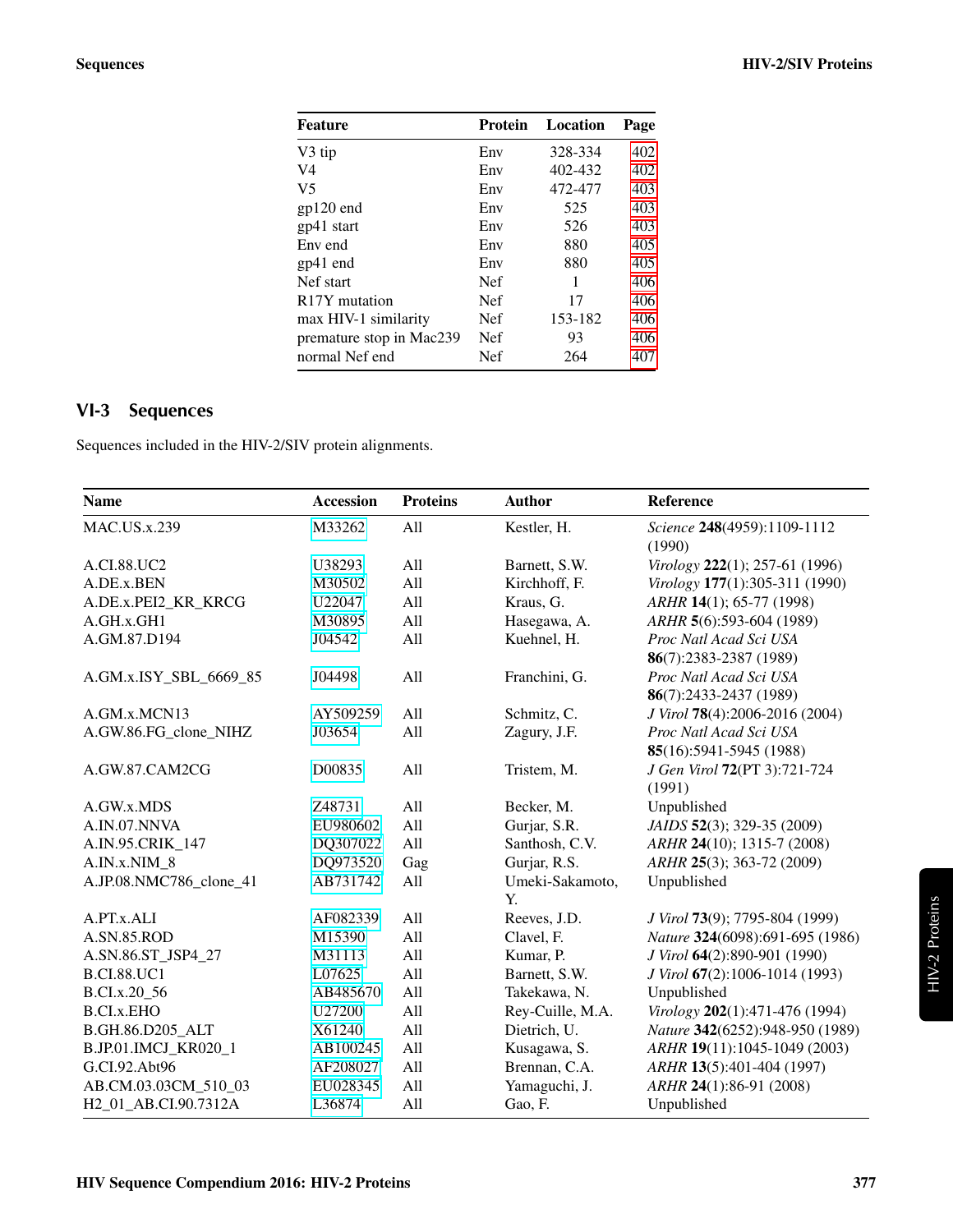| Feature | Protein | Location | Page |
|---|---|---|---|
| V3 tip | Env | 328-334 | 402 |
| V4 | Env | 402-432 | 402 |
| V5 | Env | 472-477 | 403 |
| gp120 end | Env | 525 | 403 |
| gp41 start | Env | 526 | 403 |
| Env end | Env | 880 | 405 |
| gp41 end | Env | 880 | 405 |
| Nef start | Nef | 1 | 406 |
| R17Y mutation | Nef | 17 | 406 |
| max HIV-1 similarity | Nef | 153-182 | 406 |
| premature stop in Mac239 | Nef | 93 | 406 |
| normal Nef end | Nef | 264 | 407 |

## VI-3 Sequences

Sequences included in the HIV-2/SIV protein alignments.

| Name | Accession | Proteins | Author | Reference |
|---|---|---|---|---|
| MAC.US.x.239 | M33262 | All | Kestler, H. | *Science* **248**(4959):1109-1112 (1990) |
| A.CI.88.UC2 | U38293 | All | Barnett, S.W. | *Virology* **222**(1); 257-61 (1996) |
| A.DE.x.BEN | M30502 | All | Kirchhoff, F. | *Virology* **177**(1):305-311 (1990) |
| A.DE.x.PEI2_KR_KRCG | U22047 | All | Kraus, G. | *ARHR* **14**(1); 65-77 (1998) |
| A.GH.x.GH1 | M30895 | All | Hasegawa, A. | *ARHR* **5**(6):593-604 (1989) |
| A.GM.87.D194 | J04542 | All | Kuehnel, H. | *Proc Natl Acad Sci USA* **86**(7):2383-2387 (1989) |
| A.GM.x.ISY_SBL_6669_85 | J04498 | All | Franchini, G. | *Proc Natl Acad Sci USA* **86**(7):2433-2437 (1989) |
| A.GM.x.MCN13 | AY509259 | All | Schmitz, C. | *J Virol* **78**(4):2006-2016 (2004) |
| A.GW.86.FG_clone_NIHZ | J03654 | All | Zagury, J.F. | *Proc Natl Acad Sci USA* **85**(16):5941-5945 (1988) |
| A.GW.87.CAM2CG | D00835 | All | Tristem, M. | *J Gen Virol* **72**(PT 3):721-724 (1991) |
| A.GW.x.MDS | Z48731 | All | Becker, M. | Unpublished |
| A.IN.07.NNVA | EU980602 | All | Gurjar, S.R. | *JAIDS* **52**(3); 329-35 (2009) |
| A.IN.95.CRIK_147 | DQ307022 | All | Santhosh, C.V. | *ARHR* **24**(10); 1315-7 (2008) |
| A.IN.x.NIM_8 | DQ973520 | Gag | Gurjar, R.S. | *ARHR* **25**(3); 363-72 (2009) |
| A.JP.08.NMC786_clone_41 | AB731742 | All | Umeki-Sakamoto, Y. | Unpublished |
| A.PT.x.ALI | AF082339 | All | Reeves, J.D. | *J Virol* **73**(9); 7795-804 (1999) |
| A.SN.85.ROD | M15390 | All | Clavel, F. | *Nature* **324**(6098):691-695 (1986) |
| A.SN.86.ST_JSP4_27 | M31113 | All | Kumar, P. | *J Virol* **64**(2):890-901 (1990) |
| B.CI.88.UC1 | L07625 | All | Barnett, S.W. | *J Virol* **67**(2):1006-1014 (1993) |
| B.CI.x.20_56 | AB485670 | All | Takekawa, N. | Unpublished |
| B.CI.x.EHO | U27200 | All | Rey-Cuille, M.A. | *Virology* **202**(1):471-476 (1994) |
| B.GH.86.D205_ALT | X61240 | All | Dietrich, U. | *Nature* **342**(6252):948-950 (1989) |
| B.JP.01.IMCJ_KR020_1 | AB100245 | All | Kusagawa, S. | *ARHR* **19**(11):1045-1049 (2003) |
| G.CI.92.Abt96 | AF208027 | All | Brennan, C.A. | *ARHR* **13**(5):401-404 (1997) |
| AB.CM.03.03CM_510_03 | EU028345 | All | Yamaguchi, J. | *ARHR* **24**(1):86-91 (2008) |
| H2_01_AB.CI.90.7312A | L36874 | All | Gao, F. | Unpublished |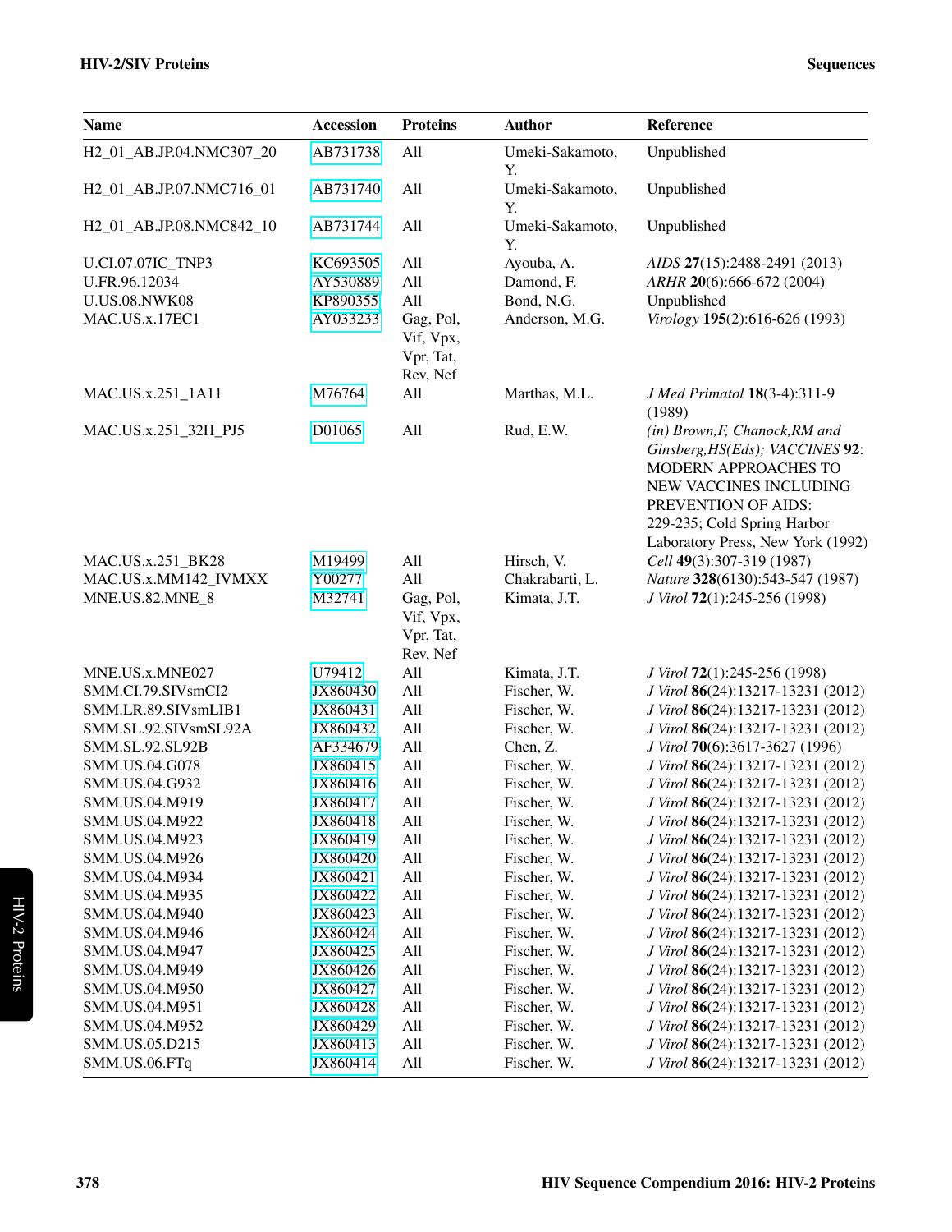| Name | Accession | Proteins | Author | Reference |
|---|---|---|---|---|
| H2_01_AB.JP.04.NMC307_20 | AB731738 | All | Umeki-Sakamoto, Y. | Unpublished |
| H2_01_AB.JP.07.NMC716_01 | AB731740 | All | Umeki-Sakamoto, Y. | Unpublished |
| H2_01_AB.JP.08.NMC842_10 | AB731744 | All | Umeki-Sakamoto, Y. | Unpublished |
| U.CI.07.07IC_TNP3 | KC693505 | All | Ayouba, A. | *AIDS* **27**(15):2488-2491 (2013) |
| U.FR.96.12034 | AY530889 | All | Damond, F. | *ARHR* **20**(6):666-672 (2004) |
| U.US.08.NWK08 | KP890355 | All | Bond, N.G. | Unpublished |
| MAC.US.x.17EC1 | AY033233 | Gag, Pol, Vif, Vpx, Vpr, Tat, Rev, Nef | Anderson, M.G. | *Virology* **195**(2):616-626 (1993) |
| MAC.US.x.251_1A11 | M76764 | All | Marthas, M.L. | *J Med Primatol* **18**(3-4):311-9 (1989) |
| MAC.US.x.251_32H_PJ5 | D01065 | All | Rud, E.W. | *(in) Brown,F, Chanock,RM and Ginsberg,HS(Eds); VACCINES* **92**: MODERN APPROACHES TO NEW VACCINES INCLUDING PREVENTION OF AIDS: 229-235; Cold Spring Harbor Laboratory Press, New York (1992) |
| MAC.US.x.251_BK28 | M19499 | All | Hirsch, V. | *Cell* **49**(3):307-319 (1987) |
| MAC.US.x.MM142_IVMXX | Y00277 | All | Chakrabarti, L. | *Nature* **328**(6130):543-547 (1987) |
| MNE.US.82.MNE_8 | M32741 | Gag, Pol, Vif, Vpx, Vpr, Tat, Rev, Nef | Kimata, J.T. | *J Virol* **72**(1):245-256 (1998) |
| MNE.US.x.MNE027 | U79412 | All | Kimata, J.T. | *J Virol* **72**(1):245-256 (1998) |
| SMM.CI.79.SIVsmCI2 | JX860430 | All | Fischer, W. | *J Virol* **86**(24):13217-13231 (2012) |
| SMM.LR.89.SIVsmLIB1 | JX860431 | All | Fischer, W. | *J Virol* **86**(24):13217-13231 (2012) |
| SMM.SL.92.SIVsmSL92A | JX860432 | All | Fischer, W. | *J Virol* **86**(24):13217-13231 (2012) |
| SMM.SL.92.SL92B | AF334679 | All | Chen, Z. | *J Virol* **70**(6):3617-3627 (1996) |
| SMM.US.04.G078 | JX860415 | All | Fischer, W. | *J Virol* **86**(24):13217-13231 (2012) |
| SMM.US.04.G932 | JX860416 | All | Fischer, W. | *J Virol* **86**(24):13217-13231 (2012) |
| SMM.US.04.M919 | JX860417 | All | Fischer, W. | *J Virol* **86**(24):13217-13231 (2012) |
| SMM.US.04.M922 | JX860418 | All | Fischer, W. | *J Virol* **86**(24):13217-13231 (2012) |
| SMM.US.04.M923 | JX860419 | All | Fischer, W. | *J Virol* **86**(24):13217-13231 (2012) |
| SMM.US.04.M926 | JX860420 | All | Fischer, W. | *J Virol* **86**(24):13217-13231 (2012) |
| SMM.US.04.M934 | JX860421 | All | Fischer, W. | *J Virol* **86**(24):13217-13231 (2012) |
| SMM.US.04.M935 | JX860422 | All | Fischer, W. | *J Virol* **86**(24):13217-13231 (2012) |
| SMM.US.04.M940 | JX860423 | All | Fischer, W. | *J Virol* **86**(24):13217-13231 (2012) |
| SMM.US.04.M946 | JX860424 | All | Fischer, W. | *J Virol* **86**(24):13217-13231 (2012) |
| SMM.US.04.M947 | JX860425 | All | Fischer, W. | *J Virol* **86**(24):13217-13231 (2012) |
| SMM.US.04.M949 | JX860426 | All | Fischer, W. | *J Virol* **86**(24):13217-13231 (2012) |
| SMM.US.04.M950 | JX860427 | All | Fischer, W. | *J Virol* **86**(24):13217-13231 (2012) |
| SMM.US.04.M951 | JX860428 | All | Fischer, W. | *J Virol* **86**(24):13217-13231 (2012) |
| SMM.US.04.M952 | JX860429 | All | Fischer, W. | *J Virol* **86**(24):13217-13231 (2012) |
| SMM.US.05.D215 | JX860413 | All | Fischer, W. | *J Virol* **86**(24):13217-13231 (2012) |
| SMM.US.06.FTq | JX860414 | All | Fischer, W. | *J Virol* **86**(24):13217-13231 (2012) |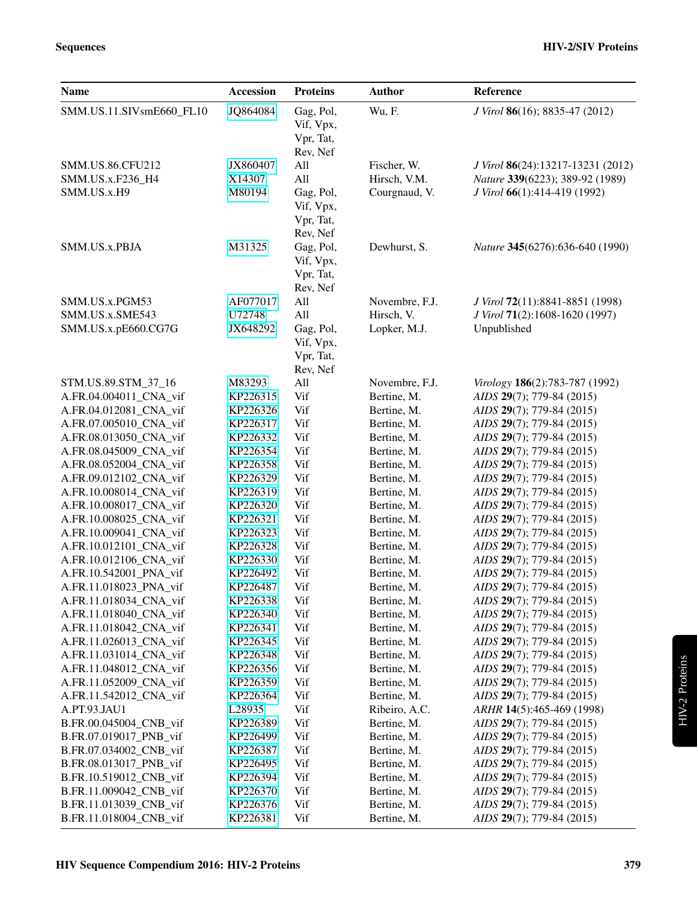| Name | Accession | Proteins | Author | Reference |
|---|---|---|---|---|
| SMM.US.11.SIVsmE660_FL10 | JQ864084 | Gag, Pol, Vif, Vpx, Vpr, Tat, Rev, Nef | Wu, F. | *J Virol* **86**(16); 8835-47 (2012) |
| SMM.US.86.CFU212 | JX860407 | All | Fischer, W. | *J Virol* **86**(24):13217-13231 (2012) |
| SMM.US.x.F236_H4 | X14307 | All | Hirsch, V.M. | *Nature* **339**(6223); 389-92 (1989) |
| SMM.US.x.H9 | M80194 | Gag, Pol, Vif, Vpx, Vpr, Tat, Rev, Nef | Courgnaud, V. | *J Virol* **66**(1):414-419 (1992) |
| SMM.US.x.PBJA | M31325 | Gag, Pol, Vif, Vpx, Vpr, Tat, Rev, Nef | Dewhurst, S. | *Nature* **345**(6276):636-640 (1990) |
| SMM.US.x.PGM53 | AF077017 | All | Novembre, F.J. | *J Virol* **72**(11):8841-8851 (1998) |
| SMM.US.x.SME543 | U72748 | All | Hirsch, V. | *J Virol* **71**(2):1608-1620 (1997) |
| SMM.US.x.pE660.CG7G | JX648292 | Gag, Pol, Vif, Vpx, Vpr, Tat, Rev, Nef | Lopker, M.J. | Unpublished |
| STM.US.89.STM_37_16 | M83293 | All | Novembre, F.J. | *Virology* **186**(2):783-787 (1992) |
| A.FR.04.004011_CNA_vif | KP226315 | Vif | Bertine, M. | *AIDS* **29**(7); 779-84 (2015) |
| A.FR.04.012081_CNA_vif | KP226326 | Vif | Bertine, M. | *AIDS* **29**(7); 779-84 (2015) |
| A.FR.07.005010_CNA_vif | KP226317 | Vif | Bertine, M. | *AIDS* **29**(7); 779-84 (2015) |
| A.FR.08.013050_CNA_vif | KP226332 | Vif | Bertine, M. | *AIDS* **29**(7); 779-84 (2015) |
| A.FR.08.045009_CNA_vif | KP226354 | Vif | Bertine, M. | *AIDS* **29**(7); 779-84 (2015) |
| A.FR.08.052004_CNA_vif | KP226358 | Vif | Bertine, M. | *AIDS* **29**(7); 779-84 (2015) |
| A.FR.09.012102_CNA_vif | KP226329 | Vif | Bertine, M. | *AIDS* **29**(7); 779-84 (2015) |
| A.FR.10.008014_CNA_vif | KP226319 | Vif | Bertine, M. | *AIDS* **29**(7); 779-84 (2015) |
| A.FR.10.008017_CNA_vif | KP226320 | Vif | Bertine, M. | *AIDS* **29**(7); 779-84 (2015) |
| A.FR.10.008025_CNA_vif | KP226321 | Vif | Bertine, M. | *AIDS* **29**(7); 779-84 (2015) |
| A.FR.10.009041_CNA_vif | KP226323 | Vif | Bertine, M. | *AIDS* **29**(7); 779-84 (2015) |
| A.FR.10.012101_CNA_vif | KP226328 | Vif | Bertine, M. | *AIDS* **29**(7); 779-84 (2015) |
| A.FR.10.012106_CNA_vif | KP226330 | Vif | Bertine, M. | *AIDS* **29**(7); 779-84 (2015) |
| A.FR.10.542001_PNA_vif | KP226492 | Vif | Bertine, M. | *AIDS* **29**(7); 779-84 (2015) |
| A.FR.11.018023_PNA_vif | KP226487 | Vif | Bertine, M. | *AIDS* **29**(7); 779-84 (2015) |
| A.FR.11.018034_CNA_vif | KP226338 | Vif | Bertine, M. | *AIDS* **29**(7); 779-84 (2015) |
| A.FR.11.018040_CNA_vif | KP226340 | Vif | Bertine, M. | *AIDS* **29**(7); 779-84 (2015) |
| A.FR.11.018042_CNA_vif | KP226341 | Vif | Bertine, M. | *AIDS* **29**(7); 779-84 (2015) |
| A.FR.11.026013_CNA_vif | KP226345 | Vif | Bertine, M. | *AIDS* **29**(7); 779-84 (2015) |
| A.FR.11.031014_CNA_vif | KP226348 | Vif | Bertine, M. | *AIDS* **29**(7); 779-84 (2015) |
| A.FR.11.048012_CNA_vif | KP226356 | Vif | Bertine, M. | *AIDS* **29**(7); 779-84 (2015) |
| A.FR.11.052009_CNA_vif | KP226359 | Vif | Bertine, M. | *AIDS* **29**(7); 779-84 (2015) |
| A.FR.11.542012_CNA_vif | KP226364 | Vif | Bertine, M. | *AIDS* **29**(7); 779-84 (2015) |
| A.PT.93.JAU1 | L28935 | Vif | Ribeiro, A.C. | *ARHR* **14**(5):465-469 (1998) |
| B.FR.00.045004_CNB_vif | KP226389 | Vif | Bertine, M. | *AIDS* **29**(7); 779-84 (2015) |
| B.FR.07.019017_PNB_vif | KP226499 | Vif | Bertine, M. | *AIDS* **29**(7); 779-84 (2015) |
| B.FR.07.034002_CNB_vif | KP226387 | Vif | Bertine, M. | *AIDS* **29**(7); 779-84 (2015) |
| B.FR.08.013017_PNB_vif | KP226495 | Vif | Bertine, M. | *AIDS* **29**(7); 779-84 (2015) |
| B.FR.10.519012_CNB_vif | KP226394 | Vif | Bertine, M. | *AIDS* **29**(7); 779-84 (2015) |
| B.FR.11.009042_CNB_vif | KP226370 | Vif | Bertine, M. | *AIDS* **29**(7); 779-84 (2015) |
| B.FR.11.013039_CNB_vif | KP226376 | Vif | Bertine, M. | *AIDS* **29**(7); 779-84 (2015) |
| B.FR.11.018004_CNB_vif | KP226381 | Vif | Bertine, M. | *AIDS* **29**(7); 779-84 (2015) |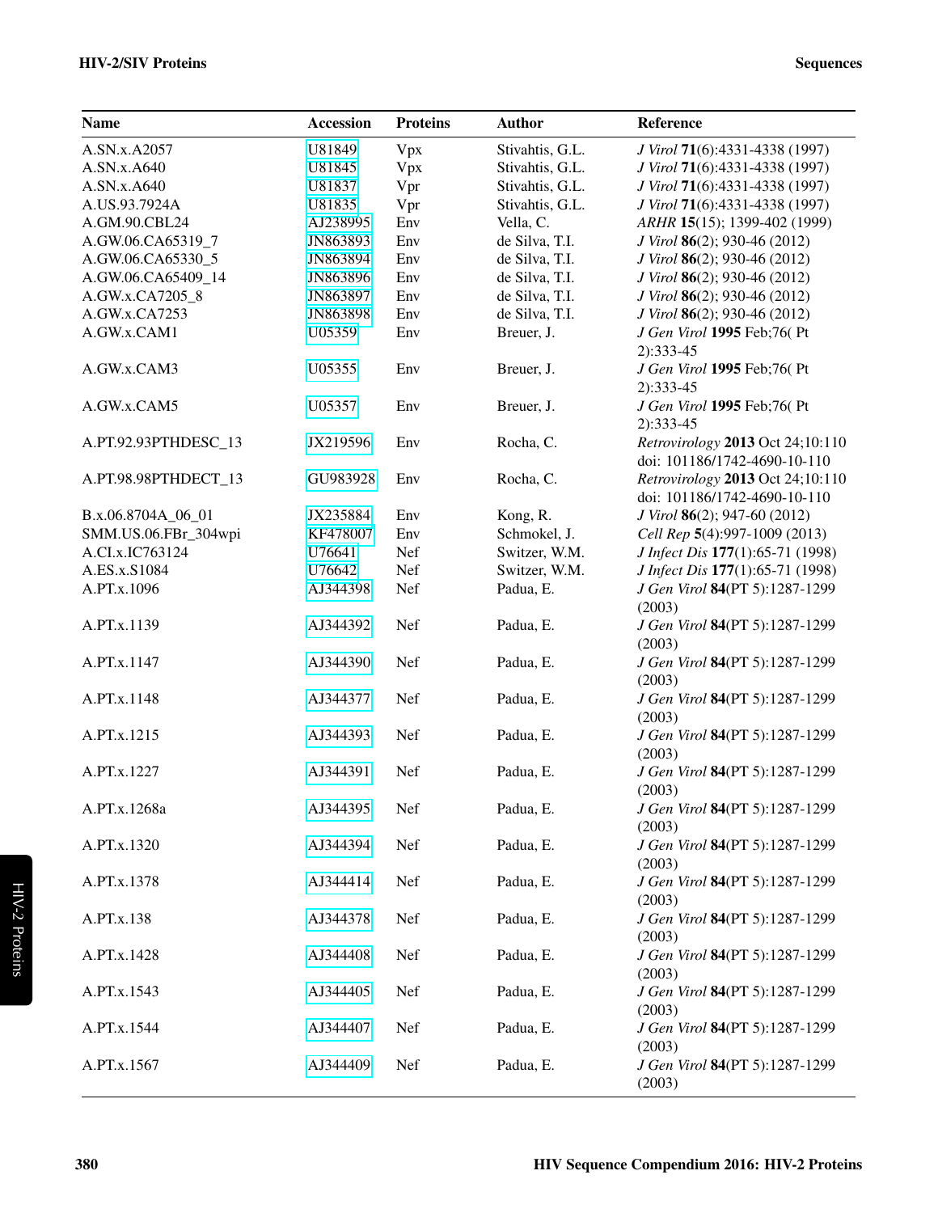| Name | Accession | Proteins | Author | Reference |
|---|---|---|---|---|
| A.SN.x.A2057 | U81849 | Vpx | Stivahtis, G.L. | *J Virol* **71**(6):4331-4338 (1997) |
| A.SN.x.A640 | U81845 | Vpx | Stivahtis, G.L. | *J Virol* **71**(6):4331-4338 (1997) |
| A.SN.x.A640 | U81837 | Vpr | Stivahtis, G.L. | *J Virol* **71**(6):4331-4338 (1997) |
| A.US.93.7924A | U81835 | Vpr | Stivahtis, G.L. | *J Virol* **71**(6):4331-4338 (1997) |
| A.GM.90.CBL24 | AJ238995 | Env | Vella, C. | *ARHR* **15**(15); 1399-402 (1999) |
| A.GW.06.CA65319_7 | JN863893 | Env | de Silva, T.I. | *J Virol* **86**(2); 930-46 (2012) |
| A.GW.06.CA65330_5 | JN863894 | Env | de Silva, T.I. | *J Virol* **86**(2); 930-46 (2012) |
| A.GW.06.CA65409_14 | JN863896 | Env | de Silva, T.I. | *J Virol* **86**(2); 930-46 (2012) |
| A.GW.x.CA7205_8 | JN863897 | Env | de Silva, T.I. | *J Virol* **86**(2); 930-46 (2012) |
| A.GW.x.CA7253 | JN863898 | Env | de Silva, T.I. | *J Virol* **86**(2); 930-46 (2012) |
| A.GW.x.CAM1 | U05359 | Env | Breuer, J. | *J Gen Virol* **1995** Feb;76( Pt 2):333-45 |
| A.GW.x.CAM3 | U05355 | Env | Breuer, J. | *J Gen Virol* **1995** Feb;76( Pt 2):333-45 |
| A.GW.x.CAM5 | U05357 | Env | Breuer, J. | *J Gen Virol* **1995** Feb;76( Pt 2):333-45 |
| A.PT.92.93PTHDESC_13 | JX219596 | Env | Rocha, C. | *Retrovirology* **2013** Oct 24;10:110 doi: 101186/1742-4690-10-110 |
| A.PT.98.98PTHDECT_13 | GU983928 | Env | Rocha, C. | *Retrovirology* **2013** Oct 24;10:110 doi: 101186/1742-4690-10-110 |
| B.x.06.8704A_06_01 | JX235884 | Env | Kong, R. | *J Virol* **86**(2); 947-60 (2012) |
| SMM.US.06.FBr_304wpi | KF478007 | Env | Schmokel, J. | *Cell Rep* **5**(4):997-1009 (2013) |
| A.CI.x.IC763124 | U76641 | Nef | Switzer, W.M. | *J Infect Dis* **177**(1):65-71 (1998) |
| A.ES.x.S1084 | U76642 | Nef | Switzer, W.M. | *J Infect Dis* **177**(1):65-71 (1998) |
| A.PT.x.1096 | AJ344398 | Nef | Padua, E. | *J Gen Virol* **84**(PT 5):1287-1299 (2003) |
| A.PT.x.1139 | AJ344392 | Nef | Padua, E. | *J Gen Virol* **84**(PT 5):1287-1299 (2003) |
| A.PT.x.1147 | AJ344390 | Nef | Padua, E. | *J Gen Virol* **84**(PT 5):1287-1299 (2003) |
| A.PT.x.1148 | AJ344377 | Nef | Padua, E. | *J Gen Virol* **84**(PT 5):1287-1299 (2003) |
| A.PT.x.1215 | AJ344393 | Nef | Padua, E. | *J Gen Virol* **84**(PT 5):1287-1299 (2003) |
| A.PT.x.1227 | AJ344391 | Nef | Padua, E. | *J Gen Virol* **84**(PT 5):1287-1299 (2003) |
| A.PT.x.1268a | AJ344395 | Nef | Padua, E. | *J Gen Virol* **84**(PT 5):1287-1299 (2003) |
| A.PT.x.1320 | AJ344394 | Nef | Padua, E. | *J Gen Virol* **84**(PT 5):1287-1299 (2003) |
| A.PT.x.1378 | AJ344414 | Nef | Padua, E. | *J Gen Virol* **84**(PT 5):1287-1299 (2003) |
| A.PT.x.138 | AJ344378 | Nef | Padua, E. | *J Gen Virol* **84**(PT 5):1287-1299 (2003) |
| A.PT.x.1428 | AJ344408 | Nef | Padua, E. | *J Gen Virol* **84**(PT 5):1287-1299 (2003) |
| A.PT.x.1543 | AJ344405 | Nef | Padua, E. | *J Gen Virol* **84**(PT 5):1287-1299 (2003) |
| A.PT.x.1544 | AJ344407 | Nef | Padua, E. | *J Gen Virol* **84**(PT 5):1287-1299 (2003) |
| A.PT.x.1567 | AJ344409 | Nef | Padua, E. | *J Gen Virol* **84**(PT 5):1287-1299 (2003) |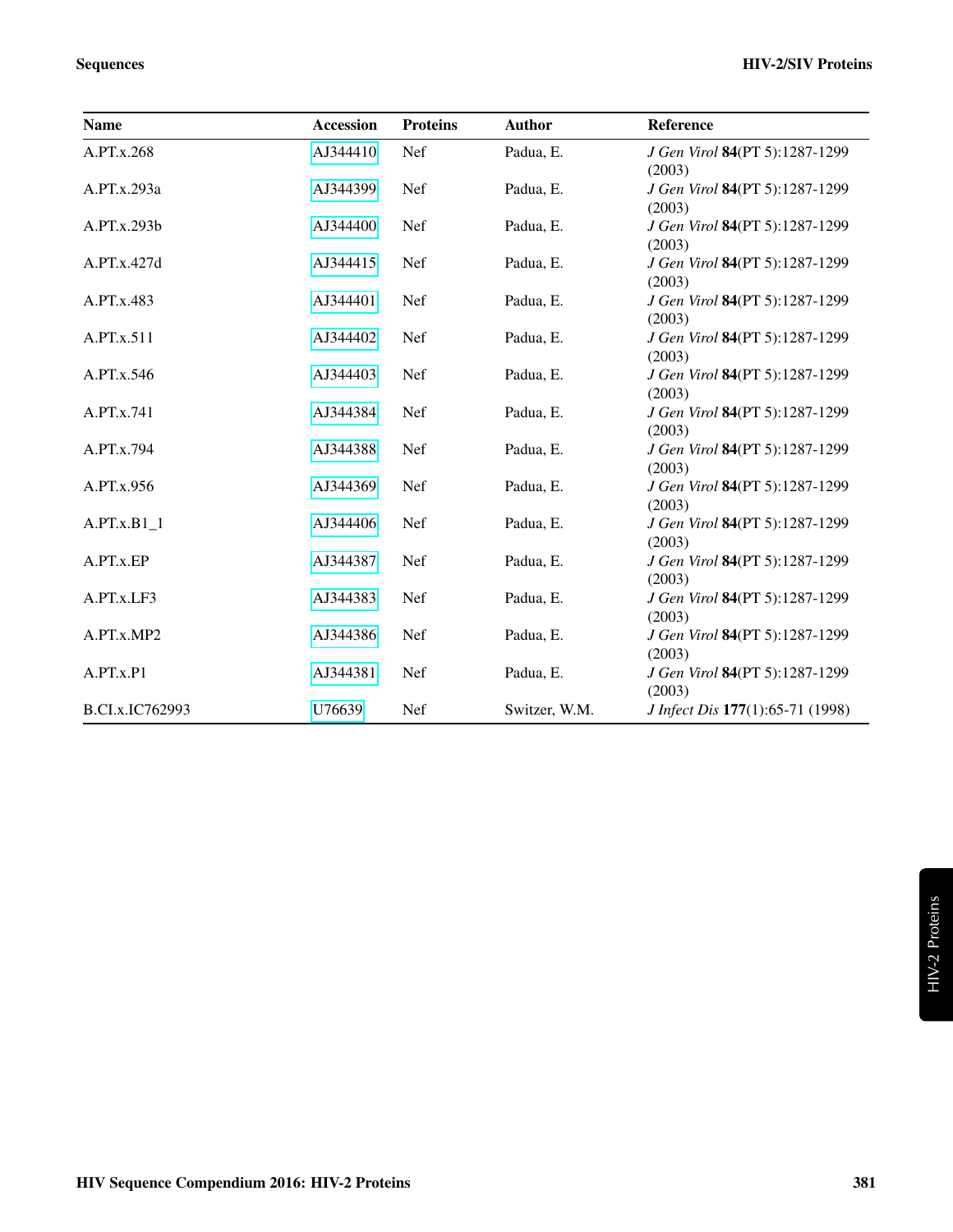| Name | Accession | Proteins | Author | Reference |
|---|---|---|---|---|
| A.PT.x.268 | AJ344410 | Nef | Padua, E. | *J Gen Virol* **84**(PT 5):1287-1299 (2003) |
| A.PT.x.293a | AJ344399 | Nef | Padua, E. | *J Gen Virol* **84**(PT 5):1287-1299 (2003) |
| A.PT.x.293b | AJ344400 | Nef | Padua, E. | *J Gen Virol* **84**(PT 5):1287-1299 (2003) |
| A.PT.x.427d | AJ344415 | Nef | Padua, E. | *J Gen Virol* **84**(PT 5):1287-1299 (2003) |
| A.PT.x.483 | AJ344401 | Nef | Padua, E. | *J Gen Virol* **84**(PT 5):1287-1299 (2003) |
| A.PT.x.511 | AJ344402 | Nef | Padua, E. | *J Gen Virol* **84**(PT 5):1287-1299 (2003) |
| A.PT.x.546 | AJ344403 | Nef | Padua, E. | *J Gen Virol* **84**(PT 5):1287-1299 (2003) |
| A.PT.x.741 | AJ344384 | Nef | Padua, E. | *J Gen Virol* **84**(PT 5):1287-1299 (2003) |
| A.PT.x.794 | AJ344388 | Nef | Padua, E. | *J Gen Virol* **84**(PT 5):1287-1299 (2003) |
| A.PT.x.956 | AJ344369 | Nef | Padua, E. | *J Gen Virol* **84**(PT 5):1287-1299 (2003) |
| A.PT.x.B1_1 | AJ344406 | Nef | Padua, E. | *J Gen Virol* **84**(PT 5):1287-1299 (2003) |
| A.PT.x.EP | AJ344387 | Nef | Padua, E. | *J Gen Virol* **84**(PT 5):1287-1299 (2003) |
| A.PT.x.LF3 | AJ344383 | Nef | Padua, E. | *J Gen Virol* **84**(PT 5):1287-1299 (2003) |
| A.PT.x.MP2 | AJ344386 | Nef | Padua, E. | *J Gen Virol* **84**(PT 5):1287-1299 (2003) |
| A.PT.x.P1 | AJ344381 | Nef | Padua, E. | *J Gen Virol* **84**(PT 5):1287-1299 (2003) |
| B.CI.x.IC762993 | U76639 | Nef | Switzer, W.M. | *J Infect Dis* **177**(1):65-71 (1998) |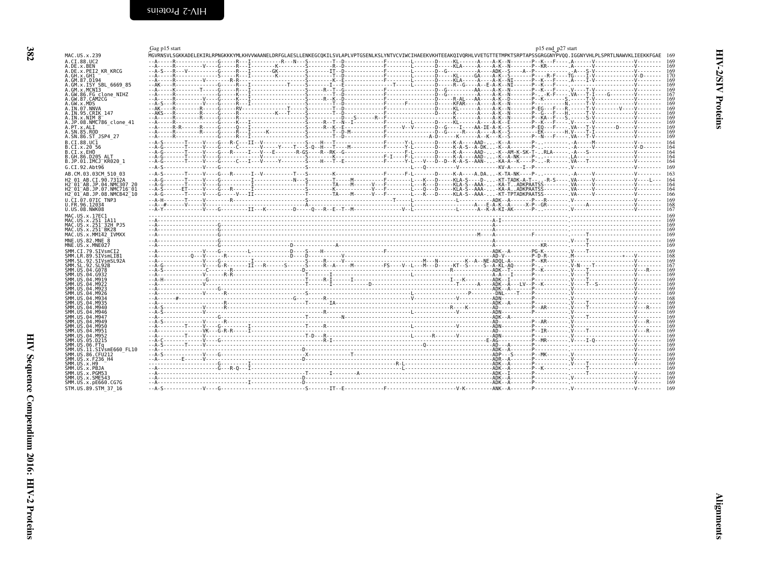Gag p15 start                                                                                                      p15 end_p27 start

```
MAC.US.x.239              MGVRNSVLSGKKADELEKIRLRPNGKKKYMLKHVVWAANELDRFGLAESLLENKEGCQKILSVLAPLVPTGSENLKSLYNTVCVIWCIHAEEKVKHTEEAKQIVQRHLVVETGTTETMPKTSRPTAPSSGRGGNYPVQQ.IGGNYVHLPLSPRTLNAWVKLIEEKKFGAE 169
```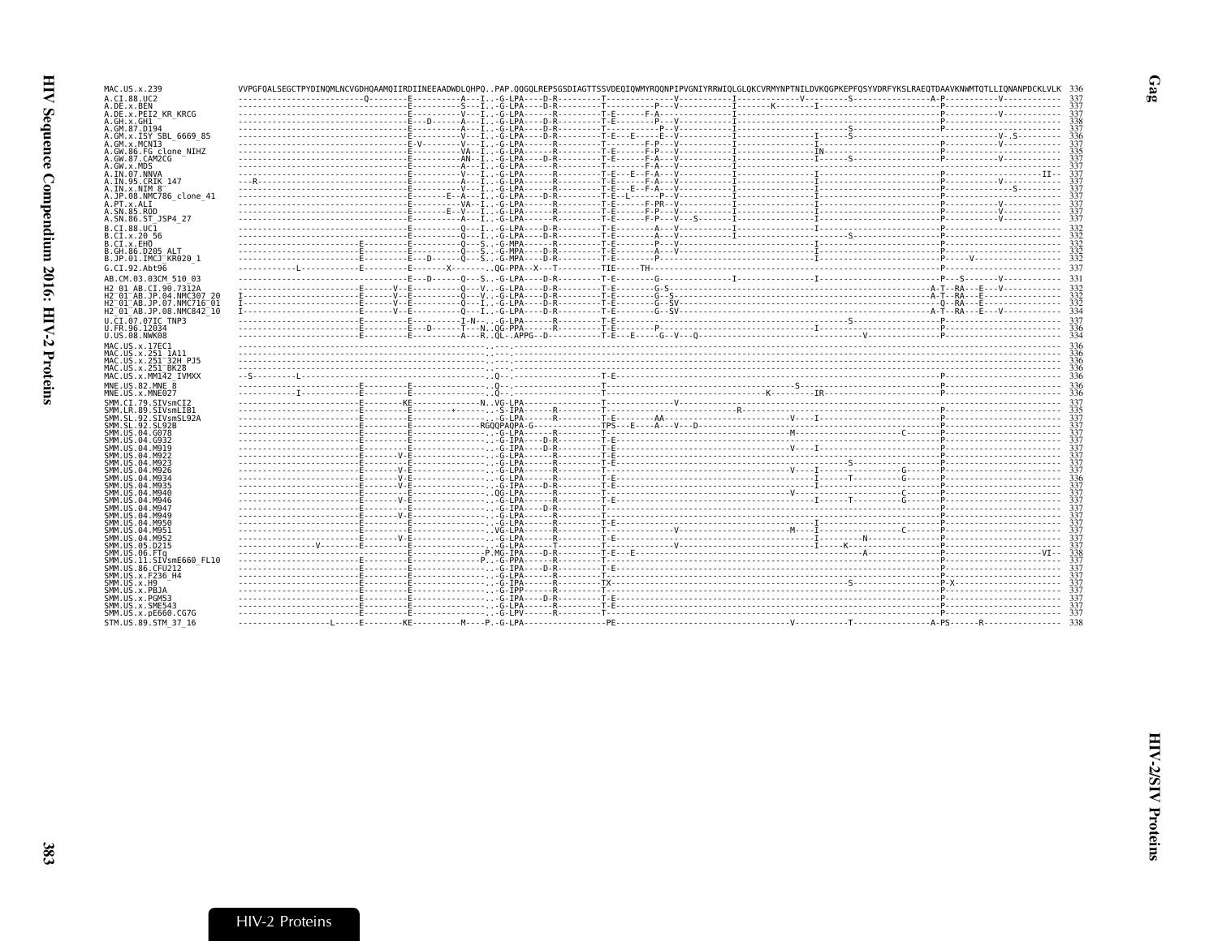```
MAC.US.x.239                VVPGFQALSEGCTPYDINQMLNCVGDHQAAMQIIRDIINEEAADWDLQHPQ..PAP.QQGQLREPSGSDIAGTTSSVDEQIQWMYRQQNPIPVGNIYRRWIQLGLQKCVRMYNPTNILDVKQGPKEPFQSYVDRFYKSLRAEQTDAAVKNWMTQTLLIQNANPDCKLVLK  336
A.CI.88.UC2                 ---------------------------Q--------E----------A---I..-G-LPA----D-R---------T--------------V-----------I--------------V---------S-----------------A-P----------V------------  337
A.DE.x.BEN                  ------------------------------------E----------S---I..-G-LPA----D-R---------T----------P---V-----------I-------K--------I---------------------------P-----------------------  337
A.DE.x.PEI2_KR_KRCG         ------------------------------------E----------V---I..-G-LPA------R---------T-E------F-A---------------I------------------------------------------P-----------V-----------  337
A.GH.x.GH1                  ------------------------------------E---D------A---I..-G-LPA----D-R---------T-E---------P---V-----------I------------------------------------------P-----------------------  338
A.GM.87.D194                ------------------------------------E----------A---I..-G-LPA----D-R---------T-----------P--V------------I-------------------------S----------------P-----------------------  337
A.GM.x.ISY_SBL_6669_85      ------------------------------------E----------V---I..-G-LPA----D-R---------T-E---E-----E--V------------I------------------I------S---------------------------V--S--------  336
A.GM.x.MCN13                ------------------------------------E-V--------V---I..-G-LPA------R---------T---------F-P---V-----------I------------------I-----------------------P-----------V-----------  337
A.GW.86.FG_clone_NIHZ       ------------------------------------E----------VA--I..-G-LPA------R---------T-E-------F-P---V-----------I------------------IN----------------------P-----------------------  335
A.GW.87.CAM2CG              ------------------------------------E----------AN--I..-G-LPA----D-R---------T-E-------F-A---V-----------I------------------I------S---------------P-----------V-----------  337
A.GW.x.MDS                  ------------------------------------E----------A---I..-G-LPA------R---------T-------F-A---V-------------I------------------------------------------P-----------------------  337
A.IN.07.NNVA                ------------------------------------E----------V---I..-G-LPA------R---------T-E---E--F-A---V-----------I------------------I-----------------------P-------------------II--  337
A.IN.95.CRIK_147            --R---------------------------------E----------A---I..-G-LPA------R---------T-E------F-A---V-----------I------------------I-----------------------P------------V----------  337
A.IN.x.NIM_8                ------------------------------------E----------V---I..-G-LPA------R---------T-E---E--F-A---V-----------I------------------I-----------------------P-----------------S-----  337
A.JP.08.NMC786_clone_41     ------------------------------------E--------E--A--I..-G-LPA----D-R---------T-E--L------P--V------------I------------------I-----------------------P-----------------------  337
A.PT.x.ALI                  ------------------------------------E----------VA--I..-G-LPA------R---------T-E------F-PR--V------------I------------------I-----------------------P-----------V-----------  337
A.SN.85.ROD                 ------------------------------------E------E--V---I..-G-LPA------R---------T-E------F-P---V-----------I------------------I-----------------------P-----------V-----------  337
A.SN.86.ST_JSP4_27          ------------------------------------E----------A---I..-G-LPA------R---------T-E------F-P---V---S-------I------------------I-----------------------P-----------V-----------  337
B.CI.88.UC1                 ------------------------------------E----------Q---I..-G-LPA----D-R---------T-E---------A---V-----------I------------------I-----------------------P-----------------------  332
B.CI.x.20_56                ------------------------------------E----------Q---I..-G-LPA----D-R---------T-E---------A---V---------------------------------------S---------------P-----------------------  332
B.CI.x.EHO                  ------------------------E-----------E----------Q---S..-G-MPA------R---------T-E---------P---V------------------------------I-----------------------P-----------------------  332
B.GH.86.D205_ALT            ------------------------E-----------E----------Q---S..-G-MPA----D-R---------T-E---------A---V------------------------------I-----------------------P-----------------------  332
B.JP.01.IMCJ_KR020_1        ------------------------E-----------E----------Q---S..-G-MPA----D-R---------T-E---------A---V------------------------------I-----------------------P------V----------------  332
G.CI.92.Abt96               ------------L-----------E-----------E-------X--------.QG-PPA--X---T---------TIE-----TH------------------------------------------------------------P-----------------------  337
AB.CM.03.03CM_510_03        ------------------------------------E---D------Q---S..-G-LPA----D-R---------T-E--------G--------------------I------------------I-----------------------P---S-------V-----------  331
H2_01_AB.CI.90.7312A        ------------------------E------V--E----------Q---V..-G-LPA----D-R---------T-E--------G-S-----------------------------------------------------A-T--RA---E---V-----------  332
H2_01_AB.JP.04.NMC307_20    I-----------------------E------V--E----------Q---V..-G-LPA----D-R---------T-E--------G--S---------------------------------------------------A-T--RA---E-----------------  332
H2_01_AB.JP.07.NMC716_01    I-----------------------E------V--E----------Q---S..-G-LPA----D-R---------T-E--------G--SV--------------------------------------------------Q--RA---E-----------------  332
H2_01_AB.JP.08.NMC842_10    I-----------------------E------V--E----------Q---I..-G-LPA----D-R---------T-E--------G--SV--------------------------------------------------A-T--RA---E---V-----------  334
U.CI.07.07IC_TNP3           ------------------------E-----------E---------I-N-..-G-LPA------R---------T-E--------------------------------------------------------S------------P-----------------------  337
U.FR.96.12034               ------------------------E-----------E---D------T---N.QG-PPA------R---------T-E--------P---------------------------------I-----------------------P-----------------------  336
U.US.08.NWK08               ------------------------E-----------E----------A---R..QL-.APPG--D-----------T-E---E------G--V---Q--------------------------------V------------------P-----------------------  334
MAC.US.x.17EC1              ----------------------------------------------------..---.------------------------------------------------------------------------------------------------------------------  336
MAC.US.x.251_1A11           ----------------------------------------------------..---.------------------------------------------------------------------------------------------------------------------  336
MAC.US.x.251_32H_PJ5        ----------------------------------------------------..---.------------------------------------------------------------------------------------------------------------------  336
MAC.US.x.251_BK28           ----------------------------------------------------..---.------------------------------------------------------------------------------------------------------------------  336
MAC.US.x.MM142_IVMXX        --S---------L---------------------------------------..Q--.------------------T-E--------------------------------------------------------------------P-----------------------  336
MNE.US.82.MNE_8             ------------------------E-----------E---------------..Q--.------------------T-----------------------------------------S-------------------------P-----------------------  336
MNE.US.x.MNE027             ------------I-----------E-----------E---------------..Q--.------------------T--------------------------------K---------IR-----------------------P-----------------------  336
SMM.CI.79.SIVsmCI2          ------------------------E--------KE--------------N..VG-LPA------------------T-------------V--------------------------------------------------P-----------------------  337
SMM.LR.89.SIVsmLIB1         ------------------------E-----------E--------*------..-S-IPA------R---------T------------------------R------------------------------------------P-----------------------  335
SMM.SL.92.SIVsmSL92A        ------------------------E-----------E---------------..-G-LPA------R---------T-E--------AA--------------------V----I-----------------------------P-----------------------  337
SMM.SL.92.SL92B             ------------------------E-----------E-------------RGQQPAQPA-G-------------TPS---E----A---V---D-----------------------------------------------P-----------------------  337
SMM.US.04.G078              ------------------------E-----------E---------------..-G-LPA------R---------T--------------------------------M----------------------C------P-----------------------  337
SMM.US.04.G932              ------------------------E-----------E---------------..-G-IPA----D-R---------T-E-------------------------------------------------------------P-----------------------  337
SMM.US.04.M919              ------------------------E-----------E---------------..-G-IPA----D-R---------T-E--------------------------------V----I------------------------P-----------------------  337
SMM.US.04.M922              ------------------------E-------V-E---------------..-G-LPA------R---------T-E-------------------------------------------------------------P-----------------------  337
SMM.US.04.M923              ------------------------E-----------E---------------..-G-LPA------R---------T-E------------------------------------------S------------------P-----------------------  337
SMM.US.04.M926              ------------------------E-------V-E---------------..-G-LPA------R---------T--------------------------------V----I--------------G--------P-----------------------  337
SMM.US.04.M934              ------------------------E-------V-E---------------..-G-LPA------R---------T-E----------------------------------I-------T---------G-------P-----------------------  336
SMM.US.04.M935              ------------------------E-------V-E---------------..-G-IPA----D-R---------T-E--------------------------------I------------------------P-----------------------  337
SMM.US.04.M940              ------------------------E-----------E---------------..QG-LPA------R---------T--------------------------------V----I---------------C--------P-----------------------  337
SMM.US.04.M946              ------------------------E-------V-E---------------..-G-LPA------R---------T-E-----------------------------------I-------T---------G-------P-----------------------  337
SMM.US.04.M947              ------------------------E-----------E---------------..-G-IPA----D-R---------T--------------------------------------------------------------P-----------------------  337
SMM.US.04.M949              ------------------------E-------V-E---------------..-G-LPA------R---------T--------------------------------------------------------------P-----------------------  337
SMM.US.04.M950              ------------------------E-----------E---------------..-G-LPA------R---------T-E----------------------------------I------------------------P-----------------------  337
SMM.US.04.M951              ------------------------E-----------E---------------..VG-LPA------R---------T-------------V-----------------M----I---------------C--------P-----------------------  337
SMM.US.04.M952              ------------------------E-------V-E---------------..-G-LPA------R---------T-E----------------------------------I---------N---------------P-----------------------  337
SMM.US.05.D215              ----------------V-------E-----------E---------------..-G-LPA------T---------T-----------V----------------------I-----K----------------------P-----------------------  337
SMM.US.06.FTq               ------------------------E-----------E--------------P.MG-IPA----D-R---------T-E---E---------------------------------------A---------------P------------------VI--  338
SMM.US.11.SIVsmE660_FL10    ------------------------E-----------E------------P..-G-PPA------R---------T-------------------------------------------------------------P-----------------------  337
SMM.US.86.CFU212            ------------------------E-----------E---------------..-G-IPA----D-R---------T-E-------------------------------------------------------------P-----------------------  337
SMM.US.x.F236_H4            ------------------------E-----------E---------------..-G-LPA------R---------T--------------------------------------------------------------P-----------------------  337
SMM.US.x.H9                 ------------------------E-----------E---------------..-G-IPA------R---------TX---------------------------------------------S----------------P-X---------------------  337
SMM.US.x.PBJA               ------------------------E-----------E---------------..-G-IPP------R---------T--------------------------------------------------------------P-----------------------  337
SMM.US.x.PGM53              ------------------------E-----------E---------------..-G-IPA----D-R---------T-E-------------------------------------------------------------P-----------------------  337
SMM.US.x.SME543             ------------------------E-----------E---------------..-G-LPA------R---------T-E-------------------------------------------------------------P-----------------------  337
SMM.US.x.pE660.CG7G         ------------------------E-----------E---------------..-G-LPV------R---------T--------------------------------------------------------------P-----------------------  337
STM.US.89.STM_37_16         --------------------L------E--------KE----------M----P..-G-LPA-----------------PE---------------------------------V-----------T----------------A-PS------R----------------  338
```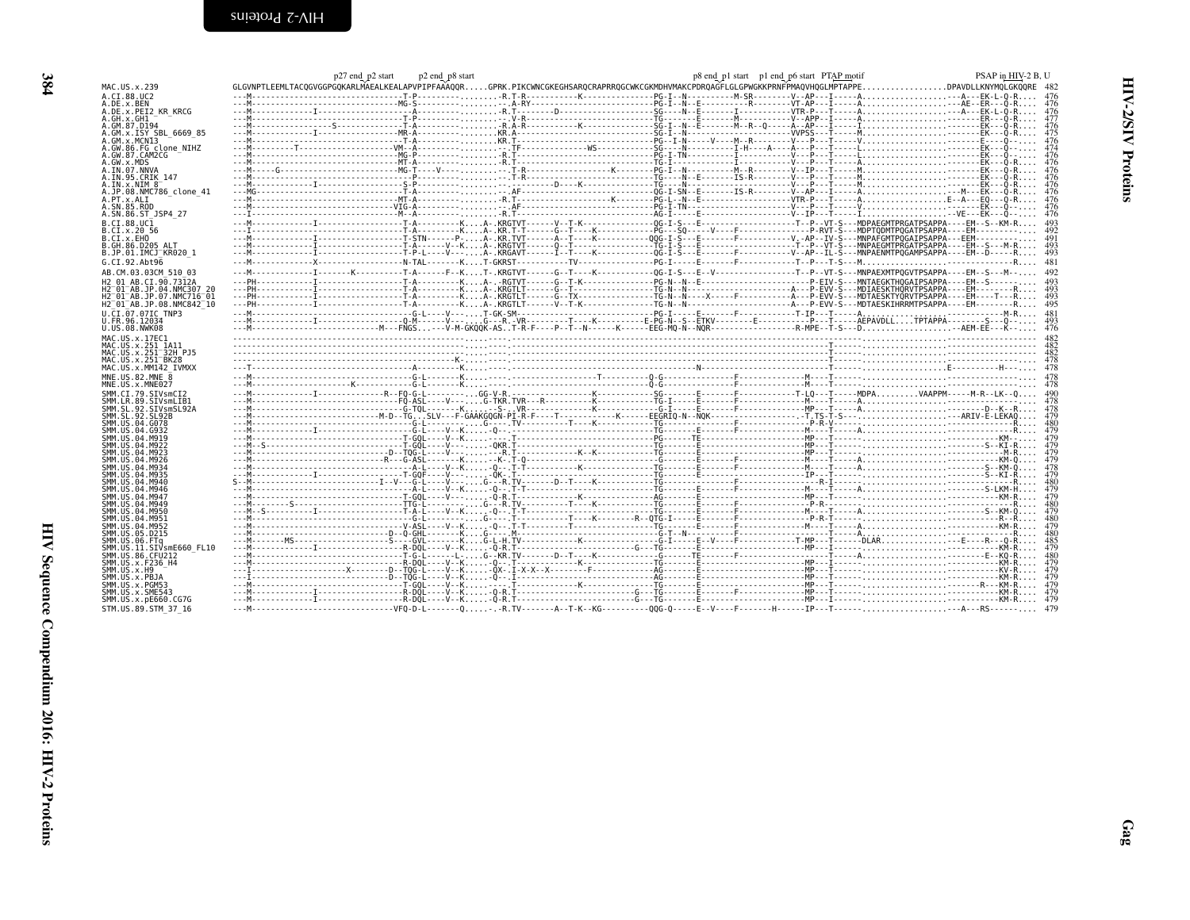## HIV-2/SIV Proteins

### Gag

```
                         p27 end_p2 start      p2 end_p8 start                                                   p8 end_p1 start    p1 end_p6 start  PTAP motif                     PSAP in HIV-2 B, U
MAC.US.x.239             GLGVNPTLEEMLTACQGVGGPGQKARLMAEALKEALAPVPIPFAAAQQR.....GPRK.PIKCWNCGKEGHSARQCRAPRRQGCWKCGKMDHVMAKCPDRQAGFLGLGPWGKKPRNFPMAQVHQGLMPTAPPE.................DPAVDLLKNYMQLGKQQRE  482
A.CI.88.UC2              ---M------------------------------T-P---------.........-R.T-R-----------K---------------PG-I--N----------M-SR--------V--AP---I-----A.................---A---EK-L-Q-R....  476
A.DE.x.BEN               ---M------------------------------MG-S---------.........--.A-RY-----------------------------PG-I--N--E------------R--------VT-AP---I-----A.................---AE--ER---Q-R....  476
A.DE.x.PEI2_KR_KRCG      ---M----------I-------------------A-----------.........-R.T-------D-------------------------SG----N--E--------I-----------VTR-P---T-----A.................---A---EK-L-Q-R....  476
A.GH.x.GH1               ---M------------------------------T-P---------.........--.V-R---------------------------------TG---S---E--------M-------------V--APP---I-----A.................-------ER---Q-R....  477
A.GM.87.D194             ---M------------------S-----------T-A---------.........-R.A-R-------------K-------------SG-I--N--E------M--R--Q------A--AP---I-----I.................-------EK---Q-R....  476
A.GM.x.ISY_SBL_6669_85   ---M----------I-------------------MR-A--------.........KR.A----------------------------------SG-I--N-----------------------VVPSS---T-----M.................-------EK---Q-R....  475
A.GM.x.MCN13             ---M------------------------------T-A---------.........KR.T----------------------------------PG--I-N------V-----M--R--------V---P---T-----V.................-------E---Q-....  476
A.GW.86.FG_clone_NIHZ    ---M---------T--------------------VM--A-------.........--.TF-------------WS-------------SG----N-----------I-H----A----A---P---T-----L.................-------EK---Q--....  474
A.GW.87.CAM2CG           ---M------------------------------MG-P--------.........-R.T----------------------------------TG-I-TN-------------I-----------V---P---T-----L.................-------EK---Q--....  476
A.GW.x.MDS               ---M------------------------------MT-A--------.........-R.T----------------------------------TG---N-------------I-----------V---P---T-----L.................-------EK---Q-R....  476
A.IN.07.NNVA             ---M-----G------------------------MG-T----V---.........--.T-R---------------K------------PG-I--N---------M--R----------V--IP---T-----M.................-------EK---Q-R....  476
A.IN.95.CRIK_147         ---M------------------------------P-----------.........--.T-R--------------------------------TG----N--E--------IS-R--------V---P---T-----M.................-------EK---Q-R....  476
A.IN.x.NIM_8             ---M----------I-------------------S-P---------.........--.-----------D-----K---------------TG----N-------------I-----------V---P---T-----M.................-------EK---Q-R....  476
A.JP.08.NMC786_clone_41  ---MG-----------------------------T-A---------.........--.AF------------------------------QG-I-SN--E--------IS-R--------V--AP---I-----A.................---M---EK---Q-R....  476
A.PT.x.ALI               ---M------------------------------MT-A--------.........-R.T---------------K---------------PG-I--N--E-----------------------VTR-P---T-----A.................E--A---EQ---Q-R....  475
A.SN.85.ROD              ---M------------------------------VIG-A-------.........--.AF------------------------------PG-I-TN---------------------------V---P---T-----V.................-------EK---Q--....  476
A.SN.86.ST_JSP4_27       ---I------------------------------M--A--------.........-R.T-------------------------------AG-I-----E-----------------------V--IP---T-----I.................--VE---EK---Q--....  476
B.CI.88.UC1              ---M----------I-------------------T-A---------K....A-.KRGTVT------V--T-K-----------------QG-I-S---E-------------------T--P--VT-S---MDPAEGMTPRGATPSAPPA----EM--S--KM-R....  493
B.CI.x.20_56             ---I----------I-------------------T-A---------K....A-.KR.T-T------G--T----K--------------PG---SQ-----V---F-------------P-RVT-S---MDPTQDMTPQGATPSAPPA----EM-----------....  492
B.CI.x.EHO               ---M----------I-------------------T-STN------P....A-.KR.TVT------A--T----K-------------QQG-I-S---E-------F-----------V--AP--IV-S---MNPAFGMTPQGAIPSAPPA---EEM-----------....  491
B.GH.86.D205_ALT         ---M----------I-------------------T-A-------V--K....A-.KRGTVT------Q--T-----------------TG-I-S---E-----------------------T--P--VT-S---MNPAEGMTPRGATPSAPPA----EM--S---M-R....  493
B.JP.01.IMCJ_KR020_1     ---M----------I-------------------T-P-L-----V--K....A-.KRGAVT------I--T----K-------------QG-I-S---E-------F-------------A--P--IL-S---MNPAENMTPQGAMPSAPPA----EM--D---Q-R....  493
G.CI.92.Abt96            ---M----------X-------------------N-TAL-------K....T-GKRST-------------TV----------------PG-I-----E-------F-------------T--P---T-S---M................................R....  481
AB.CM.03.03CM_510_03     ---M----------I-------K-----------T-A------F--K....T-.KRGTVT------G--T----K--------------QG-I-S---E--V------------------T--P--VT-S---MNPAEXMTPQGVTPSAPPA----EM--S---M-....  492
H2_01_AB.CI.90.7312A     ---PH---------I-------------------T-A---------K....A-.-RGTVT------G--T-K-----------------PG-N--N--E--------------------------P-EIV-S---MNTAEGKTHQGAIPSAPPA----EM--S---------....  493
H2_01_AB.JP.04.NMC307_20 ---PH---------I-------------------T-A---------K....A-.KRGTLT------G--T-----------------TG-N--N--------------------A----P-EVV-S---MDIAESKTHQRVTPSAPPA----EM-----------R....  493
H2_01_AB.JP.07.NMC716_01 ---PH---------I-------------------T-A---------K....A-.KRGTLT------G--TX-------------------TG-N--N-----X-----F--------------A---P-EVV-S---MDTAESKTYQRVTPSAPPA----EM-----T---R....  493
H2_01_AB.JP.08.NMC842_10 ---PH---------I-------------------T-A---------K....A-.KRGTLT------V--T-K-----------------TG-N--N--------------------A---P-EVV-S---MDTAESKIHRRMTPSAPPA----EM-----------R....  495
U.CI.07.07IC_TNP3        ---M------------------------------G-L----V--K....T-GK-SM------------------------------PG-I-----E--------F-------------T-IP---T-----A.................---------M-R....  481
U.FR.96.12034            ---M----------I------------------Q-M------V----....G----R.-VR--------T----K----------E-PG-N--S--ETKV---------E----------P--T-----AEPAVDLL....TPTAPPA--------S---Q--....  493
U.US.08.NWK08            ---M---------------------------M---FNGS.......V-M-GKQQK-AS..T-R-F----P--T--N------K------EEG-MQ-N--NQR--------------------R-MPE--T-S---D.................---AEM-EE---K--....  476
MAC.US.x.17EC1           ------------------------------------------------.........-------------------------------------------------------------------T------.................-----------------  482
MAC.US.x.251_1A11        ------------------------------------------------.........-------------------------------------------------------------------T------.................-----------------  482
MAC.US.x.251_32H_PJ5     ------------------------------------------------.........-------------------------------------------------------------------T------.................-----------------  482
MAC.US.x.251_BK28        ----------------------------------------------K....-----------------------------------------------------------------------T------.................-----------------  478
MAC.US.x.MM142_IVMXX     ---T------------------------------A-----------K....-------------------------------------------------N------------------------T------.................E----------H---....  478
MNE.US.82.MNE_8          ---M------------------------------G-L---------K....---------------------T------------------Q-G---------------F-------------M---T------.................-----------------  478
MNE.US.x.MNE027          ---M------------------K-----------G-L---------K....-----------------------------------------Q-G---------------F-------------M---T------.................-----------------  478
SMM.CI.79.SIVsmCI2       ---M----------I-------------R--FQ-G-L--------....GG-V-R.----------------K--------------SG-----E--------F------------T-LQ---T-----MDPA.........VAAPPM-----M-R--LK--Q....  490
SMM.LR.89.SIVsmLIB1      ---M----------------------------FQ-ASL-----V----....G-TKR.TVR---R----------K--------------TG-----E--------F-------------M---T------A.................-----------------  478
SMM.SL.92.SIVsmSL92A     ---M-------------------------------G-TQL------K....--S-..VR-----------------K--------------G-I-----E--------F-------------MP---T------A.................------D--K--R....  478
SMM.SL.92.SL92B          ---M--------------------------M-D--TG...SLV---F-GAAKGQGN-PI-R-F----T-----------K-------EEGRIQ-N--NQK----------------T.TS-T-S---...................--ARIV-E-LEKAQ....  479
SMM.US.04.G078           ---M------------------------------G-L--------....G----.TV-------------T----K--------------TG-----------------F-------------P-R-V-------.................--------------R....  480
SMM.US.04.G932           ---M----------I-------------------G-L-----V--K....-Q-.-------------------------------------TG-----E--------F-------------M---T------A.................-----------------  479
SMM.US.04.M919           ---M------------------------------T-GQL-----V--K....-----T------------------------------PG-----TE--------------------------MP---T------.................-------KM--....  479
SMM.US.04.M922           ---M--S---------------------------T-GQL-----V-------....QKR.T--------------------------------TG-----E-----------------------MP---T------.................-------S--KI-R....  479
SMM.US.04.M923           ---M------------------------------D--TQG-L-----V-------....--R.T---------------K--K-------------TG-----E-----------------------MP---T------.................---------M-R....  479
SMM.US.04.M926           ---M----------------------------R---G-ASL------K....-K-.T-Q----------------------------------G-----E--------F-------------M---T------A.................---------KM-Q....  479
SMM.US.04.M934           ---M------------------------------A-L-----V--K....-Q-.-T-T-----------K--------------TG-----E--------F-------------M---T------A.................-------S--KM-Q....  478
SMM.US.04.M935           ---M----------I-------------------T-GQF-----V-------....-QK-.T-------------------------------TG-----E--------F-------------IP---T------.................---------KI-R....  479
SMM.US.04.M940           S--M--------------------------I--V---G-L-----V-------....G--R.TV------D--T----K--------------TG-----------------F----------R-I-------.................--------------R....  480
SMM.US.04.M946           ---M------------------------------A-L-----V--K....-Q-.-T-T----------------------------------TG-----E--------F-------------M---T------A.................-------S-LKM-H....  479
SMM.US.04.M947           ---M------------------------------T-GQL-----V-------....-Q-R.T--------------K-----------------AG-----E--------F-------------MP---T------.................---------KM-R....  479
SMM.US.04.M949           ---M-------S----------------------TTG-L-----V-------....G--R.TV-----------T----K--------------TG-----E--------F-------------P-R--------.................--------------R....  480
SMM.US.04.M950           ---M--S---------I-----------------T-A-L-----V--K....-Q-.-T-T----------------------------------TG-----E--------F-------------M---T------A.................-------S--KM-Q....  479
SMM.US.04.M951           ---M------------------------------G-L---------....G---.T--------------T----K------R--QTG-I-----E--------F-------------P-R-T-------.................-----------R--R....  480
SMM.US.04.M952           ---M------------------------------V-ASL-----V--K....-Q-.-T-T----------T--------------------TG-----E--------F-------------M---T------A.................---------KM-R....  479
SMM.US.05.D215           ---M------------------------------D--Q-GHL------K....G----M--------------------------------G-T--N--------------------------MP---T------A.................--------------R....  480
SMM.US.06.FTq            ---M--------MS--------------------S---GVL-----K....G-L-H.TV-----------K--------------G-I-----E--V------F-------------T-MP---T-----DLAR.........------E----R---Q-R....  485
SMM.US.11.SIVsmE660_FL10 ---M----------I-------------------R-DQL-----V--K....-Q-R.T----------------------G---TG-----E-----------------------MP---I------.................---------KM-R....  479
SMM.US.86.CFU212         ---M------------------------------T-G-L------L-----....G--KR.TV------D--T----K----------------G-----TE--------F-------------T------A.................-------E--KQ-R....  480
SMM.US.x.F236_H4         ---M------------------------------R-DQL-----V--K....-Q--.T---------------K--------------TG-----E-----------------------MP---T------.................---------KM-R....  479
SMM.US.x.H9              ---I---------------X--------------D--TQG-L-----V--K....-QX-.I-X-X--X----------F---------------AG-----E-----------------------MP---T------.................---------KV-R....  479
SMM.US.x.PBJA            ---I------------------------------D--TQG-L-----V--K....-Q--.I-------------------------------AG-----E-----------------------MP---T------.................---------KM-R....  479
SMM.US.x.PGM53           ---M------------------------------T-GQL-----V--K....-----T------------K--------------TG-----E-----------------------MP---T------.................-----R---KM-R....  479
SMM.US.x.SME543          ---M----------I-------------------R-DQL-----V--K....-Q-R.T------------------------G---TG-----E--------F-------------MP---T------.................---------KM-R....  479
SMM.US.x.pE660.CG7G      ---M----------I-------------------R-DQL-----V--K....-Q-R.T------------------------G---TG-----E-----------------------MP---I------.................---------KM-R....  479
STM.US.89.STM_37_16      ---M------------------------------VFQ-D-L-------Q.....-.R.TV-------A--T-K--KG----------QQG-Q-----E--V----F-------H-----IP---T------.................---A---RS------....  479
```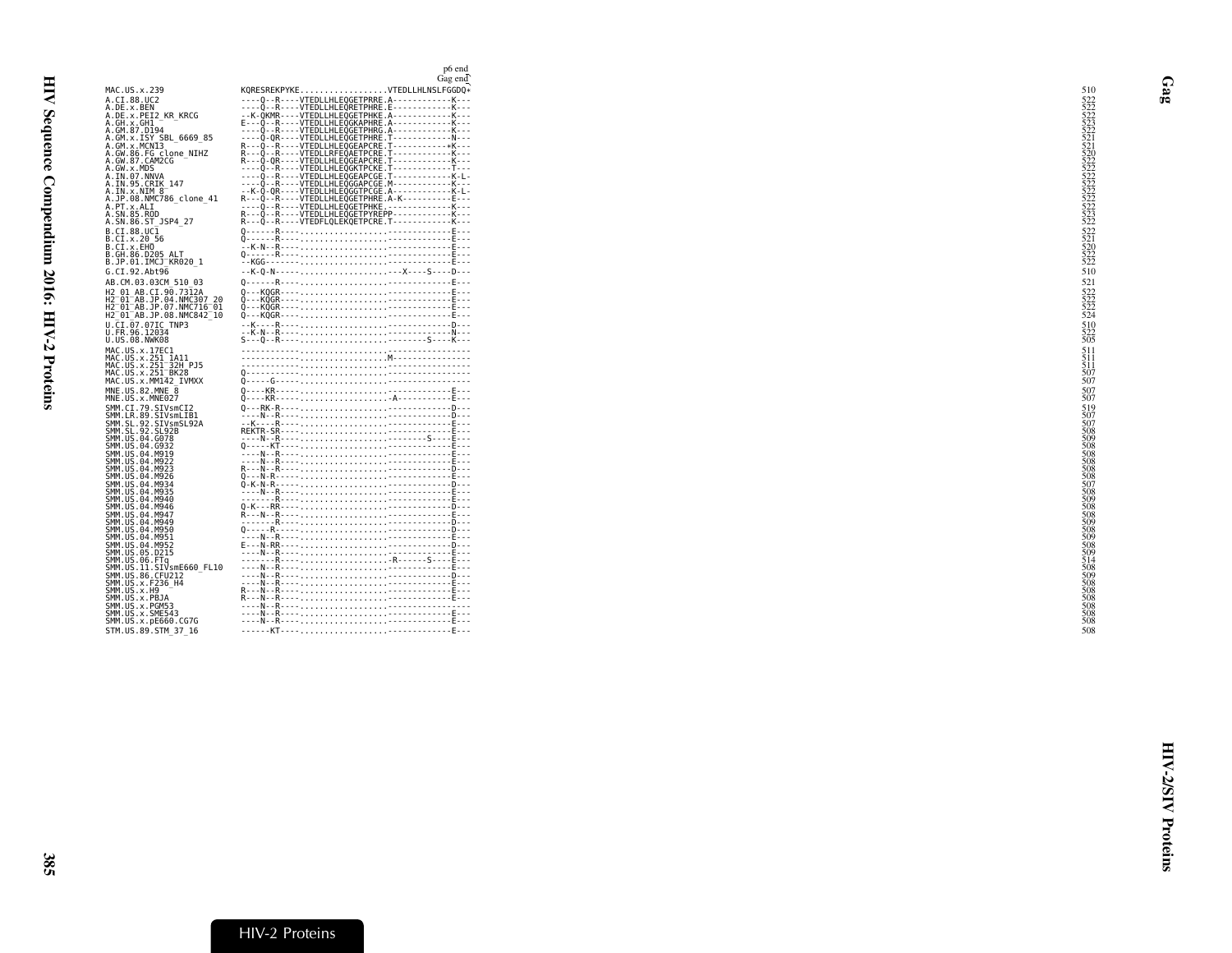```
                                       p6 end
                                      Gag end
MAC.US.x.239                 KQRESREKPYKE.................VTEDLLHLNSLFGGDQ*            510
A.CI.88.UC2                  ----Q--R----VTEDLLHLEQGETPRRE.A-----------K---           522
A.DE.x.BEN                   ----Q--R----VTEDLLHLEQRETPHRE.E-----------K---           522
A.DE.x.PEI2_KR_KRCG          --K-QKMR----VTEDLLHLEQGETPHKE.A-----------K---           522
A.GH.x.GH1                   E---Q--R----VTEDLLHLEQGKAPHRE.A-----------K---           523
A.GM.87.D194                 ----Q--R----VTEDLLHLEQGETPHRG.A-----------K---           522
A.GM.x.ISY_SBL_6669_85       ----Q-QR----VTEDLLHLEQGETPHRE.T-----------N---           521
A.GM.x.MCN13                 R---Q--R----VTEDLLHLEQGEAPCRE.T-----------*K---          521
A.GW.86.FG_clone_NIHZ        R---Q--R----VTEDLLRFEQAETPCRE.T-----------K---           520
A.GW.87.CAM2CG               R---Q-QR----VTEDLLHLEQGEAPCRE.T-----------K---           522
A.GW.x.MDS                   ----Q--R----VTEDLLHLEQGKTPCKE.T-----------T---           522
A.IN.07.NNVA                 ----Q--R----VTEDLLHLEQGEAPCGE.T-----------K-L-           522
A.IN.95.CRIK_147             ----Q--R----VTEDLLHLEQGGAPCGE.M-----------K---           522
A.IN.x.NIM_8                 --K-Q-QR----VTEDLLHLEQGGTPCGE.A-----------K-L-           522
A.JP.08.NMC786_clone_41      R---Q--R----VTEDLLHLEQGETPHRE.A-K---------E---           522
A.PT.x.ALI                   ----Q--R----VTEDLLHLEQGETPHKE.------------K---           522
A.SN.85.ROD                  R---Q--R----VTEDLLHLEQGETPYREPP-----------K---           523
A.SN.86.ST_JSP4_27           R---Q--R----VTEDFLQLEKQETPCRE.T-----------K---           522
B.CI.88.UC1                  Q------R.....................------------E---           522
B.CI.x.20_56                 Q------R.....................------------E---           521
B.CI.x.EHO                   --K-N--R.....................------------E---           520
B.GH.86.D205_ALT             Q------R.....................------------E---           522
B.JP.01.IMCJ_KR020_1         --KGG--------------------....------------E---           522
G.CI.92.Abt96                --K-Q-N--------------------..---X----S----D---           510
AB.CM.03.03CM_510_03         Q------R.....................------------E---           521
H2_01_AB.CI.90.7312A         Q---KQGR.....................------------E---           522
H2_01_AB.JP.04.NMC307_20     Q---KQGR.....................------------E---           522
H2_01_AB.JP.07.NMC716_01     Q---KQGR.....................------------E---           522
H2_01_AB.JP.08.NMC842_10     Q---KQGR.....................------------E---           524
U.CI.07.07IC_TNP3            --K----R.....................------------D---           510
U.FR.96.12034                --K-N--R.....................------------N---           522
U.US.08.NWK08                S---Q--R.....................--------S----K---           505
MAC.US.x.17EC1               -----------------------------.----------------           511
MAC.US.x.251_1A11            -----------------------------.M---------------           511
MAC.US.x.251_32H_PJ5         -----------------------------.----------------           511
MAC.US.x.251_BK28            Q----------------------------.----------------           507
MAC.US.x.MM142_IVMXX         Q-----G----------------------.----------------           507
MNE.US.82.MNE_8              Q----KR----------------------.------------E---           507
MNE.US.x.MNE027              Q----KR----------------------.-A----------E---           507
SMM.CI.79.SIVsmCI2           Q---RK-R.....................------------D---           519
SMM.LR.89.SIVsmLIB1          ----N--R.....................------------D---           507
SMM.SL.92.SIVsmSL92A         --K----R.....................------------E---           507
SMM.SL.92.SL92B              REKTR-SR.....................------------E---           508
SMM.US.04.G078               ----N--R.....................--------S----E---           509
SMM.US.04.G932               Q-----KT.....................------------E---           508
SMM.US.04.M919               ----N--R.....................------------E---           508
SMM.US.04.M922               ----N--R.....................------------E---           508
SMM.US.04.M923               R---N--R.....................------------D---           508
SMM.US.04.M926               Q---N-R......................------------E---           508
SMM.US.04.M934               Q-K-N-R......................------------D---           507
SMM.US.04.M935               ----N--R.....................------------E---           508
SMM.US.04.M940               -------R.....................------------E---           509
SMM.US.04.M946               Q-K---RR.....................------------D---           508
SMM.US.04.M947               R---N--R.....................------------E---           508
SMM.US.04.M949               -------R.....................------------D---           509
SMM.US.04.M950               Q-----R......................------------D---           508
SMM.US.04.M951               ----N--R.....................------------E---           509
SMM.US.04.M952               E---N-RR.....................------------D---           508
SMM.US.05.D215               ----N--R.....................------------E---           509
SMM.US.06.FTq                -------R.....................-R------S----E---           514
SMM.US.11.SIVsmE660_FL10     ----N--R.....................------------E---           508
SMM.US.86.CFU212             ----N--R.....................------------D---           509
SMM.US.x.F236_H4             ----N--R.....................------------E---           508
SMM.US.x.H9                  R---N--R.....................------------E---           508
SMM.US.x.PBJA                R---N--R.....................------------E---           508
SMM.US.x.PGM53               ----N--R.....................----------------           508
SMM.US.x.SME543              ----N--R.....................------------E---           508
SMM.US.x.pE660.CG7G          ----N--R.....................------------E---           508
STM.US.89.STM_37_16          ------KT.....................------------E---           508
```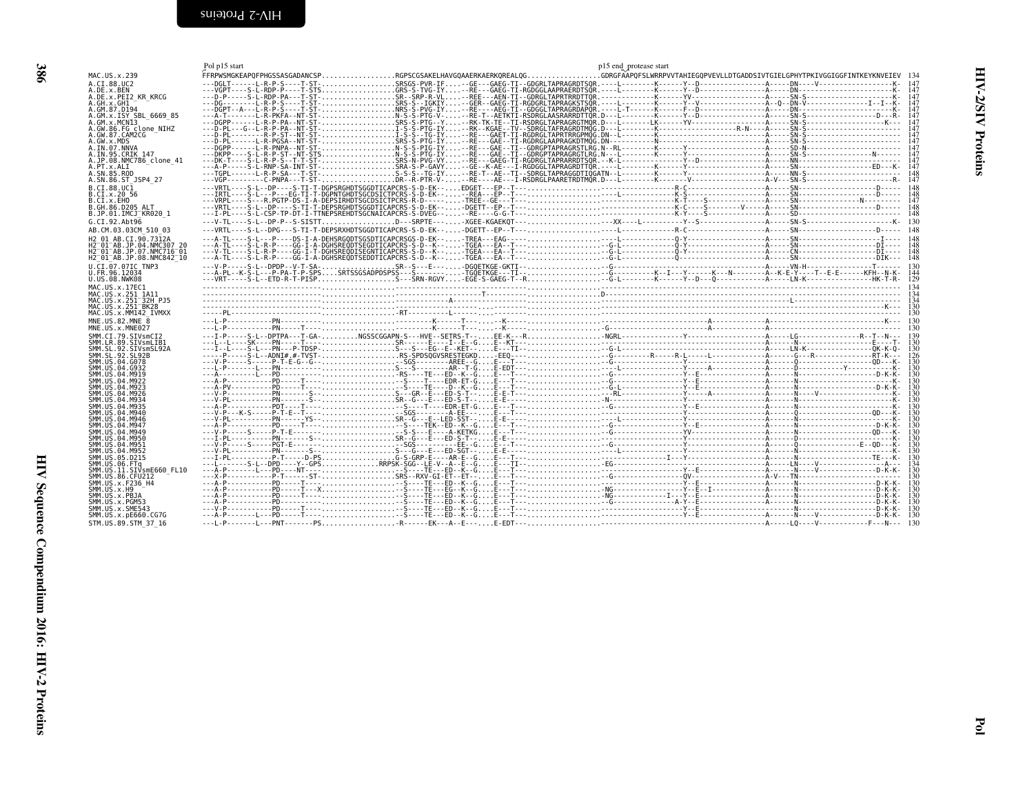# HIV-2/SIV Proteins

Pol p15 start — p15 end_protease start

```
MAC.US.x.239             FFRPWSMGKEAPQFPHGSSASGADANCSP.................RGPSCGSAKELHAVGQAAERKAERKQREALQG.................GDRGFAAPQFSLWRRPVVTAHIEGQPVEVLLDTGADDSIVTGIELGPHYTPKIVGGIGGFINTKEYKNVEIEV  134
```

Sequences aligned (per-residue alignment largely illegible at this resolution): A.CI.88.UC2, A.DE.x.BEN, A.DE.x.PEI2_KR_KRCG, A.GH.x.GH1, A.GM.87.D194, A.GM.x.ISY_SBL_6669_85, A.GM.x.MCN13, A.GW.86.FG_clone_NIHZ, A.GW.87.CAM2CG, A.GW.x.MDS, A.IN.07.NNVA, A.IN.95.CRIK_147, A.JP.08.NMC786_clone_41, A.PT.x.ALI, A.SN.85.ROD, A.SN.86.ST_JSP4_27, B.CI.88.UC1, B.CI.x.20_56, B.CI.x.EHO, B.GH.86.D205_ALT, B.JP.01.IMCJ_KR020_1, G.CI.92.Abt96, AB.CM.03.03CM_510_03, H2_01_AB.CI.90.7312A, H2_01_AB.JP.04.NMC307_20, H2_01_AB.JP.07.NMC716_01, H2_01_AB.JP.08.NMC842_10, U.CI.07.07IC_TNP3, U.FR.96.12034, U.US.08.NWK08, MAC.US.x.17EC1, MAC.US.x.251_1A11, MAC.US.x.251_32H_PJ5, MAC.US.x.251_BK28, MAC.US.x.MM142_IVMXX, MNE.US.82.MNE_8, MNE.US.x.MNE027, SMM.CI.79.SIVsmCI2, SMM.LR.89.SIVsmLIB1, SMM.SL.92.SIVsmSL92A, SMM.SL.92.SL92B, SMM.US.04.G078, SMM.US.04.G932, SMM.US.04.M919, SMM.US.04.M922, SMM.US.04.M923, SMM.US.04.M926, SMM.US.04.M934, SMM.US.04.M935, SMM.US.04.M940, SMM.US.04.M946, SMM.US.04.M947, SMM.US.04.M949, SMM.US.04.M950, SMM.US.04.M951, SMM.US.04.M952, SMM.US.05.D215, SMM.US.06.FTq, SMM.US.11.SIVsmE660_FL10, SMM.US.86.CFU212, SMM.US.x.F236_H4, SMM.US.x.H9, SMM.US.x.PBJA, SMM.US.x.PGM53, SMM.US.x.SME543, SMM.US.x.pE660.CG7G, STM.US.89.STM_37_16

HIV Sequence Compendium 2016: HIV-2 Proteins

Pol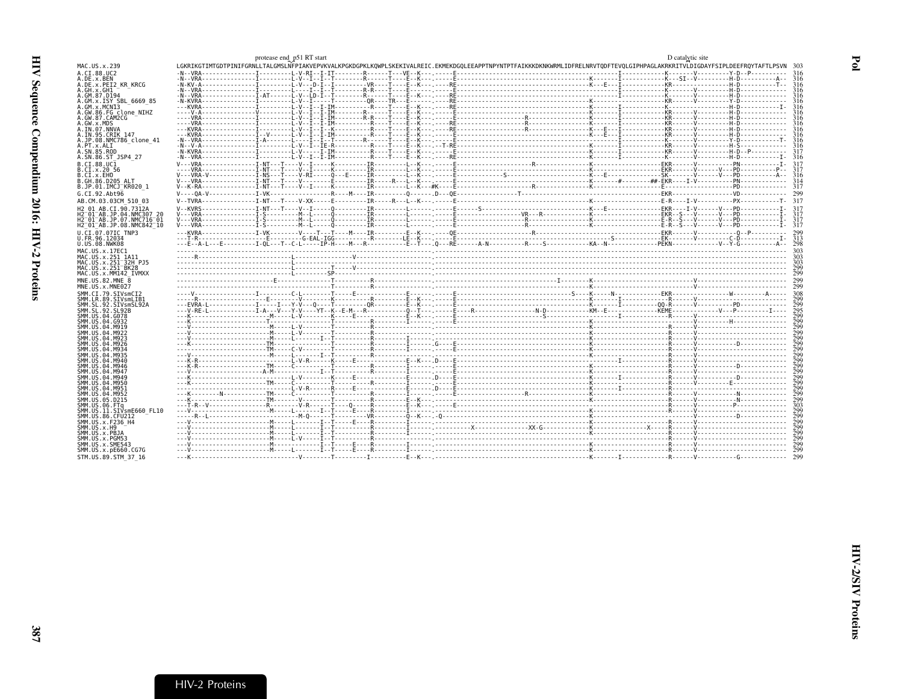```
                                protease end  p51 RT start                                                                                                    D catalytic site
MAC.US.x.239                    LGKRIKGTIMTGDTPINIFGRNLLTALGMSLNFPIAKVEPVKVALKPGKDGPKLKQWPLSKEKIVALREIC.EKMEKDGQLEEAPPTNPYNTPTFAIKKKDKNKWRMLIDFRELNRVTQDFTEVQLGIPHPAGLAKRKRITVLDIGDAYFSIPLDEEFRQYTAFTLPSVN  303
A.CI.88.UC2                     -N--VRA---------------I---------L-V-RI--I-IT--------R------T---VE--K---.-----E-----------------------------------------I-------------K-------V---------Y-D--P----------  316
A.DE.x.BEN                      -N--VRA---------------I---------L-V--I--I--T--------R------T----E--K---.-----E--------------------------------K-------I-------------K---SI--V---------H-D-----------A--  316
A.DE.x.PEI2_KR_KRCG             -N-KV-A---------------I---------L-V---D-I--I--------VR-----T----E--K---.----RE--------------------------------K---E---I-------------KR--------------H-D-----------T--  316
A.GH.x.GH1                      -N--VRA---------------I---------L-----I--I--T-------R-R----T----E------.-----E-----------------------------------------I-------------K-------V---------H-D--------------  316
A.GM.87.D194                    -N--VRA---------------I-AT------L-V--LD-I--T--------R------T----E--K---.----RE-----------------------------------------I-------------K-------V---------H-D--------------  316
A.GM.x.ISY_SBL_6669_85          -N-KVRA---------------I---------L-V--I--------------QR-----TR---E------.----RE--------------------------------K-------I-------------KR------V---------Y-D--------------  316
A.GM.x.MCN13                    ----KVRA--------------I---------L-V--I--I-IM--------R------T----E--K---.----RE--------------------------------K-------I-------------K----------------H-D-----------I-  316
A.GW.86.FG_clone_NIHZ           ----V-A---------------V---------L-V--I--I-IM--------R------T----E--K---.-----E--------------------------------K-------I-------------KR------V---------H-D--------------  316
A.GW.87.CAM2CG                  ----VRA---------------I---------L-V--I--I-IM--------R-R----T----E--K---.-----E----------------R---------------K-------I-------------KR------V---------H-D--------------  316
A.GW.x.MDS                      ----VRA---------------I---------L-V--I--I-IM--------R------T----E--K---.----RE----------------R---------------K-------I-------------KR------V---------H-D--------------  316
A.IN.07.NNVA                    ----KVRA--------------I---------L-V--I--I--K--------R------T----E--K---.----RE----------------R---------------K---E---I-------------KR------V---------H-D--------------  316
A.IN.95.CRIK_147                ----KVRA--------------I--V------L-V--I--I-IM--------R------T----E--K---.-----E--------------------------------K---E---I-------------KR------V---------H-D--------------  316
A.JP.08.NMC786_clone_41         -N--VRA---------------I-A-------L-----I--I--T-------R------T----E--K---.-----E-----------------------------------------I-------------K-------V---------Y-D-----------T-  316
A.PT.x.ALI                      -N--V-A---------------I---------L-V--I--IE-R--------R------T----E--K---.--T-RE--------------------------------K-------I-------------KR------V---------H-S--------------  316
A.SN.85.ROD                     -N-KVRA---------------I---------L-V--I--I-IM--------R------T----E--K---.-----E--------------------------------K-------I-------------KR------V---------H-D--P-----------  317
A.SN.86.ST_JSP4_27              -N--VRA---------------I---------L-V--I--I-IM--------R------T----E--K---.----RE--------------------------------K-------I-------------K-------V---------H-D-----------I-  316
B.CI.88.UC1                     V---VRA---------------I-NT---T-----V--I-----K---------IR---------L--K---.-----E---------------------R----------K-----------------EKR------V---------PN-----------I-  317
B.CI.x.20_56                    ----VRA---------------I-NT---T-----V--I-----K---------IR---------L--K---.-----E--------------------------------K-----------------EKR------V-----V---PD-----------P--  317
B.CI.x.EHO                      V---VRA-V-------------I-NS---T-----V-RI---Q---E-------IR---------L--K---.-----E-----------------S--------------K---E-------------SK-------V-----V---PD-----------A--  316
B.GH.86.D205_ALT                V---VRA---------------I-NT---T-----V-----------E------IR-----R---L--K---.-----E--------------------------------K-------#-------##-EKR----I-V---------PN--------------  314
B.JP.01.IMCJ_KR020_1            V--K-RA---------------I-NT---T-----V--I-----K---------IR---------L--K---#K----E---------------------R----------K-----------------E-------------------PD--------------  317
G.CI.92.Abt96                   V----QA-V-------------I-VK---------------R----M-------IR---------Q------.D---QE---------------------T----------K-----------------EKR-----------------VD--------------  299
AB.CM.03.03CM_510_03            V--TVRA---------------I-NT---T-----V-XX-----E---------IR-----R---L--K---.-----E--------------------------------K-----------------E-R----I-V-----------PX-----------T-  317
H2_01_AB.CI.90.7312A            V--KVRS---------------I-NT---T-----V--I-----Q---------IR---------L------.-----E--------S-----------------------K---E-------------EKR----I-V------V---PD-----------I-  317
H2_01_AB.JP.04.NMC307_20        V---VRA---------------I-S-----------M--L-----Q---------IR---------L------.-----E------------------VR---R-------K-----------------EKR--S---V------V---PD-----------I-  317
H2_01_AB.JP.07.NMC716_01        V---VRA---------------I-S-----------M--L-----Q---------IR---------L------.-----E----------------------R--------K-----------------E-R--S---V------V---PD-----------I-  317
H2_01_AB.JP.08.NMC842_10        V---VRA---------------I-S-----------M--L-----Q---------IR---------L------.-----E----------------------R--------K-----------------E-R--S---V------V---PD-----------I-  317
U.CI.07.07IC_TNP3               ---KVRA---------------I-VK---------V----T---T----M----IR---------E--K---.----QE---------------------R------------------------------EKR------V-----------Q--P----------  299
U.FR.96.12034                   ---T-R----------------------E-------G-EAL-IGG---------R--------LE--K---.-----E-----------------------------S---------------------EK-------V-----------C-D-----------I-  313
U.US.08.NWK08                   ---E--A-L---E---------I-QL---T--C-L-----IP-H---M---R----------E--T---.Q---RE------A-N-----------R----S--------KA--N---------------PEKN-----------V--Y-G-----------A--  298
MAC.US.x.17EC1                  -------------------------------------------------------------------------.----------------------------------------------------------------------------------------------  303
MAC.US.x.251_1A11               -----R---------------------------L---------------V------------------------.----------------------------------------------------------------------------------------------  303
MAC.US.x.251_32H_PJ5            ---------------------------------L----------------------------------------.----------------------------------------------------------------------------------------------  303
MAC.US.x.251_BK28               ---------------------------------L---------T------V-----------------------.----------------------------------------------------------------------------------------------  299
MAC.US.x.MM142_IVMXX            ---------------------------------L---------SP-----------------------------.----------------------------------------------------------------------------------------------  299
MNE.US.82.MNE_8                 ------------------------E-----------------T----------R--------------------.---------------------------------------------I--------K-------------------------V-------------  299
MNE.US.x.MNE027                 ------------------------------------------T----------R--------------------.------------------------------------------------------K-------------------------V-------------  299
SMM.CI.79.SIVsmCI2              ----V-----------------I---------C-L--------T------E-------------E------.-----E--------------------------------S----K-----N------------EKR-----------------W---------A-----  308
SMM.LR.89.SIVsmLIB1             -----R-------------------E--------V--------K----------R---------E--K---.-----E--------------------------------K-------I-------------R-------V-------------------------  299
SMM.SL.92.SIVsmSL92A            ----EVRA-L------------I-----I---Y-V----Q---T----------QR---------E--K---.-----E--------------------------------K-------I----------QQ-R------V-----------PD--------------  299
SMM.SL.92.SL92B                 ---V-RE-L-------------I-A---V---Y-V----YT--K--E-M----R----------Q--T---.-----E----R----------------N-D-------KM--E-----------------KEME-------V---V-------P-----I--------  295
SMM.US.04.G078                  ---K----------------------M-----L-V--------K------E-----------E--K---.-----E--------------------------------K-------I-------------R-------V-------------------------  299
SMM.US.04.G932                  ---K--------------------T-----------------T----------R---------I------.-----E--------------------------S-----------------------------R-------V-------------H-----------  299
SMM.US.04.M919                  ---V-----------------------M----L-V--------T----------R---------I------.----------------------------------------K------------------R-------V-------------------------  299
SMM.US.04.M922                  ---V-----------------------M----L-V--------T----------R---------I------.----------------------------------------K------------------R-------V-------------------------  299
SMM.US.04.M923                  ---V-----------------------M----L-------I--T----------R---------I------.-----E----------------------------------K------------------R-------V-------------------------  299
SMM.US.04.M926                  ---K-----------------------TM-------------T----------R---------I------.G----E----------------------------------K------------------R-------V-------------D------------  299
SMM.US.04.M934                  ---------------------------TM----C-V-------T----------R---------I------.-----E----------------------------------K------------------R-------V-------------------------  299
SMM.US.04.M935                  ---V-----------------------M----L-------I--T----------R---------------.-----E----------------------------------K------------------R-------V-------------------------  299
SMM.US.04.M940                  ---K-R--------------------------L-V-R------K------E-----------E--K---.D----E--------------------------------------I----------------R-------V-------------------------  299
SMM.US.04.M946                  ---K-R---------------------TM----C----------T----------R---------I------.-----E----------------------------------K------------------R-------V-------------D------------  299
SMM.US.04.M947                  ---V-----------------------A-M-----------I--T----------R---------I------.-----E----------------------------------K------------------R-------V-------------------------  299
SMM.US.04.M949                  ---K----------------------------L-V--------K------E-----------E--K---.D----E--------------------------------K-------I-------------R-------V-------------D------------  299
SMM.US.04.M950                  ---K-----------------------TM----C---------T----------R---------I------.-----E----------------------------------K------------------R-------V----------E---------------  299
SMM.US.04.M951                  ---V----------------------------L-V-R------R------E-----------E------.D----E--------------------------------K-------I-------------R-------V-------------------------  299
SMM.US.04.M952                  ---K---------N-------------TM-----------------T----------R---------I------.-----E-------------------R--------------K------------------R-------V-------------N------------  299
SMM.US.05.D215                  ---K-----------------------TM-------------T----------R---------E--K---.----------------------------------------K------------------R-------V-------------N------------  299
SMM.US.06.FTq                   ---T-R--V-----------------R---------V-R-----T-----Q-----R-------E--K---.-----E----------------------------------K------------------R-------V-------------P------------  303
SMM.US.11.SIVsmE660_FL10        ---V-----------------------M-----L-------I--T-----E----R---------I------.----------------------------------------K------------------R-------V-------------------------  299
SMM.US.86.CFU212                -----R--L------------------------M-Q-------T---------VR---------Q--K---.-Q--------------------------------------K------------------R-------V-------------D------------  299
SMM.US.x.F236_H4                ---V-----------------------M-----L-------I--T-----E----R---------I------.----------------------------------------K------------------R-------V-------------------------  299
SMM.US.x.H9                     ---V-----------------------M-----L-------I--T----------R---------I------.-------------X-------------XX-G---------K--------------X-----R-------V-------------------------  299
SMM.US.x.PBJA                   ---V-----------------------M-----L-------I--T----------R---------I------.----------------------------------------K------------------R-------V-------------------------  299
SMM.US.x.PGM53                  ---V-----------------------M-----L-V-----I--T----------R---------------.----------------------------------------K------------------R-------V-------------------------  299
SMM.US.x.SME543                 ---V-----------------------M-------------I--T-----E----R---------I------.----------------------------------------K------------------R-------V-------------------------  299
SMM.US.x.pE660.CG7G             ---V-----------------------M-----L-------I--T-----E----R---------I------.----------------------------------------K------------------R-------V-------------------------  299
STM.US.89.STM_37_16             ---K----------------------------V---------T----------I-----------E--K---.----------------------------------------K-------I-------------R-------V-------------G------------  299
```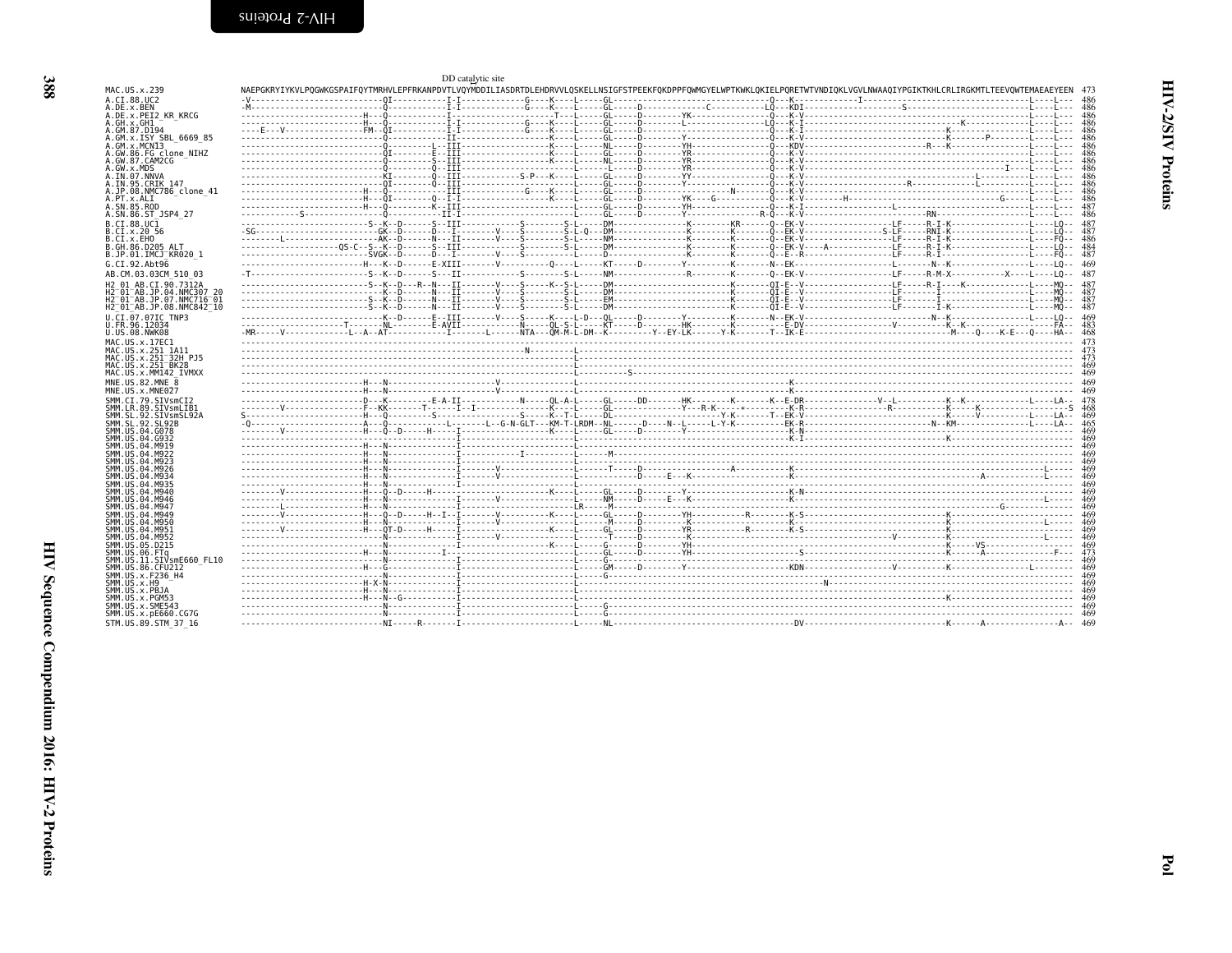DD catalytic site

```
MAC.US.x.239              NAEPGKRYIYKVLPQGWKGSPAIFQYTMRHVLEPFRKANPDVTLVQYMDDILIASDRTDLEHDRVVLQSKELLNSIGFSTPEEKFQKDPPFQWMGYELWPTKWKLQKIELPQRETWTVNDIQKLVGVLNWAAQIYPGIKTKHLCRLIRGKMTLTEEVQWTEMAEAEYEEN 473
A.CI.88.UC2               -V--------------------------QI-----------I-I-------------G-----K----L-----GL-----------------------------------Q---K-------------I------------------------------L-----L---  486
A.DE.x.BEN                -M--------------------------Q------------I-I-------------G-----K----L-----GL-----D--------------C---------LQ---KDI-------------------S----------------------L-----L---  486
A.DE.x.PEI2_KR_KRCG       ------------------------H---Q------------I-----------------T----L-----GL-----D---------YK-----------------Q---K-V-----------------------------------------L-----L---  486
A.GH.x.GH1                ------------------------H---Q------------I-I-------------G-----K----L-----GL-----D---------L---------------LQ---K-I-------------------------------K---------L-----L---  486
A.GM.87.D194              ----E---V---------------FM--QI-----------I-I-------------G-----K----L-----GL-----D------------------------Q---K-I------------------------K---------------L-----L---  486
A.GM.x.ISY_SBL_6669_85    ----------------------------------------II----------------------K----L-----GL-----D----------Y-------------Q---K-V---------------------------K---------P--L-----L---  486
A.GM.x.MCN13              ----------------------------Q----------L--III--------------------K----L-----NL-----D---------YH------------Q---KDV--------------------R----K----------------L-----L---  486
A.GW.86.FG_clone_NIHZ     ----------------------------QI-----------E--III------------------K----L-----GL-----D---------YR------------Q---K-V-----------------------------------------L-----L---  486
A.GW.87.CAM2CG            ----------------------------Q------------S--III------------------K----L-----NL-----D---------YR------------Q---K-V-----------------------------------------L-----L---  486
A.GW.x.MDS                ----------------------------Q------------Q--III-----------------------L-----L------D---------YR------------Q---K-V------------------------------------I----L-----L---  486
A.IN.07.NNVA              ----------------------------KI-----------Q--III-----------S-P---K----L-----GL-----D---------YY------------Q---K-V-----------------------------L-----------L-----L---  486
A.IN.95.CRIK_147          ----------------------------QI-----------Q--III------------------K----L-----GL-----D---------Y-------------Q---K-V--------------------R---------L---------L-----L---  486
A.JP.08.NMC786_clone_41   ------------------------H---Q---------------III-----------G-----K----L-----GL-----D------------------N-----Q---K-V-----------------------------------------L-----L---  486
A.PT.x.ALI                ------------------------H---QI-----------Q--I-I------------------K----L-----GL-----D---------YK----G--------Q---K-V--------H-------------------------G------L-----L---  486
A.SN.85.ROD               ------------------------H---Q------------K--III-----------------------L-----GL-----D---------YH------------Q---K-I-------------------L-----------------------L-----L---  487
A.SN.86.ST_JSP4_27        ------------S---------------Q------------II-I---------------------------L-----GL-----D---------Y-------------R-Q---K-V-------------------------RN-------------L-----L---  486
B.CI.88.UC1               ---------------------------S--K--D-------S--III-------------S---------S-L-----DM----------------K--------KR------Q--EK-V----------------LF-----R-I-K------------------L-----LQ--  487
B.CI.x.20_56              -SG------------------------GK--D---------D---I---------V----S---------S-L-Q---DM----------------K--------K-------Q--EK-V----------------S-LF-----RNI-K------------------L-----LQ--  487
B.CI.x.EHO                --------L------------------AK--D---------N---II--------V----S---------S-L-----NM----------------K--------K-------Q--EK-V----------------LF-----R-I-K------------------L-----FQ--  486
B.GH.86.D205_ALT          --------------------QS-C--S--K--D--------S--III-------------S---------S-L-----DM----------------K--------K-------Q--EK-V----A-----------LF-----R-I-K------------------L-----LQ--  484
B.JP.01.IMCJ_KR020_1      ---------------------------SVGK--D-------D---I---------V----S---------S-L-----D-----------------K--------K-------Q--E--R--------------LF-----R-I------------------------L-----FQ--  487
G.CI.92.Abt96             ------------------------H---K--D---------E-XIII--------------Q-----L-----KT-----D--------Y--------K---------N--EK------------------L---------N--K------------------L-----LQ--  469
AB.CM.03.03CM_510_03      -T-------------------------S--K--D-------S---II-------------S---------S-L-----NM----------------R--------K-------Q--EK-V----------------LF-----R-M-X-----------X-----L-----LQ--  487
H2_01_AB.CI.90.7312A      ---------------------------S--K--D---R--N---II--------V----S-----K--S-L-----DM----------------------------K-------QI-E--V----------------LF-----R-I-----K---------------L-----MQ--  487
H2_01_AB.JP.04.NMC307_20  -------------------------------K--D------N---II--------V----S---------S-L-----DM----------------------------K-------QI-E--V----------------LF-------I---------------------L-----MQ--  487
H2_01_AB.JP.07.NMC716_01  ---------------------------S--K--D-------N---II--------V----S---------S-L-----EM----------------------------K-------QI-E--V----------------LF-------I---------------------L-----MQ--  487
H2_01_AB.JP.08.NMC842_10  ---------------------------S--K--D-------N---II--------V----S---------S-L-----DM----------------------------K-------QI-E--V----------------LF-------I-K-------------------L-----MQ--  487
U.CI.07.07IC_TNP3         ------------------------------K--D-------E--III--------V----S-----K----L-D---QL-----D---------Y---------K-------N--EK-V------------------------N--K------------------L-----LQ--  469
U.FR.96.12034             ----------------------T--------NL--------E-AVII-----------N-----QL-S-L-----KT-----D---------HK---------K----------E-DV---------------V--------K--K--------------------FA--  483
U.US.08.NWK08             -MR-----V-----------------L--A--AT----------I--------L-----NTA---QM-M-L-DM--K---------Y--EY-LK-------Y-K-------T--IK-E------------------------M----Q-----K-E---Q-----HA--  468
MAC.US.x.17EC1            -----------------------------------------------------------------------------------------------------------------------------------------------------------------  473
MAC.US.x.251_1A11         -------------------------------------------------------------N---------L-------------------------------------------------------------------------------------------  473
MAC.US.x.251_32H_PJ5      -----------------------------------------------------------------------L-------------------------------------------------------------------------------------------  473
MAC.US.x.251_BK28         -----------------------------------------------------------------------L-------------------------------------------------------------------------------------------  469
MAC.US.x.MM142_IVMXX      -----------------------------------------------------------------------L-----------S-------------------------------------------------------------------------------  469
MNE.US.82.MNE_8           ------------------------H---N-----------------------V-----------------------------------------------------K-------------------------------------------------------  469
MNE.US.x.MNE027           ------------------------H---N-----------------------V-----------------------------------------------------K-------------------------------------------------------  469
SMM.CI.79.SIVsmCI2        ------------------------D---K--------E-A-II-----------N-----QL-A-L-----GL-----DD-------HK--------K-------K--E-DR-------------V--L---------K--K------------------L-----LA--  478
SMM.LR.89.SIVsmLIB1       --------V---------------F--KK--------T-----I--I-----------------K----L-----GL-----------------Y---R-K----+---------K-R-------------------R-------------K------K-----------------S  468
SMM.SL.92.SIVsmSL92A      S-----------------------H---Q---------------------------------S-----K--T-L-----DL-----------------------Y-K-------T--EK-V-----------------------------------K-----V-----------L-----LA--  469
SMM.SL.92.SL92B           -Q----------------------A---Q--------------L------L--G-N-GLT---KM-T-LRDM--NL------D---N--L-------L-Y-K-------EK-R-----------------------N--KM----------------L-----LA--  465
SMM.US.04.G078            --------V---------------H---Q--D-----H-----I-----------------------K----L-----GL-----D---------Y-----------------K-N-----------------------------------------------------------  469
SMM.US.04.G932            ------------------------------------------------I--------------------------L-----------------------------------K-I------------------------------K------------------------------  469
SMM.US.04.M919            ------------------------H---N-----------------------I--------------------------L-------------------------------------------------------------------------------------------------  469
SMM.US.04.M922            ------------------------H---N-----------------------I-----------I------------L-----M-----------------------------------------------------------------------------------------  469
SMM.US.04.M923            ------------------------H---N-----------------------I--------------------------L-------------------------------------------------------------------------------------------------  469
SMM.US.04.M926            ------------------------H---N-----------------------I---------V--------------------L-----T-----D---------------------A-----------K------------------------------------------L-----  469
SMM.US.04.M934            ------------------------H---N-----------------------I---------V--------------------L--------------D-----E---K----------------------------K----------------------------A-----------L-----  469
SMM.US.04.M935            ------------------------H---N-----------------------I--------------------------L-------------------------------------------------------------------------------------------------  469
SMM.US.04.M940            --------V---------------H---Q--D-----H-----I-----------------------K----L-----GL-----D---------Y-----------------K-N-----------------------------------------------------------  469
SMM.US.04.M946            ------------------------H---N-----------------------I---------V--------------------L-----NM-----D-----E---K----------------------------K-------------------------------------L-----  469
SMM.US.04.M947            --------L---------------H---N-----------------------I-------------------------------LR-----M------------------------------------------------------------------G-------------------  469
SMM.US.04.M949            --------V---------------H---Q--D-----H--I--I---------V--------------K----L-----GL-----D---------YH-----------R----------K-S--------------------------------K------------------------  469
SMM.US.04.M950            ------------------------H---N-----------------------I---------V--------------------L------M-----D---------K--------------------K-----------------------------K-------------------L-----  469
SMM.US.04.M951            --------V---------------H---QT-D-----H-----I--------------------------K----L-----GL-----D---------YR-----------R----------K-S--------------------------------K------------------------  469
SMM.US.04.M952            ------------------------N---------------------------I---------V--------------------L-----T-----D---------K------------------------------------------V------------K-------------------L-----  469
SMM.US.05.D215            ------------------------N---------------------------I---------------------K----L-----G-----D---------YH------------------------------------------------------K-----VS---------------------  469
SMM.US.06.FTq             ------------------------H---N------------I-------------------------------------L-----GL-----D---------YH-------------------S-------------------------------K-----A----------------F---  473
SMM.US.11.SIVsmE660_FL10  ------------------------N---------------------------I--------------------------L-----G---------------------------------------------------------------------------------------------  469
SMM.US.86.CFU212          ------------------------H---G-----------------------I--------------------------L-----GM-----D---------Y----------------------KDN----------------V-----------K--------------------L-----------  469
SMM.US.x.F236_H4          ------------------------N---------------------------I--------------------------L-----G---------------------------------------------------------------------------------------------  469
SMM.US.x.H9               ------------------------H-X-N-----------------------I--------------------------L-----------------------------------------N--------------------------------------------------------------  469
SMM.US.x.PBJA             ------------------------H---N-----------------------I--------------------------L-------------------------------------------------------------------------------------------------  469
SMM.US.x.PGM53            ------------------------H---N--G--------------------I--------------------------L-----------------------------------------------------------------------------K------------------------  469
SMM.US.x.SME543           ------------------------N---------------------------I--------------------------L-----G---------------------------------------------------------------------------------------------  469
SMM.US.x.pE660.CG7G       ------------------------N---------------------------I--------------------------L-----G---------------------------------------------------------------------------------------------  469
STM.US.89.STM_37_16       ----------------------------NI-----R--------I--------------------------L-----NL--------------------------------------------DV-----------------------------------K------A------------------A--  469
```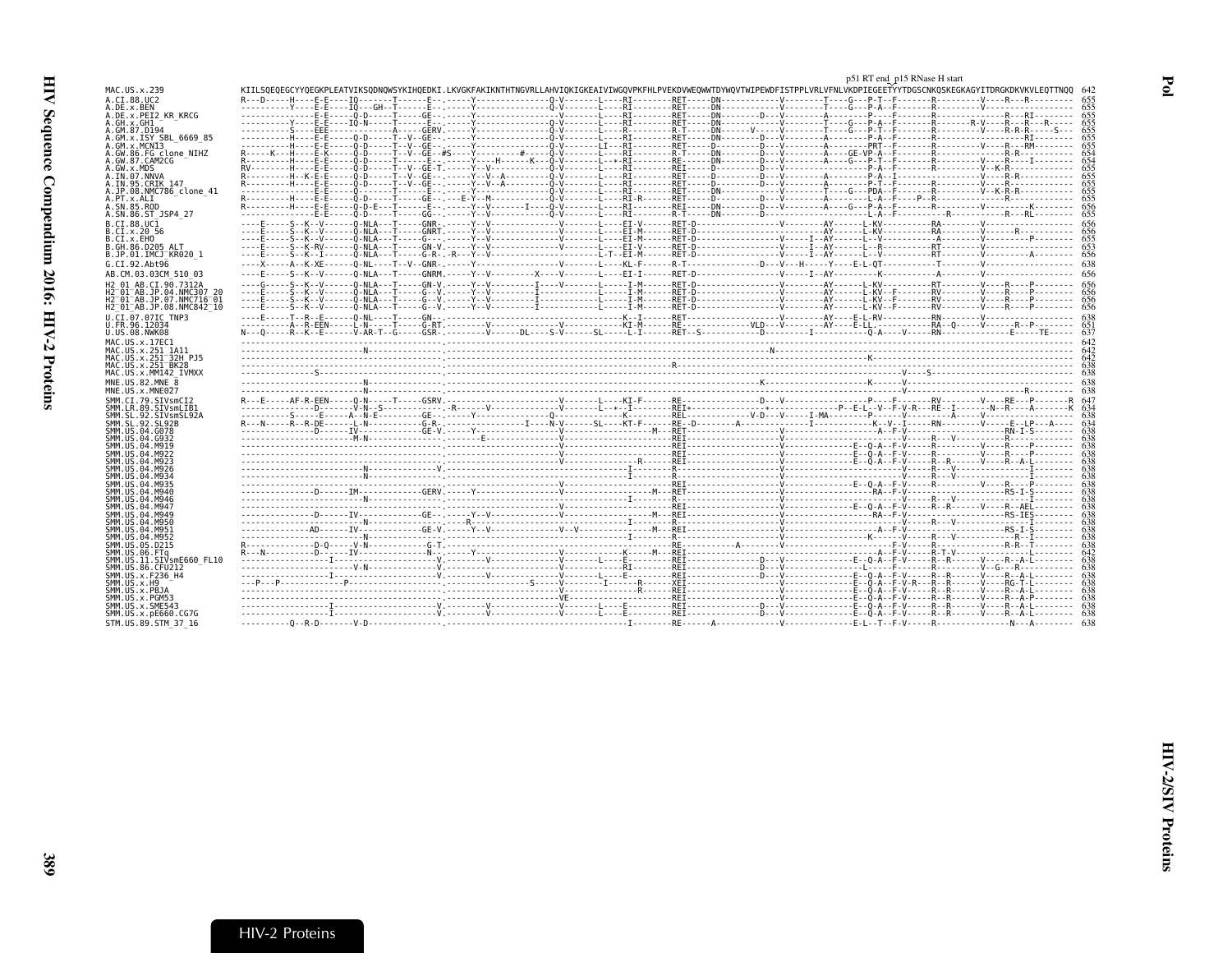# Pol

```
                                                                                                                                                                                    p51 RT end p15 RNase H start
MAC.US.x.239             KIILSQEQEGCYYQEGKPLEATVIKSQDNQWSYKIHQEDKI.LKVGKFAKIKNTHTNGVRLLAHVIQKIGKEAIVIWGQVPKFHLPVEKDVWEQWWTDYWQVTWIPEWDFISTPPLVRLVFNLVKDPIEGEETYYTDGSCNKQSKEGKAGYITDRGKDKVKVLEQTTNQQ  642
A.CI.88.UC2              R---D-----H----E-E----IQ-------T------E-.------Y---------------Q-V--------L----RI--------RET-----DN-----------V--------T----G---P-T--F-------R---------V----R---R---------  655
A.DE.x.BEN               ----------Y----E-E----IQ---GH--T------E-.------Y---------------Q-V--------L----RI--------RET-----DN-----------V--------T----G---P-A--F-------R---------V------------------  655
A.DE.x.PEI2_KR_KRCG      ---------------E-E-----Q-D-----T------GE-.-----Y---------------Q-V--------L----RI--------RET-----DN--------D---V--------A---------P-----F-------R---------------R---RI--------  655
A.GH.x.GH1               ----------Y----E-E----IQ-N-----T------E-.------Y---------------Q-V--------L----RI--------RET-----DN-----------V--------T----G---P-A--F-------R--------R-V----R---R---R------  655
A.GM.87.D194             ----------S----EEE-------------A------GERV.-----Y---------------Q-V--------L----R---------R-T-----DN------V----V--------T----G---P-T--F-------R---------V-----R-R-R-----S---  655
A.GM.x.ISY_SBL_6669_85   ----------H----E-E-----Q-D-----T--V--GE-.------Y---------------Q-V--------L----RI--------RET-----DN--------D---V--------A---------P-A--F-------R------------------RI--------  655
A.GM.x.MCN13             ----------H----E-E-----Q-D-----T--V--GE-.------Y---------------Q-V--------LI---RI--------RET-----D---------D---V--------A---------PRT--F-------R---------V----R---RM-------  655
A.GW.86.FG_clone_NIHZ    R-----K---H----E-K-----Q-D-----T--V--GE--#S-----Y----------#---Q-V--------L----RI--------R-T-----DN--------D---V--------A----GE-VP-A--F-------R---------------R-R---------  654
A.GW.87.CAM2CG           R---------H----E-E-----Q-D-----T------E-.------Y----H-------K--Q-V--------L---*RI--------RE------DN--------D---V--------A----G---P-T--F-------R---------V----R-----I-------  654
A.GW.x.MDS               RV--------H----E-E-----Q-D-----T--V--GE-T.------Y-V-------------Q-V--------L----RI--------REI-----D---------D---V-------------------P-A--F-------R---------V--K-R-----------  655
A.IN.07.NNVA             R---------H--K-E-E-----Q-D-----T--V--GE-.------Y--V--A----------Q-V--------L----RI--------RET-----D---------D---V--------A---------P-A--I-------------------V----R-R---------  655
A.IN.95.CRIK_147         R---------H----E-E-----Q-D-----T--V--GE-.------Y--V--A----------Q-V--------L----RI--------RET-----D---------D---V--------A---------P-T--F-------R---------V----R---R---------  655
A.JP.08.NMC786_clone_41  ---------------E-E-----Q-------T------E-.------Y-V-------------Q-V--------L----RI--------RET-----DN-------------V--------T----G---PDA--F-------R---------V--K-R-R---------  655
A.PT.x.ALI               R---------H----E-E-----Q-D-----T------GE-.-----E-Y--M----------Q-V--------L----RI-R------RET-----D---------D---V--------A---------L-A--F-----P--R------------R-------------  655
A.SN.85.ROD              R---------H----E-E-----Q-D-E---T------E-.------Y-V--------I----Q-V--------L----RI--------REI-----DN--------D---V--------A----G---P-A--F-------R---------------------K------  656
A.SN.86.ST_JSP4_27       ---------------E-E-----Q-D-----T------GG-.-----Y---------------Q-V--------L----RI--------R-T-----DN--------D---------------------L-A--F----------R-----------R---RL--------  655
B.CI.88.UC1              ----E-----S--K--V------Q-NLA---T------GNR.------Y--V-------------V--------L----EI-V-------RET-D-----------------V--------AY------L-KV-----------RA---------V-----------------  656
B.CI.x.20_56             ----E-----S--K--V------Q-NLA---T------GNRT.-----Y--V-------------V--------L----EI-M-------RET-D-----------------V--------AY------L-KV-----------RA---------V------R----------  656
B.CI.x.EHO               ----E-----S--K--V------Q-NLA---T------G---.-----Y--V-------------V--------L----EI-M-------RET-D-----------------V-----I--AY------L--V-----------A----------V---------P-------  655
B.GH.86.D205_ALT         ----E-----S--K-RV------Q-NLA---T------GN-V.-----Y--V-------------V--------L----EI-V-------RET-D-----------------V-----I--AY------L--R-----------RT---------V------------------  653
B.JP.01.IMCJ_KR020_1     ----E-----S--K--I------Q-NLA---T------G-R-.-R---Y--V-------------V--------L-T--EI-M-------RET-D-----------------V-----I--AY------L--V-----------RT---------V----------A-------  656
G.CI.92.Abt96            ----X-----A--K-XE------Q-NL----T--V--GNR-.-----Y-----------------V--------L----KL-F-------R-T---------------D---V-----H-----Y----E-L-QT-----------T---------V------------------  638
AB.CM.03.03CM_510_03     ----E-----S--K--V------Q-NLA---T------GNRM.-----Y--V---------X----V--------L----EI-I-------RET-D-----------------V-----I--AY----------K-----------A----------V------------------  656
H2_01_AB.CI.90.7312A     ----G-----S--K--V------Q-NLA---T------GN-V.-----Y--V---------I----V--------L----I-M-------RET-D-----------------V--------AY------L-KV-----------RT---------V----R----P-------  656
H2_01_AB.JP.04.NMC307_20 ----E-----S--K--V------Q-NLA---T------G--V.-----Y--V---------I--------------L----I-M-------RET-D-----------------V--------AY------L-KV--F--------RV---------V----R----P-------  656
H2_01_AB.JP.07.NMC716_01 ----E-----S--K--V------Q-NLA---T------G--V.-----Y--V---------I--------------L----I-M-------RET-D-----------------V--------AY------L-KV--F--------RV---------V----R----P-------  656
H2_01_AB.JP.08.NMC842_10 ----E-----S--K--V------Q-NLA---T------G--V.-----Y--V---------I--------------L----I-M-------RET-D-----------------V--------AY------L-KV--F--------RV---------V----R----P-------  656
U.CI.07.07IC_TNP3        ----E-----T--R--E------Q-NL----T------GN-.-----------------------------------K--I-------RET-----------------------V--------AY----E-L-RV-----------RN---------V------------------  638
U.FR.96.12034            ----------A--R-EEN-----L-N-----T------G-RT.---------V--------------V----------KI-M-------RE--------------VLD---V--------AY----E-LL.-----------RA--Q------V------R--P-------  651
U.US.08.NWK08            N---Q-----R--K--E------V-AR-T--G------GSR-.------Y----------DL----S-V-------SL-----L-I-------RET--S---------------D---------I---------Q-A-----V-----RN----------------E-----TE-----  637
MAC.US.x.17EC1           --------------------------------------------.-----------------------------------------------------------------------------------------------------------------------------  642
MAC.US.x.251_1A11        --------------------------N-----------------.---------------------------------------------------------------N----------------------------------------------------------  642
MAC.US.x.251_32H_PJ5     --------------------------------------------.------------------------------------------------------------------------K--------------------------------------------------  642
MAC.US.x.251_BK28        --------------------------------------------.----------------------------R---------------------------------------------------------------------------------------------  638
MAC.US.x.MM142_IVMXX     --------------S-----------------------------.-------------------------------------------------------------------------------------V-----S-------------------------------  638
MNE.US.82.MNE_8          --------------------------N-----------------.--------------------------------------------------K------------------K-------V--------------------------------------------  638
MNE.US.x.MNE027          --------------------------N-----------------.--------------------------------------------------------------------------------V-------------------------R----------------  638
SMM.CI.79.SIVsmCI2       R---E-----AF-R-EEN-----Q-N-----T------GSRV.---------------------V--------L----KI-F-------RE----------------D---V--------------P----F-------RV---------V----RE---P-------R  647
SMM.LR.89.SIVsmLIB1      --------------D-------V-N--S---------------.-R-------V-----------V--------L--*--I--------REI*--------------*----------------P--E-L--V--F-V-R---RE--I-------N--R-----A-------K  634
SMM.SL.92.SIVsmSL92A     --------------S----E-----A--N-E--------GE-.------Y-----------Q-------------K--------REL---------------V-D----V-----I-MA--------P-----V-----------A------V-------------------  638
SMM.SL.92.SL92B          R---N-----R--R-DE------L-N-----------G-R-.------------I-----N-V-----SL----KT-F-------RE--D------A--------------I-------------K--V--I-----RN----------V-----E--LP---A-----  634
SMM.US.04.G078           --------------D-------IV-------------GE-V.------Y-----------------V-----------------M---RET----------------------V------------------A--F-V-----------------------RN-I-S------  638
SMM.US.04.G932           --------------------------M-N---------------.----------E---------V--------------------REI-------------------------V------------------------V-----R---V------R-------------  638
SMM.US.04.M919           --------------------------------------------.--------------------V--------------------REI-------------------------V--------------E--Q-A--F-V-----R---------V----R---P-------  638
SMM.US.04.M922           --------------------------------------------.--------------------V--------------------REI-------------------------V--------------E--Q-A--F-V-----R---------V----R---P-------  638
SMM.US.04.M923           --------------------------------------------.--------------------V-------------R------REI-------------------------V--------------E--Q-A--F-V-----R--R------V----R--A-L-------  638
SMM.US.04.M926           --------------------------N-----------------V.-----------------------------------I-------R----------------------------V-----------------------V-----R---V---------------I-------  638
SMM.US.04.M934           --------------------------N-----------------.---------------------------------I-------R----------------------------V-----------------------V-----R---V---------------I-------  638
SMM.US.04.M935           --------------------------------------------.--------------------V--------------------REI-------------------------V--------------E--Q-A--F-V-----R---------V----R---P-------  638
SMM.US.04.M940           --------------D-------IM-------------GERV.------Y-----------------V-----------------M---REI----------------------V--------------------RA--F-V-----------------------RS-I-S------  638
SMM.US.04.M946           --------------------------N-----------------.---------------------------------I-------R----------------------------V-----------------------V-----R---V---------------I-------  638
SMM.US.04.M947           --------------------------------------------.--------------------V--------------------REI-------------------------V--------------E--Q-A--F-V-----R--R------V----R--AEL-------  638
SMM.US.04.M949           --------------D-------IV-------------GE-.------Y-V-------------------V-----------------M---REI----------------------V--------------------RA--F-V-----------------------RS-IES------  638
SMM.US.04.M950           --------------------------N-----------------.----R------------------------------I-------R----------------------------V-----------------------V-----R---V---------------I-------  638
SMM.US.04.M951           --------------AD-------IV-------------GE-V.-----Y-V----------------V--V------------M---REI----------------------V------------------A--F-V-----------------------RS-I-S------  638
SMM.US.04.M952           --------------------------N-----------------.---------------------------------I-------R----------------------------V----------------K-----V-----R---V-------------R--I-------  638
SMM.US.05.D215           R---------------D-Q-----V-N-----------G-T.--------------------------------------------RE-----------A------------V--------------------F-V-----R-------------R-R--T-------  638
SMM.US.06.FTq            R---N-----------D-------IV-------------N-.------Y-----------------V---------K------M---REI---------------------------V--------------------A--F-V-----R-T-V-------------L-------  642
SMM.US.11.SIVsmE660_FL10 --------------------I---------------------V.-----------------------V--------L-----E--------REI----------------D---V--------------E--Q-A--F-V-----R--R------V----R--A-L-------  638
SMM.US.86.CFU212         --------------------------V-N-----------------V.----------------------V--------------RI--------REI----------------D---V----------------L-----F-----R---------V--G---R-----------  638
SMM.US.x.F236_H4         -------------I---------------------V.------------V---------------V--------L-----E--------REI----------------D---V--------------E--Q-A--F-V-----R--R------V----R--A-L-------  638
SMM.US.x.H9              ---P---P-----------------P-----------------.-------------------S------V----------I------R------XEI-----------------------V--------------E--Q-A--F-V-R---R--R------V----RG-T-L-------  638
SMM.US.x.PBJA            --------------------------------------------.--------------------V-------------R------REI-------------------------V--------------E--Q-A--F-V-----R--R------V----R--A-L-------  638
SMM.US.x.PGM53           --------------------------------------------.--------------------VE--------------------REI-------------------------V--------------E--Q-A--F-V-----R--R------V----R--A-P-------  638
SMM.US.x.SME543          -------------------I---------------------V.---------V---------------V--------L-----E--------REI----------------D---V--------------E--Q-A--F-V-----R--R------V----R--A-L-------  638
SMM.US.x.pE660.CG7G      -------------------I---------------------V.---------V---------------V--------L-----E--------REI----------------D---V--------------E--Q-A--F-V-----R--R------V----R--A-L-------  638
STM.US.89.STM_37_16      ----------Q--R-D-------V-D------------------.----------------------------------I--------RE------A-------------V--------------E-L--T--F-V-----R---------------N----A--------  638
```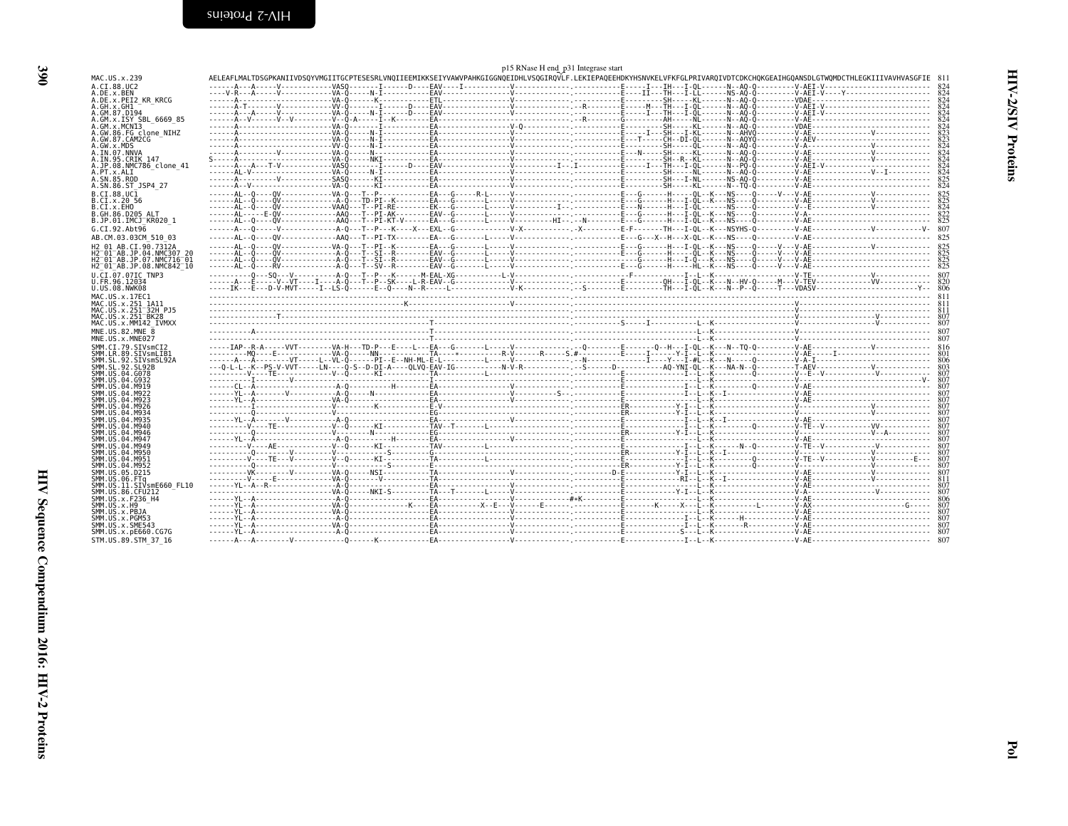p15 RNase H end_p31 Integrase start

```
MAC.US.x.239              AELEAFLMALTDSGPKANIIVDSQYVMGIITGCPTESESRLVNQIIEEMIKKSEIYVAWVPAHKGIGGNQEIDHLVSQGIRQVLF.LEKIEPAQEEHDKYHSNVKELVFKFGLPRIVARQIVDTCDKCHQKGEAIHGQANSDLGTWQMDCTHLEGKIIIVAVHVASGFIE  811
A.CI.88.UC2               ------A---A-----V-----------VASQ-------I------D----EAV----I----------V------------.-----------E-----I---IH---I-QL------N--AQ-Q---------V-AEI-V------------------------  824
A.DE.x.BEN                ----V-R---A-----V-----------VA-Q-----N-I-----------EAV---------------V------------.-----------E-----II---TH---I-LL------NS-AQ-Q---------V-AEI-V-----Y------------------  824
A.DE.x.PEI2_KR_KRCG       ------A---------------------VA-Q-------K-----------ETL---------------V------------.-----------E-------SH-----KL-------N--AQ-Q---------VDAE---------------------------  824
A.GH.x.GH1                ------A-T-------V-----------VV-Q-------I------D----EAV---------------V------------.--R--------E------M---TH---I-QL------N--AQ-Q---------V-AEI-V------------------------  824
A.GM.87.D194              ------A---A-----V-----------VA-Q-----N-I------D----EAV---------------V------------.-----------E------I---TH---I-QL------N--AQ-Q---------V-AEI-V------------------------  824
A.GM.x.ISY_SBL_6669_85    ------A---V-----V--V--------V--Q-A-----I--K--------EA----------------V------------.--R--------G-------AH-----NL-------N--AQ-Q---------V-AE---------------------------  824
A.GM.x.MCN13              ------A---------------------VA-Q-------------------EA----------------V-Q----------.-----------E-------SH-----KL-------N--AQ-Q---------VDAE---------------------------  824
A.GW.86.FG_clone_NIHZ     ------A---------------------VA-Q-----N-I-----------EA----------------V------------.-----------E-----I---SH---I-KL------N--AHVQ---------V-AE--------------V------------  823
A.GW.87.CAM2CG            ------A---------------------VA-Q-----N-I-----------EA----------------V------------.-----------E------T---CH--DI-QL------N--AQYQ---------V-AEV---------------------------  823
A.GW.x.MDS                ------A---------------------VV-Q-----N-I-----------EA----------------V------------.-----------E-------SH-----KL-------N--AQ-Q---------V-A---------------V------------  824
A.IN.07.NNVA              ------A---------V-----------VA-Q-----N-------------EA----------------V------------.-----------E---N-----SH-----KL-------N--AQ-Q---------V-AE--------------V------------  824
A.IN.95.CRIK_147          S-----A---------------------VA-Q-----NKI-----------EA----------------V------------.-----------E-------SH--R--KL-------N--AQ-Q---------V-AE--------------V------------  824
A.JP.08.NMC786_clone_41   ------A---A---T-V-----------VASQ-------I------D----EAV---------------V---------I--.I----------E-----I---TH---I-QL------N--PQ-Q---------V-AEI-V------------------------  824
A.PT.x.ALI                ------AL-V------------------VA-Q-----N-I-----------EA----------------V------------.-----------E-------SH-----NL-------N--AQ-Q---------V-AE----------------V--I--------  824
A.SN.85.ROD               ------A---------V-----------SASQ-------KI----------EA----------------V------------.-----------E-------SH---I-NL------NS-AQ-Q---------V-AE---------------------------  825
A.SN.86.ST_JSP4_27        ------A--V------------------VA-Q-------KI----------EA----------------V------------.-----------E-------SH-----KL-------N--TQ-Q---------V-AE---------------------------  824
B.CI.88.UC1               ------AL--Q----QV-----------VA-Q---T--P-------------EA---G-----R-L-----V------------.-----------E---G-------H-----QL--K---NS----Q-----V---V-AE--------------V------------  825
B.CI.x.20_56              ------AL--Q----QV-----------A-Q---TD-PI--K---------EA---G-------L-----V------------.-----------E---G-------H---I-QL--K---NS----Q---------V-AE--------------V------------  825
B.CI.x.EHO                ------AL--Q----QV-----------VAAQ---T--PI-RE--------EK---G-------L-----V---------I--.-----------E---N-------H---I-QL-------NS----Q---------V--E--------------V------------  824
B.GH.86.D205_ALT          ------AL------E-QV----------AAQ---T--PI-AK---------EAV--G-------L-----V------------.-----------E---G-------H---I-QL--K---NS----Q---------V-A----------------------------  822
B.JP.01.IMCJ_KR020_1      ------AL--Q----QV-----------AAQ---T--PI-KT-V-------EA---G-------L-----V-------HI---.-N---------E---G-------H---I-QL--K---NS----Q---------V-AE---------------------------  825
G.CI.92.Abt96             ------A---Q-----V-----------A-Q---T--P----K----X---EXL--G-------------V-X----------.X---------E-F--------TH---I-QL--K---NSYHS-Q---------V-AE--------------V------------V-  807
AB.CM.03.03CM_510_03      ------AL--Q----QV-----------AAQ---T--PI-TX---------EA---G-------L-----V------------.-----------E---G---X--H---X-QL--K---NS----Q---------V-AE---------------------------  825
H2_01_AB.CI.90.7312A      ------AL--Q----QV-----------VA-Q---T--PI--K--------EA---G-------L-----V------------.-----------E---G-------H---I-QL--K---NS----Q-----V---V-AE--------------V------------  825
H2_01_AB.JP.04.NMC307_20  ------AL--Q----QV-----------A-Q---T--SI--R---------EAV--G-------L-----V------------.-----------E---G-------H-----QL--K---NS----Q-----V---V-AE---------------------------  825
H2_01_AB.JP.07.NMC716_01  ------AL--Q----QV-----------A-Q---T--SI--R---------EAV--G-------L-----V------------.-----------E---G-------H---I-Q---K---NS----Q-----V---V-AE---------------------------  825
H2_01_AB.JP.08.NMC842_10  ------AL--Q----RV-----------A-Q---T--SV--R---------EAV--G-------L-----V------------.-----------E---G-------H---HL--K---NS----Q-----V---V-AE---------------------------  825
U.CI.07.07IC_TNP3         ---------Q----SQ---V--------A-Q---T--P---K------M-EAL-XG-----------L-V------------.------------F---------I---L--K---------------------V-TE--------------V------------  807
U.FR.96.12034             ------A---E-----V--VT----I----A-Q---T--P--SK----L-R-EAV--G-----------V------------.-----------E---------QH---I-QL--K---N--HV-Q------M---V-TEV-------------VV------------  820
U.US.08.NWK08             -----IK---E---D-V-MVT------I--LS-Q------E--Q----N--R-----L------------V-K----------.-S---------E---------TH---I-QL--K---N--P--Q-----T---VDASV----------------------------Y-  806
MAC.US.x.17EC1            --------------------------------------------------------------------------------.------------------------------------------------------V---------------------------  811
MAC.US.x.251_1A11         ------------------------------------------------K---------------------V-------------.------------------------------------------------------V---------------------------  811
MAC.US.x.251_32H_PJ5      --------------------------------------------------------------------------------.------------------------------------------------------V---------------------------  811
MAC.US.x.251_BK28         ---------------T----------------------------------------------------------------.------------------------------------------------------V---------------V------------  807
MAC.US.x.MM142_IVMXX      ---------------------------------------------------T----------------------------.-----------S----I-----------L--K---------------------V---------------V------------  807
MNE.US.82.MNE_8           -----------A---------------------------------------T----------------------------.-----------------------------L--K---------------------V---------------------------  807
MNE.US.x.MNE027           ---------------------------------------------------T----------------------------.-----------------------------L--K---------------------V---------------------------  807
SMM.CI.79.SIVsmCI2        -----IAP--R-A-----VVT--------VA-H---TD-P---E----L----EA---G-------L-----V------------.--Q---------E-------Q--H---I-QL--K---N--TQ-Q---------V-AE--------------V------------  816
SMM.LR.89.SIVsmLIB1       ---------MQ----E------------VA-Q-----NN------------TA-----*---------R-V-------R-----S.#-----------E-----I------Y-I---L--K---------------------V-AE-----I----------------  801
SMM.SL.92.SIVsmSL92A      ------A---A---------VT-----L--VL-Q-------PI--E--NH-ML-E-L----------L-----V------------.-N----------I-----Y---I-#L--K---N-----Q---------V-A-I---------------------------  806
SMM.SL.92.SL92B           ---Q-L-L--K--PS-V-VVT-----LN-----Q-S--D-DI-A----QLVQ-EAV-IG----------N-V-R-----------.-S-------D----------AQ-YNI-QL--K---NA-N--Q---------T-AEV--------------V------------  803
SMM.US.04.G078            ---------V---TE-------------V--Q-------KI----------TA--------L-------------------.-----------E-----------I---L--K---------Q---------V---E--V------------V------------  807
SMM.US.04.G932            ----------I---------V----------------------------------------------------------.-----------E-----------------L--K---------------------V---------------------------V-  807
SMM.US.04.M919            ------CL--A-----------------A-Q----------H---------EA----------------V------------.-----------E-----------I---L--K---------Q---------V-AE---------------------------  807
SMM.US.04.M922            ------YL--A-------V----------A-Q-----N--------------EA----------------V----------S--.-----------E-----------I---L--K--I------------------V-AE---------------------------  807
SMM.US.04.M923            ------YL--A-----------------VA-Q-------------------EA----------------V------------.-----------E-----------------L--K---------------------V-AE---------------------------  807
SMM.US.04.M926            -----------I----------------V----------K----------E-V----------------------------.-----------ER----------Y-I---L--K---------------------V---------------V------------  807
SMM.US.04.M934            ----------Q-----------------V----------------------EG----------------------------.-----------ER----------Y-I---L--K---------------------V---------------V------------  807
SMM.US.04.M935            ------YL--A-------V----------A-Q-------------------EA----------------V------------.-----------E-----------I---L--K--I------------------V-AE---------------------------  807
SMM.US.04.M940            ---------V----TE------------V--Q-------KI----------TAV--T--------L-----------------.-----------E-----------I---L--K---------Q---------V-TE--V------------VV------------  807
SMM.US.04.M946            ----------Q-----------------V--------N--------------EG----------------------------.-----------ER----------Y-I---L--K---------------------V---------------V--A----------  807
SMM.US.04.M947            ------YL--A-----------------A-Q----------H---------EA----------------V------------.-----------E-----------------L--K---------------------V-AE---------------------------  807
SMM.US.04.M949            ----------V----AE-----------V--Q-------KI----------TAV--------L-------------------.-----------E-----------I---L--K-------N--Q---------V-TE--V------------V------------  807
SMM.US.04.M950            ----------Q-------V---------V------------S---------G-----------------------------.-----------ER----------Y-I---L--K--I------------------V---------------V------------  807
SMM.US.04.M951            ---------V----TE---V--------V--Q-------KI----------TA---------L-------------------.-----------E-----------I---L--K---------Q---------V-TE--V------------V---------E---  807
SMM.US.04.M952            ----------Q-----------------V------------S---------E-----------------------------.-----------ER----------Y-I---L--K---------Q---------V---------------V------------  807
SMM.US.05.D215            ---------VK-------V---------VA-Q-----NSI-----------TA----------------V------------.---------D-E-----------Y-I---L--K---------------------V-AE--------------V------------  807
SMM.US.06.FTq             ---------V-----E------------VA-Q-------V-----------TA----------------V------------.-----------E------------RI---L--K--I------------------V-AE--------------V------------  811
SMM.US.11.SIVsmE660_FL10  ------YL--A--R--------------A-Q--------------------EA----------------V------------.-----------E-----------------L--K---------------------V-AE---------------------------  807
SMM.US.86.CFU212          ----------------------------VA-Q-----NKI-S---------TA---T-------L-----V------------.-----------E-----------Y-I---L--K---------------------V-A---------------V------------  807
SMM.US.x.F236_H4          ------YL--A-----------------A-Q--------------------EA----------------V-----------#*K.-----------E-----------------L--K---------------------V-AE---------------------------  806
SMM.US.x.H9               ------YL--A-----------------VA-Q-------------K-----EA--------X--E----V-------E------.-----------E--------K----X---L--K---------L---------V-AX-----------------------G----  807
SMM.US.x.PBJA             ------YL--A-----------------VA-Q-------------------EA----------------V------------.-----------E-----------------L--K---------------------V-AE---------------------------  807
SMM.US.x.PGM53            ------YL--A-----------------A-Q--------------------EA----------------V------------.-----------E-----------I---L--K------H--------------V-AE---------------------------  807
SMM.US.x.SME543           ------YL--A-----------------VA-Q-------------------EA----------------V------------.-----------E-----------I---L--K--------R-------------V-AE---------------------------  807
SMM.US.x.pE660.CG7G       ------YL--A-----------------A-Q--------------------EA----------------V------------.-----------E-----------S---L--K---------------------V-AE---------------------------  807
STM.US.89.STM_37_16       ------A---A-------V------------Q-------K-----------EA----------------V------------.-----------E-----------I---L--K---------------------V-AE---------------------------  807
```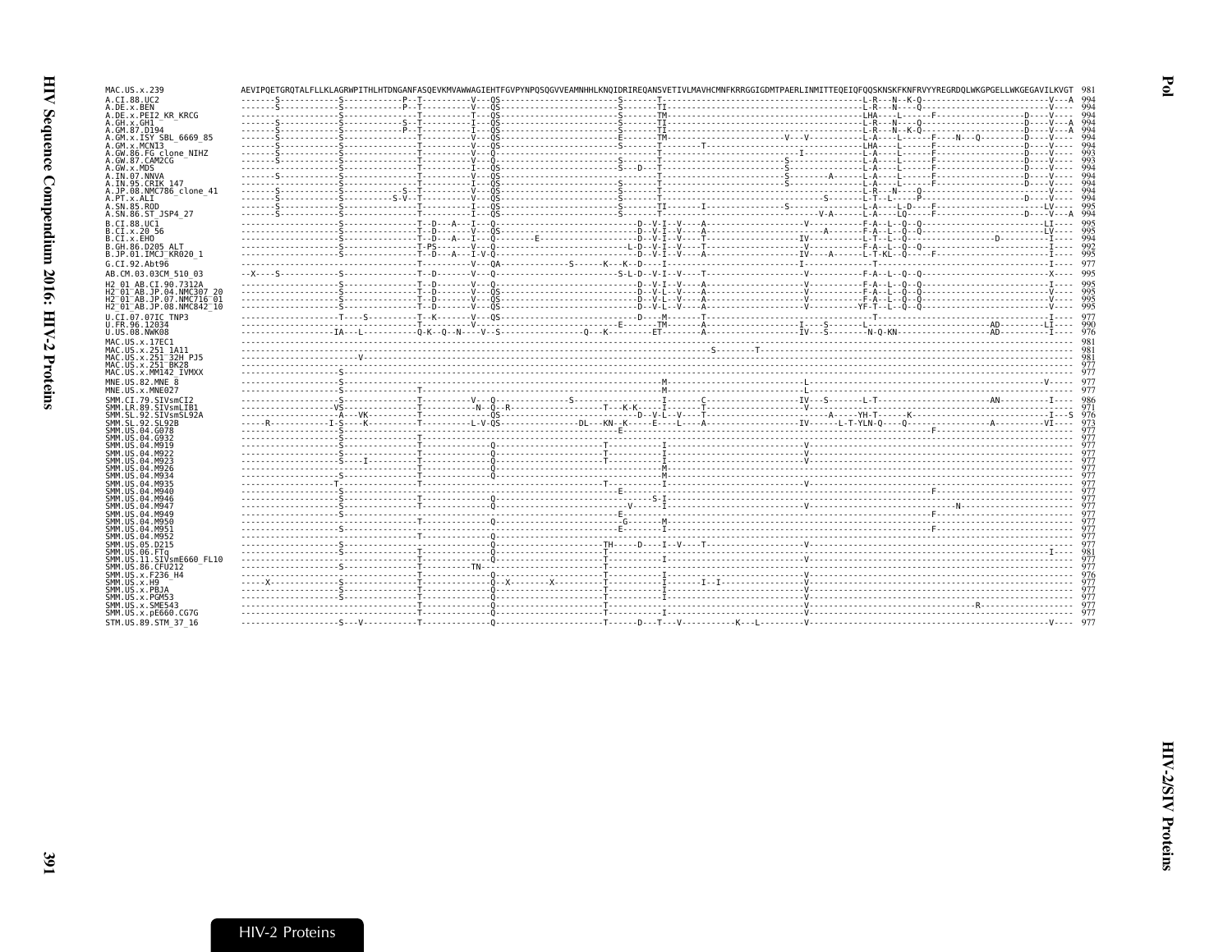```
MAC.US.x.239              AEVIPQETGRQTALFLLKLAGRWPITHLHTDNGANFASQEVKMVAWWAGIEHTFGVPYNPQSQGVVEAMNHHLKNQIDRIREQANSVETIVLMAVHCMNFKRRGGIGDMTPAERLINMITTEQEIQFQQSKNSKFKNFRVYYREGRDQLWKGPGELLWKGEGAVILKVGT  981
A.CI.88.UC2               -------S------------S------------P--T---------V---QS-------------------------S-------T-----------------------------------------L-R---N--K-Q--------------------------V---A  994
A.DE.x.BEN                -------S------------S------------P--T---------V---QS-------------------------S-------TI----------------------------------------L-R---N----Q--------------------------V---A  994
A.DE.x.PEI2_KR_KRCG       --------------------S---------------T---------I---QS-------------------------S-------TM----------------------------------------LHA----L-------F-----------------D----V----  994
A.GH.x.GH1                -------S------------S------------S--T---------I---QS-------------------------S-------TI----------------------------------------L-R---N----Q---------------------D----V---A  994
A.GM.87.D194              -------S------------S------------P--T---------I---QS-------------------------S-------TI----------------------------------------L-R--N--K-Q----------------------D----V---A  994
A.GM.x.ISY_SBL_6669_85    -------S------------S---------------T---------V---QS-------------------------E-------TM------------------------V---V-----------L-A----L-------F---N----Q--------D----V----  994
A.GM.x.MCN13              -------S------------S---------------T---------V---QS-------------------------S-------T-------------T---------------------------LHA----L-------F-----------------D----V----  994
A.GW.86.FG_clone_NIHZ     -------S------------S---------------T---------V---Q----------------------------------T----------------------------I------------L-A----L-------F-----------------D----V----  993
A.GW.87.CAM2CG            -------S------------S---------------T---------V---Q--------------------------S-------T-------------------------S---------------L-A----L-------F-----------------D----V----  993
A.GW.x.MDS                --------------------S---------------T---------I---QS-------------------------S--D----T-------------------------S---------------L-A----L-------F-----------------D----V----  994
A.IN.07.NNVA              -------S------------S---------------T---------V---QS-------------------------S-------T-------------------------S--------A------L-A----L-------F-----------------D----V----  994
A.IN.95.CRIK_147          --------------------S---------------T---------I---QS-------------------------S-------T-------------------------S---------------L-A----L-------F-----------------D----V----  994
A.JP.08.NMC786_clone_41   -------S------------S------------S--T---------V---QS-------------------------S-------T-----------------------------------------L-R---N----Q---------------------D----V---A  994
A.PT.x.ALI                -------S------------S-----------S-V-T---------V---QS-------------------------S-------T---------------------------------S-------L-T-L--------P-------------------D----V----  994
A.SN.85.ROD               -------S------------S---------------T---------I---QS-------------------------S-------TI----------------I-------S---------------L-A----L-D-----F---------------------LV----  995
A.SN.86.ST_JSP4_27        -------S------------S---------------T---------I---QS-------------------------S-------T-------------------------------------V-A-L-A---LQ-------F-----------------D----V---A  994
B.CI.88.UC1               --------------------S---------------T--D---A---I---Q-----------------------------D--V-I--V--A-----------------------V----------F-A--L--Q--Q-------------------------LI----  995
B.CI.x.20_56              --------------------S---------------T--D------V---QS-----------------------------D--V-I--V--A----------------------------A-----F-A--L--Q--Q-------------------------LV----  995
B.CI.x.EHO                --------------------S---------------T--D--A---I---QS--------E--------------------D--V-I--V--T----------------------IV----------L-T--L--Q------------------D----------I----  994
B.GH.86.D205_ALT          --------------------S---------------T-PS------V---Q-----------------------------LD--V-I--V--T----------------------V-----------F-A--L--Q--Q--------------------------I----  992
B.JP.01.IMCJ_KR020_1      --------------------S---------------T--D---A---I-V-Q-----------------------------D--V-I--V--A----------------------IV-----A----L-T-KL--Q------F----------------------I----  995
G.CI.92.Abt96             ------------------------------------T---------V---QA---------------S------K---K--D----I---------------------------I--------------------------------------------------I----  977
AB.CM.03.03CM_510_03      --X----S------------S---------------T--D------V---Q--------------------------S-L-D--V-I--V--T----------------------V-----------F-A--L--Q--Q--------------------------V----  995
H2_01_AB.CI.90.7312A      --------------------S---------------T--D------V---Q------------------------------D--V-I--V--A----------------------V-----------F-A--L--Q--Q--------------------------I----  995
H2_01_AB.JP.04.NMC307_20  --------------------S---------------T--D------V---QS-----------------------------D--V-L--V--A----------------------V-----------F-A--L--Q--Q--------------------------V----  995
H2_01_AB.JP.07.NMC716_01  --------------------S---------------T--D------V---QS-----------------------------D--V-L--V--A----------------------V-----------F-A--L--Q--Q--------------------------I----  995
H2_01_AB.JP.08.NMC842_10  --------------------S---------------T--D------V---QS-----------------------------D--V-L--V--A----------------------V---------YF-T--L--Q--Q---------------------------V----  995
U.CI.07.07IC_TNP3         --------------------T----S----------T--K------V---QS-----------------------------D----M-----T------------------------------------T-----------------------------------I----  977
U.FR.96.12034             ------------------------------------T----------V-----------------------------E-------TM-----A--------------------I-----S-------L------------------------AD----------LI----  977
U.US.08.NWK08             --------------------IA----L------Q-K--Q--N----V--S--------------------Q--K-----------ET-----A----------------------IV--S-------N-Q-KN-------------------AD-----------I----  976
MAC.US.x.17EC1            ----------------------------------------------------------------------------------------------------------------------------------------------------------------------------  981
MAC.US.x.251_1A11         ------------------------------------------------------------------------------------------------S---------T---------------------------------------------------------------  981
MAC.US.x.251_32H_PJ5      ------------------------V-------------------------------------------------------------------------------------------------------------------------------------------------  981
MAC.US.x.251_BK28         ----------------------------------------------------------------------------------------------------------------------------------------------------------------------------  977
MAC.US.x.MM142_IVMXX      --------------------S-------------------------------------------------------------------------------------------------------------------------------------------------------  977
MNE.US.82.MNE_8           --------------------S-----------------------------------------------------------------M-----------------------------L-----------------------------------------------V-----  977
MNE.US.x.MNE027           --------------------S---------------T-------------------------------------------------M-----------------------------L-----------------------------------------------------  977
SMM.CI.79.SIVsmCI2        --------------------S---------------T---------V---Q----------------S-----------------I--------C--------------------IV--S-------L-T----------------------AN-----------I----  986
SMM.LR.89.SIVsmLIB1       -------------------VS---------------T-------N-Q--R-------------------------T--K-K----I-------T----------------------V-----------------------------------------------------  971
SMM.SL.92.SIVsmSL92A      -------------------A---VK-----------T-------------QS-----------------------------D--V-L--V--T---------------------------A----YH-T-----K----------------------------I-----S  976
SMM.SL.92.SL92B           ----R-------------I-S----K----------T---------L-V-QS--------------DL--KN--K---E----L-------A-----------------------IV-----L-T-YLN-Q---Q---------------A-------------VI----  973
SMM.US.04.G078            -----------------------------------------------------------------------------E----------------------------------------------------------------F---------------------------  977
SMM.US.04.G932            ------------------------------------T-----------------------------------------------------------------------------------------------------------------------------------------  977
SMM.US.04.M919            --------------------S---------------T-------------Q-----------------------T----------I-----------------------------V------------------------------------------------------  977
SMM.US.04.M922            --------------------S---------------T-------------Q-----------------------T----------I-----------------------------V------------------------------------------------------  977
SMM.US.04.M923            --------------------S---I-----------T-------------Q-----------------------T----------I-----------------------------V------------------------------------------------------  977
SMM.US.04.M926            --------------------S---------------T------------------------------------------------M------------------------------------------------------------------------------------  977
SMM.US.04.M934            --------------------S---------------T-------------Q----------------------------------M------------------------------------------------------------------------------------  977
SMM.US.04.M935            --------------------T---------------T-------------------------------------T----------I-----------------------------V------------------------------------------------------  977
SMM.US.04.M940            --------------------S--------------------------------------------------------E----------------------------------------------------------------F---------------------------  977
SMM.US.04.M946            --------------------S---------------T-------------Q--------------------------------S-I------------------------------------------------------------------------------------  977
SMM.US.04.M947            --------------------S---------------T-------------Q----------------------------V-----I-----------------------------V--------------------------------N---------------------  977
SMM.US.04.M949            --------------------S--------------------------------------------------------E----------------------------------------------------------------F---------------------------  977
SMM.US.04.M950            ------------------------------------T-------------Q--------------------------G-------M------------------------------------------------------------------------------------  977
SMM.US.04.M951            --------------------S--------------------------------------------------------E-------I--------------------------------------------------------F---------------------------  977
SMM.US.04.M952            ------------------------------------T-------------Q----------------------------------I------------------------------------------------------------------------------------  977
SMM.US.05.D215            --------------------S---------------T-------------Q-----------------------TH----D---I--V----T----------------------V------------------------------------------------------  977
SMM.US.06.FTq             --------------------S---------------T-------------Q-----------------------T----------I-------------------------------------------------------------------------------I----  981
SMM.US.11.SIVsmE660_FL10  ------------------------------------T-------------Q-----------------------T----------I-----------------------------V------------------------------------------------------  977
SMM.US.86.CFU212          --------------------S---------------T----------TN-------------------------T-----------------------------------------------------------------------------------------------  977
SMM.US.x.F236_H4          ------------------------------------T-------------Q-----------------------T----------I-----------------------------V------------------------------------------------------  976
SMM.US.x.H9               -----X--------------S---------------T-------------Q-X---------X-----------T----------I-------I--I------------------V------------------------------------------------------  977
SMM.US.x.PBJA             --------------------S---------------T-------------Q-----------------------T----------I-----------------------------V------------------------------------------------------  977
SMM.US.x.PGM53            --------------------S---------------T-------------Q-----------------------T----------I-----------------------------V------------------------------------------------------  977
SMM.US.x.SME543           ------------------------------------T-------------Q-----------------------T----------I-----------------------------V----------------------------------R-------------------  977
SMM.US.x.pE660.CG7G       ------------------------------------T-------------Q-----------------------T----------I-----------------------------V------------------------------------------------------  977
STM.US.89.STM_37_16       --------------------S---V-----------T-------------Q-----------------------T----D---T--V-------------K---L----------V-------------------------------------------------V----  977
```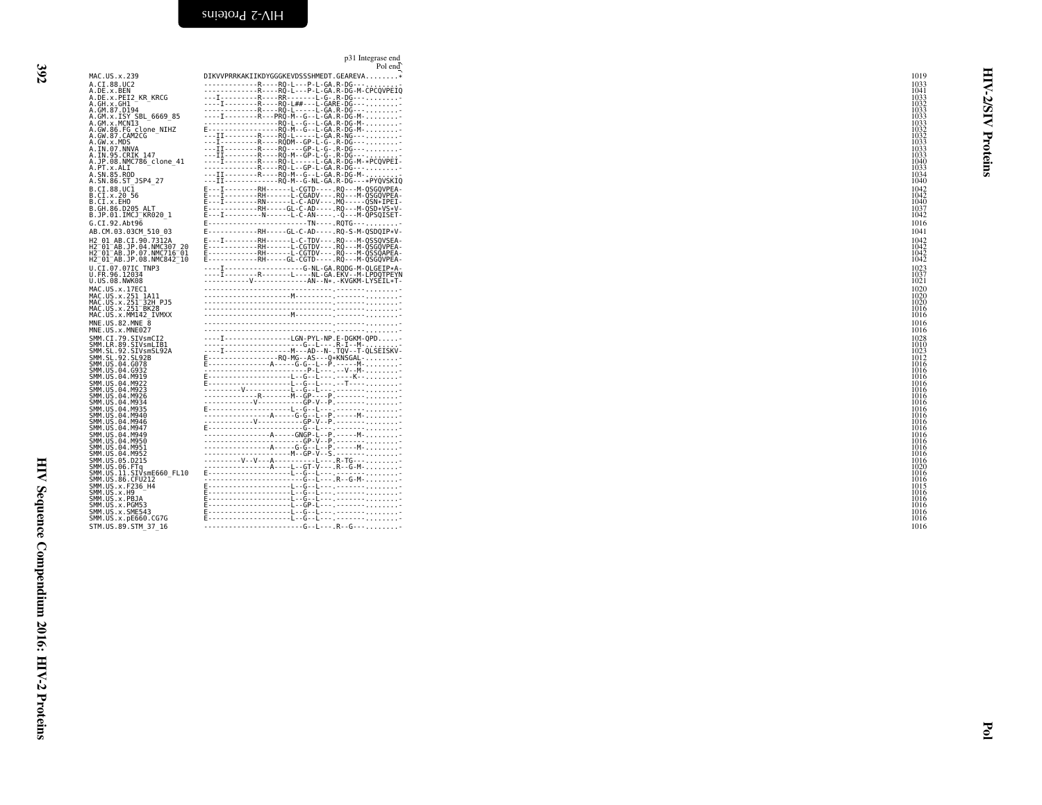```
                                                              p31 Integrase end
                                                                        Pol end
MAC.US.x.239                DIKVVPRRKAKIIKDYGGGKEVDSSSHMEDT.GEAREVA........*     1019
A.CI.88.UC2                 -------------R----RQ-L---P-L-GA.R-DG---.........     1033
A.DE.x.BEN                  -------------R----RQ-L---P-L-GA.R-DG-M-CPCQVPEIQ     1041
A.DE.x.PEI2_KR_KRCG         ---I---------R----RR--------L-G-.R-DG---.........     1033
A.GH.x.GH1                  ---I---------R----RQ-L##---L-GARE-DG---.........     1032
A.GM.87.D194                -------------R----RQ-L-----L-GA.R-DG---.........     1033
A.GM.x.ISY_SBL_6669_85      ----I--------R---PRQ-M--G--L-GA.R-DG-M-.........     1033
A.GM.x.MCN13                -----------------RQ-L--G--L-GA.R-DG-M-.........     1033
A.GW.86.FG_clone_NIHZ       E----------------RQ-M--G--L-GA.R-DG-M-.........     1032
A.GW.87.CAM2CG              ---II--------R----RQ-L-----L-GA.R-NG---.........     1032
A.GW.x.MDS                  ---I---------R----RQDM--GP-L-G-.R-DG---.........     1033
A.IN.07.NNVA                ---II--------R----RQ----GP-L-G-.R-DG---.........     1033
A.IN.95.CRIK_147            ---II--------R----RQ-M--GP-L-G-.R-DG---.........     1033
A.JP.08.NMC786_clone_41     ----I--------R----RQ-L-----L-GA.R-DG-M-*PCQVPEI-     1040
A.PT.x.ALI                  -------------R----RQ-L--GP-L-GA.R-DG---.........     1033
A.SN.85.ROD                 ---II--------R----RQ-M--G--L-GA.R-DG-M-.........     1034
A.SN.86.ST_JSP4_27          ---II-------------RQ-M--G-NL-GA.R-DG---*PYQVSKIQ     1040
B.CI.88.UC1                 E---I--------RH-------L-CGTD-----.RQ---M-QSGQVPEA-     1042
B.CI.x.20_56                E---I--------RH-------L-CGADV----.RQ---M-QSGQVPEA-     1042
B.CI.x.EHO                  E---I--------RN-------L-C-ADV----.MQ-----QSN*IPEI-     1040
B.GH.86.D205_ALT            E------------RH------GL-C-AD-----.RQ---M-QSD*VS*V-     1037
B.JP.01.IMCJ_KR020_1        E---I---------N-------L-C-AN-----.-Q---M-QPSQISET-     1042
G.CI.92.Abt96               E-----------------------TN-----.RQTG---.........     1016
AB.CM.03.03CM_510_03        E------------RH------GL-C-AD-----.RQ-S-M-QSDQIP*V-     1041
H2_01_AB.CI.90.7312A        E---I--------RH-------L-C-TDV----.RQ---M-QSSQVSEA-     1042
H2_01_AB.JP.04.NMC307_20    E------------RH-------L-CGTDV----.RQ---M-QSGQVPEA-     1042
H2_01_AB.JP.07.NMC716_01    E------------RH-------L-CGTDV----.RQ---M-QSSQAPEA-     1042
H2_01_AB.JP.08.NMC842_10    E------------RH------GL-CGTD-----.RQ---M-QSGQVPEA-     1042
U.CI.07.07IC_TNP3           ----I-------------------G-NL-GA.RQDG-M-QLGEIP*A-     1023
U.FR.96.12034               ----I--------R--------L----NL-GA.EKV--M-LPDQTPEYN     1037
U.US.08.NWK08               -----------V-------------AN--N*.-KVGKM-LYSEIL*T-     1021
MAC.US.x.17EC1              -------------------------------.-------.........     1020
MAC.US.x.251_1A11           ---------------------M---------.-------.........     1020
MAC.US.x.251_32H_PJ5        -------------------------------.-------.........     1020
MAC.US.x.251_BK28           -------------------------------.-------.........     1016
MAC.US.x.MM142_IVMXX        ---------------------M---------.-------.........     1016
MNE.US.82.MNE_8             -------------------------------.-------.........     1016
MNE.US.x.MNE027             -------------------------------.-------.........     1016
SMM.CI.79.SIVsmCI2          ----I----------------LGN-PYL-NP.E-DGKM-QPD......     1028
SMM.LR.89.SIVsmLIB1         ------------------------G--L---.R-I--M-.........     1010
SMM.SL.92.SIVsmSL92A        ----I----------------M---AD--N-.TQV--T-QLSEISKV-     1023
SMM.SL.92.SL92B             E----------------RQ-MG--AS---Q*KNSGAL-.........     1012
SMM.US.04.G078              E---------------A-----G-G--L--P.-----M-.........     1016
SMM.US.04.G932              ------------------------P-L----.--V--M-.........     1016
SMM.US.04.M919              E--------------------L--G--L---.-----K-.........     1016
SMM.US.04.M922              E--------------------L--G--L---.--T----.........     1016
SMM.US.04.M923              ---------V-----------L--G--L---.-------.........     1016
SMM.US.04.M926              -------------R--------M--GP----P.-------.........     1016
SMM.US.04.M934              ------------V-----------GP-V--P.-------.........     1016
SMM.US.04.M935              E--------------------L--G--L---.-------.........     1016
SMM.US.04.M940              ----------------A-----G-G--L--P.-----M-.........     1016
SMM.US.04.M946              ------------V-----------GP-V--P.-------.........     1016
SMM.US.04.M947              E-----------------------G--L---.-------.........     1016
SMM.US.04.M949              ----------------A-----GNGP-L--P.-----M-.........     1016
SMM.US.04.M950              ------------------------GP-V--P.-------.........     1016
SMM.US.04.M951              ----------------A-----G-G--L--P.-----M-.........     1016
SMM.US.04.M952              ---------------------M--GP-V--S.-------.........     1016
SMM.US.05.D215              ---------V--V---A-----------L---.R-TG---.........     1016
SMM.US.06.FTq               ----------------A-----L--GT-V---.R--G-M-.........     1020
SMM.US.11.SIVsmE660_FL10    E--------------------L--G--L---.-------.........     1016
SMM.US.86.CFU212            ------------------------G--L---.R--G-M-.........     1016
SMM.US.x.F236_H4            E--------------------L--G--L---.-------.........     1015
SMM.US.x.H9                 E--------------------L--G--L---.-------.........     1016
SMM.US.x.PBJA               E--------------------L--G--L---.-------.........     1016
SMM.US.x.PGM53              E--------------------L--GP-L---.-------.........     1016
SMM.US.x.SME543             E--------------------L--G--L---.-------.........     1016
SMM.US.x.pE660.CG7G         E--------------------L--G--L---.-------.........     1016
STM.US.89.STM_37_16         ------------------------G--L---.R--G---.........     1016
```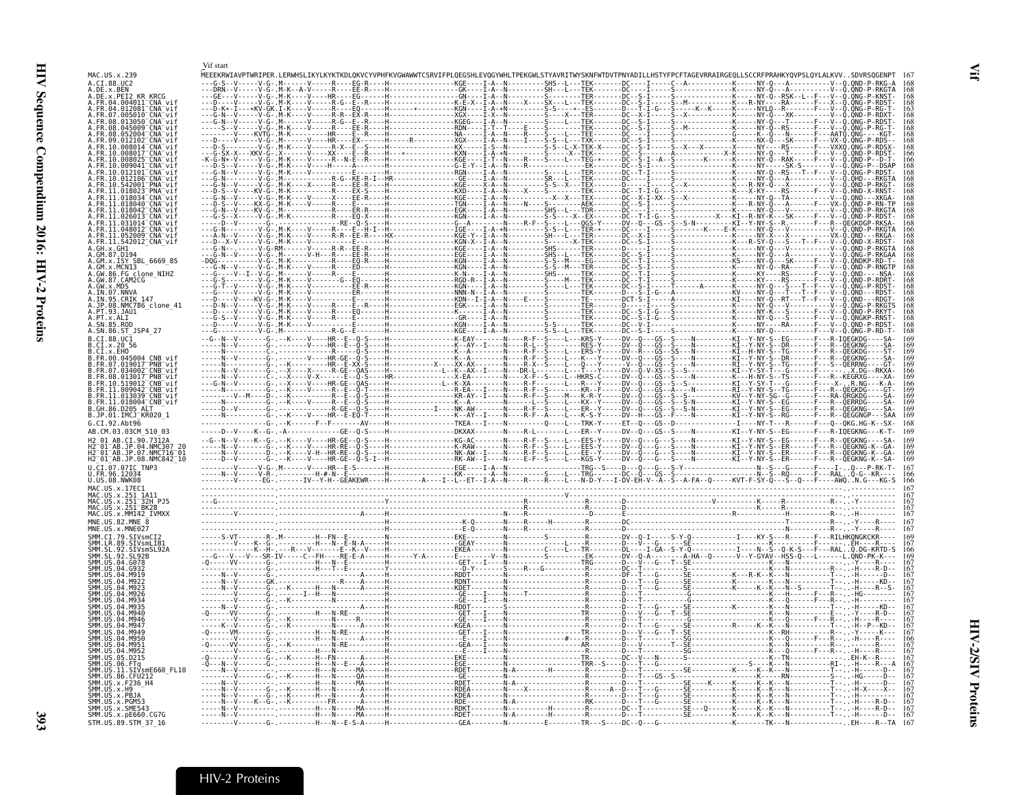Vif start

```
MAC.US.x.239                 MEEEKRWIAVPTWRIPER.LERWHSLIKYLKYKTKDLQKVCYVPHFKVGWAWWTCSRVIFPLQEGSHLEVQGYWHLTPEKGWLSTYAVRITWYSKNFWTDVTPNYADILLHSTYFPCFTAGEVRRAIRGEQLLSCCRFPRAHKYQVPSLQYLALKVV..SDVRSQGENPT 167
A.CI.88.UC2                  168
A.DE.x.BEN                   168
A.DE.x.PEI2_KR_KRCG          168
A.FR.04.004011_CNA_vif       168
A.FR.04.012081_CNA_vif       168
A.FR.07.005010_CNA_vif       168
A.FR.08.013050_CNA_vif       168
A.FR.08.045009_CNA_vif       168
A.FR.08.052004_CNA_vif       168
A.FR.09.012102_CNA_vif       168
A.FR.10.008014_CNA_vif       168
A.FR.10.008017_CNA_vif       168
A.FR.10.008025_CNA_vif       166
A.FR.10.009041_CNA_vif       168
A.FR.10.012101_CNA_vif       168
A.FR.10.012106_CNA_vif       168
A.FR.10.542001_PNA_vif       168
A.FR.11.018023_PNA_vif       168
A.FR.11.018034_CNA_vif       168
A.FR.11.018040_CNA_vif       168
A.FR.11.018042_CNA_vif       168
A.FR.11.026013_CNA_vif       168
A.FR.11.031014_CNA_vif       166
A.FR.11.048012_CNA_vif       168
A.FR.11.052009_CNA_vif       168
A.FR.11.542012_CNA_vif       168
A.GH.x.GH1                   168
A.GM.87.D194                 168
A.GM.x.ISY_SBL_6669_85       168
A.GM.x.MCN13                 168
A.GW.86.FG_clone_NIHZ        168
A.GW.87.CAM2CG               168
A.GW.x.MDS                   168
A.IN.07.NNVA                 163
A.IN.95.CRIK_147             168
A.JP.08.NMC786_clone_41      168
A.PT.93.JAU1                 168
A.PT.x.ALI                   168
A.SN.85.ROD                  168
A.SN.86.ST_JSP4_27           168
B.CI.88.UC1                  169
B.CI.x.20_56                 169
B.CI.x.EHO                   169
B.FR.00.045004_CNB_vif       169
B.FR.07.019017_PNB_vif       169
B.FR.07.034002_CNB_vif       166
B.FR.08.013017_PNB_vif       169
B.FR.10.519012_CNB_vif       169
B.FR.11.009042_CNB_vif       169
B.FR.11.013039_CNB_vif       169
B.FR.11.018004_CNB_vif       169
B.GH.86.D205_ALT             169
B.JP.01.IMCJ_KR020_1         169
G.CI.92.Abt96                169
AB.CM.03.03CM_510_03         169
H2_01_AB.CI.90.7312A         169
H2_01_AB.JP.04.NMC307_20     169
H2_01_AB.JP.07.NMC716_01     169
H2_01_AB.JP.08.NMC842_10     169
U.CI.07.07IC_TNP3            167
U.FR.96.12034                166
U.US.08.NWK08                166
MAC.US.x.17EC1               167
MAC.US.x.251_1A11            167
MAC.US.x.251_32H_PJ5         167
MAC.US.x.251_BK28            167
MAC.US.x.MM142_IVMXX         167
MNE.US.82.MNE_8              167
MNE.US.x.MNE027              167
SMM.CI.79.SIVsmCI2           169
SMM.LR.89.SIVsmLIB1          167
SMM.SL.92.SIVsmSL92A         166
SMM.SL.92.SL92B              169
SMM.US.04.G078               167
SMM.US.04.G932               167
SMM.US.04.M919               167
SMM.US.04.M922               167
SMM.US.04.M923               167
SMM.US.04.M926               167
SMM.US.04.M934               167
SMM.US.04.M935               167
SMM.US.04.M940               167
SMM.US.04.M946               167
SMM.US.04.M947               167
SMM.US.04.M949               167
SMM.US.04.M950               166
SMM.US.04.M951               167
SMM.US.04.M952               167
SMM.US.05.D215               167
SMM.US.06.FTq                167
SMM.US.11.SIVsmE660_FL10     167
SMM.US.86.CFU212             167
SMM.US.x.F236_H4             167
SMM.US.x.H9                  167
SMM.US.x.PBJA                167
SMM.US.x.PGM53               167
SMM.US.x.SME543              167
SMM.US.x.pE660.CG7G          167
STM.US.89.STM_37_16          167
```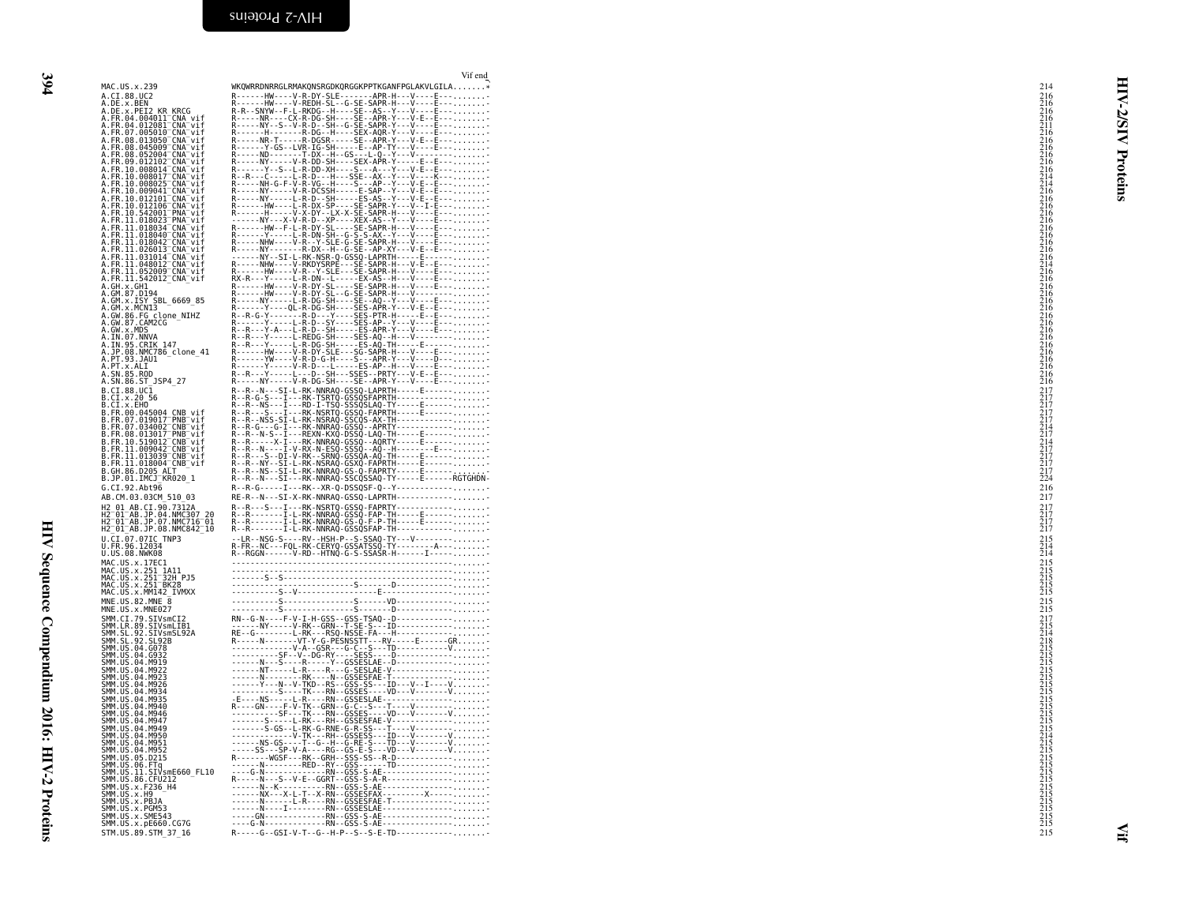Vif end

```
MAC.US.x.239                WKQWRRDNRRGLRMAKQNSRGDKQRGGKPPTKGANFPGLAKVLGILA.......*    214
A.CI.88.UC2                 R------HW----V-R-DY-SLE-------APR-H---V----E----------   216
A.DE.x.BEN                  R------HW----V-REDH-SL--G-SE-SAPR-H---V----E----------   216
A.DE.x.PEI2_KR_KRCG         R-R--SNYW--F-L-RKDG--H----SE--AS--Y---V----E----------   216
A.FR.04.004011_CNA_vif      R-----NR----CX-R-DG-SH----SE--APR-Y---V-E--E----------   216
A.FR.04.012081_CNA_vif      R-----NY--S--V-R-D--SH--G-SE-SAPR-Y---V----E----------   216
A.FR.07.005010_CNA_vif      R------H-------R-DG--H----SEX-AQR-Y---V----E----------   211
A.FR.08.013050_CNA_vif      R-----NR-T-----R-DGSR-----SE--APR-Y---V-E--E----------   216
A.FR.08.045009_CNA_vif      R------Y-GS--LVR-IG-SH-----E--AP-TY---V----E----------   216
A.FR.08.052004_CNA_vif      R-----ND-------T-DX--H--GS---L-Q--Y---V---------------   216
A.FR.09.012102_CNA_vif      R-----NY-----V-R-DD-SH----SEX-APR-Y-----E--E----------   216
A.FR.10.008014_CNA_vif      R------Y--S--L-R-DD-XH----S---A---Y---V-E--E----------   216
A.FR.10.008017_CNA_vif      R--R---C-----L-R-D---H----SSE--AX--Y---V----K---------   214
A.FR.10.008025_CNA_vif      R-----NH-G-F-V-R-VG--H----S---AP--Y---V-E--E----------   214
A.FR.10.009041_CNA_vif      R-----NY-----V-R-DCSSH-----E-SAP--Y---V-E--E----------   216
A.FR.10.012101_CNA_vif      R-----NY-----L-R-D--SH-----ES-AS--Y---V-E--E----------   216
A.FR.10.012106_CNA_vif      R------HW----L-R-DX-SP----SE-SAPR-Y---V--I-E----------   216
A.FR.10.542001_PNA_vif      R------H-----V-X-DY--LX-X-SE-SAPR-H---V----E----------   216
A.FR.11.018023_PNA_vif      ------NY---X-V-R-D--XP----XEX-AS--Y---V----E----------   216
A.FR.11.018034_CNA_vif      R------HW--F-L-R-DY-SL----SE-SAPR-H---V----E----------   216
A.FR.11.018040_CNA_vif      R------Y-----L-R-DN-SH--G-S-S-AX--Y---V----E----------   216
A.FR.11.018042_CNA_vif      R-----NHW----V-R--Y-SLE-G-SE-SAPR-H---V----E----------   216
A.FR.11.026013_CNA_vif      R-----NY-------R-DX--H--G-SE--AP-XY---V-E--E----------   216
A.FR.11.031014_CNA_vif      ------NY--SI-L-RK-NSR-Q-GSSQ-LAPRTH-----E-------------   216
A.FR.11.048012_CNA_vif      R-----NHW----V-RKDYSRPE---SE-SAPR-H---V-E--E----------   214
A.FR.11.052009_CNA_vif      R------HW----V-R--Y-SLE---SE-SAPR-H---V----E----------   216
A.FR.11.542012_CNA_vif      RX-R---Y-----L-R-DN--L-----EX-AS--H---V----E----------   216
A.GH.x.GH1                  R------HW----V-R-DY-SL----SE-SAPR-H---V----E----------   216
A.GM.87.D194                R------HW----V-R-DY-SL--G-SE-SAPR-H---V---------------   216
A.GM.x.ISY_SBL_6669_85      R-----NY-----L-R-DG-SH----SE--AQ--Y---V----E----------   216
A.GM.x.MCN13                R------Y----QL-R-DG-SH----SSE-APR-Y---V-E--E----------   216
A.GW.86.FG_clone_NIHZ       R--R-G-Y-------R-D---Y----SES-PTR-H-----E--E----------   216
A.GW.87.CAM2CG              R------Y-----L-R-D--SY----SES-AP--Y---V----E----------   216
A.GW.x.MDS                  R--R---Y-A---L-R-D--SH-----ES-APR-Y---V----E----------   216
A.IN.07.NNVA                R--R---Y-----L-REDG-SH----SES-AQ--H---V---------------   216
A.IN.95.CRIK_147            R--R---Y-----L-R-DG-SH-----ES-AQ-TH-----E-------------   216
A.JP.08.NMC786_clone_41     R------HW----V-R-DY-SLE---SE-SAPR-H---V----E----------   216
A.PT.93.JAU1                R------YW----V-R-D-G-H----S---APR-Y---V----D----------   216
A.PT.x.ALI                  R------Y-----V-R-D---L-----ES-AP--H---V----E----------   216
A.SN.85.ROD                 R--R---Y-----L---D--SH---SSES--PRTY---V-E--E----------   216
A.SN.86.ST_JSP4_27          R-----NY-----V-R-DG-SH----SE--APR-Y---V----E----------   216
B.CI.88.UC1                 R--R--N---SI-L-RK-NNRAQ-GSSQ-LAPRTH-----E-------------   217
B.CI.x.20_56                R--R-G-S---I---RK-TSRTQ-GSSQSFAPRTH-------------------   217
B.CI.x.EHO                  R--R--NS---I---RD-I-TSQ-SSSQSLAQ-TY-----E-------------   217
B.FR.00.045004_CNB_vif      R--R---S---I---RK-NSRTQ-GSSQ-FAPRTH-----E-------------   217
B.FR.07.019017_PNB_vif      R--R--NSS-SI-L-RK-NSRAQ-SSCQS-AX-TH-------------------   217
B.FR.07.034002_CNB_vif      R--R-G---G-I---RK-NNRAQ-GSSQ--APRTY-------------------   214
B.FR.08.013017_PNB_vif      R--R--N-S--I---REXN-KXQ-DSSQ-LAQ-TH-----E-------------   217
B.FR.10.519012_CNB_vif      R--R-----X-I---RK-NNRAQ-GSSQ--AQRTY-----E-------------   214
B.FR.11.009042_CNB_vif      R--R--N-----I-V-RX-N-ESQ-SSSQ--AQ--H-------E----------   217
B.FR.11.013039_CNB_vif      R--R---S--DI-V-RK--SRNQ-GSSQA-AQ-TH-----E-------------   217
B.FR.11.018004_CNB_vif      R--R--NY--SI-L-RK-NSRAQ-GSXQ-FAPRTH-----E-------------   217
B.GH.86.D205_ALT            R--R--NS--SI-L-RK-NNRAQ-GS-Q-FAPRTY-----E-------------   217
B.JP.01.IMCJ_KR020_1        R--R--N---SI---RK-NNRAQ-SSCQSSAQ-TY-----E------RGTGHDN-   224
G.CI.92.Abt96               R--R-G-----I---RK--XR-Q-DSSQSF-Q--Y-------------------   216
AB.CM.03.03CM_510_03        RE-R--N---SI-X-RK-NNRAQ-GSSQ-LAPRTH-------------------   217
H2_01_AB.CI.90.7312A        R--R---S---I---RK-NSRTQ-GSSQ-FAPRTY-------------------   217
H2_01_AB.JP.04.NMC307_20    R--R-------I-L-RK-NNRAQ-GSSQ-FAP-TH-----E-------------   217
H2_01_AB.JP.07.NMC716_01    R--R-------I-L-RK-NNRAQ-GS-Q-F-P-TH-----E-------------   217
H2_01_AB.JP.08.NMC842_10    R--R-------I-L-RK-NNRAQ-GSSQSFAP-TH-------------------   217
U.CI.07.07IC_TNP3           --LR--NSG-S----RV--HSH-P--S-SSAQ-TY---V---------------   215
U.FR.96.12034               R-FR--NC---FQL-RK-CERYQ-GSSATSSQ-TY--------A----------   214
U.US.08.NWK08               R--RGGN------V-RD--HTNQ-G-S-SSASR-H------I------------   214
MAC.US.x.17EC1              ------------------------------------------------------   215
MAC.US.x.251_1A11           ------------------------------------------------------   215
MAC.US.x.251_32H_PJ5        -------S--S-------------------------------------------   215
MAC.US.x.251_BK28           -----------------------------S-------D----------------   215
MAC.US.x.MM142_IVMXX        ----------S--V-----------------E----------------------   215
MNE.US.82.MNE_8             ----------S------------------S-------VD---------------   215
MNE.US.x.MNE027             ----------S------------------S-------D----------------   215
SMM.CI.79.SIVsmCI2          RN--G-N----F-V-I-H-GSS--GSS-TSAQ--D-------------------   217
SMM.LR.89.SIVsmLIB1         ------NY-----V-RK--GRN--T-SE-S---ID-------------------   215
SMM.SL.92.SIVsmSL92A        RE--G--------L-RK---RSQ-NSSE-FA---H-------------------   214
SMM.SL.92.SL92B             R------N------VT-Y-G-PESNSSTT---RV------E-------GR.....   218
SMM.US.04.G078              -------------V-A--GSR---G-C--S---TD-----------V-------   215
SMM.US.04.G932              ----------SF--V--DG-RY----SESS----D-------------------   215
SMM.US.04.M919              ------N---S-----R-----Y--GSSESLAE--D------------------   215
SMM.US.04.M922              ------NT------L-R-----R---G-SESLAE-V------------------   215
SMM.US.04.M923              ------N-----------RK----N--GSSESFAE-T-----------------   215
SMM.US.04.M926              ------Y----N--V-TKD--RS--GSS-SS---ID---V--I----V------   215
SMM.US.04.M934              ----------S-----TK---RN--GSSES----VD---V-------V------   215
SMM.US.04.M935              -E----NS------L-R-----RN--GSSESLAE--------------------   215
SMM.US.04.M940              R-----GN-----F-V-TK--GRN--G-C---S---T-----V-----------   215
SMM.US.04.M946              ----------SF---TK---RN--GSSES----VD---V-------V-------   215
SMM.US.04.M947              -------S------L-RK---RH--GSSESFAE-V-------------------   215
SMM.US.04.M949              ---------S-GS--L-RK-G-RNE-G-R-SS---T---V--------------   215
SMM.US.04.M950              -------------V-TK---RH--GSSESS---ID---V-------V-------   214
SMM.US.04.M951              ------NS-GS----T--G--H--G-RE-S---TD---V-------V-------   215
SMM.US.04.M952              -----SS---SP-V-A----RG--GS-E-S---VD---V-------V-------   215
SMM.US.05.D215              R-------WGSF---RK--GRH--SSS-SS--R-D-------------------   215
SMM.US.06.FTq               ------N--------RED--RY--GSS------TD-------------------   215
SMM.US.11.SIVsmE660_FL10    ----G-N---------------RN--GSS-S-AE--------------------   215
SMM.US.86.CFU212            R-----N---S--V-E--GGRT--GSS-S-A-R---------------------   215
SMM.US.x.F236_H4            ------N--K-----------RN--GSS-S-AE---------------------   215
SMM.US.x.H9                 ------NX---X-L-T--X-RN--GSSESFAX-----------X----------   215
SMM.US.x.PBJA               ------N-------L-R-----RN--GSSESFAE-T------------------   215
SMM.US.x.PGM53              ------N-----I---------RN--GSSESLAE--------------------   215
SMM.US.x.SME543             ------GN--------------RN--GSS-S-AE--------------------   215
SMM.US.x.pE660.CG7G         ----G-N---------------RN--GSS-S-AE--------------------   215
STM.US.89.STM_37_16         R-----G--GSI-V-T--G--H-P--S--S-E-TD-------------------   215
```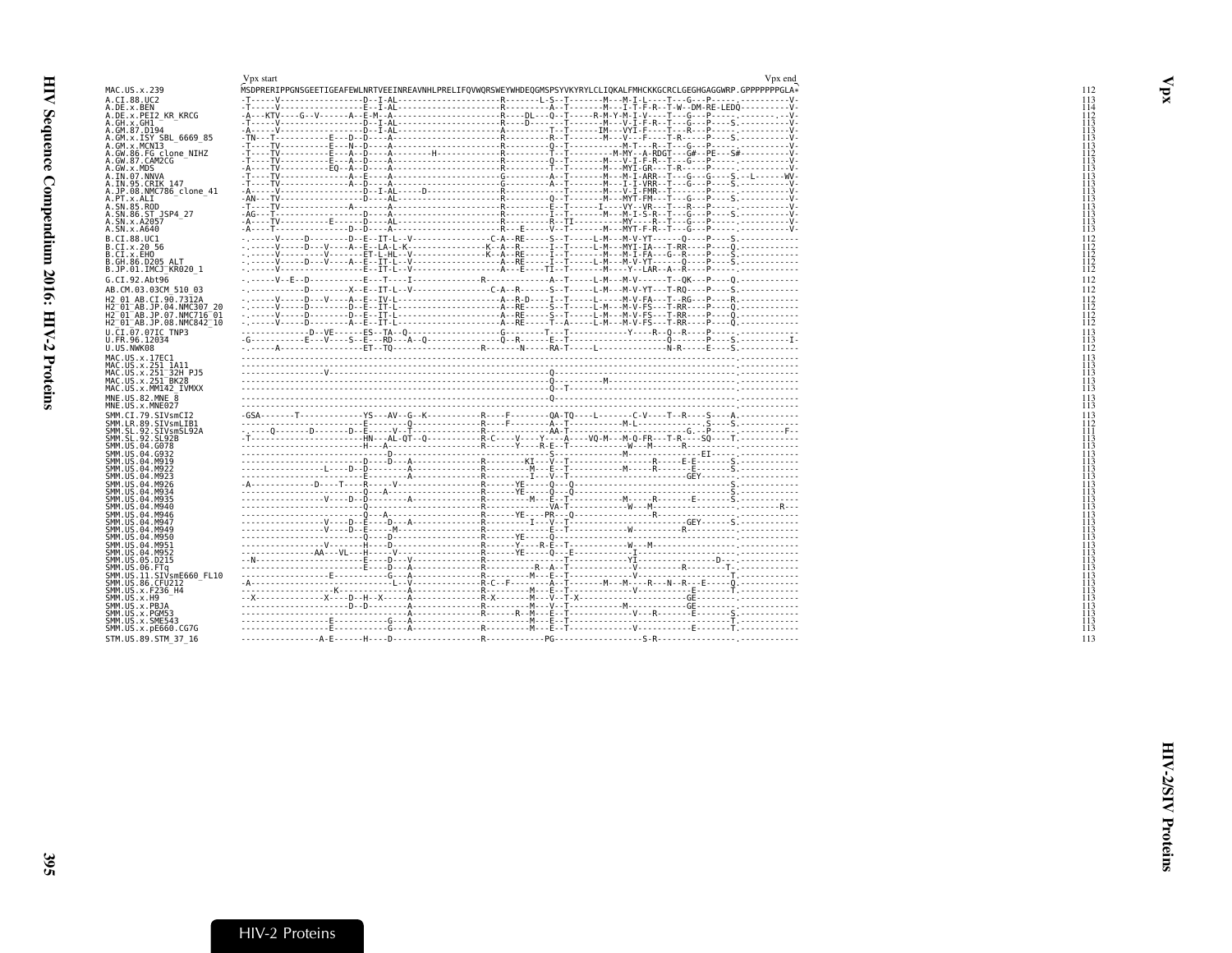```
                          Vpx start                                                                                                    Vpx end
MAC.US.x.239              MSDPRERIPPGNSGEETIGEAFEWLNRTVEEINREAVNHLPRELIFQVWQRSWEYWHDEQGMSPSYVKYRYLCLIQKALFMHCKKGCRCLGEGHGAGGWRP.GPPPPPPPGLA*   112
A.CI.88.UC2               -T-----V------------------D--I-AL---------------------R--------L-S--T-------M---M-V-I-L---T---G---P-------.---------V-   113
A.DE.x.BEN                -T-----V------------------E--I-AL---------------------R----------A--T-------M---I-T-F-R--T-W--DM-RE-LEDQ-.---------V-   114
A.DE.x.PEI2_KR_KRCG       -A---KTV-----G--V-------A--E-M--A---------------------R-----DL----Q--T------R-M-Y-M-I-V---T---G---P-------.---------V-   112
A.GH.x.GH1                -T-----V------------------D--I-AL---------------------R-----D-----T--T-------M---V-I-F-R--T---G---P-----S.---------V-   113
A.GM.87.D194              -A-----V------------------D--I-AL---------------------A----------T--T-------IM---VYI-F---T---R---P-------.---------V-   113
A.GM.x.ISY_SBL_6669_85    -TN---T---------E----D--D----A------------------------R----------R--T-------M---V---F---T-R-----P-----S.---------V-   113
A.GM.x.MCN13              -T-----TV-----------N---D----A------------------------R----------Q--T-----------M-T---R--T---G---P-------.---------V-   113
A.GW.86.FG_clone_NIHZ     -T-----TV---------E---A--D----A---------H-------------R----------T--T--------M-MY--A-RDGT---G#--PE---S#.---------V-   112
A.GW.87.CAM2CG            -T-----TV---------E---A--D----A-----------------------R----------Q--T-------M---V-I-F-R--T---G---P-------.---------V-   113
A.GW.x.MDS                -A-----TV---------EQ--A--D----A-----------------------R----------T--T-------M---MYI-GR---T-R-----P-------.---------V-   113
A.IN.07.NNVA              -T-----TV-------------A--E----A-----------------------G----------A--T-------M---M-I-ARR--T---G---G-----S.--L------WV-  113
A.IN.95.CRIK_147          -T-----TV-------------A--D----A-----------------------G----------A--T-------M---I-I-VRR--T---G---P-----S.---------V-   113
A.JP.08.NMC786_clone_41   -A-----V------------------D--I-AL-----D---------------R-----------------T---M---V-I-FMR--T---------P-------.---------V-   113
A.PT.x.ALI                -AN---TV-------------D----AL--------------------------R----------Q--T-------M---MYT-FM---T---G---P-----S.---------V-   113
A.SN.85.ROD               -T-----TV------------A----A---------------------------R----------E--T-------I----VY--VR---T---R---P-------.---------V-   113
A.SN.86.ST_JSP4_27        -AG---T--------------D----A---------------------------R----------I--T-------M---M-I-S-R--T---G---P-----S.---------V-   113
A.SN.x.A2057              -A-----TV-----------E------D----AL--------------------R----------R--TI-----------MY----R--T---G---P-------.---------V-   113
A.SN.x.A640               -A-----T-------------D--D----A------------------------R-----E-----V--T-------M---MYT-F-R--T---GE--P-------.---------V-   113
B.CI.88.UC1               -.------V-----D--------D--E--IT-L--V------------------C-A--RE------S--T------L-M---M-V-YT-------Q----P-----S.-----------   112
B.CI.x.20_56              -.------V-----D---V-----A--E--LA-L-K------------------K--A--R------I--T------L-M---MYI-IA---T-RR-----P----Q.-----------   112
B.CI.x.EHO                -.------V-----------V-----ET-L-HL--V------------------K--A--RE------I--T------M---M-I-FA---G--R----P-----S.-----------   112
B.GH.86.D205_ALT          -.------V-----D---V-----A--E--IT-L--V-----------------A--RE------I--T------L-M---M-V-YT-------Q----P-----E.-----------   112
B.JP.01.IMCJ_KR020_1      -.------V-----------------E--IT-L--V------------------A---E-----TI--T-------M-----Y--LAR--A--R----P-----S.-----------   112
G.CI.92.Abt96             -.------V--E--D-----------E---T----I------------R-----------------A--T-----L-M---M-V-------T--QK---P----Q.-----------   112
AB.CM.03.03CM_510_03      -.------------D---------X--E--IT-L--V-----------------C-A--R------S--T------L-M---M-V-YT---T-RQ----P-----S.-----------   112
H2_01_AB.CI.90.7312A      -.------V-----D---V-----A--E--IV-L--------------------A--R-D-----I--T------L-----M-V-FA---T--RG---P-----R.-----------   112
H2_01_AB.JP.04.NMC307_20  -.------V-----D---------D--E--IT-L--------------------A--RE------S--T------L-M---M-V-FS---T-RR-----P----Q.-----------   112
H2_01_AB.JP.07.NMC716_01  -.------V-----D---------D--E--IT-L--------------------A--RE------S--T------L-M---M-V-FS---T-RR-----P----Q.-----------   112
H2_01_AB.JP.08.NMC842_10  -.------V-----D---------A--E--IT-L--------------------A--RE-----T--A------L-M---M-V-FS---T-RR-----P----Q.-----------   112
U.CI.07.07IC_TNP3         -------------D--VE------ES--TA--Q---------------------G----------T-----T-----------Y-----R--Q--R---P-------.-----------   113
U.FR.96.12034             -G----------E---V----S--E---RD---A--Q-----------------Q--R-------E--T-----------------------Q------P-----S.---------I-   113
U.US.NWK08                -.------A-----------------ET--TQ--------------------R--------N------RA-T------L---------------N-R------E----S.-----------   112
MAC.US.x.17EC1            ------------------------------------------------------------------------------------------------------------------.-----------   113
MAC.US.x.251_1A11         ------------------------------------------------------------------------------------------------------------------.-----------   113
MAC.US.x.251_32H_PJ5      ------------------V----------------------------------------------Q-------------------------------------------------.-----------   113
MAC.US.x.251_BK28         -----------------------------------------------------------------Q---------M-----------------------------------------.-----------   113
MAC.US.x.MM142_IVMXX      -----------------------------------------------------------------Q--T----------------------------------------------.-----------   113
MNE.US.82.MNE_8           -----------------------------------------------------------------Q-------------------------------------------------.-----------   113
MNE.US.x.MNE027           ------------------------------------------------------------------------------------------------------------------.-----------   113
SMM.CI.79.SIVsmCI2        -GSA-------T-------------YS---AV--G--K-----------R-----F---------QA-TQ-----L-------C-V----T--R-----S-----A.-----------   113
SMM.LR.89.SIVsmLIB1       ------------------------E---------Q-----------------R-----F---------A--T-----------M-L--------------S-----S.-----------   112
SMM.SL.92.SIVsmSL92A      -.-----Q-------D--------D--E------V--T---------------R---------------AA-T-----------------------------G.--P------.----------F--  111
SMM.SL.92.SL92B           -T----------------------HN---AL-QT--Q-------------R-C----V-----Y---A-----VQ-M---M-Q-FR---T-R-----SQ----T.-----------   113
SMM.US.04.G078            ------------------------H---A--------------------R-------Y-----R-E--T-----------W---M----R-----------.-----------   113
SMM.US.04.G932            -------------------------D----------------------------------------S--------------M-----------------EI-------.-----------   113
SMM.US.04.M919            -------------------------D------D---A-----------R------------KI----V--T-----------------R-----E-E--------S.-----------   113
SMM.US.04.M922            ------------------L-----D--D--------A-----------R----------M----E--T-----------M------R--------E--------S.-----------   113
SMM.US.04.M923            -------------------------E-----------A-----------R-----------I----V--T-------------------------GEY-------S.-----------   113
SMM.US.04.M926            -A--------------D-----T-----R------V-------------R-----------YE-----Q--Q--------------------------------S.-----------   113
SMM.US.04.M934            ------------------------------Q---A-------------R-----------YE-----Q--Q-------------------------------S.-----------   113
SMM.US.04.M935            ------------------V-----D--D---------A-----------R------------M----E--T-------------M-----R-------E--------S.-----------   113
SMM.US.04.M940            -------------------------------------------------R-------------------VA-T-----------W---M------------------.--------R---  113
SMM.US.04.M946            -------------------------Q----A-------------------R-----------YE-----PR---Q----------------R--------------.-----------   113
SMM.US.04.M947            ------------------V-----D--E-------D---A----------R-----------I----V--T-------------------------GEY-------S.-----------   113
SMM.US.04.M949            ------------------V-----D--E------M---------------R-------------------E--T-------------W------------R-----------.-----------   113
SMM.US.04.M950            -------------------------D----------D-------------R-----------YE-----Q--------------------------------------.-----------   113
SMM.US.04.M951            ------------------V-----H------D----------------R-----------Y-----R-E--T------------W----M-------------------.-----------   113
SMM.US.04.M952            ---------------AA---VL---H-------V--------------R-----------YE-----Q---E------------I--------------------------.-----------   113
SMM.US.05.D215            --N---------------------D--------V--------------R----------------------T-------------YI------------------D----.-----------   113
SMM.US.06.FTq             ------------------------E-----D-----A------------R--------------R--A--T---------------V-----------R--------T-.-----------   113
SMM.US.11.SIVsmE660_FL10  ------------------E-------------G-----A-----------R----------M----E--T--------------V----------------------T.-----------   113
SMM.US.86.CFU212          -A----------------------------L--V-------------R-C--F---------A--T-------M---M----R---N--R---E------Q.-----------   113
SMM.US.x.F236_H4          ------------------K-------------------A-----------R----------M----E--T---------------V--------------E-------T.-----------   113
SMM.US.x.H9               --X------------------X----D--H--X------A----------R-X--------M----V--T-X--------------------------GE-------.-----------   113
SMM.US.x.PBJA             ------------------------D--D---------A-----------R----------M----V--T-------------M--------------GE-------.-----------   113
SMM.US.x.PGM53            -------------------------------------A-----------R-------R--M----E--T--------------V---R-------E------S.-----------   113
SMM.US.x.SME543           ------------------E-----------G-----A-----------------------M----E--T-------------------------------------T.-----------   113
SMM.US.x.pE660.CG7G       ------------------E-----------G-----A-----------R----------M----E--T---------------V--------------E-------T.-----------   113
STM.US.89.STM_37_16       ----------------A-E-------H-----D------------------R------------PG--------------------S-R---------------------.-----------   113
```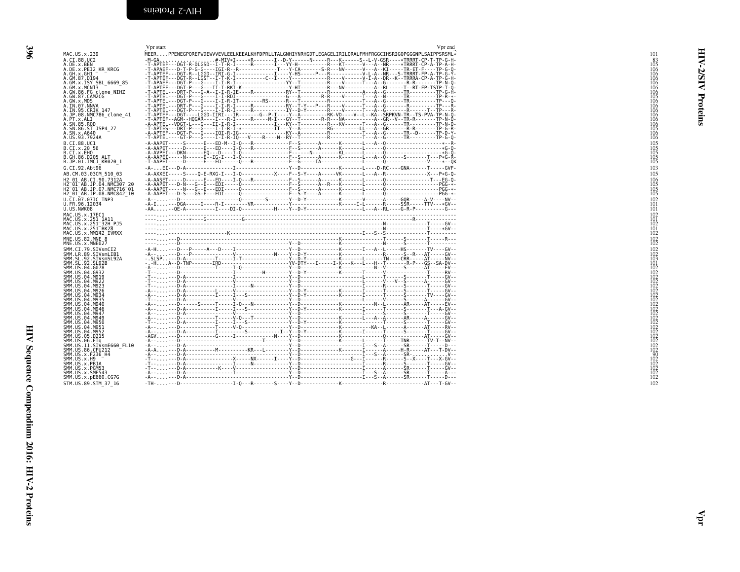# Vpr

Vpr start … Vpr end

```
MAC.US.x.239              MEER....PPENEGPQREPWDEWVVEVLEELKEEALKHFDPRLLTALGNHIYNRHGDTLEGAGELIRILQRALFMHFRGGCIHSRIGQPGGGNPLSAIPPSRSML*   101
A.CI.88.UC2               -M-GA...................#-MIV*I----*R-------I--D-Y------N-----R---K------S--L-V-GSR----*TRRRT-CP-T-TP-G-H-   83
A.DE.x.BEN                -T-APTEF---DGT-R-DLGSD--I-T-R-I-----R-------I---YY-H----------R---KT------V---A--NR----*TRRRT-CP-A-TP-A-H-   105
A.DE.x.PEI2_KR_KRCG       -T-APAEF---D-T-P-G-G---IGI-R--R-------------T---Y-CA-------S-R---NV------V---A--KI----TR-ET-F----TP-G-Q-   106
A.GH.x.GH1                -T-APTEF---DGT-R--LGGD--IRI-G-I-------------I---Y-HS-----P---R-----------V-L-A--NR---S-TRRRT-FP-A-TP-G-Y-   106
A.GM.87.D194              -T-APTEF---DGT-R--LGST--I-T-K-I----------C--I----Y---------------R-----V------V-I-A--DR--K--TRRRA-CP-A-TP-G-H-   106
A.GM.x.ISY_SBL_6669_85    -T-APAEF---DGT-P---G----I-I-R-I-----------------YY--T----------R-----V------T---A--G-------R-R-------TP-N-Q-   106
A.GM.x.MCN13              -T-APTEF---DGT-P---G---II-I-RKI-K--------------Y-HT---------R---NV----------A--RL-----T--RT-FP-TSTP-T-Q-   106
A.GW.86.FG_clone_NIHZ     -T-APTEL---DRT-P---G-A--I-I-R-IE----R-------------RY--T---------R-----------A---A--G------TR---------TP-G-H-   106
A.GW.87.CAM2CG            -T-APTEL---DGT-P---G----I-I-RDI--------------------G----A-------R-R-----V------T---A--N------TR---------TP-R-*-   105
A.GW.x.MDS                -T-APTEL---DGT-P---G----I-I-R-IT--------RS-------R---T---------R-----------T---A--G------TR---------TP---Q-   106
A.IN.07.NNVA              -T-APTEL---DRT-P---G----I-I-R-I-----R-------------RY--T-Y---P---R-----V------T---A--G------R----------TP---R-   106
A.IN.95.CRIK_147          -T-APTEL---DGT-P---G----I-I-R-I-----R-------------IY--D-Y-------R-----V------T---A--G------R-------T-TP---R-   106
A.JP.08.NMC786_clone_41   -T-APTEF---DGT----LGGD-IIRI---IR-------G--P-I----Y--A----------RK-VD----V--L--KA--SRPKVN-TR--TS-PVA-TP-N-Q-   106
A.PT.x.ALI                -T-APTEF--AGM--HQGAR----I---R-I-----R-----M-I---GY--T-------R-R---NA-----------A--GR--V--TR-R-------TP-N-Q-   106
A.SN.85.ROD               -A-APTEL--VDGT-L---G---II-I-R-I-------------I---KY--T---------R---KV------T---A--G------TR---------TP-N-Q-   106
A.SN.86.ST_JSP4_27        -T-APTES---DRT-P---G----I-T-R-I-*-----------IT---Y--A----------RG---------LL---A--GR------R-R-------TP-G-R-   105
A.SN.x.A640               -A-APTEF---DGT-P---G-----IQI-R-IG--------------KY--A----------R----------T---A--G------TR--D-------TP-D-Y-   106
A.US.93.7924A             -T-APTEL---GT-P---G-----I-I-R-IQ---V----R---N--RY--T---------R----------T---A--G------TR---------TP-G-Q-   106
B.CI.88.UC1               -A-AAPET-----S------E---ED-M--I-Q---R-------------F--S------A-------K-------L---A--Q--------------------*--R-   105
B.CI.x.20_56              -A-AAPET-----D------E---ED-----I-Q---R------------F--S------A-------K-------L-------Q-------------------*G-Q-   105
B.CI.x.EHO                -A-AVPEI---DKN------EQ---D-----I-Q----------------F------N--------KL--------L-------Q-------------------*G-Q-   105
B.GH.86.D205_ALT          -A-AAPEI-----N------E---IG-I--I-Q---R-------------F--S------A-------K-------L---A--Q-------S--------T---P*G-R-   105
B.JP.01.IMCJ_KR020_1      -T-AAPET-----D------E---ED---------Q---R-----------F--G------IA-------------L-------Q------------------V----*--QK   105
G.CI.92.Abt96             -A-...EI---D-A---------------------I--------------------Y--D-------------K-------L----D-RC-----GNA------T-----GVF-   103
AB.CM.03.03CM_510_03      -A-AXXEI-----S----Q-E-RXG-I---I-Q-----------X-----F--S-Y----A------VK-------L---A--R--------------X---P*G-Q-   105
H2_01_AB.CI.90.7312A      -A-AASET-----D------E---ED-----I-Q---R------------F--S------A-------K-------L-------Q-------------T---EG-Q-   106
H2_01_AB.JP.04.NMC307_20  -A-AAPET---D-N---G--E---EDI-------Q----------------F--S------A--R---K-------L-------Q-------------------PGG-*-   105
H2_01_AB.JP.07.NMC716_01  -A-AAPET-----N---G--E---EDI-------Q----------------F--S------A-------K-------L-------Q-------------------PGG-*-   105
H2_01_AB.JP.08.NMC842_10  -A-AAPET---D-S---GS-E---EDI-------Q----------------F--S------A-------K-------L-------Q-------------------PGG-*-   105
U.CI.07.07IC_TNP3         -A-......---D-------------------Q-------S--------Y--D-Y-------------K-------V------A-----GQR------A-V----NV--   102
U.FR.96.12034             -A-I.....---DGA-----G----R-I-----------VR-----------Y------------------K-----I-L-------R------SSR-----TTV----*GV--   101
U.US.NWK08                -AA......--QE-A--------------I-----DI-Q-----------H----Y--D-Y------------------L---A--RL----G-R-P-----------G---   101
MAC.US.x.17EC1            ----....-----------------------------------------------------------------------------------------------   102
MAC.US.x.251_1A11         ----....------------*----G-------------------G--------------------------------------------R-----------   101
MAC.US.x.251_32H_PJ5      ----....----------------------------------------------------------------------------------N----------T-----GV--   102
MAC.US.x.251_BK28         ----....----------------------------------------------------------------------------------N----------T-----*GV--   101
MAC.US.x.MM142_IVMXX      ----....------------------------K------------------------------------------I---S--S--------------T---------   102
MNE.US.82.MNE_8           ----....---D-------------------------------------------------------------K-------------------T------S-------T------R---   102
MNE.US.x.MNE027           ----....---D------------------------------------------Y--D----------------K-------------N-------S--------T---------   102
SMM.CI.79.SIVsmCI2        -A-H.....---D---P-----A---D----I----------------Y--D-------------K-------I---A--L-------HS------TV-----GV--   102
SMM.LR.89.SIVsmLIB1       -A-......---D---P---------------V--------------N-----Y--D-Y------------K---------------R-------S--R---AT-----GV--   102
SMM.SL.92.SIVsmSL92A      -.SLSP..---D-A-----------T-----I-T----------------Y--D-Y------------K-------L-------TN----CRR-----AT-----NV--   103
SMM.SL.92.SL92B           -.-H...A--D-TNP-------IRD---------------------YV-DTY--I-----I-K---K---L---H--T-------R-P---GS--SA-DV--   101
SMM.US.04.G078            -A-......---D-------------T-----I-Q--------------Y--D------------K-------------N--V-------S-------AT-----EV--   102
SMM.US.04.G932            -T-......---D---------------------I---------H-------Y--D-Y------------K-------T-------V-------------------T-----RV--   102
SMM.US.04.M919            -T-......---D-A-------------------I----------------Y--D------------------------L-------T-------S-------T-----GV--   102
SMM.US.04.M922            -T-......---D-A-------------------I----------------Y--D-----------------------L------V--V--S-------A-----GV--   102
SMM.US.04.M923            -T-......---D-A-------------------I-----N----------Y--D-----------------------I-------R-------S-------T-----GV--   102
SMM.US.04.M926            -A-......---D-A-------------L-----V----------------Y--D-Y------------K-------I-------T-------S-------T-----GV--   102
SMM.US.04.M934            -A-......---D-A-------------I-----I---S------------Y--D-Y------------K-------I-------T-------S-------TV----GV--   102
SMM.US.04.M935            -T-......---D-A-------------------V----------------Y--D-----------------------L-------V-------S-------A-----GV--   102
SMM.US.04.M940            -A-......---D-------S-------T-----I-Q--N-----------Y--D------------K-----------N--L-------AR-----AT-----EV--   102
SMM.US.04.M946            -A-......---D-A-------------I-----I---S------------Y--D-Y------------K-------I-------T-------S-------T---A-GV--   102
SMM.US.04.M947            -A-......---D-A-------------------V----------------Y--D-----------------------I-------S-------S-------T-----GV--   102
SMM.US.04.M949            -A-......---D---------------T-----V-Q---T----------Y--D------------K-------L---A--A-------AR------A-----GV--   102
SMM.US.04.M950            -T-......---D-A-------------I-----I---S------------Y--D-Y------------K-------------T-------S-------T-----GV--   102
SMM.US.04.M951            -A-......---D---------------T-----V-Q--------------Y--D------------K-----------KA--L-------A-------AT-----RV--   102
SMM.US.04.M952            -A-......---D-A-------------I-----------S-------I--Y--D-Y------------K-------I-------T-------S-------T-----GV--   102
SMM.US.05.D215            -AGV.....---D---------------G-----I-----------N-----Y--D------------K-------------Q-------------AT-----GV--   102
SMM.US.06.FTq             -A-......---D-------------------------------T-------Y--D------------K-------L-------T-------TNR------TV-T--NV--   102
SMM.US.11.SIVsmE660_FL10  -A-......---D-A------------------------------------Y--D------------------------I-------R-------SR-------T-----D---   102
SMM.US.86.CFU212          -A-A.....---D-A-------------M-----------KR---L-----Y--D------------K-------I-------A-----H-R-----AT---T-DV--   102
SMM.US.x.F236_H4          -A-......---D-A------------------------------------Y--D------------------------I---S--A-------SR-.........V--   90
SMM.US.x.H9               -T-......---D-A-----------------X-----NX-------I----Y--D-----------------G---I-------R-------S--X----T---X-GV--   102
SMM.US.x.PBJA             -T-......---D-A-----------------I-----N------------Y--D------------------------I-------R-------S-------T-----GV--   102
SMM.US.x.PGM53            -T-......---D-A-----------K-----V-----------------Y--D------------------------I-------A-------SR------T-----GV--   102
SMM.US.x.SME543           -A-......---D-A-----------------I------------------Y--D------------------------I---S--A-------SR------T-----A---   102
SMM.US.x.pE660.CG7G       -A-......---D-A------------------------------------Y--D------------------------I---S--A-------SR------T-----D---   102
STM.US.89.STM_37_16       -TH-.....---D-------------------I-Q---R-------S----Y--D------------K-----------------R-------------AT---T-GV--   102
```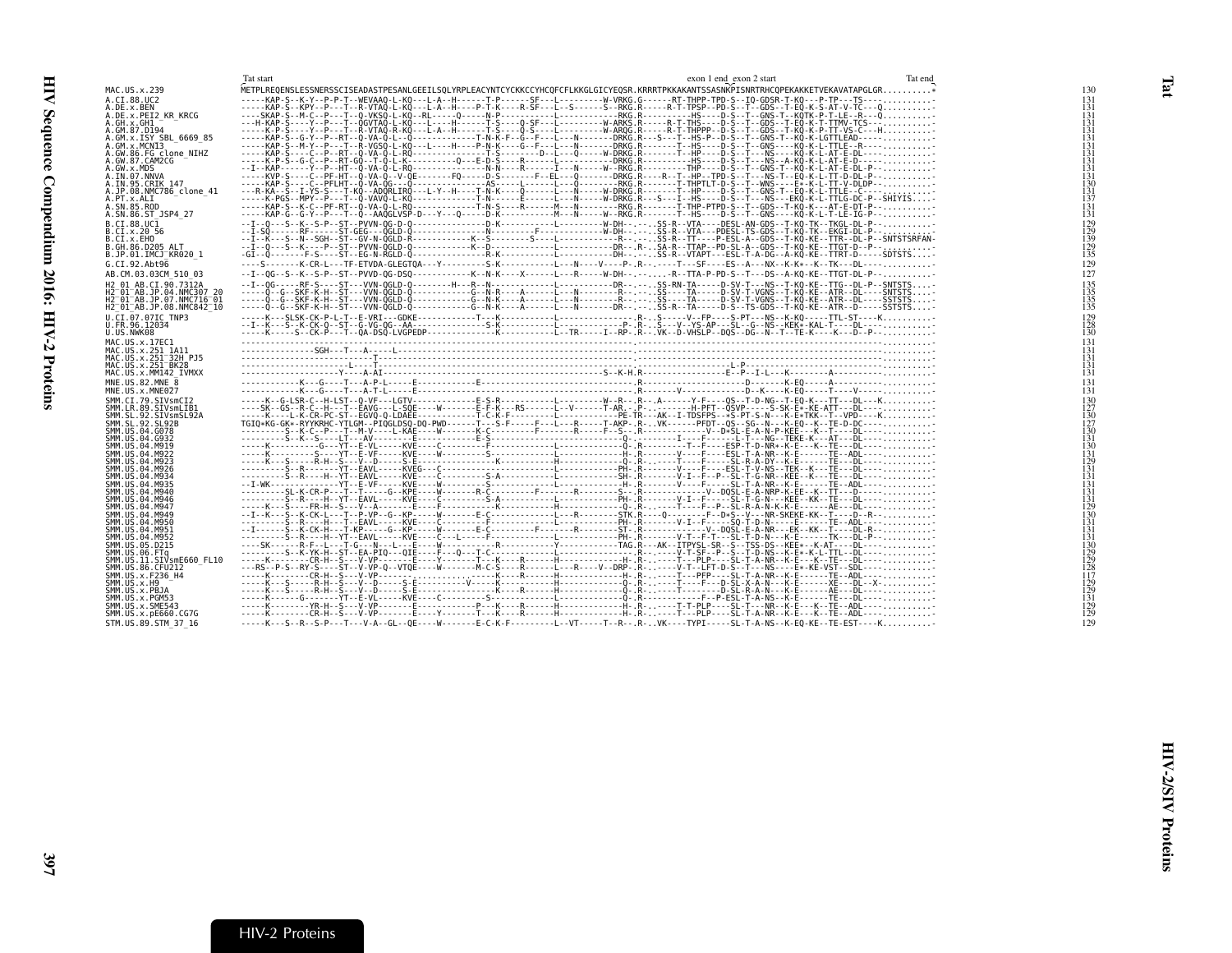```
                 Tat start                                                                              exon 1 end exon 2 start                              Tat end
MAC.US.x.239              METPLREQENSLESSNERSSCISEADASTPESANLGEEILSQLYRPLEACYNTCYCKKCCYHCQFCFLKKGLGICYEQSR.KRRRTPKKAKANTSSASNKPISNRTRHCQPEKAKKETVEKAVATAPGLGR..........*   130
A.CI.88.UC2               -----KAP-S--K-Y--P-P-T--WEVAAQ-L-KQ---L-A--H------T-P-----SF---L---------W-VRKG.G------RT-THPP-TPD-S--IQ-GDSR-T-KQ---P-TP---TS-----.........   131
A.DE.x.BEN                -----KAP-S--KPY--P---T--R-VTAQ-L-KQ---L-A--H----P-T-K----R-SF---L--S------S--RKG.R------R-T-TPSP--PD-S--T--GDS--T-EQ-K-S-AT-V-TC---Q.........   131
A.DE.x.PEI2_KR_KRCG       ----SKAP-S--M-C--P---T--Q-VKSQ-L-KQ--RL-----Q-----N-F-----------L-----------RKG.R--------HS----D-S--T--GNS-T--KQTK-P-T-LE--R---Q.........   131
A.GH.x.GH1                ---H-KAP-S----Y--P---T--QGVTAQ-L-KQ---L-----H-----T-S-----Q-SF---L---------W-ARKS.R------R-T-THS----D-S--T-GDS--T-EQ-K-T-TTMV-TCS--.........   131
A.GM.87.D194              -----K-P-S----Y--P---T--R-VTAQ-R-KQ---L-A--H------T-S-----Q-S----L---------W-ARQG.R------R-T-THPPP--D-S--T--GDS--T-KQ-K-P-TT-VS-C---H.........   131
A.GM.x.ISY_SBL_6669_85    -----KAP-S--G-Y--P--RT--Q-VA-Q-L--Q-------------T-N-K-F--G--F----L---N------DRKG.R---S---T--HS-P--D-S--T--GNS-T--KQ-K-L-GTTLEAD----.........   131
A.GM.x.MCN13              -----KAP-S--M-Y--P---T--R-VGSQ-L-KQ---L-----H-----P-N-K----G--F---L---N------DRKG.R--------T--HS----D-S--T--GNS----KQ-K-L-TTLE--R----.........   131
A.GW.86.FG_clone_NIHZ     -----KAP-S----C--P--RT--Q-VA-Q-L-KQ-------------T-S-----------D--L---Q------W-DRKG.R--------T--HP----D-S--T---NS----KQ-K-L-AT-E-DL---.........   131
A.GW.87.CAM2CG            -----K-P-S--C-P--P--RT-GQ--T-Q-L-K-----------Q---E-D-S-----R-----------------DRKG.R-----------HS----D-S--T--NS--A-KQ-K-L-AT-E-D------.........   131
A.GW.x.MDS                --I--KAP------Y--P--HT--Q-VA-Q-L-KQ------------N-N-----R-----I----N------W--RKG.R-----------THP----D-S--T--GNS-T--KQ-K-L-AT-E-DL-P--.........   131
A.IN.07.NNVA              -----KVP-S----C--PF-HT--Q-VA-Q--V-QE-------FQ-----D-S-------F--EL---Q-------DRKG.R-----R--T--HP--TPD-S--T---NS-T--EQ-K-L-TT-D-DL-P--.........   131
A.IN.95.CRIK_147          -----KAP-S----C--PFLHT--Q-VA-QG-----Q----------AS--------L--------Q-------RKG.R--------T-THPTLT-D-S--T--WNS----E*-K-L-TT-V-DLDP----.........   130
A.JP.08.NMC786_clone_41   ---R-KA--S--I-YS-S---T-KQ--ADQRLIRQ---L-Y--H-----T-N-K----Q------L---N------W-DRKG.R--------T--HP----D-S--T--GNS-T--KQ-K-L-TTLE--C----.........   131
A.PT.x.ALI                -----K-PGS--MPY--P---T--Q-VAVQ-L-KQ-------------T-N-------E------L---N------W-DRKG.R---S---I--HS----D-S--T---NS---EKQ-K-L-TTLG-DC-P--SHIYIS.....   137
A.SN.85.ROD               -----KAP-S--K-C--PF-RT--Q-VA-Q-L-RQ-------------T-N-S-----R------M---N---------RKG.R--------T-THP-PTPD-S--T--GDS--T-KQ-K---AT-E-DT-P--.........   131
A.SN.86.ST_JSP4_27        -----KAP-G--G-Y--P---T--Q--AAQGLVSP-D---Y---Q-----D-K----------M---N------W--RKG.R--------T--HS----D-S--T--GNS----KQ-K-L-T-LE-IG-P--.........   131
B.CI.88.UC1               --I--Q---S--K--S-P--ST--PVVN-QG-D-Q---------------D-K----------L----------W-DH--.-.SS-R--VTA----DESL-AN-GDS--T-KQ-TK--TKGL-DL-P--.........   129
B.CI.x.20_56              --I-SQ------RF------ST--GEG----QGLD-Q-------------N--------F---------------W-DH--.-.SS-R--VTA---PDESL-TS-GDS--T-KQ-TK--EKGI-DL-P--.........   129
B.CI.x.EHO                --I--K---S--N--SGH--ST--GV-N-QGLD-R-------------K--S-------S------------------R--.-.SS-R--TT-----P-ESL-A--GDS--T-KQ-KE--TTR--DL-P--SNTSTSRFAN-   139
B.GH.86.D205_ALT          --I--Q---S--K----P--ST--PVVN-QGLD-Q-------------K--D-------------L-----------DR--R--.SA-R--TTAP--PD-SL-A--GDS--T-KQ-KE--TTGT-D--P--.........   129
B.JP.01.IMCJ_KR020_1      -GI--Q---------F-S----ST--EG-N-RGLD-Q-------------R-K---------------L----------DH--.-.SS-R--VTAPT---ESL-T-A-DG--A-KQ-KE--TTRT-D-----SDTSTS.....   135
G.CI.92.Abt96             ----S------K-CR-L---TF-ETVDA-GLEGTQA---Y---------S-K------------L---N-----V---P-.R-.----T---SF----ES--A---NX--K-K*--K--TK---DL-------.........   129
AB.CM.03.03CM_510_03      --I--QG--S--K--S-P--ST--PVVD-QG-DSQ-----------K--N-K----X------L----R-----W-DH--.-.---R--TTA-P-PD-S--T---DS--A-KQ-KE--TTGT-DL-P--.........   127
H2_01_AB.CI.90.7312A      --I--QG-----RF-S-----ST---VVN-QGLD-Q---------H---R--N-----------L-----------DR--.-.SS-RN-TA-----D-SV-T---NS--T-KQ-KE--TTG--DL-P--SNTSTS.....   135
H2_01_AB.JP.04.NMC307_20  -----Q--G--SKF-K-H--ST---VVN-QGLD-Q-----------G--N-R----A------L----N---------R--.-.SS----TA-----D-SV-T-VGNS--T-KQ-KE--ATR--DL----SNTSTS.....   135
H2_01_AB.JP.07.NMC716_01  -----Q--G--SKF-K-H--ST---VVN-QGLD-Q-----------G--N-K----A------L----N---------R--.-.SS----TA-----D-SV-T-VGNS--T-KQ-KE--ATR--DL----SSTSTS.....   135
H2_01_AB.JP.08.NMC842_10  -----Q--G--SKF-K-H--ST---VVN-QGLD-Q-----------G--N-K----A------L----N--------DR--.-.SS-R--TA-----D-S--TS-GDS--T-KQ-KE--ATR--DL----SSTSTS.....   135
U.CI.07.07IC_TNP3         -----K---SLSK-CK-P-L-T--E-VRI---GDKE------------T---K-----------L-----------------R-.S-----V--FP----S-PT---NS--K-KQ-----TTL-ST----K.........   129
U.FR.96.12034             --I--K---S--K-CK-Q--ST--G-VG-QG--AA---------------S-K-----------L-------------P-.R-.S---V--YS-AP---SL--G--NS--KEK*-KAL-T----DL----.........   128
U.US.NWK08                -----K-----S--CK-P---T--QA-DSQ-LVGPEDP-----------K---------------L--TR-----I--RP-.R--.VK--D-VHSLP--DQS--DG--N--T--TE-K----K---D--P--.........   130
MAC.US.x.17EC1            ---------------------------------------------------------------------------------.-----------------------------------------------.........   131
MAC.US.x.251_1A11         ---------------SGH---T---A-----L---------------------------------------------------.-----------------------------------------------.........   131
MAC.US.x.251_32H_PJ5      ------------------------T--------------------------------------------------------.-----------------------------------------------.........   131
MAC.US.x.251_BK28         -------------------L---T--------------------------------------------------------.------------------------L-P----------------------.........   131
MAC.US.x.MM142_IVMXX      -------------------Y-----A-AI--------------------------------------S--K-H.R---------------E--P--I-L---K---------A------------.........   131
MNE.US.82.MNE_8           ------------K---G----T---A-P-L-----E------------E---------------------------------.------------------------D--------K-EQ-----A--------.........   131
MNE.US.x.MNE027           ------------K---G----T---A-T-L-----E--------------------------------------------.R---------V--------------D--K----K-EQ-----T-----V----.........   131
SMM.CI.79.SIVsmCI2        -----K--G-LSR-C--H-LST--Q-VF---LGTV-----------E-S-R------------L---------W--R--.R-.A------Y-F----QS--T-D-NG--T-EQ-K---TT---DL---K.........   130
SMM.LR.89.SIVsmLIB1       ----SK--GS--R-C--H---T--EAVG---L-SQE----W--------E-F-K---RS------L--V------T-AR.-.P-.........H-PFT--QSVP-----S-SK-E*-KE-ATT---DL----.........   127
SMM.SL.92.SIVsmSL92A      -----K-----L-K-CR-PC-ST--EGVQ-Q-LDAEE-----------T-C-K-F--------L-----------PE-TR--AK--I-TDSFPS--*S-PT-S-N---K-E*TKK--T--VPD----K.........   130
SMM.SL.92.SL92B           TGIQ*KG-GK*-RYYKRHC-YTLGM--PIQGLDSQ-DQ-PWD-------T---S-F-----F-----L---R----T-AKP-.R-.VK-------PFDT--QS--SG--N---K-EQ--K--TE-D-DC----.........   127
SMM.US.04.G078            ---------S--K-C--P---T--M-V----L-KAE----W--------K-C----------F-------R-----F--S---.R-----------------V--D*SL-E-A-N-P-KEE---K--T----DL----.........   130
SMM.US.04.G932            ---------S--K--S----LT---AV----------E-------------E-S----------------------------Q-.-----------I---F------L-T---NG--TEKE-K---AT---DL----.........   131
SMM.US.04.M919            -----K-----------G---YT--E-VL------KVE----C---------F-----------------------------Q-.R-------T---F----ESP-T-D-NR*-K-E---K--TE---DL----.........   130
SMM.US.04.M922            -----K-----------S----YT--E-VF-----KVE----W----------S-------------------------H-.R-------V----F----ESL-T-A-NR--K-E-------TE--ADL----.........   131
SMM.US.04.M923            -----K---S-------R-H--S---V--D-----S-E----------------K-------------H----------Q-.R-------T----F----SL-R-A-DY--K-E-------TE---DL----.........   129
SMM.US.04.M926            ---------S--R----------YT--EAVL-----KVEG---C----------------------------------PH-.R-------V----F----ESL-T-V-NS--TEK--K---TE---DL----.........   131
SMM.US.04.M934            ---------S--R-----H--YT--EAVL-----KVE----C----------S-A-------------L-----------SH-.R-------V-I--F--P--SL-T-G-NR--KEE--K---TE---DL----.........   131
SMM.US.04.M935            --I-WK-----------------YT--E-VF-----KVE----W----------S-------------------------H-.R-------V----F----SL-T-A-NR--K-E-------TE--ADL----.........   131
SMM.US.04.M940            ---------SL-K-CR-P---T--T------G--KPE----W---------R-C-------F--------R---------S--.R-------------V---DQSL-E-A-NRP-K-EE--K--TT---D----.........   131
SMM.US.04.M946            ---------S--R-----H--YT--EAVL-----KVE----C----------S-A-------------------------PH-.R-------V-I--F------SL-T-G-N---KEE--KK--TE---DL----.........   131
SMM.US.04.M947            -----K---S----FR-H--S---V--A-------E-------------F---------K-------------H--------Q-.R-------T----F--P--SL-R-A-N-K-K-E------AE---DL----.........   129
SMM.US.04.M949            --I--K---S--K-CK-L---T--P-VP--G--KP-----W----------E-C-------------L---R--------STK.R-----Q-------F--D*S--V---NR-SKEKE-KK--T-----D--R--.........   130
SMM.US.04.M950            ---------S--R-----H---T--EAVL-----KVE----C----------F-----------------------------PH-.R-------V-I--F------SQ-T-D-N------E-------TE--ADL----.........   131
SMM.US.04.M951            --I------S--K-CK-H---T-KP-----G--KP-----W----------E-C-------F--------R---------ST-.R-------------V--DQSL-E-A-NR---EK--KK--T----DL-R--.........   131
SMM.US.04.M952            ---------S--R-----H--YT--EAVL-----KVE----C---L-----F----------------------------PH-.R-------V-T--F-T---SL-T-D-N---K-E-------TK---DL-P--.........   131
SMM.US.05.D215            ----SK-------R-F--L---T-G---N---L---E----W--------------R--------------Y---------TAG.R---AK--ITPYSL-SR--S--TSS-DS--KEE*--K-AT----DL----.........   130
SMM.US.06.FTq             ---------S--K-YK-H--ST--EA-PIQ---QIE----F---Q---T-C------------L-------------------R-.---V-T-SF--P--S--T-D-NS--K-E*-K-L-TTL-DL----.........   129
SMM.US.11.SIVsmE660_FL10  ------K--------CR-H--S---V-VP-------E------Y------T--K-----R-------H-------------H-.R-------T----PLP-----SL-T-A-NR--K-E---K--TE---DL----.........   129
SMM.US.86.CFU212          ---RS--P-S--RY-S----ST--V-VP-Q--VTQE----W--------M-C-S-----R------L----R----V--DRP-.R-------V-T--LFT-D-S--T---NS----E*-KE-VST--SDL----.........   128
SMM.US.x.F236_H4          -----K--------CR-H--S---V-VP------------------------------K-----R-------H----------H-.R-------T----PFP-----SL-T-A-NR--K-E-------TE--ADL----.........   117
SMM.US.x.H9               -----K---S-------R-H--S---V--V-------S-E-------------V-----K-----------H----------Q-.R-------T----F----D-SL-X-A-N---K-E-------XE---DL--X-.........   129
SMM.US.x.PBJA             -----K---S-------R-H--S---V--D-------S-E-------------------K-----R-------H----------Q-.R-------T-------------D-SL-R-A-N---K-E-------AE---DL----.........   129
SMM.US.x.PGM53            -----K----------G-------YT--E-VL-----KVE----C----------S----------------------------Q-.R-------T----F--P--ESL-T-A-NS--K-E-------TE---DL----.........   131
SMM.US.x.SME543           -----K-----------YR-H--S---V-VP-------E------------P-----K-----R-------H----------H-.R-------T-T-PLP-----SL-T--NR--K-E---K--TE--ADL----.........   129
SMM.US.x.pE660.CG7G       -----K-----------CR-H--S---V-VP-------E-----Y--------T----K-----R-------H----------H-.R-------T----PLP-----SL-T-A-NR--K-E---K--TE--ADL----.........   129
STM.US.89.STM_37_16       -----K---S--R--S-P---T---V-A--GL--QE----W--------E-C-K-F---------L--VT-----T--R--.R-.VK----TYPI-----SL-T-A-NS--K-EQ-KE--TE-EST----K.........   129
```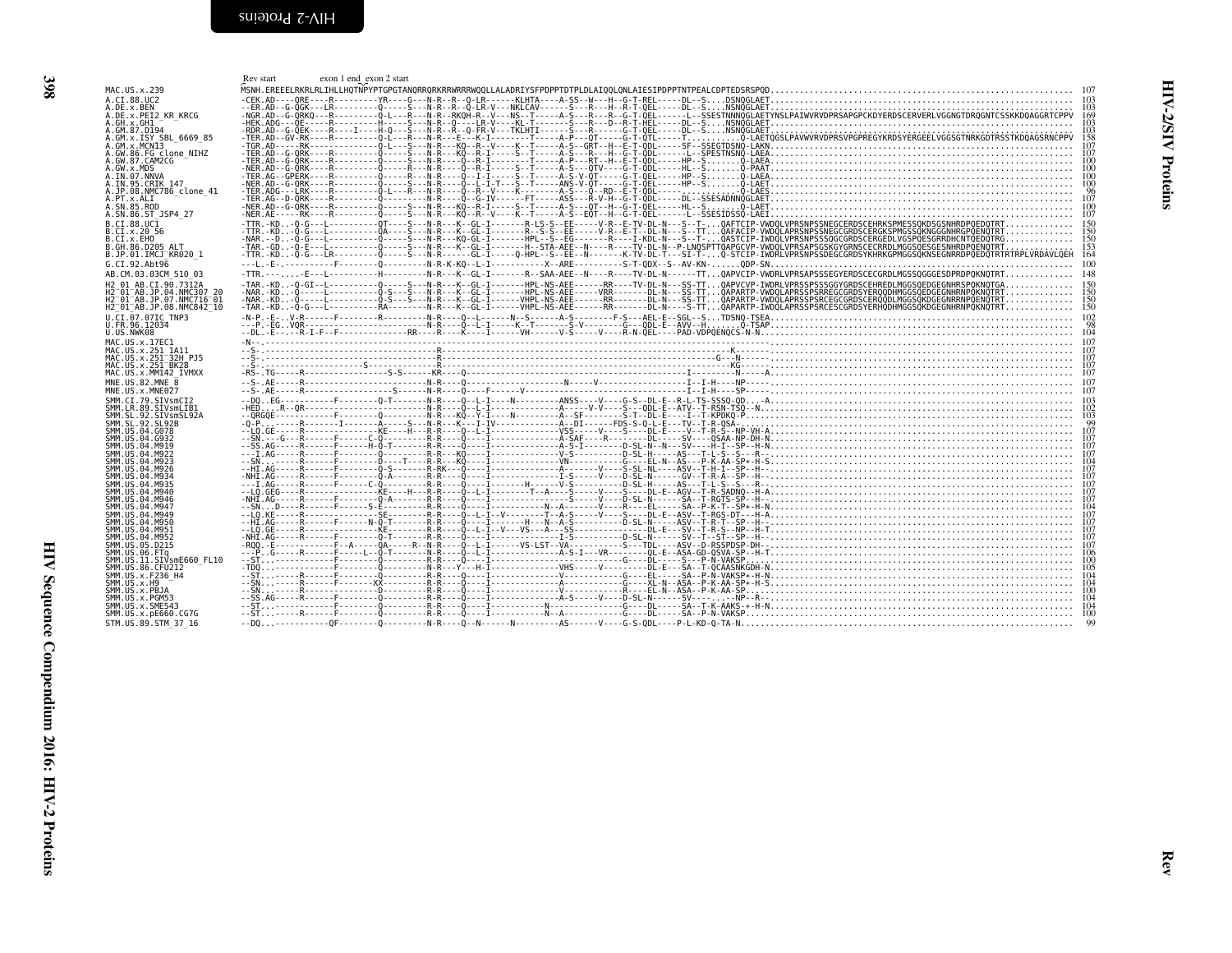```
                          Rev start            exon 1 end exon 2 start
MAC.US.x.239              MSNH.EREEELRKRLRLIHLLHQTNPYPTGPGTANQRRQRKRRWRRRWQQLLALADRIYSFPDPPTDTPLDLAIQQLQNLAIESIPDPPTNTPEALCDPTEDSRSPQD............................................................ 107
A.CI.88.UC2               -CEK.AD----QRE-----R---------YR----G---N-R--R--Q-LR------KLHTA-----A-SS--W---H--G-T-REL-----DL--S....DSNQGLAET........................................................... 103
A.DE.x.BEN                --ER.AD--G-QGK---LR---------Q-----S---N-R--R--Q-LR-V---NKLCAV------S---R---H--R-T-QEL-----DL--S....NSNQGLAET........................................................... 103
A.DE.x.PEI2_KR_KRCG       -NGR.AD--G-QRKQ---R---------Q-L---R---N-R--RKQH-R--V---NS--T------A-S---R---R--G-T-QEL------L--SSESTNNNQGLAETYNSLPAIWVRVDPRSAPGPCKDYERDSCERVERLVGGNGTDRQGNTCSSKKDQAGGRTCPPV 169
A.GH.x.GH1                -HEK.ADG---QE-----R---------H-----S---N-R--Q----LR-V---KL-T-------S---R---D--R-T-HEL-----DL--S....NSNQGLAET........................................................... 103
A.GM.87.D194              -RDR.AD--G-QEK----R----I----H-Q---S---N-R--R--Q-FR-V---TKLHTI------S---R-------G-T-QEL-----DL--S....NSNQGLAET........................................................... 103
A.GM.x.ISY_SBL_6669_85    -TER.AD--GV-RK----R---------Q-L---R---N-R--E---K-I-------T------A-P---QT----G-T-QTL-----T.........Q-LAETQGSLPAVWVRVDPRSVPGPREGYKRDSYERGEELVGGSGTNRKGDTRSSTKDQAGSRNCPPV 158
A.GM.x.MCN13              -TGR.AD-----RK------------Q-L---S---N-R---KQ--R--V-----K--T------A-S--GRT--H--E-T-QDL-----SF--SSEGTDSNQ-LAKN......................................................... 107
A.GW.86.FG_clone_NIHZ     -TER.AD--G-QRK----R---------Q-----S---N-R---KQ--R--I-------S--T-----A-S---R---H--G-T-QDL------L--SPESTNSNQ-LAEA........................................................ 107
A.GW.87.CAM2CG            -TER.AD--G-QRK----R---------Q-----S---N-R---Q--R-I-------T------A-P---RT--H--E-T-QDL-----HP--S.......Q-LAEA........................................................ 100
A.GW.x.MDS                -NER.AD--G-QRK----R---------Q-----R---N-R---Q--R-I------S--T-----A-S---QTV-----G-T-QDL-----HL--S.......Q-PAAT........................................................ 100
A.IN.07.NNVA              -TER.AG--GPERK----R---------Q-----R---N-R---Q--I-I------S--T------A-S-V-QT------G-T-QEL-----HP--S.......Q-LAEA........................................................ 100
A.IN.95.CRIK_147          -NER.AD--G-QRK----R---------Q-----S---N-R---Q--L-I-T---S--T-----ANS-V-QT------G-T-QEL-----HP--S.......Q-LAET........................................................ 100
A.JP.08.NMC786_clone_41   -TER.ADG--LRK-----R---------Q-L---R---N-R---Q--R--V----K--------A-S---Q--RD--E-T-QDL-----...........Q-LAES......................................................... 96
A.PT.x.ALI                -TER.AG--D-QRK----R---------Q-----------N-R---Q--G-IV--------FT-----ASS---R-V-H--G-T-QDL-----DL--SSESADNNQGLAET................................................... 107
A.SN.85.ROD               -NER.AD--G-QRK----R---------Q-----S---N-R---KQ--R-I------S--T-----A-S---QT----H--G-T-QEL-----HL--S.......Q-LAET........................................................ 100
A.SN.86.ST_JSP4_27        -NER.AE-----RK----R---------Q-----S---N-R---KQ--R--V----K--T------A-S--EQT--H--G-T-QEL-----L--SSESIDSSQ-LAEI...................................................... 107
B.CI.88.UC1               -TTR.-KD...Q-G----L----------QT----S---N-R---K--GL-I--------R-LS-S--EE------V-R--E-TV-DL-N---S--T...QAFTCIP-VWDQLVPRSNPSSNEGCERDSCEHRKSPMESSQKDSGSNHRDPQEDQTRT............. 150
B.CI.x.20_56              -TTR.-KD...Q-G----L----------QA----S---N-R---K--GL-I--------R--S-S--EE------V-R--E-T--DL-N---S--TT...QAFACIP-VWDQLAPRSNPSSNEGCGRDSCERGKSPMGSSQKNGGGNHRGPQENQTRT.............. 150
B.CI.x.EHO                -NAR.--D...Q-G----L----------Q-----S---N-R---KQ-GL-I--------HPL--S--EG------R----I-KDL-N---S--T....QASTCIP-IWDQLVPRSNPSSSQGCGRDSCERGEDLVGSPQESGRRDHCNTQEDQTRG............. 150
B.GH.86.D205_ALT          -TAR.-GD...Q-E----L----------Q-----S---N-R---K--GL-I-------H--STA-AEE---N----R----TV-DL-N--P-LNQSPTTQAPGCVP-VWDQLVPRSAPSGSKGYGRNSCECRRDLMGGSQESGESNHRDPQENQTRT............ 153
B.JP.01.IMCJ_KR020_1      -TTR.-KD...Q-G----LR---------Q-----S---N-R-------GL-I-------Q-HPL--S--EE--N-------K-TV-DL-T----SI-T-...Q-STCIP-IWDRLVPRSNPSSDEGCGRDSYKHRKGPMGGSQKNSEGNRRDPQEDQTRTRTRPLVRDAVLQEH 164
G.CI.92.Abt96             --L..E-.--------F-----------Q---------N-R-KQ--L-I--------T---X--ARE---------S-T-QDX--S--AV-KN.........QDP-SN..................................................... 100
AB.CM.03.03CM_510_03      -TTR.-------E---L-----------H---------N-R---K--GL-I--------R--SAA-AEE--N----R----TV-DL-N------TT...QAPVCIP-VWDRLVPRSAPSSSEGYERDSCECGRDLMGSSQGGGESDPRDPQKNQTRT............ 148
H2_01_AB.CI.90.7312A     -TAR.-KD...Q-GI--L----------Q-----S---N-R---K--GL-I--------HPL-NS-AEE------RR----TV-DL-N---SS-TT...QAPVCVP-IWDQLVPRSSPSSSGGYGRDSCEHREDLMGGSQEDGEGNHRSPQKNQTGA............. 150
H2_01_AB.JP.04.NMC307_20  -NAR.-KD...Q-----L----------Q-S---S---N-R---K--GL-I--------HPL-NS-AEE-----VRR-------DL-N---SS-TT...QAPARTP-VWDQLAPRSSPSRREGCGRDSYERQQDHMGGSQEDGEGNHRNPQKNQTRT............. 150
H2_01_AB.JP.07.NMC716_01  -NAR.-KD...Q-----L----------Q-S---S---N-R---K--GL-I--------VHPL-NS-AEE------RR-------DL-N---SS-TT...QAPARTP-VWDQLAPRSSPSRCEGCGRDSCERQQDLMGGSQKDGEGNRRNPQENQTRT............. 150
H2_01_AB.JP.08.NMC842_10  -TAR.-KD...Q-G----L----------RA--------N-R---K--GL-I--------VHPL-NS-AEE------RR-------DL-N---S-TT...QAPARTP-IWDQLAPRSSPSRCESCGRDSYERHQDHMGGSQKDGEGNHRNPQKNQTRT............. 150
U.CI.07.07IC_TNP3         -N-P.-E-..V-R------F--------R---------N-R----Q--L-------N--S------A-S---------F-S---AEL-E--SGL--S...TDSNQ-TSEA..................................................... 102
U.FR.96.12034             ---P..EG..VQR-----------------------N-R----Q--L-I-----K--T----------S-V--------G----QDL-E--AVV--H.......Q-TSAP...................................................... 98
U.US.NWK08                --DL.-E-..-R-I-F-F---------------RR----R----K----I-------VH-------V-S-----V----R-N-QEL----PAD-VDPQENQCS-N-N........................................................ 104
MAC.US.x.17EC1            -N-................................................................................................................................................. 107
MAC.US.x.251_1A11         --S-...............................R.......................................................................K-..................................... 107
MAC.US.x.251_32H_PJ5      --S-...........................................................................................................G---N-............................... 107
MAC.US.x.251_BK28         --S-.............S-................................................................................................KG-.............................. 107
MAC.US.x.MM142_IVMXX      -RS-.TG-----R------------S-S------KR----Q-------------------------------------------------------I--------N-----A-.................................. 107
MNE.US.82.MNE_8           --S-.AE-----R----------------------N-R----Q---------------------N-----V-----------------I--I-H----NP-.............................................. 107
MNE.US.x.MNE027           --S-.AE-----R-----------------S-----N-R----Q-------F------V----------------------------I--I-H----SP-.............................................. 107
SMM.CI.79.SIVsmCI2        --DQ..EG-----------F--------Q-T-------N-R----Q--L-I----N---------ANSS----V----G-S--DL-E--R-L-TS-SSSQ-QD...-A..................................... 103
SMM.LR.89.SIVsmLIB1       -HED...R--QR---------------------------N-R----Q--L-I----------------A-----V-V----S---QDL-E--ATV--T-RSN-TSQ--N..................................... 102
SMM.SL.92.SIVsmSL92A      --QRGQE-----------F---------Q-----------N-R---KQ--Y-I----N---------A--SF---------S-T--DL-E-----I--T-KPDKQ-P....................................... 103
SMM.SL.92.SL92B           -Q-P...-----R--------I--------A------S---N-R---K---I-IV---------A--DI-----FDS-S-Q-L-E---TV--T-R-QSA-.............................................. 99
SMM.US.04.G078            --LQ.GE-----R-------------KE----H---R-R----Q--L-I-----------VSS------V----S---DL-E----V--T-R-S--NP-VH-A........................................... 107
SMM.US.04.G932            --SN...-G---R-------F------C-Q-------N-R-----------I--------A-SAF----R-------DL-----SV----QSAA-NP-DH-N............................................. 107
SMM.US.04.M919            --SS.AG-----R------F-------H-Q-T------R-R----Q----I--------------A-S-I-------D-SL-N--N---SV----H-I--SP--H-N........................................ 107
SMM.US.04.M922            ---I.AG-----R------F--------Q-----------R-R---KQ-----I-------------V-S-----------D-SL-H-----AS---T-L-S--S---R-..................................... 107
SMM.US.04.M923            --SN...-----R------F--------D----T-----R-R---KQ----I-------------VN-------------G-----EL-N--AS---P-K-AA-SP+-H-S.................................... 104
SMM.US.04.M926            --HI.AG-----R------F--------Q-S---------R-RK----Q---I---------------A-------V----S-SL-NL-----ASV--T-H-I--SP--H-.................................. 107
SMM.US.04.M934            -NHI.AG-----R------F--------Q-A--------R-R----Q---I-------------I-S------V----D-SL-N-------GV--T-R-A--SP--H-..................................... 107
SMM.US.04.M935            ---I.AG-----R------F-------C-Q---------R-R----Q---I--------H-------V-S-----------D-SL-H-----AS---T-L-S--S---R-..................................... 107
SMM.US.04.M940            --LQ.GEG----R------F-------KE-----H----R-R----Q--L-I--------T--A---S------V----S----DL-E--AGV--T-R-SADNQ--H-A..................................... 107
SMM.US.04.M946            -NHI.AG-----R------F--------Q-A--------R-R----Q---I-------------------S-----V----D-SL-N------SA--T-RGTS-SP--H-.................................... 107
SMM.US.04.M947            --SN...D----R------F-------S-E---------R-R----Q---I---------------N-A--------V----R----EL-----SA--P-K-T--SP+-H-N.................................. 104
SMM.US.04.M949            --LQ.KE-----R-------------SE-----------R-R----Q--L-I--V---------T--A-S-----V----S----DL-E--ASV--T-RGS-DT---H-A.................................... 107
SMM.US.04.M950            --HI.AG-----R------F-------N-Q-T-------R-R----Q---I---------H---N--A-S-----------D-SL-N------ASV--T-R-T--SP--H-.................................. 107
SMM.US.04.M951            --LQ.GE-----R-------------KE-----------R-R----Q--L-I--V---VS---A--SS-----------------DL-E----SV--T-R-S--NP--H-T.................................. 107
SMM.US.04.M952            -NHI.AG-----R------F-------Q-T---------R-R----Q---I-------------I-S--------------D-SL-N------SV--T--ST--SP--H-.................................... 107
SMM.US.05.D215            -RQQ.-E-------------F--A-----QA-----R--N-R----Q--L-I--------VS-LST--VA----------S---TDL-----ASV--D-RSSPDSP-DH-..................................... 107
SMM.US.06.FTq             ---P..G-----R------F------L--Q-T-------N-R----Q--L-I----------------A-S-I---VR--------QL-E--ASA-GD-QSVA-SP--H-T.................................. 106
SMM.US.11.SIVsmE660_FL10  --ST...-----------F--------Q-----------R-R----Q---I---------------------------G-----DL-----S---P-N-VAKSP.......................................... 100
SMM.US.86.CFU212          -TDQ...-----------F--------Q-----------N-R----Y---H-I------------VHS-----V----------DL-E---SA--T-QCAASNKGDH-N..................................... 105
SMM.US.x.F236_H4          --ST...-----R------F--------Q-----------R-R----Q---I---------------V-------------G-----EL-----SA--P-N-VAKSP+-H-N................................. 104
SMM.US.x.H9               --SN...-----R------F--------XX----------R-R----Q---I---------------A-------------G-----XL-N--ASA--P-K-AA-SP+-H-S................................. 104
SMM.US.x.PBJA             --SN...-----R------F--------D-----------R-R----Q---I---------------V-------------R-----EL-N--ASA--P-K-AA-SP...................................... 100
SMM.US.x.PGM53            --SS.AG-----R------F--------Q-----------R-R----Q---I---------------A-S-----V----D-SL-N------SV--------NP--R-....................................... 104
SMM.US.x.SME543           --ST...----------F---------Q-----------R-R----Q---I---------------N-----------------G-----DL-----SA--T-K-AAKS-+-H-N............................... 104
SMM.US.x.pE660.CG7G       --ST...-----R------F--------Q-----------R-R----Q---I---------------N-A-----------G-----DL-----SA--P-N-VAKSP......................................... 100
STM.US.89.STM_37_16       --DQ...-----------QF--------Q-----------N-R----Q--N------N------------AS------V----G-S-QDL----P-L-KD-Q-TA-N....................................... 99
```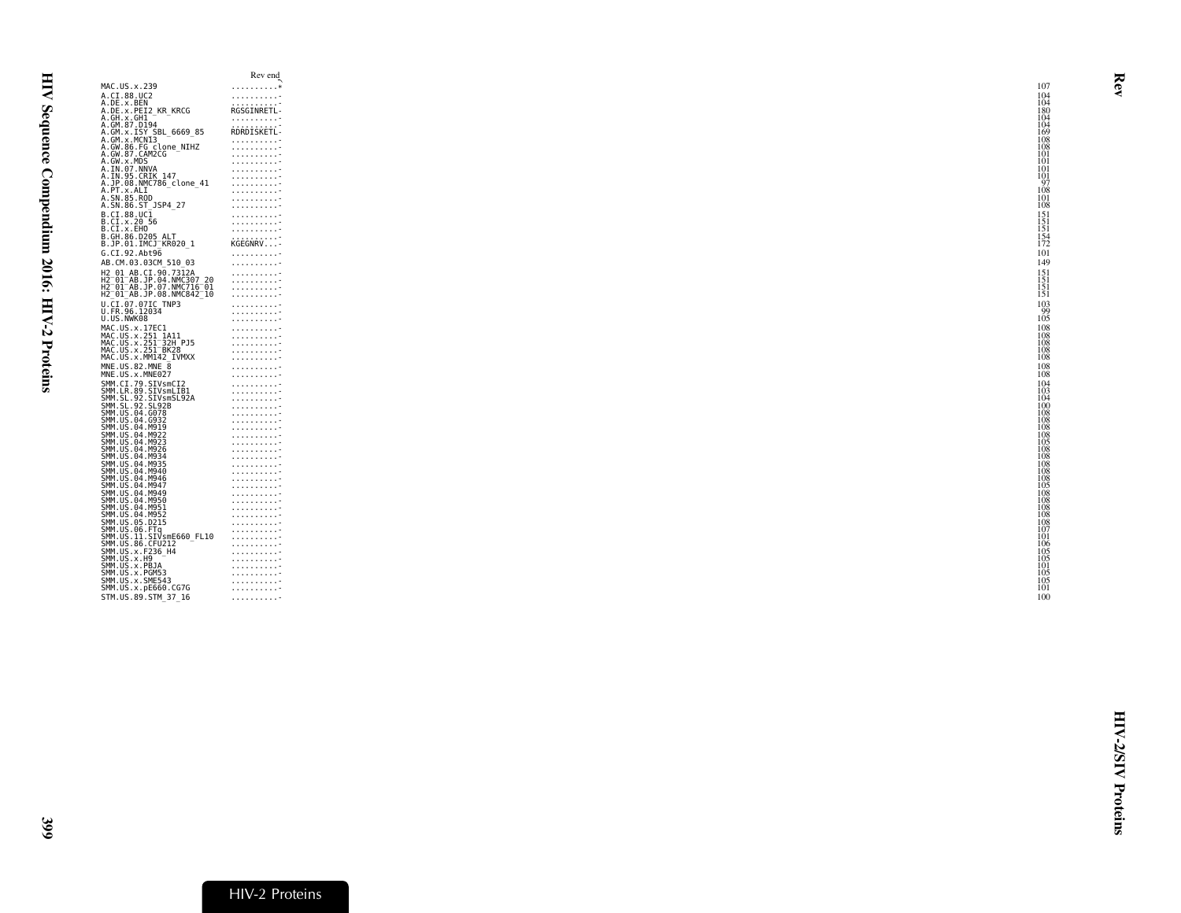| | Rev end | |
|---|---|---|
| MAC.US.x.239 | .........* | 107 |
| A.CI.88.UC2 | ..........- | 104 |
| A.DE.x.BEN | ..........- | 104 |
| A.DE.x.PEI2_KR_KRCG | RGSGINRETL- | 180 |
| A.GH.x.GH1 | ..........- | 104 |
| A.GM.87.D194 | ..........- | 104 |
| A.GM.x.ISY_SBL_6669_85 | RDRDISKETL- | 169 |
| A.GM.x.MCN13 | ..........- | 108 |
| A.GW.86.FG_clone_NIHZ | ..........- | 108 |
| A.GW.87.CAM2CG | ..........- | 101 |
| A.GW.x.MDS | ..........- | 101 |
| A.IN.07.NNVA | ..........- | 101 |
| A.IN.95.CRIK_147 | ..........- | 101 |
| A.JP.08.NMC786_clone_41 | ..........- | 97 |
| A.PT.x.ALI | ..........- | 108 |
| A.SN.85.ROD | ..........- | 101 |
| A.SN.86.ST_JSP4_27 | ..........- | 108 |
| B.CI.88.UC1 | ..........- | 151 |
| B.CI.x.20_56 | ..........- | 151 |
| B.CI.x.EHO | ..........- | 151 |
| B.GH.86.D205_ALT | ..........- | 154 |
| B.JP.01.IMCJ_KR020_1 | KGEGNRV...- | 172 |
| G.CI.92.Abt96 | ..........- | 101 |
| AB.CM.03.03CM_510_03 | ..........- | 149 |
| H2_01_AB.CI.90.7312A | ..........- | 151 |
| H2_01_AB.JP.04.NMC307_20 | ..........- | 151 |
| H2_01_AB.JP.07.NMC716_01 | ..........- | 151 |
| H2_01_AB.JP.08.NMC842_10 | ..........- | 151 |
| U.CI.07.07IC_TNP3 | ..........- | 103 |
| U.FR.96.12034 | ..........- | 99 |
| U.US.NWK08 | ..........- | 105 |
| MAC.US.x.17EC1 | ..........- | 108 |
| MAC.US.x.251_1A11 | ..........- | 108 |
| MAC.US.x.251_32H_PJ5 | ..........- | 108 |
| MAC.US.x.251_BK28 | ..........- | 108 |
| MAC.US.x.MM142_IVMXX | ..........- | 108 |
| MNE.US.82.MNE_8 | ..........- | 108 |
| MNE.US.x.MNE027 | ..........- | 108 |
| SMM.CI.79.SIVsmCI2 | ..........- | 104 |
| SMM.LR.89.SIVsmLIB1 | ..........- | 103 |
| SMM.SL.92.SIVsmSL92A | ..........- | 104 |
| SMM.SL.92.SL92B | ..........- | 100 |
| SMM.US.04.G078 | ..........- | 108 |
| SMM.US.04.G932 | ..........- | 108 |
| SMM.US.04.M919 | ..........- | 108 |
| SMM.US.04.M922 | ..........- | 108 |
| SMM.US.04.M923 | ..........- | 105 |
| SMM.US.04.M926 | ..........- | 108 |
| SMM.US.04.M934 | ..........- | 108 |
| SMM.US.04.M935 | ..........- | 108 |
| SMM.US.04.M940 | ..........- | 108 |
| SMM.US.04.M946 | ..........- | 108 |
| SMM.US.04.M947 | ..........- | 105 |
| SMM.US.04.M949 | ..........- | 108 |
| SMM.US.04.M950 | ..........- | 108 |
| SMM.US.04.M951 | ..........- | 108 |
| SMM.US.04.M952 | ..........- | 108 |
| SMM.US.05.D215 | ..........- | 108 |
| SMM.US.06.FTq | ..........- | 107 |
| SMM.US.11.SIVsmE660_FL10 | ..........- | 101 |
| SMM.US.86.CFU212 | ..........- | 106 |
| SMM.US.x.F236_H4 | ..........- | 105 |
| SMM.US.x.H9 | ..........- | 105 |
| SMM.US.x.PBJA | ..........- | 101 |
| SMM.US.x.PGM53 | ..........- | 105 |
| SMM.US.x.SME543 | ..........- | 105 |
| SMM.US.x.pE660.CG7G | ..........- | 101 |
| STM.US.89.STM_37_16 | ..........- | 100 |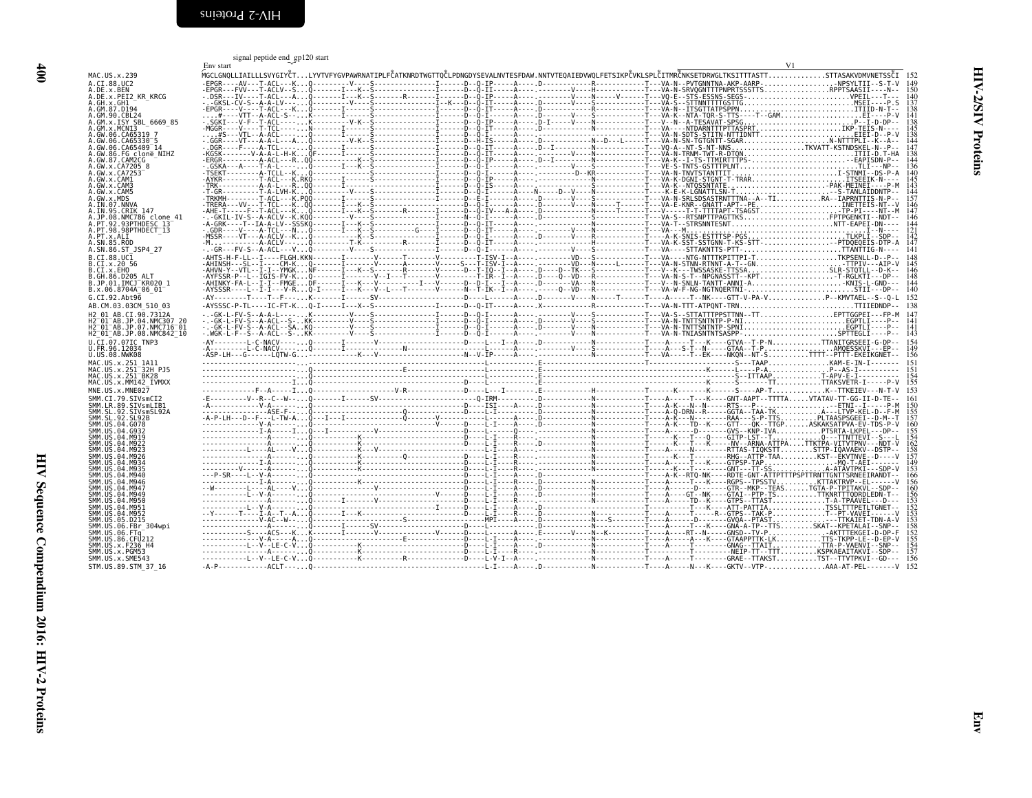signal peptide end gp120 start

Env start V1

```
MAC.US.x.239              MGCLGNQLLIAILLLSVYGIYC...LYVTVFYGVPAWRNATIPLFCATKNRDTWGTTQCLPDNGDYSEVALNVTESFDAW.NNTVTEQAIEDVWQLFETSIKPCVKLSPLCITMRCNKSETDRWGLTKSITTTASTT..............STTASAKVDMVNETSSCI 152
A.CI.88.UC2               -EPGR----AV---T-ACL---K...Q---------V----S--------------I------D--Q-IP-----A----.D------------R-----------T---VA-N--PVTGNNTNA-AKP-AARP-.................-NPSYLTII--S-T-V 149
A.DE.x.BEN                -EPGR---FVV---T-ACLV--S...Q--------I---K--S-------------I------D--Q-II-----A----.------V-----H-----------T---VA-N-SRVQGNTTTPNPRTSSSTTS...............RPPTSAASII----N-- 150
A.DE.x.PEI2_KR_KRCG       -.DSR---IV----T-ACL---A...Q--------I---K--S-------R-----I------D--Q-IP-----A----.------V-----N-----V-----T---VQ-E--STS-ESSNS-SEGS-.........................VPEIL---T--- 140
A.GH.x.GH1                -.-GKSL-CV-S--A-A-LV--....Q---------V----S--------------I--K---D--Q-IT-----A----.D-------V----S-----------T---VA-S--STTNNTTTTGSTTG..........................MSEI-----P-S 137
A.GM.87.D194              -EPGR----V----T-ACL---K...Q--------I-----S--------------I------D--Q-IT-----A----.D------------R-----------T---VA-N--ITSGTTATPSPPN...........................ITIID-N-T-- 138
A.GM.90.CBL24             -..#----VTT---A-ACL-S-....K--------I-----S--------------I------D--Q-I------A----.D------V-----S-----------T---VA-K--NTA-TQR-S-TTS---T--GAM..................EI----P-V 141
A.GM.x.ISY_SBL_6669_85    -.SGKI---V-F--T-ACL---....K----------V-K--S-------------I------D--Q-IP-----A----.D-I-----V----N-----------T---V--N--A-TESAVAT-SPSG.........................P--I-D-DP-- 138
A.GM.x.MCN13              -MGGR----V----T-TCL---....N--------I-----S--------------I------D--Q-IT-----A----.D------------R-----------T---VA-----NTDARNTTTPTTASPRT....................IKP-TEIS-N--- 145
A.GW.06.CA65319_7         -..#S---VTL---A-ACL---....Q--------I-----S--------------I------D--Q-I------A----.D------V-----H-----------T---VA-N-SDTS-STITN-NTTIDNTT........................EIEI-D--P-V 138
A.GW.06.CA65330_5         -.GGR----VT---A-A-L---A...Q----------V-K--S-------------I------D--H-IS-----A----.D------------N--D---L-----T---VA-N-SN-TGTGNTT-SGAR............................N-NTTTPLI--K--A-- 144
A.GW.06.CA65409_14        -.DGR----F----A-TCL---....Q--------I-----S--------------I------D--Q-IT-----A----.D--I----------N-----------T---VQ-A--NT-S-NT-NNS..................TKVATT-KSTNDSKEL-N--P-- 147
A.GW.86.FG_clone_NIHZ     -KGSK------V-A-A-L-H-K...QF-------I-----S--------------I------D--Q-IT-----A----.D-----------V----N-----------T---VA-N-TRNM-TWT-R-DTQN...........................ITII-D-T-HA 138
A.GW.87.CAM2CG            -ERGR---------A-ACL---R..QQ---------K--S--------------I------D--Q-IP-----A----.D--I---------H-----------T---VA-K--I-TS-TTMIRTTTPS-..........................EAPISDN-P--- 144
A.GW.x.CA7205_8           -.GSKA---A----T-A-L-----..Q--------I---K--S--------------I------D--Q-I------A----.------------V----S-----------T---VE-S-TNTS-GSTTTPLNT.............................TLI---NP-- 136
A.GW.x.CA7253             -TSEKT--------A-TCLL--K...Q--------I-----S--------------I------D--Q-I------A----.---------D--KR-----------T---VA-N-TNVTSTANTTIT.............................I-STNMI--DS-P-A 140
A.GW.x.CAM1               -AYKR---------T-ACL---K.RKQ--------I-----S--------------I------D--Q-IP-----A----.D------------N-----------T---VA-K-DGNI-STGNT-T-TRAR..........................ITSEEIK-N---- 145
A.GW.x.CAM3               -TRK----------A-A-L---R..QQ--------I--------------------I------D--Q-IS-----A----.----------V----S-----------T---VA-K--NTQSSNTATE.............................-PAK-MEINEI----P-M 143
A.GW.x.CAM5               -T-GR---------T-A-LVH-K...Q---------V----S--------------I------D--Q-I------A----.--N---D--V-------N-----------T---K-E-K-LGNATTLSN-T-.................................-S-TANLAIDDNTP-- 144
A.GW.x.MDS                -TRKMH--------T-ACL---K.PQQ--------I-----S--------------I------D--E-I------A----.D------------V----S-----------T---VA-N-SRLSDSASTRNTTTNA--A--TI..........RA--IAPRNTTIS-N-P-- 157
A.IN.07.NNVA              -TRERA---VV---T-TCL---K..QQ--------I---K--S-------------I------D--Q-I------A----.D------V-----N-----T-----T---VA-E-KNR--GNATT-APT--PE.....................INETTEIS-NT--V 146
A.IN.95.CRIK_147          -AHE-T-----F--T-ACL---K...Q--------I---K--S-------R-----I------D--Q-IV---A-A----.D-------------N-----T-----T---V-----T-T-TTTTAPT-TSAGST................-TP-PI----NT--M 147
A.JP.08.NMC786_clone_41   -.-GKIL-IV-S--A-ACLV--K.KQQ--------V----S--------------I------N--Q-I------A----.D-------------S-----------T---VA-S--RTSNPTTPAGTTKS...........................FPTPGENKTI--NDT-- 146
A.PT.92.93PTHDESC_13      -A-GRK----T--IA-A-LV--SSSKQ--------I---K--S-------------I------D--Q-IT-----A----.D------------S-----------T---VA-T--STRSNNTESNT...........................NTT-EAPEI-DN---- 144
A.PT.98.98PTHDECT_13      -.GDR----V----A-TCL---N...Q--------I---K--S-----G-------I------D--Q-IT-----A----.D--------------------------T---VA-----M----...............................................-----N---- 121
A.PT.x.ALI                -MSSR----VT---A-ACLV--K...Q--------I---K--S-------------I------D--Q-IT-----A----.------------S-----------T---A-K-SNIS-ESTTTSP-PGS.............................TLKPLI--SDP-- 142
A.SN.85.ROD               -M.-----------A-ACLV------K----------T-K---------R-----I------D--Q-IT-----A----.-----------H-----------T---VA-K-SST-SSTGNN-T-KS-STT-...................-PTDQEQEIS-DTP-A 147
A.SN.86.ST_JSP4_27        -.-GR---FV-S--A-ACL---V...Q--------I-----S--------------I------D--Q-I------A----.D------------------------T---VA-----STTAKNTTS-PTT-................................TTANTTIG-N---- 141
B.CI.88.UC1               -AHTS-H-F-LL--I----FLGH.KKN--------I------V-----T------V-------T-ISV-I--A----.-------VD--S-----------T---VA----NTG-NTTTKPITTPI-T.........................TKPSENLL-D--P-- 148
B.CI.x.20_56              -AHINSH---SL--I----CM-K...Q--------I-------V-------A------V-----S---T-ISV-I--A----.-------VD--N------L-----T---VA-N-STNN-RTNNT-A-T--GN......................-TTPIV---AIP-V 145
B.CI.x.EHO                -AHVN-Y-VTL--I-I--YMGK...NF--------I---K--S-------R-----V------D--T-IQ--I--A----.D-----D--TK--S-----------T---V--K---TWSSASKE-TTSSA..........................SLR-STQTLL--D-K-- 146
B.GH.86.D205_ALT          -AYFSSR-P--L--IGIS-FV-K...Q--------I------V--I---T-----V-------T-IR--I--A----.D-----Q--VD--R-----------T---VA-N-S-T--NPGNASSTTT--KPT..............................T-RGLKTI---DP-- 148
B.JP.01.IMCJ_KR020_1      -AHINKY-FA-L--I-I--FMGE...DF-------I---K---V---------I---V------D--Q-I---I--A----.D-------VA--N-----------T---V--N-SNLN-TANTT-ANNI-A..........................-KNIS-L-GND--- 144
B.x.06.8704A_06_01        -AYSSSR----L--I-I---V-R...Q-I------I---K---V--L---T------V-------N--T-IK--I--A----.-----Q--VD--R-----------T---VA-W-F-NG-NGTNQERTNI-.............................STII---DP-- 140
G.CI.92.Abt96             -AY--------T----T--F---...K--------I------SV--------------I------D----L------A----.--------V-----N----T-----T---A-----T--NK----GTT-V-PA-V..................P--KMVTAEL--S--Q-L 152
AB.CM.03.03CM_510_03      -AYSSSC-P-TL----IC-FT-K...Q-I------I---X--S-------------I------D--Q-IT-----A----.X------------R-----------T---VA-N-TTT-ATPQNT-TRN............................TTIIEDNDP-- 138
H2_01_AB.CI.90.7312A      -.-GK-L-FV-S--A-A-L-----...K--------V----S--------------I------D--Q-I------A----.-------V-----S-----------T---VA-S--STTATTTPPSTTNN--TT...................EPTTGGPEI---FP-M 147
H2_01_AB.JP.04.NMC307_20  -.-GK-L-FV-S--A-ACL--S--..KK--------V----S--------------I------D--Q-I------A----.D-------V-----S-----------T---VA-N-TNTTSNTNTP-P-NI............................EGPTLI----P-- 141
H2_01_AB.JP.07.NMC716_01  -.-GK-L-FV-S--A-ACL--SA..KQ--------V----S--------------I------D--Q-I------A----.D-------V-----S-----------T---VA-N-TNTTSNTNTP-SPNI............................EGPTLI----P-- 141
H2_01_AB.JP.08.NMC842_10  -.WGK-L-F--S--A-ACL--S--..KK--------V----S--------------I------D--Q-I------A----.D-------V-----S-----------T---VA-N-TNIASNTNTSASPP-...............................SPTTEGLI----P-- 143
U.CI.07.07IC_TNP3         -AY--------L-C-NACV----...Q--------I------V----------------D-----L---I--A----.D------------N-----------T----A------T---K----GTVA--T-P-N.............TTANITGRSEEI-G-DP-- 154
U.FR.96.12034             -A---------L-C-NACV----...Q--------I-------------------N-------D-----L------A----.-----------N-----------T----A---S-T--N----GTAA--T-P-...............AMQESSKVI---EP-- 149
U.US.08.NWK08             -ASP-LH---G------LQTW-G...K--------K---V-----------------N--V-IP-----A----.D-----------N-----------T---VA-----T--EK----NKQN--NT-S.............TTTT--PTTT-EKEIKGNET-- 156
MAC.US.x.251_1A11         ----------------------------...Q------------------------------------L-----------.E------------------------T---------------------------------S---TAAP................KAM-E-IN-I-------- 151
MAC.US.x.251_32H_PJ5      ----------------------------...Q----------------E-------------------L-----------.E---------------------------------------K-----L---P-A-.................P--AS-I----------- 151
MAC.US.x.251_BK28         ----------------------------...Q------------------------------------L-----------.E----------------------------------------------S--ITTAAP.............T-APV-E-I----------- 154
MAC.US.x.MM142_IVMXX      --------------------------I...Q-------------------------------D-----L-----------.E---------------------------------------S------TT.......... TTAKSVETR-I-----P-V 155
MNE.US.x.MNE027           -------------F---A-----I...Q-------------------V-R--------------D-----L---I-----.E------------H-----------T-------K------K------S----AP-T..................K--TTKEIEV---N-T-V 153
SMM.CI.79.SIVsmCI2        -E---------V--R--C--W--...Q--------I------SV-----------------Q-IRM--------.D----------N-----------T----A-----T---K----GNT-AAPT--TTTTA.........VTATAV-TT-GG-II-D-TE-- 161
SMM.LR.89.SIVsmLIB1       -A-------------V-A-----...Q--------------------------------D----ISI----A----.D-----------N-----------T----A-K---N--N-----RTS---P-...........................-ETNI--I-----P-M 150
SMM.SL.92.SIVsmSL92A      -------------ASE-F-----...Q-------------------Q------------D----L-I-----A----.D-----------N-----------T----A-Q-DRN--R-----GGTA--TAA-TK............A---LTVP-KEL-D--F-M 155
SMM.SL.92.SL92B           -A-P-LH---D--F---L-TW-A...Q---I---I---------Q-------V---------------L-----A----.D-----------N-----------T----A-K---N--------RAA---S-P-TTS........PLTAASPSGEEI--D-M--T 157
SMM.US.04.G078            --------------V-A-----...Q-------------------------------D-----L-I----A----.D-----------N-----------T----A-K---TD--K-----GTT---QK--TTGP.......ASKAKSATPVA-EV-TDS-P-V 160
SMM.US.04.G932            ------------I-A-----I...Q-----I-------------V-------------------D-----L-----A----.-----------N-----------T----A-----D-------GVS--KNP-IVA...........PTSRTA-LKPEL---DP-- 155
SMM.US.04.M919            ---------------A-----...Q------------K------------------------D-----L-I----R----.------------N-----------T-----K---T---Q----GITP-LST--T.................Q---TTNTTEVI--S---L 154
SMM.US.04.M922            ---------------A-----...Q------------K------------------------D-----L-I----R----.D-----------N-----------T-----K---T---K----NV--ARNA-ATTPA....TTKTPA-VITVTPNV---NDT-V 162
SMM.US.04.M923            ------------L----AL---V...Q---------K---V---------------------D-----L-I----A----.D-----------N-----------T----A-----N--------RTTAS-TIQKSTT.........STTP-IQAVAEKV--DSTP-- 158
SMM.US.04.M926            ---------------A-----...Q------------K---------Q-----------D-----L-I----R----.------------N-----------T-----K---T--------RHG--ATTP-TAA.........KST--EKVTNVE--D----V 157
SMM.US.04.M934            ---------------A-----...Q------------K------------------------D-----L-I----R----.------------N-----------T----A-----T---K----GTPSP-TAP.........................MQ-T-AEI---------- 149
SMM.US.04.M935            -------V-------A-----...Q---------K-----------------------D-----L-I----R----.D-----------N-----------T------------T--------GNT---TT-SS......................A-ATAVTPKI---SDP-V 153
SMM.US.04.M940            ---P-SR----L--V-A-----...Q------------------------------------D-----L-I----R----.D-----------N-----------T----A-K--RTQ-NK----RDTE-GNT-ATTPTTTPSPTTRNTTGNTTSRNEEIRANDT-- 166
SMM.US.04.M946            ---------------I-A-----...Q------------K------------------------D-----L-I----R----.D-----------N-----------T----A-----T---K----RGPS--TPSSTV..........KTTAKTRVP--EL-----V 156
SMM.US.04.M947            --W-----------L----AL--V...Q---------V-------------------D-----L-I----A----.D-----------N-----------T----A-----D-------GTR--MKP--TEAS......TGTA-P-TPITAKVL--SDP-- 160
SMM.US.04.M949            --------------L--V-A-----...Q--------------------V------------------D-----L-I----A----.D-----------N-----------T----A----GT--NK----GTAI--PTP-TS..........TTKNRTTTQDRDLEDN-T-- 156
SMM.US.04.M950            ----------------V-A-----...Q--------I------------V-----------------D-----L-I----R----.D-----------N-----------T----A-----TD--K-----GTPS--TTAST....................T-A-TPAAVEL---D--- 153
SMM.US.04.M951            --------------L--V-A-----...Q-----------------------------I------D-----L-I----A----.D-----------N-----------T-------------T---K----ATT-PATTIA..................TSSLTTTPETLTGNET-- 152
SMM.US.04.M952            --Y-------T----I-A--T--A...Q--------I---K-------------------------D-----L-I----R----.D-----------N-----------T----A-----T-------R--GTPS--TAK-P...................T--PT-VAVEI------V 153
SMM.US.05.D215            -------------V-AC--W---...Q----------------------S-------------MPI-----A----.D-----------N--S--------T----A-----D------GVQA--PTAST...................TTKAIET-TDN-A-V 153
SMM.US.06.FBr_304wpi      ---------------A-----...Q--------I-------SV-------------------D-----L-----------.D-----------N-----------T----A-----T---K----GNA-A-TP--TTS..........SKAT--KPETALAI---SNP-- 158
SMM.US.06.FTq             ------------S----ACS---K...K--------I-----V--------------V-------D-----L-----A----.E-------V----N--K---------T----A-----RT--N-----GNSD--TV-P....................-AKTTTEKGEI-D-DP-F 152
SMM.US.86.CFU212          ----------------V-A-----A...Q----------------------E--------------D-----L-I----A----.D-----------N-----------T----A-----A-----K----GTAAPPTTK-LK..........TTS-TKPP-LE--D-EP-V 155
SMM.US.x.F236_H4          -------------L--V--LE-C-V...Q------------K------------------------D-----L-I----A----.D-----------N-----------T----A-----T--------GNAG--TTAIT.......................TTA-P-VAENVI--SNP-- 154
SMM.US.x.PGM53            --------------------A-----...Q-------------K------------------------D-----L-I----R----.D-----------N-----------T-----------T--------NEIP-TT--TTT.........KSPKAEAITAKVI--SDP-- 157
SMM.US.x.SME543           -------------L--V--LE-C-V...Q------------K------------R------------D-----L-V-I--A----.-----------N-----------T----A-----T--------GRAE--TTAKST.........TST--TTVTPKVI--GD--- 156
STM.US.89.STM_37_16       -A-P------------ACLT---...Q---------------------------------L-I----A----.D-----------N-----------T----A-----N---K----GKTV--VTP-.......................AAA-AT-PEL-------V 152
```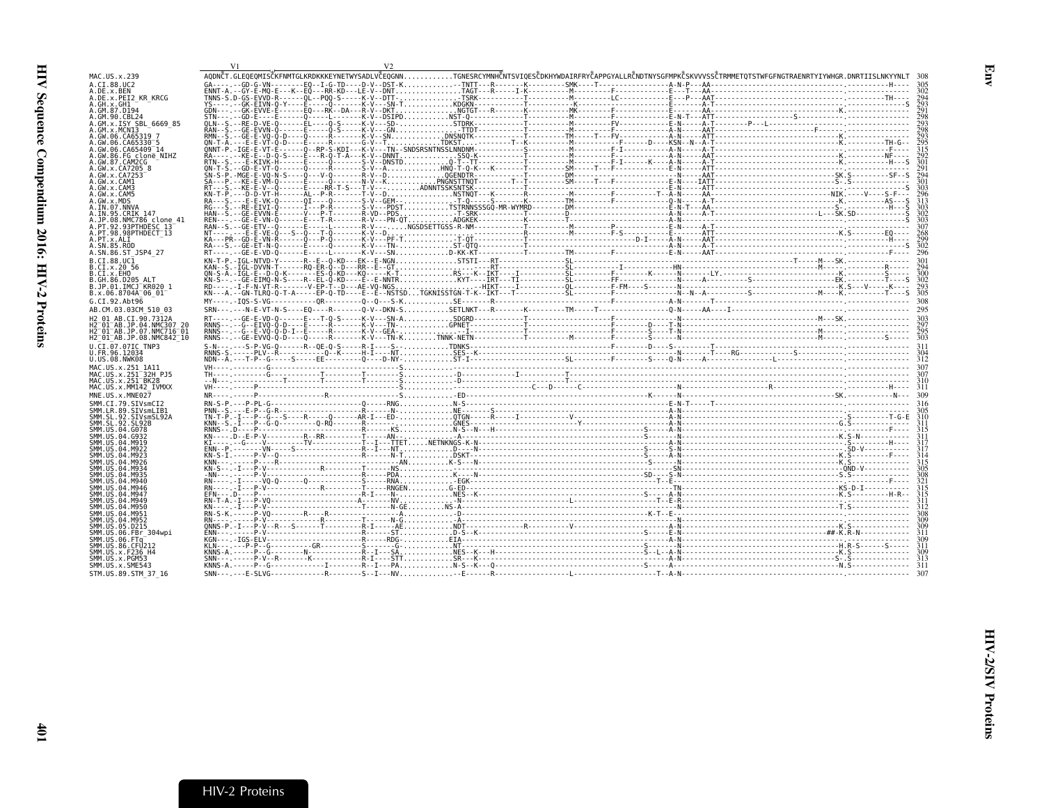```
                 V1                                    V2
MAC.US.x.239                AQDNCT.GLEQEQMISCKFNMTGLKRDKKKEYNETWYSADLVCEQGNN............TGNESRCYMNHCNTSVIQESCDKHYWDAIRFRYCAPPGYALLRCNDTNYSGFMPKCSKVVVSSCTRMMETQTSTWFGFNGTRAENRTYIYWHGR.DNRTIISLNKYYNLT  308
A.CI.88.UC2                 GA----.--GD-G-VN--------EQ--I-G-TD----D-V--DST-K............--TNTT---R-------K---------SMK----T-----------------A-N-P---AA-----------------------------------------.-----------H----  305
A.DE.x.BEN                  ENNT-A.--GY-E-MQ-E---K--EQ---RR-KD---LE-V--DNT...............TAGT---R-----I-K----------M---------F--------------E---T---AA-----------------------------------------.-------------  302
A.DE.x.PEI2_KR_KRCG         TNNS-S.D-GS-EVVD-R------QL--PQQ-S-----K-V--DTT...............-TSRK-----------T---------M---------LC------------E---P---AAT----------------------------------------.---------TH----  294
A.GH.x.GH1                  YS----.--GK-EIVN-Q-Y----E-----Q-------K-V---SN-T.............KDGKN--------------T---------------K----------------E-------A-T--------------------------------------.-------------S  293
A.GM.87.D194                GDN---.--GK-EVVE-E------EQ---RK--DA---R-V--DKT...............NGTGT---R--------K---------MK--------F--------------E-------AA------------------------------------K.-------------  291
A.GM.90.CBL24               STN---.--GD-E---E------Q----L-------K-V--DSIPD...............NST-Q-----------T---------M---------F--------------E-N-T---ATT------------------S----------------.-------------  298
A.GM.x.ISY_SBL_6669_85      QLN--S.--RE-D-VE-Q------EL----Q-S-----K-V---SD...............STDRK-----------T---------M---------FV-------------E-N-----A-T--------P---L-----------------------.-------------  293
A.GM.x.MCN13                RAN--S.--GE-EVVN-Q------E-----Q-S-----K-V---GN...............--TTDT----------T---------M---------F--------------A-N-----AAT------------------------F----------.-------------  298
A.GW.06.CA65319_7           RMN--S.--GE-E-VQ-Q-D----Q-----R-------K-V---SN...............DNSNQTK---------T---------TM-----T--FV------------A-N-----ATT----------------------------------K.-------------  293
A.GW.06.CA65330_5           QN-T-A.--E-E-VT-Q-D-----E-----R-------G-V---T................TDKST-----------T--K-------M------------F-------D----KSN--N--A-T---------------------------------K.----------TH-G--  295
A.GW.06.CA65409_14          QNNT-P.-IGE-E-VT-E------Q--RP-S-KDI---K-V---TN--SNDSRSNTNSSLNNDNM-------------S---------M---------F-I------------A-N-----A-T--------------------------------------.-----------F----  315
A.GW.86.FG_clone_NIHZ       RA----.--KE-E--D-Q-S----E---R-Q-T-A---K-V---DNNT.............--SSQ-K---------T---------M---------F--------------A-N-----AAT----------------------------------K.---------NF----  292
A.GW.87.CAM2CG              RTN--S.----E-KIVK-H-----E-----Q-------K-V--DNSTD.............Q-T--TT---------T---------M---------F-I------K----A-N-----A-T----------------------------------K.-------------H---S  301
A.GW.x.CA7205_8             QN-T-S.--GD-E-VT-Q------Q-----R-------S-V--A.............HNQ-T-Q-K---K------T---------SM-----T--F--------------E-N-----ATT--------------------------------------.-------------  291
A.GW.x.CA7253               SN-S-P.-MGE-E-VQ-N-S----Q---V-Q-------R-V--D.............QGENDTR-------------T---------DM---------F--------------A-N-----AAT--------------------------------SK.S-----------SF--S  294
A.GW.x.CAM1                 SA----P.--KE-E-VM-Q------E-----Q-------N-V--K.............PNGNSTTNQT-------T--T--------SM-----T---F-------------E-N----IATT--------------------------------S-.S-------------  301
A.GW.x.CAM3                 RT---S.--KE-E-V--Q------E-----RR-T-S---T-V--.........ADNNTSSKSNTSK-------------T---------------------------------E-N-----ATT----------------------------------------.-------------S  303
A.GW.x.CAM5                 KN-T-P.---D-D-VT-H------AL--P-R-------T-V--D.............NSTNQT---K-------R-------------M---------F------------T--A-N-----AA----------------------------NIK.------V----S-F---  296
A.GW.x.MDS                  RA----S.---E-E-VK-Q------QI----Q-------S-V--GEM--.............-T-Q-----S-------K---------TM---------F--------------Q-N-----A-T----------------------------------K.----------AS---S  313
A.IN.07.NNVA                RG----S.--RE-EIVI-Q------I---P-R-------S-V---PDST...........TSTRNNSSSGQ-MR-WYMRD---------DM--------------------------E-N-T---AA-------------------------------------S.-----------H---S  303
A.IN.95.CRIK_147            HAN--S.--GE-EVVN-E------V---P-T-------R-VD--PDS..............-T-SRK--------------D---------------------------------A-N-----A-T-----------------------------L---SK.SD----------S  302
A.JP.08.NMC786_clone_41     REN---.--GE-E-VN-Q------E---T-R-------R-V---PN-QT............ADGKEK------------K---------T---------------------------A-N------------------------------------------.-------------S  303
A.PT.92.93PTHDESC_13        RAN--S.--GE-ETV--Q------E-----L-------R-V--............NGSDSETTGSS-R-NM-----------T---------M---------P------------E-N-----A-T--------------------------------------.-------------  307
A.PT.98.98PTHDECT_13        NT----.--E-VE-Q--S--S---T-Q-------K-V--D.............--------------------T---------M---------F-S------------E-N-----A-T---------------------------------K.S----------EQ----  298
A.PT.x.ALI                  KA---PR.--GD-E-VN-R------Q---P-Q-------K-V---PF-T.............-T-QT---------T-------------------------D-I------A-N-----AAT--------------------------------------.-----------H----  299
A.SN.85.ROD                 RA----S.--GE-ET-N-Q------E-----Q-------K-V---TN.............ST-QTQ------------T-------------------------------------A-N-----A-T--------------------------------------.-------------S  302
A.SN.86.ST_JSP4_27          RT----.--GE-E-VD-Q------E-----L-------K-V---SN.............D-KK-KT-----------T---------TM---------F--------------E-N-----AAT--------------------------------------.-------------  296
B.CI.88.UC1                 KN-T-P.-IGL-NTVD-Y------R--E--Q-KD---EK--E-NGN.............STSTI---RT-----------------SL-------------------------------------------------------------T-----M---SK.-------------  301
B.CI.x.20_56                KAN--S.-IGL-DVVN-T------RQ-ER-Q--D---RR--E--GT..............--RT---------------------SL------------I------------HN----------------------------------------M------.----------R----  294
B.CI.x.EHO                  QN-S-A.-IGL-E--D-Q-K----ES-Q-KD---KQ----K-T............RS---K--IKT----I----------SL---------F--------K------N------LY.-------------------------------------K--------S----  300
B.GH.86.D205_ALT            KN-S---.--GE-EIMQ-N-S----R--EL-Q-KD---E--E-NNTR............KYT----IRT---TI----------SL---------FF------------N------A---------S------------------------------EK.----------T---S  302
B.JP.01.IMCJ_KR020_1        RD----.-I-F-N-VT-R------V-EP-T--D---AE-VQ-NGS.............---HIKT----I------------QL---------F-FM---S--------N-------------------------------------------------K.S---V-----K---  293
B.x.06.8704A_06_01          KN---A.--GN-TLRQ-Q-T-A------EP-Q-TD---E--E--NSTSD...TGKNISSTGN-T-K--IKT---T----------SL---------F--------S-----N--N--A--------S--------------------------M-----K.-----------T---S  305
G.CI.92.Abt96               MY----.-IQS-S-VG---------QR--------Q--Q---S-K.............SE------R---------------------------------F--------------E-------A------T----------------------------------.-------------  308
AB.CM.03.03CM_510_03        SRN---.---N-E-VT-N-S----EQ----R-------Q-V--DKN-S...........SETLNKT---R--------K---------TM-----T--------------------Q-N-----AA----I--------------------------------------.-------------  295
H2_01_AB.CI.90.7312A        RT----.--GE-E-VD-Q------E---T-Q-S-----K-V---SN-A.............SDGRD-------------T-------------------------------------N------------------------------------M---SK.-------------  303
H2_01_AB.JP.04.NMC307_20    RNNS--.--G--EIVQ-Q-D----E-----R-------K-V---TN..............GPNET-----------T---------------------F--------D----T-N------------------------------------------------.-------------  297
H2_01_AB.JP.07.NMC716_01    RNNS--.--G--E-VQ-Q-D-I--E-----R-------K-V---GEA.............--I-------------T---------------------F--------S----T-N---------------------------------M-----.-------------  295
H2_01_AB.JP.08.NMC842_10    RNNS--.--GE-EVVQ-Q-D----Q-----R-------K-V---TN-K........TNNK-NETN-----------T---------M--------F--------S----N------------------------------------------M------.---------S-----  303
U.CI.07.07IC_TNP3           S-N---.----S-P-VG-Q------R--QE-Q-S-----R-I----S--.............TDNKS---------------------------------F--------D----S---------T-------------------------------------.-------------  311
U.FR.96.12034               RNNS-S.----PLV--R--------Q--K------H-I----NT..............SES--K-------------------------------------------------N--------T----RG-------------S----------------.-------------  304
U.US.08.NWK08               NDN--A.---T-P--G-----S-----EE--------Q----D-NY-..............ST-I---------------------SL---------F--------S----Q-N----A-----------------L-----------------------.-------------  312
MAC.US.x.251_1A11           VH----.-----------G-------------------------S.............-------------------------------------------------------------------------------------------------------.-------------  307
MAC.US.x.251_32H_PJ5        TH----.---------G-----------T----------T-------S.............-D-------------I----------T----------------------------------------------------------------------------.-------------  307
MAC.US.x.251_BK28           --N---.------------T-----------T-------T-------S.............-D---------------------------------------------------------------------------------------------------.-------------  310
MAC.US.x.MM142_IVMXX        VH----.-----P-------------------------------S.............---------------------------C---D-----C----------------------------------------R-----------------------.-----------H----  311
MNE.US.x.MNE027             NR----.-----P---------------R----------------S.............-ED-------------------------------------K-----N--------------------------------------------------SK.-----------N---  309
SMM.CI.79.SIVsmCI2          RN-S-P.----P-PL-G-------------------Q------RNG.............N-S--------------------------------------------E-N-T-----T-------------------------------------.-------------  316
SMM.LR.89.SIVsmLIB1         PNN--S.---E-P--G-R--------------------N-----..............NE-------S--------------------------------------A-N---------------------------------------------.-------------  305
SMM.SL.92.SIVsmSL92A        TN-T-P.-I---P--G---S---R-----Q-----AR-I---ED-..............QTGN---------R-----I---------------V-----------------A-N------------------------------------------.S---------T-G-E  310
SMM.SL.92.SL92B             KNN--S.-I---P--G-Q---------Q-RQ-------R-----...............GNES-------------------------------Y---------------------A-N---------------------------------------G.S-------------  311
SMM.US.04.G078              RNNS--.D----P---------------------------R-----KS...........N-S--N--H-----------------------------------S-----A-N------------------------------------------.-----------F----  315
SMM.US.04.G932              KN----.D--E-P-V---------R--RR---------T-----AN-..............-A-----------------------------------------------A-N----------------------------------------K.S-N------------  311
SMM.US.04.M919              KI----.--G----V---------TV----------T--I---TTET.....NETNKNGS-K-N----------------------------------------------A-N----------------------------------------.S-----------H----  317
SMM.US.04.M922              ENN--P.-------VN----S----------------R--I---NT.............D----N-----------------------------------S-----S-N----------------------------------------.SD-V------------  317
SMM.US.04.M923              KN-S-I.-----P-V--Q-----------------R------N-T..............DSKT--------------------------------------S-----A-N----------------------------------------K.S----------F----  314
SMM.US.04.M926              KNN---.-----P----R-----------------------------AN...........K-S---N-----------------------------------S-----N----------------------------------------K.S-------------  315
SMM.US.04.M934              KN-S--.-I---P-V------------R--------T--------NS..............-----------------------------------------------SN----------------------------------------QND-V------------  305
SMM.US.04.M935              -NN---.-----P-V-------------------------R-----PDA...........K-----N-----------------------------------SD-----S-N----------------------------------------S.S-------------  308
SMM.US.04.M940              RN----.-I-----VQ-Q------Q-----------S-----RNA...............-EGK----------------------------------------T--E------------------------------------------.-----------F----  321
SMM.US.04.M946              RN----.--I---P-V-------------R-------T-----RNGEN...........G-ED------------------------------------------TN------------------------------------------KS-D-I------------  315
SMM.US.04.M947              EFN---.D----P---------------------------R-I---N-..............NES--K-------------------------------S-----A-N------------------------------------------K.S----------H-R--  315
SMM.US.04.M949              RN-T-A.-I---P-VQ---------------------A-------NV..............-N---------------------L---------------T--E-R------------------------------------------.-------------  311
SMM.US.04.M950              KN----.-I---P-V-------------------T-------N-GE.............NS-A----------------------------------------A-N------------------------------------------T.S-------------  312
SMM.US.04.M951              RN-S-K.-----P-VQ--------R----R--------------A.............-D--------------------------------------K-T--E------------------------------------------.-------------  308
SMM.US.04.M952              RN----.-----P-V-------------R-----------T-----N-G.............-A-----------------------------------------N------------------------------------------.-------------  309
SMM.US.05.D215              QNNS-P.-I---P-V--R---S-----T--------R-I-----AE.............NDT----------------R-------V------------------A-N------------------------------------------K.S-------------  309
SMM.US.06.FBr_304wpi        ENN---.-----P-V--------------------R-----ST...............D-S--K---------------------------------S-----E-N------------------------------------------##-K.R-N------------  311
SMM.US.06.FTq               KGN---.-IGS-ELV--------------------R------RDG-.............EIA--------------------------------------------A-N------------------------------------------.-------------  309
SMM.US.86.CFU212            KLN---.-----P-G--------GR----------S-----G-...............NT------------------------------------------S----N------------------------------------------H.R-S------S-----  311
SMM.US.x.F236_H4            KNNS-A.-----P--G-------N------------R-I---SA..............NES--K---H------------------------S--L--A-N------------------------------------------K.S-------------  309
SMM.US.x.PGM53              SNN---.-----P-V--R------K------------R-I---STT.............SR--K-------------------------------------------A-N------------------------------------------S-.S-------------  313
SMM.US.x.SME543             KNNS-A.-----P--G-----------I---------R--I---PA.............N-S--K---Q-----------------------------------A-N------------------------------------------N.S-------------  311
STM.US.89.STM_37_16         SNN---.---E-SLVG-------------R--------S--I---NV.............--E-----R-------------------L------------T--A-N-------------------------------------------.-------------  307
```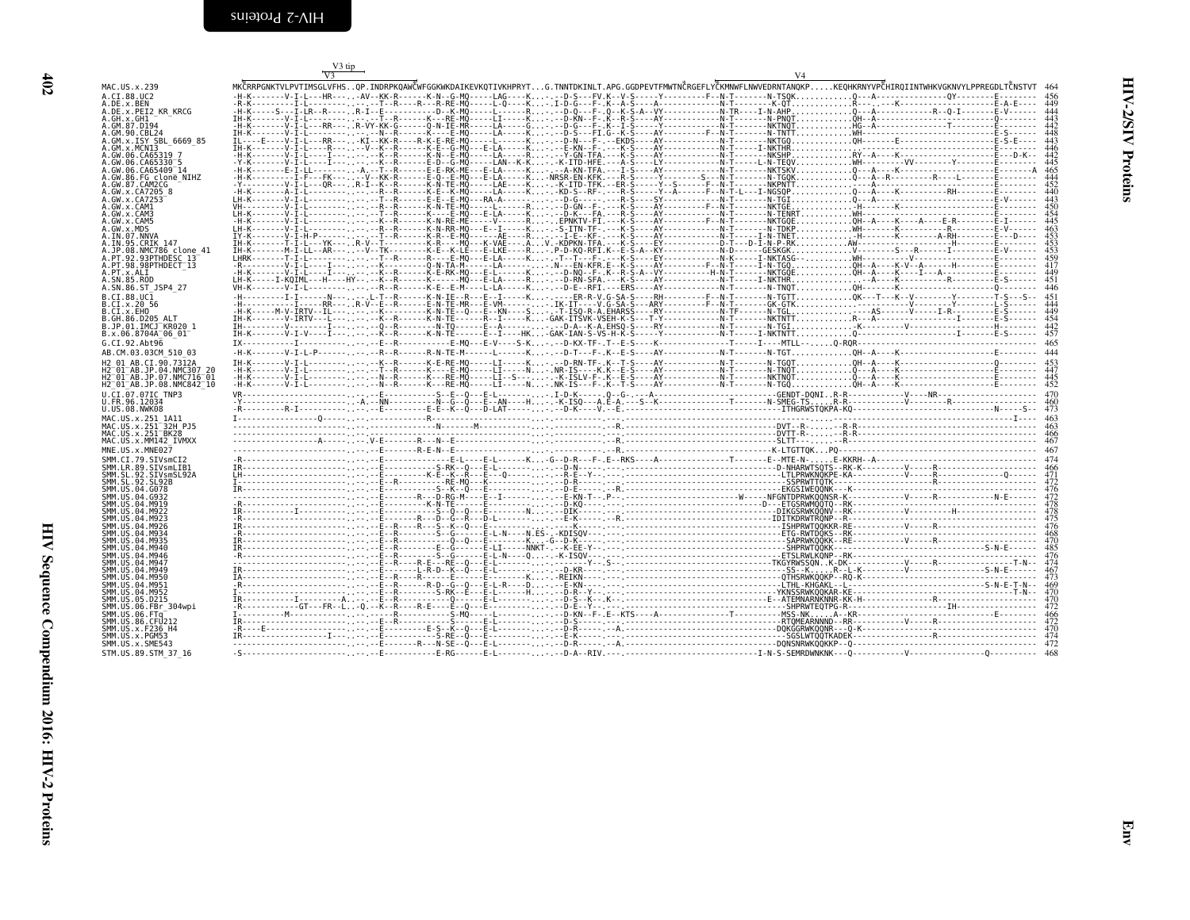# HIV-2/SIV Proteins

## Env

```
                              V3 tip
                       V3                                                                                                            V4
MAC.US.x.239             MKCRRPGNKTVLPVTIMSGLVFHS..QP.INDRPKQAWCWFGGKWKDAIKEVKQTIVKHPRYT...G.TNNTDKINLT.APG.GGDPEVTFMWTNCRGEFLYCKMNWFLNWVEDRNTANQKP.....KEQHKRNYVPCHIRQIINTWHKVGKNVYLPPREGDLTCNSTVT  464
A.CI.88.UC2              -H-K-------V-I-L---HR-----AV--KK-R------K-N--G-MQ-----LAG----K..-.--D-S---FV.K--V-S-----Y---------F--N-T-------N-TSQK...........Q---A--------------QY---------E--------  456
A.DE.x.BEN               -R-K--------I-L---------.--T--R-----R--R-RE-MQ-----L-Q----K....I-D-G---F-.K--A-S----A-------------N-T-------K-QT............R---..---K--------------------E-A-E---  449
A.DE.x.PEI2_KR_KRCG      -H-K-----S---I-LR--R-----.R-I--E----------D--K-MQ-----L-----R...-.--D-Q---F-.Q--K-S-A--VY----------N-TR----I-N-AHP...........Q---A------------R--Q-I---------E-V-----  444
A.GH.x.GH1               IH-K-------V-I-L------------T--R------K---RE-MQ-----LI-----K....--D-KN--F-.K--R-S----AY------------N-T-------N-PNQT...........QH--A---------------------------Q--------  443
A.GM.87.D194             -H-K-------V-I-L---RR-----R-VY-KK-G------Q-N-IE-MR-----LA-----G...-.--D-G---F-.K--I-S-----Y-----------N-T-------NKTNQT..........HG--A--------------T-----------E--------  442
A.GM.90.CBL24            IH-K-------V-I-L---------.-----N--R------K-E-EMQ-----LA-----K....--D-S---FI.G--K-S----AY-----------N-T-------N-TNTT...........WH-------------------------------E--------  448
A.GM.x.ISY_SBL_6669_85   IL----E----V-I-L---RR-----KI--KK-R------R-K-E-RE-MQ-----L-----K...-.--D-N---F-.--EKDS----AY--------F--N-T-------NKTGQ...........QH-------E---------------------E-S-E---  443
A.GM.x.MCN13             IH-K-------V-I-L----R-----.-V--K--R------K-E--G-MQ----E-LA-----K...-.--E-KN--F-.---K-S----AY------------N-T------I-NKTHR..........................................  446
A.GW.06.CA65319_7        -H-K-------V-I-L----I------.--N--R------K-N--E-MQ-----LA----K....--Y-GN-TFA.---K-S----AY------------N-T-------NKSHP...........RY--A---K---------------------D-K--  442
A.GW.06.CA65330_5        -Y-K-------V-I-L----I------.--K--R------E-D--G-MQ-----LAN--K-K...-.-K-ITD-HFE.---A-S----LY----------N-T-----L-N-TEQV...........WH--------VV---------Y--------E--------  445
A.GW.06.CA65409_14       -H-K-------E-I-LL-------.---A---T--R------E-E-RK-ME----E-LA-----K...-.--A-KN-TFA.---I-S----AY------------N-T-------NKTSKV..........Q---A----K---------------------------A  465
A.GW.86.FG_clone_NIHZ    -H-K-------I-F---FK-----.---V-KK-R------E-Q--E-MQ----E-LA-----K....NRSR-EN-KFK.---R-S----Y---------S--N-T-------N-TGQK...........Q---A--R-------------R------L-------E--------  444
A.GW.87.CAM2CG           -Y---------V-I-L---QR-----R-I--K--R------K-N-TE-MQ-----LAE----K...-.-K-ITD-TFK.--ER-S-----Y--S------F--N-T-------NKPNTT...........--A-------------------------------E--------  452
A.GW.x.CA7205_8          -H-K-------A-I-L----------.------R--R------K-E--K-MQ-----LA-----K...-.-KD-S--RF-.----R-S-----Y--A------F--N-T-L---I-NGSQP...........Q---A----K-----------RH---------E--------  440
A.GW.x.CA7253            LH-K-------V-I-L--------.---T--R------E-E--E-MQ----RA-A-------....--D-G-------.----R-S----SY------------N-T-------N-TGI...........Q---A--------------------------E-V-----  443
A.GW.x.CAM1              VH---------V-I-L--------.---R--R------K-N-TE-MQ-----L-----R...-.--D-GN--F-.---K-S----AY--------F--N-T-------NKTGE............-H-------K----------------------E--------  450
A.GW.x.CAM3              LH-K-------V-I-L--------.---T--R------K----E-MQ----E-LA----K...-.--D-K---FA.---R-S----AY------------N-T-------N-TENRT..........WH------------------------------E--------  454
A.GW.x.CAM5              -H-K-------V-I-L--------.---K--R------K-N-RE-ME----V------R...-.EPNKTV-FI.---K-S----AY--------F--N-T-------NKTGQE..........QH--A----K------A----E-R---------E-I------  445
A.GW.x.MDS               LH-K-------V-I-L--------.---R--R------K-N-RR-MQ----E--I-----K...-.-S-ITN-TF-.---K-S----AY------------N-T-------N-TDKP...........WH-------K-----------R---------E-V------  463
A.IN.07.NNVA             IY-K-------V-I-H-P------.---T--R------K-R--E-MQ-------AE----R...-.--I-E--KF-.---K-S----AY------------N-T-----I-N-TNET...........-H-------K-----------A-RH---------E---D---  453
A.IN.95.CRIK_147         IH-K-------T-I-L---YK-----R-V--T------K-R----MQ----K-VAE----A...V.-KDPKN-TFA.---K-S----EY--------D-T---D-I-N-P-RK..........AW-------------------H---------E--------  453
A.JP.08.NMC786_clone_41  IH-K-------M-I-LL--AR-----V--TK--------K-E--K-LE----E-LKE----R...P.D-KQ-RFI.K--E-S-A--KY------------N-D------GESKGK...........V---------S---R--------I---------E-V-----  453
A.PT.92.93PTHDESC_13     LHRK-------T-I-L--------.---T--R------R----E-MQ----E-LA-----K...-.-T--T---F-.---K-S----EY------------N-K-------I-NKTASG-........WH-----------V-------------------------  459
A.PT.98.98PTHDECT_13     -R-K-------I-L--I-------.---R--R------Q-N-TA-M------L------K...-.N---EN-KFR.E--K-S----AY--------F--N-T-------N-TGQ...........QH--A---K-V--A-------H----------E--------  417
A.PT.x.ALI               -H-K-------V-I-L---I-----.---K--R------K-E-RK-MQ----E-L-----K....--D-NQ--F-.K--R-S-A--VY----------H-N-T-------NKTGQE..........QH--A---K----I---A------------E--------  449
A.SN.85.ROD              LH-K-----I-KQIML---H----HY--.---K--R------K----MQ----E-LA-----R...-.--D-RN-SFA.---K-S----AY------------N-T-----I-NKTHR............-A----K---------------R-------E-S-----  451
A.SN.86.ST_JSP4_27       VH-K-------V-I-L--------.---K--R------K-E-E-M-----L-A-----K...-.--D-E--RFI.---ERS----AY------------N-T-------N-TNQT...........QH-------K------------------------E--------  446
B.CI.88.UC1              -H---------I-I------N-----.-L-T--R------K-N-IE--R---E--I-----K...-.----ER-R-V-G-SA-S----RH----------F--N-T-------N-TGTT...........QK---T---K--V---------T-S---S--  451
B.CI.x.20_56             -H---------I-----RR-----R-V--E--R------E-N-TE-MR----E-VM-------...-.IK-IT----V-G-SA-S----ARY---------F--N-T-------GK-GTK...........................V-------Y--------L-S-----  444
B.CI.x.EHO               -H-K-----M-V-IRTV--IL------.---K--R------K-N-TE--Q---E--KN----S...T-ISQ-R-A.EHARSS---RY-----------N-TF-------N-TGL...........-----AS------V-----I-R------E-S-----  449
B.GH.86.D205_ALT         IH-K-------V-IRTV---L------.---K--R------K-N-TE-----R---I-----K...GAK-ITSVK-VSEH-K-S---T-Y-----------N-T-------NKTNTT...........R---A-----------------------I--------E-----  454
B.JP.01.IMCJ_KR020_1     IH---------V--------I------.---Q--R------K-N-TQ-----E--A-------...-.--D-A--K-A.EHSQ-S---RY-----------N-T-------N-TGI...........-K---------V--------------H-------E--------  442
B.x.06.8704A_06_01       IH-K-------V-I-V----I------.---K--R------K-N-TE-----E--I----HK...GAK-IAN-S-VS-H-K-S----Y------------N-T-----I-NKTNTT..........Q-----------------------I-------E-S------  457
G.CI.92.Abt96            IX---------I-----------.---E--R--------------E-MQ----E-V----S-K...-.--D-KX-TF-.T--E-S---K-----------T---I----MTLL-.......Q-RQR.......................................  465
AB.CM.03.03CM_510_03     -H-K-------V-I-L-P------.---R--R------R-N-TE-M-----L-----K...-.--D-T---F-.K--E-S----AY------------N-T-------N-TGT...........QH--A----K------------------------E--------  444
H2_01_AB.CI.90.7312A     IH-K-------V-I-L--------.---K--R------K-E-RE-MQ-----LI-----K...-.--D-RN-TF-.K--T-S----AY------------N-T-------N-TGQT...........QH--A----K------------------------Q--------  453
H2_01_AB.JP.04.NMC307_20 -H-K-------V-I-L--------.---T--R------K----E-MQ-----LI-----N....NR-IS----K.K--E-S----AY------------N-T-------N-TNQT...........Q---A----K------------------------E--------  447
H2_01_AB.JP.07.NMC716_01 -H-K-------V-I-L--------.---N--R------K---RE-MQ-----LI--S-----...-K-ISLV-F-.K--E-S----AY------------N-T-------NKTNQT...........Q---A----K------------------------E--------  445
H2_01_AB.JP.08.NMC842_10 -H-K-------V-I-L--------.---N--R------K-E--RE-MQ-----LI-----N....NK-IS--F-.K--T-S----AY------------N-T-------N-TGQT...........QH--A----K------------------------E--------  452
U.CI.07.07IC_TNP3        VR---------------------.----E----------S--E--Q---E-L------..-.I-D-K------Q--G-----A-----------------------GENDT-DQNI..R-R------------V-----NR------------------  470
U.FR.96.12034            -Y---------------------.A...NN---------N--G---Q---E--AN----H...-K-ISQ---A.E-A.---S--K-----------T-------N-SMEG-TS.....R-R------------V--------R--------------  460
U.US.08.NWK08            -R---------R-I---------.----E----------E-E--K--Q---D-LAT-----...-.--D-K----V.--E-------------------------------ITHGRWSTQPA-KQ-----------------------------N------S--  473
MAC.US.x.251_1A11        I----------------Q-----.---------R-------------------------------------------------------------------------------------------------------------------I----  463
MAC.US.x.251_32H_PJ5     -----------------------.---------------N--------M----------------------R.--------------------DVT--R-----R-R----------------------------------------------  463
MAC.US.x.251_BK28        -----------------------.---------------------------------------------------R.-------------------DVTT-R-----R-R----------------------------------------------  466
MAC.US.x.MM142_IVMXX     -----------------A-----.-V-E--------R---N--E--------------------------------------------------------S-LTT---------R----------------------------------------------  467
MNE.US.x.MNE027          -----------------------.---E-------R-E-N--E------------------------------R.-------------------------K-LTGTTQK...PQ---------------------------------------------  467
SMM.CI.79.SIVsmCI2       -R---------------------.---E------------------E-L----E-L------K...G--D-R---F-.E--RKS----A-----------------T------E--MTE-N-.....E-KKRH--A------------------------------  474
SMM.LR.89.SIVsmLIB1      IR---------------------.---E------------S-RK---Q---E-L--------...-.-----N----.-------------------------------D-NHARWTSQTS--RK-K---------V------R---------------------  466
SMM.SL.92.SIVsmSL92A     LH---------------------.---E---------K-E---K--R---E-L--Q-----...-.-R-E---Y-.-.---------------------------------LTLPRWKNQKPE-KA----------V------R------------Q-------  471
SMM.SL.92.SL92B          I----------------------.---E--R---------RE-MQ---E-L-----------...-.-D-R-----.--.-----------------------------SSPRWTTQTK------------------------R---------------------  472
SMM.US.04.G078           IR---------------------.---E-----------S--K---Q---E-L--------...-.-D-E------..---------------------------------EKGSIWEQQNK---K-----------------------------------------  476
SMM.US.04.G932           -----------------------.---E---------R---D-RG-M----E--I------...-.--E-KN-T--.P--------------------------W-----NFGNTDPRWKQQNSR-K-------------V------R----------N-E------  472
SMM.US.04.M919           -R---------------------.---E---------K-N-TE-------E-L--------...-.--D-KQ-----.--.-----------------------D---ETGSRWMQQTQ--RK----------------------------------------  478
SMM.US.04.M922           IR---------I-----------.---E---------S--Q---Q---E-L-------N...-.-DIK-----------------------------------------DIKGSRWKQQNV--RK-------------V-----------H--------------  478
SMM.US.04.M923           -R---------------------.---E---------R--E--Q---R---D-L-------...-.-E-K-----.--R.-------------------------------IDITKDRWTRQNP--R-----------------------------------------  475
SMM.US.04.M926           IR---------------------.---E--R----R---S--K--Q---E-L---------...-.--K-----.--.----------------------------------ISHPRWTQQKKR-RE-----------V-----R--------------------  476
SMM.US.04.M934           -R---------------------.---E--R----------S--G------E-L-N---N.ES..KDISQV---.---.-----------------------------------ETG-RWTDQKS--RK----------------------------------------  468
SMM.US.04.M935           IR---------------------.---E--R----------Q--Q---E--------K...G--D-K-----.--.----------------------------------SAPRWKQQKK--RE-----------V------R---------------------  470
SMM.US.04.M940           IR---------------------.---E---------E--G------E-LI-----NNKT--.--K-EE-Y---..-.-----------------------------------SHPRWTQQKK--RK----------------------------S-N-E------  485
SMM.US.04.M946           -R---------------------.---E--R-------S--G------E-L-N----Q...-.-K-ISQV---..-.-----------------------------------ETSLRWLKQNP--RK----------------------------------------  476
SMM.US.04.M947           -----------------------.---E---------R-E---RE--Q---E-L---------...-.-Y---S---.-.------------------------------TKGYRWSSQN..K-DK-------------V------R-------------T-N--  474
SMM.US.04.M949           IR---------------------.---E--------L-R-D--K--Q---E-L--------...-.-D-KR-----.--.---------------------------------SS--K......R--L-K----------V--------------S-N-E------  467
SMM.US.04.M950           IA---------------------.---E--R-----R-----E-------E-L--------K..-.-REIKN----.--.-----------------------------QTHSRWKQQKP--RQ-K---------------------------------------  473
SMM.US.04.M951           -R---------------------.---E--R--------R-D--G--Q---E-L-R---D...-.--E-KN-----.--.----------------------------LTHL-KHGAKL--L-------------------------------S-N-E-T-N--  469
SMM.US.04.M952           I----------------------.---E--R---------S-RK---E---E-L------H...-.-D-R--Y---..-.--------------------------------YKNSSRWKQQKAR-KE-------------------------------------T-N--  470
SMM.US.05.D215           IR---------I-----------A.---E--R---------Q----E-L----------...-.-D-S--K---K-..-.---------------------------E--ATEMNARNKNNR-KK-H----------------R---------------------  470
SMM.US.06.FBr_304wpi     -R---------------GT---FR--L.-Q.--K--R----R-E--E--Q---E--------...-.-D-E--Y---..-.---------------------------------SHPRWTEQTPG-R---------------------IH-----------------  472
SMM.US.06.FTq            I---------M------------.-----R---------S-MQ-----L---------...-.-D-KN--F-.E--KTS----A-----------------T-----------MSS-NK.....A--KR------------------------E-------------  466
SMM.US.86.CFU212         IR---------------------.---E--R---------S-----E-L---------...-.-D-S------.----------------------------------RTQMEARNNND--RR------------V-------R---------------------  472
SMM.US.x.F236_H4         -R----E----------------.---E----------E-S--K--Q---E-L--------...-.-D-R-----.--A.---------------------------------DQKGGRWKQQNR---Q-K--------------------------------------  470
SMM.US.x.PGM53           IR-----------------I---.---E---------S-RE--Q---E-L--------...-.-E-K-----.--.-------------------------------------SGSLWTQQTKADEK-----------------------R---------------------  474
SMM.US.x.SME543          -----------------------.---E--------R--N-SE--Q---E-L--------...-.-D-R-----.--A.---------------------------------DQNSNRWKQQKKP--Q-----------------------------------------  472
STM.US.89.STM_37_16      -S---------------------.--.--E---------E-RG------E-L--------...-.-D-A--RIV.---.----------------------------I-N-S-SEMRDWNKNK---Q-----------V----------------Q----------  468
```

HIV Sequence Compendium 2016: HIV-2 Proteins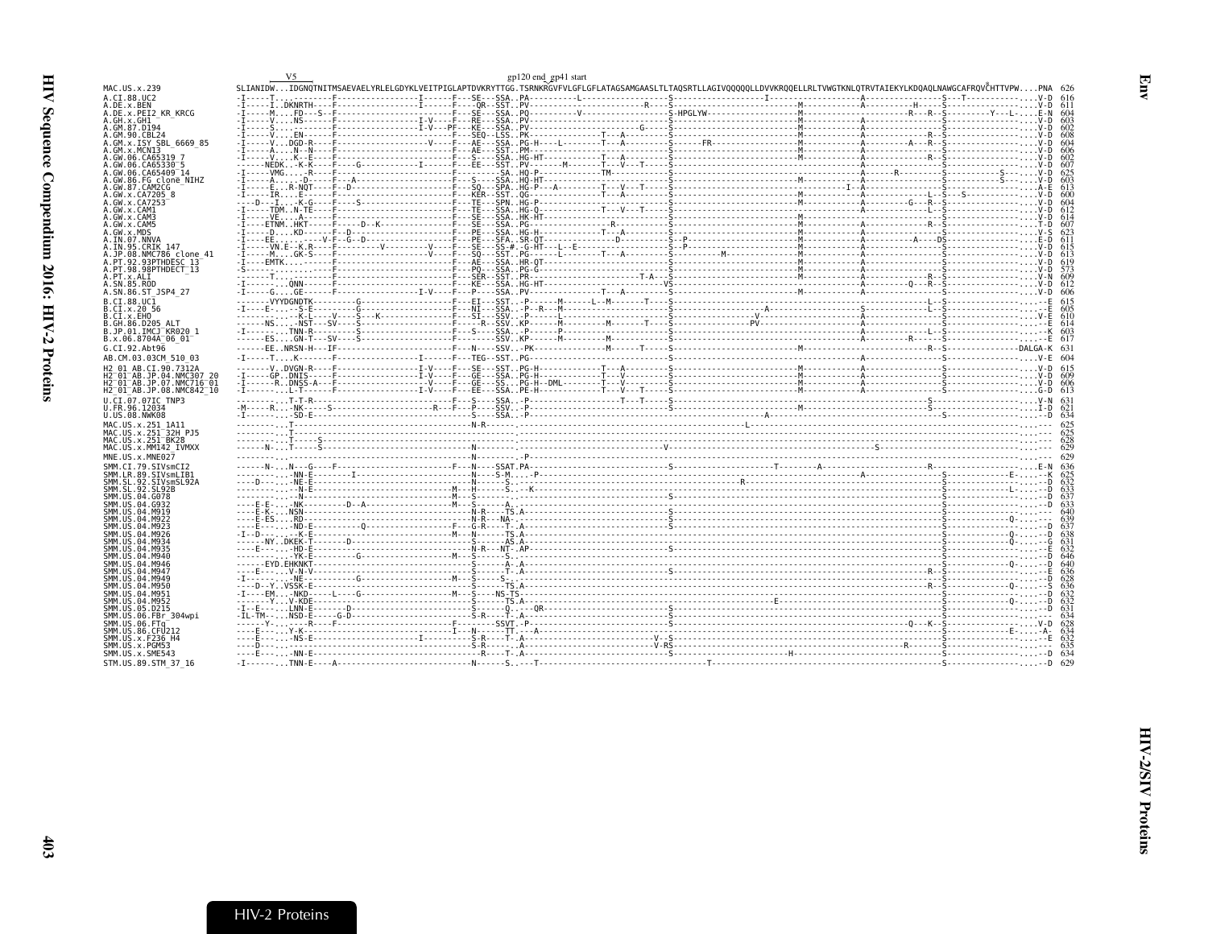```
                V5                                              gp120 end gp41 start
MAC.US.x.239            SLIANIDW...IDGNQTNITMSAEVAELYRLELGDYKLVEITPIGLAPTDVKRYTTGG.TSRNKRGVFVLGFLGFLATAGSAMGAASLTLTAQSRTLLAGIVQQQQQLLDVVKRQQELLRLTVWGTKNLQTRVTAIEKYLKDQAQLNAWGCAFRQVCHTTVPW....PNA  626
A.CI.88.UC2             -I-----T...........F.................I------F---SE---SSA..PA----------L------------------S------------------I-------------------A---------------S---T------------....V-D  616
A.DE.x.BEN              -I-----I..DKNRTH----F-----------------I------F----QR--SST..PV--------------------R---S----------------------------M---------------------H-----S--------------------....V-D  611
A.DE.x.PEI2_KR_KRCG     -I-----M....FD---S--F----------------------F----SE---SSA..PQ---------V----------------S-HPGLYW--------------------M-----------------------R---R--S----------Y---L-....E-N  604
A.GH.x.GH1              -I-----V....NS------F----------------I-V----F---RE---SSA..PV------------------------------S-------------------------M---------------------------------S--------------------....V-D  603
A.GM.87.D194            -I-----S............F----------------I-V---PF---KE---SSA..PV--------------------G-----S-------------------------M---------------------A-------------S--------------------....V-D  602
A.GM.90.CBL24           -I-----V....EN------F----------------------F----SEQ--LSS..PK---------------T----A------S-------------------------M---------------------A-----------R--S--------------------....V-D  608
A.GM.x.ISY_SBL_6669_85  -I-----V....DGD-R---F---------------V------F---AE---SSA..PG-H----L--------T----A-------S------FR-----------------M---------------------A--------A---R--S--------------------....V-D  604
A.GM.x.MCN13            -I-----A....N--N----F----------------------F---AE---SST..PM-----------------------------S-------------------------M---------------------A-------------S--------------------....V-D  606
A.GW.06.CA65319_7       -I-----V....K--E----F----------------------F---AE---SSA..HG-HT--------------T----A------S-------------------------M---------------------A-----------R--S--------------------....V-D  602
A.GW.06.CA65330_5       ------NEDK..-K-K----F-----G-----------I------F---EE---SST..PV---------M-------T----V---T-----S-------------------------M---------------------A-------------S--------------------....V-D  607
A.GW.06.CA65409_14      -I-----VMG......R---F----------------------F---------SA..HQ-P-------------TM-----------S-------------------------------------------------A--------R---------------S----------S-----....V-D  625
A.GW.86.FG_clone_NIHZ   -I-----A....-D------F----A-----------------F---S-----SSA..HQ-HT------------------------S-------------------------M---------------------A----------------------------S-----....V-D  603
A.GW.87.CAM2CG          -I-----E....R-NQT---F--D-------------------F---SQ---SPA..HG-P----A---------T----V---T-----S--------------------------------I--A------------------------------------------....A-E  613
A.GW.x.CA7205_8         -I-----IR.....E-----F----------------------F---KER--SST..QG----------------T----A------S-------------------------M---------------------A-----------L--S---S-------------....V-D  600
A.GW.x.CA7253           ---D---I....-K-G----F----S-----------------F---TE---SPN..HG-P------------------------S-------------------------M---------------------A------G----R--S--------------------....V-D  604
A.GW.x.CAM1             -I-----TDM..N-TE----F----------------------F---TE---SSA..HG-Q---------------T----V---T-----S-------------------------M---------------------A-----------L--S--------------------....V-D  612
A.GW.x.CAM3             -I-----VE....A------F----------------------F---SE---SSA..HK-HT-------------------------S-------------------------M---------------------A----------------------------------....V-D  614
A.GW.x.CAM5             -I-----ETNM..HKT----F-------D--K-----------F---SE---SSA..PG---------------R-----------S-------------------------M---------------------A-----------R--S--------------------....T-D  607
A.GW.x.MDS              -I-----D....KD------F--D-------------------F---PE---SSA..HG-H--------------T----A------S-------------------------M---------------------A----------------------------------....V-S  623
A.IN.07.NNVA            -I-----EE.........V-F--G--D----------------F---PE---SFA..SR-QT------------------D--------S---P-----------------------M---------------------A-----------------------------------....E-D  611
A.IN.95.CRIK_147        -I-----VN.E-.K.R----F----------V----------V----F---SE---SS.#..G-HT---L--E-------------S---P---------------------------M---------------------A----------A----DS------------------....V-D  615
A.JP.08.NMC786_clone_41 -I-----M....GK-S----F----------------------V----F---SQ---SST..PG------L---------T----A------S-----------M--------------M---------------------A-----------------------------------....V-D  613
A.PT.92.93PTHDESC_13    -I-----EMTK.........F----------------------F---AE---SSA..HR-QT-------------------------S-------------------------M---------------------A-------------S--------------------....V-D  619
A.PT.98.98PTHDECT_13    -S-----.............F----------------------F---PQ---SSA..PG-G--------------------------S-------------------------M---------------------A-------------S--------------------....V-D  573
A.PT.x.ALI              -------T............F----------------------F---SER--SST..PR------------------T-A-------S-------------------------M---------------------A-----------R--S--------------------....V-N  609
A.SN.85.ROD             -I-------...QNN-----F----------------------F---KE---SSA..HG-HT-----------------------VS-------------------------------------------------A------Q----R--S--------------------....V-D  612
A.SN.86.ST_JSP4_27      -I-----G....GE------F----------------I-V----F---P----SSA..PV---------------T----A------S-------------------------M---------------------A-------------S--------------------....V-D  606
B.CI.88.UC1             -------VYYDGNDTK----------G----------------F---EI---SST..-P-------M-----L--M------T----S----------------------------------------------A-----------L--S--------------------....E  615
B.CI.x.20_56            -I-----E-...--S-E---------G----------------F---NI---SSA..-P--R--M-----------------------S--------------------A---------------------S-------------L--S--------------------....E  605
B.CI.x.EHO              -------.....-K-L----V-----S--K-------------F---SI---SSV..-P------L-----------------------S-------------V---------------------------A-----------------S--------------------.V-E  610
B.GH.86.D205_ALT        -------NS.....-NST---SV---S-----------------F-----R--SSV..KP------M------M-----T----S-------------PV---------------------------------A-----------------S--------------------....E  614
B.JP.01.IMCJ_KR020_1    -I-----....TNN-R--------S------------------F---S----SSA..-P------P-----------------------S-------------------------------------------A-----------L--S--------------------....K  603
B.x.06.8704A_06_01      -------ES....GN-T---SV----S-----------------F----------SSV..KP------M-----------M------S---------------------------------------------A------R-----S--------------------....E  617
G.CI.92.Abt96           -------EE..NRSN-H---IF---------------------F---N----SSV..-PK---------------M------T----S------------------------M-------------------------------R--S----------------DALGA-K  631
AB.CM.03.03CM_510_03    -I-----T....K-------F----------------I------F---TEG--SST..PG------------------------------------------------------------------------------------------------------------....V-E  604
H2_01_AB.CI.90.7312A    -------V..DVGN-R----F----------------I-V----F---SE---SST..PG-H-------------T----A------S-------------------------M---------------------A-------------S--------------------....V-D  615
H2_01_AB.JP.04.NMC307_20 -I-----GP..DNIS-----F----------------I-V----F---GE---SSA..PG-H-------------T----V------S-------------------------M---------------------A-------------S--------------------....V-D  609
H2_01_AB.JP.07.NMC716_01 -I-----R..DNSS-A----F----------------V----F---GE---SS..PG-H--DML--------T----V------S-------------------------M---------------------A-------------S--------------------....V-D  606
H2_01_AB.JP.08.NMC842_10 -I-----....L-T-------F----------------I-V----F---EE---SSA..PE-H-------------T----V---T-----S-------------------------M---------------------A-------------S--------------------....G-D  613
U.CI.07.07IC_TNP3       -------....T-T-R---------------------------F---S----SSA..-P--------------------T---T-----S-------------------------------------------------------S--------------------....V-N  631
U.FR.96.12034           -M-----R...-NK-----S------------------------R---F---P----SSV..-P-------------------------------S--------------------M----------------------------S--------------------....I-D  621
U.US.08.NWK08           -I-----....-SD-E---------------------------F---S----SSA..-P---------------------------------------A-------------------------------------------S--------------------....-D  634
MAC.US.x.251_1A11       ---------T---------------------------------N-R-------------------------------------------------L---------------------------------------------------------------------------------....  625
MAC.US.x.251_32H_PJ5    ---------T-------------------------------------------.-------------------------------------------------------------------------------------------------------------------------....  625
MAC.US.x.251_BK28       ---------T-----S-------------------------------------.-------------------------------------------------------------------------------------------------------------------------....  628
MAC.US.x.MM142_IVMXX    ------N-...T-----S---------------------------N-------------------------------------V-----------------------------------------------------------------------------------------------....  629
MNE.US.x.MNE027         ---------.--------------------------------------N----------.-P---------------------------------------------------------------------------------------------------------------....  629
SMM.CI.79.SIVsmCI2      ------N-...N---G----F----------------------F---N----SSAT.PA--------------------------------------T--------A--------------------------R---------------------------------....E-N  636
SMM.LR.89.SIVsmLIB1     ---------...-NN-E---------I------------------------N----S-M.....-P-------------------------------------------A-------------------S------------E-.....-K  625
SMM.SL.92.SIVsmSL92A    ------D-...-.NE-E----------------------------------N----S-.......-------------------R----------------------------------------------S------------------.....-D  632
SMM.SL.92.SL92B         ---------...-N-E----------------------------M---H-----S.....-K--------------------------------------------------------------------S------------L-.....-D  633
SMM.US.04.G078          ---------.....-N--------------------------------M---S---------------------------S---------------------------------------------------S------------------.....-D  637
SMM.US.04.G932          -----E-E-...NK-------D--A-----------------------M---S-----A.----------------------------------------------------------------------------S------------------.....-D  633
SMM.US.04.M919          -----E-K-...NSN------------------------------N-R----TS.A------------------------S------------------------------------------------------S------------------.....  640
SMM.US.04.M922          -----E-ES...RD---------------------------------N-R---NA.--------------------------S------------------------------------------------------S-------------Q-.....  639
SMM.US.04.M923          -----E-...-ND-E----------Q-------------------F---G-R---T-.A------------------------S------------------------------------------------------S------------------.....-D  637
SMM.US.04.M926          -I--D-...--K-E----------------------------------M---N----TS.A------------------------------------------------------------------------S-------------Q-.....-D  638
SMM.US.04.M934          -----NY..DKEK-T-------D----------------------------S----AS.A------------------------------------------------------------------------S-------------Q-.....-G  631
SMM.US.04.M935          ------E-...-HD-E------------------------------N-R---NT-.AP---------------------------------------------------------------------------S------------------.....-E  632
SMM.US.04.M940          ---------...-YK-E--------G----------------------M---S-------------------------------S-------------------------------------------------S------------------.....-D  646
SMM.US.04.M946          ------EYD.EHKNKT---------------------------------S------A-.A------------------------S-------------------------------------------------S-------------Q-.....-D  640
SMM.US.04.M947          ----E---...V-N-V---------------------------------S------T-.A---------------------------------------------------------------R--S---------------------.....-E  636
SMM.US.04.M949          -I------...-NE--------G--------------------------M---S----S.----------------------------------------------------------------------S------------------.....-D  628
SMM.US.04.M950          ----D--Y..VSSK-E-----------------------------------S------TS.A---------------------------------------------------------------R--S-------------Q-.....-S  636
SMM.US.04.M951          -I----EM...NKD-----L----G----------------------M---S----NS-TS.--------------------------------------------------------------------S------------------.....-D  632
SMM.US.04.M952          -------Y...V-KDE-----------------------------------S------TS.A-----------------------------------E---------------------------------S-------------Q-.....-D  632
SMM.US.05.D215          -I--E-...LNN-E------D-------------------------------S------Q.---QR-----------------S---------------------------------------------------S------------------.....-D  631
SMM.US.06.FBr_304wpi    -IL-TM-...NSD-E------G-D-----------------------S-R-----T-.A-----------------------S-------------------------------------------------------S------------------.....  634
SMM.US.06.FTq           -------Y-...-R---F-------------------------F-------SSVT.-P-------------------------------------------------------------Q---K--S---------------------.....V-D  628
SMM.US.86.CFU212        -----E---...Y-K----------------------------I---N----TT.--A------------------------------------------------------------------------S-------------E-.....A-  634
SMM.US.x.F236_H4        -----E---...-NS-E---------------------I-----------S-R----T-.A-------------------V--S-----------------------------------------------------S------------------.....-E  632
SMM.US.x.PGM53          -----D---...-------------------------------------S-R-----.A--------------------V-RS---------------------------------R---------------S------------------.....  635
SMM.US.x.SME543         -----E---...-NN-E---------------------------------R----T-.A---------------------S-------------------H---------------------------------S------------------.....-D  634
STM.US.89.STM_37_16     -I-------...TNN-E----A-------------------------N------S.----T-----------------------------T--------------------------------------------S------------------.....-D  629
```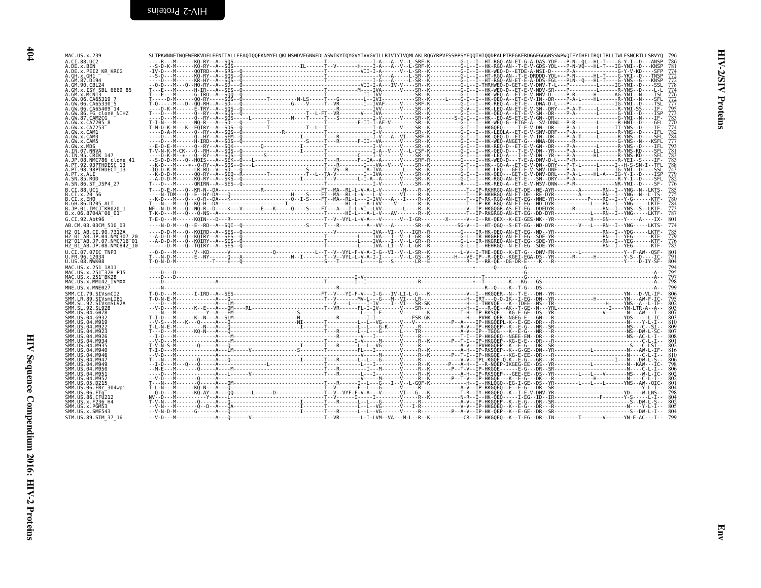```
MAC.US.x.239                SLTPKWNNETWQEWERKVDFLEENITALLEEAQIQQEKNMYELQKLNSWDVFGNWFDLASWIKYIQYGVYIVVGVILLRIVIYIVQMLAKLRQGYRPVFSSPPSYFQQTHIQQDPALPTREGKERDGGEGGGNSSWPWQIEYIHFLIRQLIRLLTWLFSNCRTLLSRVYQ  796
A.CI.88.UC2                 ----R---M------KQ-RY--A--SQS---------------------------T---------------I-A---A--V--L-SRF-K----------G-L--I--HT-RGQ-AN-ET-G-A-DAS-YDF---P-N--QL--HL-T----G-Y-I--D---ANSP  786
A.DE.x.BEN                  --S-D-K-M------KQ-RY--A--SQS-------------------IL------T--V--------H----I-A---A--V--L-SRF-K----------G-L--I--HK-RGQ-AN--T-E-V-GDS-YDL---P-N-VQ---HL-T---IG-YNI--D---KNSP  781
A.DE.x.PEI2_KR_KRCG         -IV-D------------QQTRD--A--SRS--Q----------------------T----------VII-I-A-----V--L-SR--K----------G-I--I--HK-WEQ-D--ETDE-A-NSI-D------P-A-----------------G-Y-V-KD----SFP  774
A.GH.x.GH1                  --S-D---M------KQ-RY--A--SQS--Q----------------------T-------------------V---A-----L-SR--K----------G-L--I--HT-RGQ-AN--T-E-DRDDD-YDL+--P-N--------HL-T----G-YKI--D---TNSP  772
A.GM.87.D194                ----D---M------KR-HY--A--SQS--Q----------------------T---------------I-G---A-----L-SR--K----------G-L--I--HT-RGQ-AN-ET-E-A-DDS-FGL---PLN--Q---HL-T----G-YNS--G---KNSP  772
A.GM.90.CBL24               ---Q-D-K-M---Q--HQ-RY--A--SD---Q--------------------VII-I-A-----IV-V---SR--K----------G-L--I--THRHWEQ-D-GET-E-V-DNV-T-L---P------------L-----IG-YNI--D----SSL  778
A.GM.x.ISY_SBL_6669_85      T---E---M------H-IR---A--SES--Q----------------------T-----------M----IVA------V---SR--K----------G-L--I--HK-WEQ-D--ET-E-V-NDV-SR----P-----------L------R-YNS--D----L-L  774
A.GM.x.MCN13                T---E---M------G-IRD--A--SQQ--Q-----------------------------------II-IVV------------SR--K----------G-L--I--HK-WEQ-A--ET-E-V-NNV-D-----P-R------H-------AG-YNI--N----ISL  776
A.GW.06.CA65319_7           T-----D-M------QQ-RY--A--SQS--Q----------T--------N-LS-----T--G----------L-IVI---------SR--K-----L----G-I--I--HK-QEQ-A--ET-E-V-IN--DR---P-A-L------HL-------R-YNI--D----SFL  772
A.GW.06.CA65330_5           T-Q-----M---D--QQ-RH--A--SD---Q----------------G----V-----T--VR-------I-IVAF------V---SRF-K----------G-I--I--HK-REQ-A--ET-E---DNA-D-L---P--------------------IG-YNI--D----TSL  777
A.GW.06.CA65409_14          ----D-K-M------E-TRY--A--SQS--Q------------------------------R-----------IVV-------V---SR--K----------G-V--I--HK-LEQ-AN-ET-E-V-SN--DRY---P-A-T-------L-------R-YNI-SS----IF-  795
A.GW.86.FG_clone_NIHZ       T--------M------Q--RY--A--SQS--Q--------------------T--L-FT--VR--------V---IVA-----V---SR--K----------G-L--I--HK-QEQ-A--ET-E-V-SN--DR---P-A---------L-------R-YNI--D----ISP  773
A.GW.87.CAM2CG              ----D---M-------Q--RY--A--SQS-----L-------------N----T-----S-----------I-V------V---SR--K---------S-G-I--I--HK--EQ-AS-ET-E-V-GN--DR-----------------------G-YNI--N----IF-  783
A.GW.x.CA7205_8             T-I-N---M------NQ-R---A--SD---Q--------T----------------------F-II-I-AF-V---------SR--K----------G-L--I--HK-WEG-G--ETGE-A--SV-DNWL--P-R--------L-------R-HNI--D----GFL  770
A.GW.x.CA7253               T-M-D-K-M---K--EQIRY--A--SDS--Q--------T------T--L-------------------I-A--------V---SR--K----------G-I--I--HKQEQ----T-E-V-DN--DR----P-A-L-------L-------IT-YNS--D----IF-  774
A.GW.x.CAM1                 ----D-A-M------Q--RY--A--SQS--Q--------R---------------------------I-V--------V---SR--K----------G-I--I--HK-LEQLA--ET-E-V-SNV-DRF---P-A--------L-------R-YNS--D----IFL  782
A.GW.x.CAM3                 ----D---M------Q--HY--A--SEM--Q-----------------I------T--R------------I-V----A--VI--SRF-K----------G-I--I--HK-QEQ-D--ET-E-V-IN--DR----P-A-T------L-------R-YNS--D----SFL  784
A.GW.x.CAM5                 ----D---M------H-IRD--A--SDS--Q-----------------S------T--R-------F-II--VA-------V---SR--K----------G-I--I--HK-WEQ-ANGET-G---NNA-DN---------R-------------G-YNS--N----KSFL  777
A.GW.x.MDS                  --E-D-E-M------Q--RY--A--SQK--------Q--------------------------------I-V-------V---SR--K----------G-I--I--HK-REQ-D--ET-E-V-GN--DR----P-A-------L-------R-YNS--D----IFL  793
A.IN.07.NNVA                T-V-N-K-M-CK---Q--RH--A--SQS--Q-----------------I------T--------------I-A--V----V--L-CSF-K----------G-I--I--HK-QEQ-D--T-E-V-DN--YR----P-A-------LL-------R-YNS-KD----SFL  781
A.IN.95.CRIK_147            ----D-K-M--+---Q--RY--A--SQS--Q------S------------------------C-------I-V------V---SR--K----------G-I--I--HK-LEQ-A---T-E-V-DN--YR-+--P-A-------HL-------R-YNS-KD----SFL  783
A.JP.08.NMC786_clone_41     --S-D-D-M---Q--HQIS---A--SEK--Q---L-------------------T--R-------F--IA--A------V---SRF-R----------G----I--HK-WEQ-D---T-E-A-DNV-D-L---P-R-------------------R-YEI--S----IF-  783
A.PT.92.93PTHDESC_13        --K-D---M-----+--Q-RY--A--SQS--Q---L--------------------T--R-------I---VA--V----V---SR--K----------G-T--I--HK--GQ-A--ET-E-V-DN--DRY---P-T-L-------L-----I--H-S-SN-I-TFL  788
A.PT.98.98PTHDECT_13        -IQ-D-K-M------LQ-RD--V--SD---Q------------------S-----T--VS--R------I-IVA-----V---SR--K----------G-I--I--HK-LEQ---ET-E-V-SNV-DNF---P-A-----L-------R-YNI--D----SSL  773
A.PT.x.ALI                  --K-D-D-M------QQ-RY--A--SEQ--R---------T------------T--L-TA-V--------I--IVA-----V---SR--K----------G-I--I--HK-QEQ---GET-E-V-DNV-DRL---P-A-L----HL-A---IG-Y-I--D----ISP  779
A.SN.85.ROD                 --A-D-D-M------KQ-RY--A--SKS--Q-----------------I------T--V-------------L-I-A--A-----V---SR--K----------G-I--I--HK-RGQ-AN-ET-E---SN--DRY---P-A----------------R-Y-I--D----SFL  782
A.SN.86.ST_JSP4_27          T---D---M------QRIRN--A--SES--Q----------------------------------------I-V-------V---SR--K----------A----I--HK-REQ-A--ET-E-V-NSV-DNW---P-R-------------------NR-YNI--D----SFL  776
B.CI.88.UC1                 T---D-E-M----Q--KR-N--DA------------------R-------------FT--MA--RL-L-V-A-L-V-------M----R--K----------T--IP-RKHRGQ-AN-ET-DE--NE-AYR--------A-------RN--I--YNG--N--LKTS-  785
B.CI.x.20_56                ----N-TDM---Q--E--HY-DA---Q---------------------H----S----FT--MA--RL-L-V---L-V------VI----R--K----------T--IP-HKHRGQ-AN-ET-DE--RE-DYR--------A-------RN--I--YNG--N--L-TS-  775
B.CI.x.EHO                  --K-D---M---Q--Q-R--DA---K-----------------------Q--I-S----FT--MA--RL-L---I-IVV---A---I----R--K----------T--IP-RK-RGQ-AN-ET-EG--NNE-YR-----------P-----RD--I--Y-G-----KTF-  780
B.GH.86.D205_ALT            T---N---M---Q--KQ-H--DA-----------------------I--------T---------HL-L---A-LVV--V-------R--K----------T--IP-RK-RGQ-AN-ET-EG--ND-DYR--------------L---RN--I--YNG-----LKTF-  784
B.JP.01.IMCJ_KR020_1        NF--N-D-M---Q--NQ-R--D----K---V-------E---K-----Q----S----FT--A---I-L-VI--LVV--------L----R--K----------V--IP-HKGQR-AS-ET-EG--DDEDYR--------R--------RN--I--YNS--S--LKIF-  773
B.x.06.8704A_06_01          T-K-D---M---Q--Q-NS--A------------------------------T-------HI-L---A-L-V---AV------R--K----------T--IP-RKGRGQ-AN-ET-EG--DD-DYR--------------L---RN--I--YNG-----LKTF-  787
G.CI.92.Abt96               T-E-Q---M------KQIN---D---R--------------------------T--V--VYL-L-V-A----V-----V--I-GR-------X------V--I--RK-QEX--K-EI-GES-NK--YR----------X----GN-----Y----A---IX-  801
AB.CM.03.03CM_510_03        ----N-D-M---Q--E--RD--A--SQI--Q----------------------S-----T---R----------A---VV---A-------SR--K----------SG-V--I--HT-QGQ--S-ET-EG--ND-DYR--------V----L---RN--I--YNG-----LKTS-  774
H2_01_AB.CI.90.7312A        ----D-D-M------Q--KQIRD--A--SES--Q-----------------------V----------IVA---VI--V---IGR--R----------G----IR-HK-QEQ-AN-ET-EG--ND--YR----------------RN--I--YDG-----LKTF-  785
H2_01_AB.JP.04.NMC307_20    --A-D-D-M------Q--KQIRY--A--SES--Q-----------------------T---------L----IVA---I--V--L-GR--R----------G-L--IR-HKGREQ-AN-ET-EG--SDE-YR---------------RN--I--YEG-----KTF-  779
H2_01_AB.JP.07.NMC716_01    --A-D-D-M------Q--KQIRY--A--SIS--Q-----------------------T---------L----IVA---I--V--L-GR--R----------G-L--IR-HKGREQ-AN-ET-EG--SDE-YR---------------RN--I--YEG-----KTF-  783
H2_01_AB.JP.08.NMC842_10    ----D-D-M------Q--TQIRY--A--SES--Q-----------------------T---------L----IVA--LI--V--L-GR--R----------G-L--I--HEHRGQ--N-ET-EG--SDE-YR---------------RN--I--YEG-----KTF-  783
U.CI.07.07IC_TNP3           --Q-D---M------V--KD------V--------------Q----------L--T--V--VYL-F-V-A-I-G--VI--V--L-SR--K----------L-V--I--THE-QEQ--K-ET-G---DNV-FN--------L--------------Y--F-AW--QSF-  801
U.FR.96.12034               T---N-D-M------E--NY------Q---A-----------------N--I-------T--V--VYL-L-V-A-I-I----V--L-GS--K----------H----VE-IP--R-QEQ--KGEI-EGA-DS--YR------R-------H-----------Y-S--D----IC-  791
U.US.08.NWK08               T-Q-N-D-M------------T----E---Q----------------------S---T------L-----G-----S-------LR--E----------R--I--RR-QE--DG-DR-----K----R-------------------------Y----D-IY-SF-  804
MAC.US.x.251_1A11           ----D--D------------------------------------------------------------------------------------------+-------------Q--------------G---------------------------------------A--  794
MAC.US.x.251_32H_PJ5        ----D--D------------------------------------------------------------------------------------------------------------------------G---------------------------------------A--  795
MAC.US.x.251_BK28           ----D--D--------------------------------------------I-V-------------------------------------------+--T----------------------------G---------------------------------------A--  797
MAC.US.x.MM142_IVMXX        ----D---------A----------------------------------T--------I--I----------------------R---------------+--T----------K---KG---GS---------------------------------------A--  798
MNE.US.x.MNE027             ----N------------------------------------R-----------------------------------------------------------R--Q----K--T-G---DS---------------------------------------A--  799
SMM.CI.79.SIVsmCI2          T-Q-D---M------I-IRD--A--SES---------------------FT--V---YI-F-V---I-G---IV-LI-L-G--K----------V--I--HKGQER--N--T-E---DN--YR---------------------YN---D-VL-IF-  806
SMM.LR.89.SIVsmLIB1         T-Q-N-E-M--------------A---Q-----------------------T--V------MV-L---G---M--VI---LR----------------H--IRT----Q-Q-IK--I-EG--DN--YR-----------H----------YN---AW-F-IC-  795
SMM.SL.92.SIVsmSL92A        ----D---M------------A---LM-------------------------V------L-----I-IV-----I--VI---SR-SK----------H--I-THKVQE---K--IDEE--NS--TR-------------------H-----YNS--A--L-IF-  802
SMM.SL.92.SL92B             --V-D---M------K--E---A---QM---RL---------------------T--VR------FL-I-IV----------V----SR----------------H--I---R-QE--AK--T-GE--N---YRL----------------I-----YN-LTR-A--A--  803
SMM.US.04.G078              ----N---M-----------Y---A---EM--------------------S---------------L---I-F-------V-----K----------T-H--IP-RKSQE---KG-E-GE--DS--YR------------------V--------N---AW---I--  807
SMM.US.04.G932              T-I-D---M------K--N---A---SLM--------------------N--------R-------I-T-----------FSR-GK---------------H---PVHK-QER--NGEG-E---GN---R------------------------YDS------L-IC-  803
SMM.US.04.M919              --V-S---M---K---Q-----A---Q------------------------NI-------T-------L--L---VG-------V-----------------P--A----IP-HKGQEPL--K--E-GE--DR---R------------------------N-----Y-L-I--  810
SMM.US.04.M922              T-L-N-E-M-------N-----A---Q--------------------------I-------T-------L--L---G-K-----V----R----------A-V--IP-HKGQEP--K--E-G---NR--SR-------------------------NS---C--SI--  809
SMM.US.04.M923              T---D---M------KQ-N---A---Q--------------------------------T--R------L--L---G------L----TR----------A-V--IP--TGQG---K--E-G---NR--R-------------------------NS--DW-L-SC-  807
SMM.US.04.M926              --I-D---M-------------A---M------------------------------R--------V---I--------V----R----------------T-I--IP-HKGQEQ--NGEE-EN--DR---R------------------------NS--AC-L-I--  808
SMM.US.04.M934              --V-D---M-------------A---M--------------------------------T-------I-V-----M--------V----R--K---------P--T-I--IP-HKGQEP--KG-E-E---DR---R-------------------------------C-L-I--  801
SMM.US.04.M935              T-V-N-S-M-------Q-----A---Q-----------------------I-------T--R------L--L---VG-------V----R----------A-V--IPVHKGQEP--K--E-G---DR--SR-------------------------S---C-SI--  802
SMM.US.04.M940              T-I-D---M-------------A---LM------V----------------S--------T-------FL---I-------V----R--K----------A-H--IP-RKSQEP--K--G-GE--DN--YR------------------------N---AW-L-IF-  816
SMM.US.04.M946              --V-D---M-------------A------------------------------------------------------V-----R--K---------P--T-I--IP-HKGQE---KG-E-EE--DR---R------------------------N-----C-L-I--  810
SMM.US.04.M947              T---N---M-------Q-----A---Q-----------------------I-------T--R------L--L---G-------V----R--K---------V-V--IPL-KGQE-Q-K--E-G---GR---R--------------------I---N---DW-L-S-  806
SMM.US.04.M949              --I-D---M---Q---Q-----A---Q--------------L-------------------T-------L---I-------V----R--K---------P--A-H--I--R-NQEP-IKGEG-EE--DS--YR-----------L------------N--KAW---IC-  798
SMM.US.04.M950              --M-E---M--------Q-----A---M---------------------------------T-------I---M-------V----R--K---------P--T-V--IP-HKGQE---E-G---DR--SR------------------------N-----C-L-I--  806
SMM.US.04.M951              ----D---M-------------A---L-----V----------------------T--R-------L--L---V-------V----R--K---------A-H--IP-RKSQEP---GEE-EE--DS--YR-------L---L---V-------NS---W-L-IC-  802
SMM.US.04.M952              --V-D---M-------Q-----A------------------------------------------V----M-------V----R--K---------P--T-V--IP-HKGQE---K--E-G---DK---R---------------H----------N-----C-L-I--  802
SMM.US.05.D215              T---N---M-------Q-----A---QM----------------------------T--R-------I--L---G---I--V--L-GQF-K----------H--I--HKLGQQ--EG-I-GE--DS--YR------------L---L---L-------YNS--AW--QIC-  801
SMM.US.06.FBr_304wpi        T-L-N---M------KQ-N---A---Q---------------------------T--V--------F--L---G-------V----R----------A-V--IP-RKGQEQ---E--E-G---DR--SR----------------------------Y-L-I--  804
SMM.US.06.FTq               --Q-D---M------KQ-AY--A---QQ------L-------D--------------T--V--VYF-F-V-A---V------VI---G---K----------R--IY-HKGQEQ--K--I-E-V-DNV-YR---------------------------YD-----W-LNS--  798
SMM.US.86.CFU212            NV--D---M---------Y---A---E--------------------------T--V------I-----I-------V-----R--K---------N-R--I--HK-QEQ-----I-EG--ID--IR---------------------F-------Y-S-----L-I--  804
SMM.US.x.F236_H4            T-V-N---M-------Q-----A---Q-----------------------I-------T--R-------L--L---G-------V----R--K---------A-V--IP-HKGQEP--K--E-G---DR--SR-------------------------S--DW-L-S-  802
SMM.US.x.PGM53              --V-N---M-------Q--D--A---QA--------------------I-------T---------L--L---VG-------V---I-R----------V-V--IP-HKGQEQ--K--E-G---DR---R------------------------N-----Y-L-I--  805
SMM.US.x.SME543             --V-N-D-M-------G-----A---Q-----------------------I-------T--R-------L--L---VG-------V----R--K---------P--A-V--IP-HK-QEP--K--E-GE--DR--SR-------------------------S--DW-L-I--  804
STM.US.89.STM_37_16         --V-D---M-------------A---Q------V-----------------------T--VR--------L-I-LVM--VA---M-L--R--K----------CR--IP-HKGQEQ--K--T-EG--DR--IN--------T-------V-------YN-F-AC---I--  799
```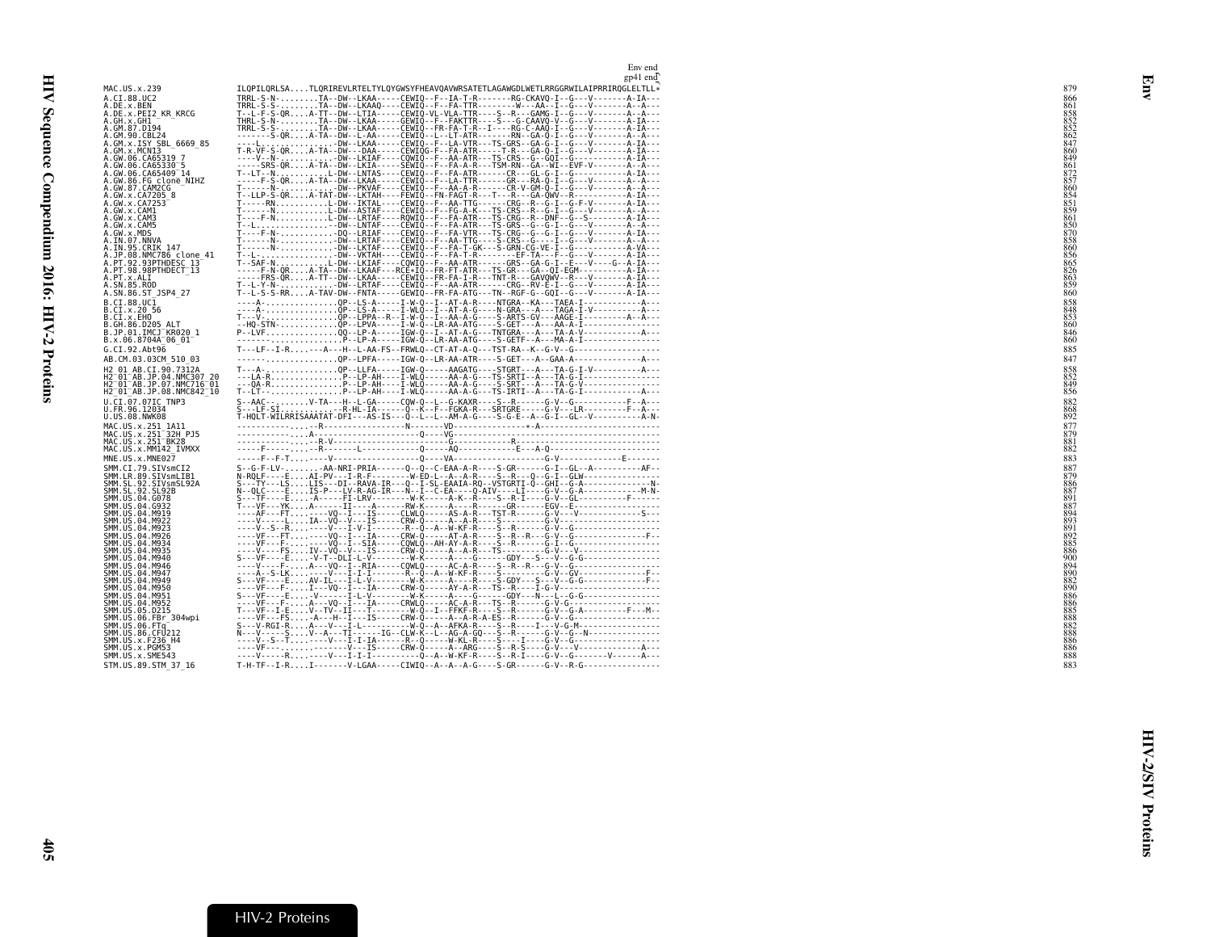```
                                                                                                                      Env end
                                                                                                                      gp41 end
MAC.US.x.239                 ILQPILQRLSA....TLQRIREVLRTELTYLQYGWSYFHEAVQAVWRSATETLAGAWGDLWETLRRGGRWILAIPRRIRQGLELTLL*        879
A.CI.88.UC2                  TRRL-S-N-........TA--DW--LKAA-----CEWIQ--F--IA-T-R-------RG-CKAVQ-I--G---V-------A-IA---         866
A.DE.x.BEN                   TRRL-S-S-........TA--DW--LKAAQ----CEWIQ--F--FA-TTR---------W---AA--I--G---V-------A--A---         861
A.DE.x.PEI2_KR_KRCG          T--L-F-S-QR....A-TT--DW--LTIA-----CEWIQ-VL-VLA-TTR----S--R---GAMG-I--G---V-------A--A---         858
A.GH.x.GH1                   THRL-S-N-........TA--DW--LKAA-----GEWIQ--F---FAKTTR-----S---G-CAAVQ-V--G---V-------A-IA---        852
A.GM.87.D194                 TRRL-S-S-........TA--DW--LKAA-----CEWIQ--FR-FA-T-R--I----RG-C-AAQ-I--G---V-------A-IA---         852
A.GM.90.CBL24                -------S-QR....A-TA--DW--L-AA-----CEWIQ--L---LT-ATR------RN--GA-Q-I--G---V-------A--A---         862
A.GM.x.ISY_SBL_6669_85       ----L-............-DW--LKAA-----CEWIQ--F--LA-VTR---TS-GRS--GA-G-I--G---V-------A-IA---           847
A.GM.x.MCN13                 T-R-VF-S-QR....A-TA--DW--DAA------CEWIQG-F--FA-ATR-----T-R---GA-Q-I--G---V-------A-IA---         860
A.GW.06.CA65319_7            ----V--N-.........-DW--LKIAF-----CQWIQ--F--AA-ATR---TS-CRS--G--GQI--G----------A-IA---           849
A.GW.06.CA65330_5            -----SRS-QR....A-TA--DW--LKIA-----SEWIQ--F--FA-A-R---TSM-RN--GA--WI--EVF-V-------A--A---         861
A.GW.06.CA65409_14           T--LT--N..........L-DW--LNTAS-----CEWIQ--F--FA-ATR-------CR---GL-G-I--G----------A-IA---         872
A.GW.86.FG_clone_NIHZ        ----F-S-QR....A-TA--DW--LKAA-----CEWIQ--F--LA-TTR-------GR---RA-Q-I--G---V-------A--A---         857
A.GW.87.CAM2CG               T------N-..........-DW--PKVAF-----CEWIQ--F--AA-A-R-------CR-V-GM-Q-I--G---V-------A--A---         860
A.GW.x.CA7205_8              T--LLP-S-QR....A-TAT-DW--LKTAH----FEWIQ--FN-FAGT-R---T---R---GA-QWV--R-----------A-IA---         854
A.GW.x.CA7253                T-----RN..........L-DW--LKTAL-----CEWIQ--F--AA-TTG-------CRG--R--G-I--G-F-V-------A-IA---        851
A.GW.x.CAM1                  T------N..........L-DW--ASTAF-----CEWIQ--F--FG-A-K---TS-CRS--R--G-I--G---V-------A--A---         859
A.GW.x.CAM3                  T----F-N..........L-DW--LRTAF-----RQWIQ--F--FA-ATR---TS-CRG--R--DNF--G--S--------A-IA---         861
A.GW.x.CAM5                  T--L-.............-DW--LNTAF-----CEWIQ--F--FA-ATR---TS-GRS--G--G-I--G---V-------A--A---          850
A.GW.x.MDS                   T----F-N..........-DQ--LRIAF-----CEWIQ--F--FA-VTR---TS-CRG--G--G-I--G---V-------A-IA---          870
A.IN.07.NNVA                 T------N..........-DW--LRTAF-----CEWIQ--F--AA-TTG-----S-CRS--G---I--G---V-------A--A---          858
A.IN.95.CRIK_147             T------N..........-DW--LKTAF-----CEWIQ--F--FA-T-GK---S-GRN-CG-VE-I--G-----------A-VA---          860
A.JP.08.NMC786_clone_41      T--L-.............-DW--VKTAH-----CEWIQ--F--FA-T-R--------EF-TA---F--G---V-------A-IA---          856
A.PT.92.93PTHDESC_13         T--SAF-N..........L-DW--LKIAF-----CQWIQ--F--AA-ATR-------GRS--GA-G-I--E---V----G--A-IA---        865
A.PT.98.98PTHDECT_13         ----F-N-QR....A-TA--DW--LKAAF----RCE*IQ--FR-FT-ATR---TS-GR---GA--QI-EGM-------A-IA---            826
A.PT.x.ALI                   -----FRS-QR....A-TT--DW--LKAA-----CEWIQ--FR-FA-I-R---TNT-R---GAVQWV--R---V-------A-IA---         863
A.SN.85.ROD                  T--L-Y-N..........-DW--LRTAF-----CEWIQ--F--AA-ATR-------CRG--RV-E-I--G---V-------A-IA---         859
A.SN.86.ST_JSP4_27           T--L-S-S-RR....A-TAV-DW--FNTA-----GEWIQ--FR-FA-ATG---TN--RGF-G--GQI--G---V-------A-IA---         860
B.CI.88.UC1                  ----A-.............QP--LS-A-----I-W-Q--I--AT-A-R----NTGRA--KA---TAEA-I--------------A---         858
B.CI.x.20_56                 ----A-.............QP--LS-A-----I-WLQ--I--AT-A-G----N-GRA---A---TAGA-I-V----------A---           848
B.CI.x.EHO                   T--V-..............QP--LPPA--R--I-W-Q--I--AA-A-G----S-ARTS-GV---AAGE-I---------A--A---           853
B.GH.86.D205_ALT             --HQ-STN-..........QP--LPVA-----I-W-Q--LR-AA-ATG----S-GET---A---AA-A-I--------------             860
B.JP.01.IMCJ_KR020_1         P--LVF.............QQ--LP-A-----IGW-Q--I--AT-A-G----TNTGRA---A---TA-A-V-----------A---           846
B.x.06.8704A_06_01           ---------..........P--LP-A-----IGW-Q--LR-AA-ATG----S-GETF--A---MA-A-I-----------------           860
G.CI.92.Abt96                T---LF--I-R....---A---H--L-AA-FS--FRWLQ--CT-AT-A-Q---TST-RA--K--G-V--G-----------------           885
AB.CM.03.03CM_510_03         ------.............QP--LPFA-----IGW-Q--LR-AA-ATG----S-GET---A--GAA-A--------------A---           847
H2_01_AB.CI.90.7312A         T---A-.............QP--LLFA-----IGW-Q-----AAGATG----STGRT---A---TA-G-I-V-----------A---          858
H2_01_AB.JP.04.NMC307_20     ---LA-R.............P--LP-AH----I-WLQ-----AA-A-G---TS-SRTI--A---TA-G-I-----------------          852
H2_01_AB.JP.07.NMC716_01     ---QA-R.............P--LP-AH----I-WLQ-----AA-A-G---S-SRT----A---TA-G-V-----------------          849
H2_01_AB.JP.08.NMC842_10     T--LT-..............P--LP-AH----I-WLQ-----AA-A-G---TS-IRTI--A---TA-G-I-----------------          856
U.CI.07.07IC_TNP3            S--AAC-........V-TA---H--L-GA-----CQW-Q--L--G-KAXR----S--R------G-V--G-----------F--A---         882
U.FR.96.12034                S---LF-SI.......--R-HL-IA-----Q--K--F--FGKA-R---SRTGRE----G-V---LR--------F--A---               868
U.US.08.NWK08                T-HQLT-WILRRISAAATAT-DFI---AS-IS--Q--L--L--AM-A-G----S-G-E--A--G-I--GL--V---------A-N-          892
MAC.US.x.251_1A11            ------------....-R------------------N-------VD-------------*-A----------------------            877
MAC.US.x.251_32H_PJ5         ------------....A-------------------Q-----VG--------------------------------------              879
MAC.US.x.251_BK28            ------------....-R-V----------------------G-------------R-----------------------------          881
MAC.US.x.MM142_IVMXX         -----F------....-R-------L----------Q-----AQ-----------E---A-Q-----------------------           882
MNE.US.x.MNE027              -----F--F-T....----V----------------Q-----VA-----------------G-V-----------E-------             883
SMM.CI.79.SIVsmCI2           S--G-F-LV-........-AA-NRI-PRIA------Q--Q--C-EAA-A-R----S-GR------G-I--GL--A----------AF--        887
SMM.LR.89.SIVsmLIB1          N-RQLF---E....AI-PV---I-R-F--------W-ED-L--A--A-R----S--R---G-I--GLW----------------              879
SMM.SL.92.SIVsmSL92A         S---TY---LS....LIS---DI--RAVA-IR---Q--I-SL-EAAIA-RQ--VSTGRTI-Q--GHI--G-A---------------N-        886
SMM.SL.92.SL92B              N--QLC----E....IS-P---LV-R-AG-IR---N--I--C-EA----Q-AIV----LI----G-V--G-A-----------M-N-          887
SMM.US.04.G078               S---TF---E....-A-----FI-LRV--------W-K-----A-K--R----S--R-I----G-V--GL--------F------            891
SMM.US.04.G932               T---VF--YK....A------II----A-------RW-K-----A----R------GR-----EGV--E-------------------         887
SMM.US.04.M919               ----AF---FT....----VQ--I---IS-----CLWLQ-----AS-A-R---TST-R------G-V---V-------------S---         894
SMM.US.04.M922               ----V----L....IA--VQ--V---IS-----CRW-Q-----A--A-R----S--------G-V--------------------            893
SMM.US.04.M923               ----V--S--R....----V---I-V-I------R--Q--A--W-KF-R----S--R------G-V--G-----------------           891
SMM.US.04.M926               ----VF---FT....----VQ--I---IA-----CRW-Q-----AT-A-R----S--R--R---G-V--G---------------F--        892
SMM.US.04.M934               ----VF---F....----VQ--I--SIA-----CQWLQ--AH-AY-A-R----S--R------G-I--G-----------------           885
SMM.US.04.M935               ----V----FS....IV--VQ--V---IS-----CRW-Q-----A--A-R---TS--------G-V---V-----------------          886
SMM.US.04.M940               S---VF----E....-V-T--DLI-L-V--------W-K-----A----G------GDY---S---V--G-G-----------------        900
SMM.US.04.M946               ----V----F....A---VQ--I--RIA------CQWLQ-----AC-A-R----S--R--R---G-V--G---------------            894
SMM.US.04.M947               ----A--S-LK....----V---I-I-I-------R--Q--A--W-KF-R----S----------G-V--GV---------------F--       890
SMM.US.04.M949               S---VF----E....AV-IL---I-L-V--------W-K-----A----R----S-GDY---S---V--G-G--------------F--        882
SMM.US.04.M950               ----VF---F....I---VQ--I---IA-----CRW-Q-----AY-A-R---TS--R----I-G-V-----------------              890
SMM.US.04.M951               S---VF----E....-V-----I-L-V--------W-K-----A----G------GDY---N---L--G-G-----------------         886
SMM.US.04.M952               ----VF---F....A---VQ--I---IA-----CRWLQ-----AC-A-R---TS--R------G-V-G---------------              886
SMM.US.05.D215               T---VF--I-E....V--TV--II---T-------W-Q--I--FFKF-R----S--R------G-V--G-A---------F--M--           885
SMM.US.06.FBr_304wpi         ----VF---FS....A---H--I---IS-----CRW-Q-----A--A-R-A-ES--R------G-V--G-----------------           888
SMM.US.06.FTq                S---V-RGI-R....A---V---I-L---------W-Q--A--AFKA-R----S--R----I---V-G-M---------------            882
SMM.US.86.CFU212             N---V----S....V--A---TI----IG--CLW-K--L--AG-A-GQ---S--R------G-V--G--N---------------            888
SMM.US.x.F236_H4             ----V--S--T....----V---I-I-IA------R--Q-----W-KL-R----S----I----G-V--G-----------------          886
SMM.US.x.PGM53               ----VF---.........----V---IS-----CRW-Q-----A--ARG----S--R-S----G-V---V-------------A---          886
SMM.US.x.SME543              ----V----R....----V---I-I-I--------Q--A--W-KF-R----S--R-I----G-V--G-------V------A---           888
STM.US.89.STM_37_16          T-H-TF--I-R....I-------V-LGAA-----CIWIQ--A--A--A-G----S-GR------G-V--R-G-----------------         883
```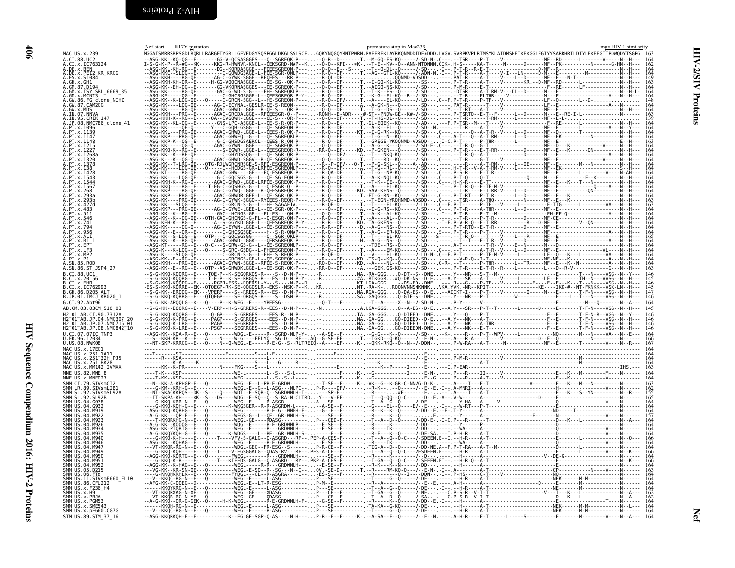# HIV-2/SIV Proteins

## Nef

```
                        Nef start    R17Y mutation                                                    premature stop in Mac239                                                              max HIV-1 similarity
MAC.US.x.239            MGGAISMRRSRPSGDLRQRLLRARGETYGRLLGEVEDGYSQSPGGLDKGLSSLSCE...GQKYNQGQYMNTPWRN.PAEEREKLAYRKQNMDDIDE*DDD.LVGV.SVRPKVPLRTMSYKLAIDMSHFIKEKGGLEGIYYSARRHRILDIYLEKEEGIIPDWQDYTSGPG 163
A.CI.88.UC2             --ASG-KKL-KQ-QG--E-------GG-V-QCSASGGES---Q--SGREQK-P-----.--Q-R--D-------T.--M-GQ-ES-KQ------V-SD-N-.Q---.--TSR----P-T----V--------------MF--RD-------L-------V-----N--H--- 164
A.CI.x.IC763124         I-S-G-K-P--R-#G--KK------KKG-R-HWNVR-KNCL--QEKSGRD-NAP--K.---Q-Q--KFI--+K-.--T-E--KV--Q--ANN-NTDNNN.QIK-.H-S-----KA-T-----N-------D------MF--PK-----------N-------G-HN--H--- 162
A.DE.x.BEN              --ASG-KKL-KH-RG--E-------DG--KQRDASGGE---FQEESGREQN-P---.--Q-Q--E---S----.--T--Q-DL--Q-----V-SD---.-I--.P-T-R--R-E-T------------------Q-MF--R-----------------------N--H--- 164
A.DE.x.PEI2_KR_KRCG     --ASG-KKC--SLQG--E--------C-GQWDGSAGE-L-FQE-SGR-QNLP---.--R-Q--DF-------T.--AG--GTL-KQ-----V-ADN-N.-I--.P-T-R----A-T----V-I---LN----D-M----E----------M-----------N--H--- 164
A.ES.x.S1084            --ASG-KKH-----RG-QE------AG-C-GYWK-SGGE--RFQEES---RR-P-----.--R-QL-DF---------.---------------QQNMD-VDSDD-------.PAT-R----A-T----V-----L--D------MF--E---N-I----------------N--H--- 149
A.GH.x.GH1              --ASG-KKH-KH-QR--E------H-GG-VQQCNASGGE---QE-SG--QK-P-----.--Q-R--DF-------T.--I-GQ-KL-KQ-----SS---.--.P-T-R----A-T----V--------KR.--D-MF--RD------L------------------N--H--- 163
A.GM.87.D194            --ASG-KK--EH-QG--E-------GG-VKQRNASGGES---QE-SGREQK-P-----.--Q-Q--EF-------T.--AIGQ-NS-KQ-----V-SD---.--.P-M-R----E-T-------------------F--RE------LF---------------N--H--- 164
A.GM.x.ISY_SBL_6669_85  --ASG-KK-------RG-QE-----GAC-G-WD-S-G---FHE-SGREQKLP-----.--R-Q--DF-------T.--T-K--ES--Q-----V-SD---.--.-DTSR----A-T-RM-V--DL--D------M-----------------------------N--H-L- 164
A.GM.x.MCN13            --ASG-KK-------QG-E---------C-GHCSGSGE-L--QEESGREQR-P-Y---.--R-Q--DF-------T.--K-G--EL-KQ--R--V-SD---.--.P-T-R----ELTHR----V--------------MF--E---------------A---N--H--- 164
A.GW.86.FG_clone_NIHZ   --ASG-KK--K-LQG-QE---Q------C-GRCN-SGG--L--HE-SGREQN-P-----.--R-Q--DFV-------T.--A----EL-KQ------V-LD---.Q--F.P-T-R----P-TF---V-------------LF--Q--------L--D----------------- 148
A.GW.87.CAM2CG          --ASG-KK-----LQG-QE------AG-C-ECYNAL-GESLR-QE-S-REQN-----.--R-Q--DF-------A.--A-GK-N--Q-----SD---.--.PAT-R-------A-T----V--------------LF--E--------------------A---N--- 164
A.GW.x.MDS              --ASG-KK-------RG-QE------AGAC-GHWD-LGGE-R-QE-S---QR-P-----.--R-Q--DF-------T.--T-G--DS--Q-----V-SD---.--Y.-T-RT----A-T----V--------------MF--E----------------------N--H--- 164
A.IN.07.NNVA            --ASG-KKH---PRG--E-------AGAC-GRCDALGGE--RFQEESGR-Q--P----.--RQNH--E-ADR---#-ST--PNDW-GE--K#-V-SD---.--.P-TSRTQ--E-T--F--------L--D-------M--E--RE-I-L----------------N--- 163
A.IN.95.CRIK_147        --ASG-KKH-K--RG--E------QA--CVGQWK-LGGE---QE-S---QR-P-----.--Q-Q--DF-------T.--T-KG-DL-------V-SD---.--.--T-R---------T-RM------L---------MF--E-L------------------------ 139
A.JP.08.NMC786_clone_41 --ASG-KK--KL-QG--E-------GNS-LPC-ASGGE-L--QE-S-R-QR-P-----.--R-R--E------T.-GL-EQEK--KQ-------V-SD---.-----F.P-TSR--M--T----V-------------F--RE---------------------N--H--- 164
A.PT.x.1096             --ASG-KK-----QE-Q-------Y---C-GQH-GSGG--L--QE-SGREQN-P-----.--R-R--DF-------T.--A-K--EL--Q-----V-SD--N.-----.--T-R-----A-T----V--------------MF--E-------------------A----N--Y--- 164
A.PT.x.1139             --ASG-KKL----PRG-QE------AGAC-GHWD-LGGE---QEES-R-QK-P-----.--R-Q--DF------KT.--I-G-RK--KQ-----V-SD---.Q---.-------Q--A-T-R--V----L--D------MF--D---------T--------------N--H--- 164
A.PT.x.1147             --ASG-KKP----PRG-QE------AGAC-GHWEQL-G--L--QE-SGREQKLP-----.--R-Q--EF-------T.--T-G--N--KQ-----V-SD---.Q---.-A-T---Q--A-T-RM-----L--D------MF--EK---------------------N--H--- 164
A.PT.x.1148             --ASG-KKP-K--QG--E-------G-C-GHSDGSAERCL--QEES-R-QN-P-----.--R-Q--DF-------T.--GREGE-YKQQNMD-VDSDD---.-I-C.P-T------P-THR-------L----------MF--E----------------------E--H--- 163
A.PT.x.1215             --ASG-KK-------QG-Q------AGAC-GYWN-LGGE---QE-SGREQK-P-----.--Q-Q-DF-------T.--A-G--K-------V-SD-E-.Q---.-----.--T-R-Q--G-T----------------MF--D---K-----------V-----N--H--- 164
A.PT.x.1227             --ASG-KKQ-K--RG--E--------S-EGWR-LGGE-L--QEESGREQR-R-----.-RR-Q--EF------KD.--P-GKEN---Q------V-SD---.-----.P-T-R----E-T-RR---------D------MF--E---K-------QN------N--H--- 164
A.PT.x.1268a            --ASG-KK--K--RE-QE----------C-GHYDSSQG--L--QE-SGR-QR-P-----.--Q-DFV-------A.--T--NKQ-KQ----------------.--.P-T-RQ----A-T-----------D------MF--E--------------------A---N--H--- 164
A.PT.x.1320             --ASG-K---K--QG-Q--------AGAC-GHWD-SGGV--R-QE-SGREQK-P-----.--Q-Q--DF-------T.--T---RD--KQ-----V-SD---.Q---.-----.P-T-R-----G-T------------MF--E--------------------V-----N--H--- 164
A.PT.x.1378             --ASG-KK--T-LRG-QE--QTG-RDLWGRCNRSGE-S-RFQ-ESGREQN-P-----.--R--P-DFV----Q-T.--P-G-SKL--Q------V-AD---.-----.--T-R----A-T-RM-----L--QE------MF--E-----M---N--------------N--H--- 164
A.PT.x.138              --ASG-KK--K--LQG-QE---Q--------C--HCDGS-GR-LRFQE-SGREQNLP-----.--R-Q--DF-------A.--T-G--RL-KQ-----V-SD---.-----.H-T-R--V-A-T-RM-V-----L--D------MF--EK---------------------S--H--- 164
A.PT.x.1428             --ASG-KT-------RG-QE------AGAC-GHW--L-GE---FQ-ESGREQK-P-----.--R-QA-DF-------T.--T-G--NP-KQ-----V-SD---.Q---.P-S-R----A-T-------------------MF--E-----------L-------V-----N-AH--- 164
A.PT.x.1543             --ASG-KK-------LQG-QE------G-C-GQCSGS-G--L--QE-SG-EQN-P-----.--R-Q--DF-------T.--A-K-NQL-KQ-----V-SD---.Q---.P-T-Q----Q-T--------------Q-------MF--E---------F--K------------N--H--- 164
A.PT.x.1544             --ASG-KKH----R-Q-------AGAC-GHWD-LGGE-IRFQE-SGREQN-P-----.--R-Q--DF-------T.--T-K--IE--Q-----V-SD--N.-Q--.H-K-R----E-TT----------------------MF--E---K----T---N-------------N--H--- 164
A.PT.x.1567             --ASG-KKQ-----RG--E-----T-EG-C-GQSHGS-G--L--Q-ESGR-Q--P-----.--R-Q--DF-------T.--A----EL-KQ-----V-SD---.-I--.P-T-R-Q--E-TF-M-V---------------MF--E-----------------Q------A---N--H--- 164
A.PT.x.268              --ASG-KKP-----RG-QE------AG-C-GYWQ-LGGE--R-QEESGREQR-P-----.--R-Q--DF------KD.-SAV-KENS--Q-----V-SD---.-----.P-T-R----E-T-RR-V-----L--D------MF--E------------------QN--------N--H--- 164
A.PT.x.293a             --ASG-KKP----PRG-QE------AGAC-GHWDRLGEE-L--QE-SGR-QK-P-----.--R-Q--DF-------T.-ET-G-RN--KQ-----V-SD---.Q---.P-T-RT----P-T-R-------L--D------MF--E----------------------N--H--- 164
A.PT.x.293b             --ASG-KK-------PRG-QE------AG-C-GYWK-SGGQ--RYQEES-REQR-P-----.--R-Q--EF-------T.--T-EGN-YRQHNMD-VDSDD---.-----.PST-----A-THQ-------------N------MF--E---K----------------N--H--- 163
A.PT.x.427d             --ASG-KK---S-LQG--E--------C-GRCN-S-G--L--HE-SAGAEIA-----.--R-QE-D-------T.--A----EL-KQ-----V-LD---.Q--F.P-T-R----P-TF---V-------------F-TTG-------L-----------VA---N--H--- 163
A.PT.x.483              --ASG-KKP-----PRG-QE------AG-C-GYWE-LGEE-L--QE-SGR-QK-P-----.--Q-DF-------A.--I-G-RS--KQ------V-SD---.Q---.P-T-R----A-THR------L--D------MF--E---------------------------N--H--- 164
A.PT.x.511              --ASG-KK--K--RG--E--------GAC--HCNGS-GE---FL-ES---QN-P-----.--Q-Q--DF-------T.--A-K--AL-KQ-----V-SD---.-I--.P-T-R----P-T---M-------------FH-EE-Q--------------A-----N--H--- 164
A.PT.x.546              --ASG-KK--E--QG-QE--QTH-GAC-GHCNGS-G-FL--ESGR-QN-P-----.--R-Q--DF-------T.--A-K--NL-KQ-----V-SD---.Q---.P-T-R-----------D------MF-CE--------------------------------N--H--- 164
A.PT.x.741              --ASG-KEH-K--RG--E--------A--S-GGYKDLGGE-L--QEESGREQR-P-Y---.--R-R--DF------KD.-TA-GKENS--Q-----V-SD---.-I-F.P-V-R-Q--E-T-RR-----------R---D-MF--E---------V--QN------N--H--- 164
A.PT.x.794              --ASG-KK-------QG-Q-------AG-C-EYWN-LGGE-L--QE-SGREQN-P-----.--R-R--DF-------D.--A-G--NS--Q-----V-SD---.-----.P-T-RTQ--E-T-R-----------D------MF--E-----------------------N--H--- 164
A.PT.x.956              --ASG-KK--E--QR--E----------C-GHCSGSGE----H--S-R-QNAP-----.--R-Q--D-------T.--A-G--ER-KQ-----V-SD---.-S---.P-T-R----P-T-------------------MF--E-----------------------N--H--- 164
A.PT.x.ALI              --ASG-KK--G-LQG--E---QTP---C-GQCSGSGG-----Q--SGR-QKLP-----.--R-Q--DF-------T.--T-----EL-KQ-----V-LD---.S---.-T-R-Q----T----V-----L---R------MF--E-----------------------N--H--- 165
A.PT.x.B1_1             --ASG-KK--K--RG-QE-------AGAC-GHWD-LGGK---QERSGREQR-P-----.--R-Q--DF-------H.--A-G--NS--Q-----V-SD---.-----.--T-R----E-T-R----------D------MF--E-----------------------A-----N--H--- 164
A.PT.x.EP               --ASG-KT-------RG--E---Q-C---S-GRW-GS-G--L--QE-SGREQN-P-----.--R-Q--DF-------T.--TDE--RS--Q-----V-LD---.-----.A-T----R---A-T-R--V-------------M----D--------------------------N--H--- 164
A.PT.x.LF3              --ASG-K---K-LQG--E---Q-----S-GRC-GSDG--L-FHEESGREQN-P-----.--R-Q--DF-------T.--A---EM-KQ-----V-SD---.Q--.-T---.--T-R----A-T-R--V-----L--D------MF--E--------------VL-----N--H--- 164
A.PT.x.MP2              --ASG-K----SLQG-QE---------C-GRCN-S-G--L-FHE-SGREQN-P-----.--R-QE-D-------T.--V------EL-KQ-----V-LD-N-.Q--F.P-T-----P-TF-M-V--------L-------LF---Q---K---L--------VA---N--H--- 164
A.PT.x.P1               --ASG-KK--E--RG--E--------GRCNGS-GE-L--QE-SGREQK-------.--R------DF------KD.-TS-Q--KQ-----V-SD---.-----.--V-R-Q---T-----------------------MF-NE---K--------------------N--H--- 164
A.SN.85.ROD             --ASG-KKH---PRG-QE-------AGAC-GYWN-SGGE--RFQE-S-REQN-P-----.-RQ-Q--DF------KD.--A---NL--Q-----V-SD---.Q-R---.--T-----P-THR-------L--TR------MF--E---K---N---------------N--H--- 164
A.SN.86.ST_JSP4_27      --ASG-KK--E--RG--E---QTP--AS-GHWDKLGGE-L--QE-SGR-QK-P-----.-RR-Q--DF-------A.---GEK.GS-KQ-----V-SD---.-----.P-T-R----E-T-R--R-----------L---D--R-V--------------------G---N--H--- 163

B.CI.88.UC1             --S-G-KKQ-KQQRG-K-----TQE-P--K-SEGQRKQS-R---S-D-N-P----.--R..........NA.-RA-GGG----Q-DT--S--DNE-.--V--NR---E-T--M-------------------------------------T----VSG--N--H--- 146
H2_01_AB.x.20_56        --S-G-KKQ-KQQRG--E------T-E-P--K-SE-RRGQS-R---ES-D-N-P---.--R..........#A.-RTKGGR--#Q-DK-NS--D-E-.--A-Y---SK---A-T----V------L--------LF--E-------TH--N---VVSG--N--H--- 145
B.CI.x.EHO              --S-G-KKQ-KQQRG--E-------RGPR-ESS--RQERSL-Y---S---N-P--D....................KT.LGA-GGG.---DS-ED--DNE-.-----R-----G----P-TF----V------L---E-----F--E---K---T---N---VSG--N--H--- 140
B.CI.x.IC762993         -ES-S-KKQ-KQRRE--EK--QTG-RDK-RK-SE-QQGQSLR--EKS--NSK-P--K....KR.........NT.-RA-K---RQQNVNNSNKNK--.VKA.YVK.-NR-KPIT---------------------KE----IKK-#-NT-FKNKK--VSK-LN--H--- 145
B.GH.86.D205_ALT        --S-G-KK-ERQQG--EK---VPERP---S--RREQS-R---ES--D-N-P----.--R...........NA.RGA-GGG---Q-DA-ES--D-E.--AICKT-I----P-T----V-------Q-----M---E--------T-F-N----VSG--N--H--- 147
B.JP.01.IMCJ_KR020_1    --S-G-KKQ-KQRRG--E---QTQEGP----SE-QRGQS-R---S--DSN-P----.--R...........SA.-GAQGGG.---Q-GIE-S--DNE-.----Y---NR---P-T----------W-------------E----L--T---N-----VSG--N--H--- 146

G.CI.92.Abt96           --S-G-KK-APQQLG--K---Q----P--K-WEGL-E----YREESG-------------Q-T---F-----------.--T--A-----X--N--V-SD-N-.---P-Y-----V-----------------------------M----Q---------------N--A--- 164

AB.CM.03.03CM_510_03    --S-G-KK--EQQRG--E----V-ERP--K-S-GRRERS-R--EES--D-N-P----.--N..............A.LGA-GGG.---Q--A-ES--D-E.--A-Y---SR---P-T--T-------L-------D-----------T-F-N----VSG--N--H--- 145

H2_01_AB.CI.90.7312A    --S-G-KKQ-KQQRG--E-----Q-GP----S-GRRGES-----EES--R--N-P----.-..............TA.-GA-GGG.---Q-DIEED--DNE.-----Y-----Q-----------------------F--E---------T-F-N-R--VGG--N--Y--- 146
H2_01_AB.JP.04.NMC307_20 --S-G-KKQ-K-PRG--E-----PAGP----S-GRRGES-----EES--D-N-P---.-..............NA.-GA-GG.----GQ-DIEED--D-E.---A-Y---NK---A-------------------------F--E---------T-F-N----VSG--N--H--- 146
H2_01_AB.JP.07.NMC716_01 --S-G-KKQ-K-LRG--E-----PAGP----SEGRRGES-----EES--D-N-P---.-..............NA.-GA-GG.----GQ-DIEED--D-E.---A-Y---NK---A-THR-------------------F--E---------T-F-N----VSG--N--H--- 146
H2_01_AB.JP.08.NMC842_10 --S-G-KKQ-K-LRE--E-----PSGP----SEGRRGES-----EES--D-N-P---.-..............NA.-GA-GG.----GQ-DIEEDN-DNE.---A-Y---NK---E-T-------------------F--E---------T-F-N----VSG--N--H--- 146

U.CI.07.07IC_TNP3       --ASG-KK--KQA-R--E---Q---------WDGL-E-----R--SGRD-NLP-Y---.--A-SE--F---------.-G-G---K--Q-----V-SD---.--K-.-----R-----P-T--WPV------L--------NQ--------M---N-----VA---N--E--- 164
U.FR.96.12034           ---S--KKH-KR--K--E---A----N----W-GL---FELYQ--SG-D---RF--.AQ--G-SE-EF------T.--TGKD--Q-KQ-----V--E-N-.-----.A---R-A----T----V-------------D--F--Q-----------------------N--H--- 166
U.US.08.NWK08           ---NT-SKP-KRRCG--E---Q----N--Q-WEGL-E-----R-E-G--S--RLTREIQ--A----EF------K-.--QKK-RKQ--Q--N--V-DDN--.-----.P-W-RA----A-T------N--------------MF--E-------------T-----V-----N--R--- 167

MAC.US.x.17EC1          ------------------------------------------------------------------------------------------------------------------------------------------------------------------------------------------------------------------------------------------------------------ 164
MAC.US.x.251_1A11       ---T--------ST--------------E---------S-----L------------------E-----------.--------------------------------E---.--------------------------------------------------------------------------------------------------------------------------------------- 164
MAC.US.x.251_32H_PJ5    ------R----KSA---------------------------------------------------------------.--------------------------V--E---.--.P-M-R------------V--------------------------------------M----------------- 164
MAC.US.x.251_BK28       -------K--A---------K-----------------S-------L-------G---------R------------.-----------------------K------------.-----------------A-T-----------------------------------M----------------- 164
MAC.US.x.MM142_IVMXX    -------KK--K-PR-------------N-----FKG-----S----L-----------------------E------.---------K--P-----I-------E---.---I.P-EAR--------------------------------------------------------------IHS----- 163

MNE.US.82.MNE_8         ----T-K---KSP-------------------WE-L--------L---S--S-L-------------------F------K-.--G------------I-------E-N-.-----.P---R----II-----V---------------------E---K---M--------M----N--------- 164
MNE.US.x.MNE027         ----T-KK--KSP-------------------WEGL----------L---S--S--L--------------F------K-.--G------------G------E---.-----.P---R----A-T----V----------------------E---K---M--------------N--------- 164

SMM.CI.79.SIVsmCI2      --N--KK-A-KPHGP-E---Q----------WEGL-E--L-PR-E-GRDW------------T-SE--F-------K-.-VK--G--K-GR-C-NNVG-D-K-----.A---I--E-T----------#-------------E---K---M---N------N------ 163
SMM.LR.89.SIVsmLIB1     ----G-KM--KRH-G--E---Q---------WEGL-E-G--L-ASG-----NLPC----P-R----DFV--------R-K-.-----Q-----V-E--E-.-I--.A-MNRI---A-------------------------------H----------------V---N--------- 162
SMM.SL.92.SIVsmSL92A    ---NT-SKACKKPQS--DK--S----Q-----WDTL-E-SQR-Q--SGRDWNLH-I---.------SP-E---------.--R-------#E----E-.-----I-A----I---A-T-------------------E---K---S--YN----------N--R--- 155
SMM.SL.92.SL92B         --IT-SKPA-KH---KK--S--DS-------WDGL-E-SQ---R--S-RA-N-CLTRD..-Y-------E------.-T--Q-QQ--Q-C-------E--E--A--.V-W----A-------------D-----------E------------------------------------- 165
SMM.US.04.G078          ----G-KKQ-KRR-N--E---Q---------WEGL-E-----R-ASGR--------------A----SE----------.---------Q-----V-DE---.--.-Y-HA----A-------V--------------------------------------------------------------- 164
SMM.US.04.G932          ----G-KKQ-KQH-G--E---Q-----------K-WKGSGER--R-R-ASGRDW-L-----.--A-SE--F-------.--G----EL--Q-----EV--E---.-I---.--W-RT---P-T------------------Q----------------------V--------N--------- 164
SMM.US.04.M919          --ASG-KKQ-KQRHG--E---Q----------WEGL-E-G-----R-E-G---WNFH-F-----.--R---K--Q-----V-DD--E.-E--.T-Y-----A-----------------ND------I-------------------------------------------- 164
SMM.US.04.M922          --A-G-KK---QP-E--E---Q----------WEGS-G--L--QE--GR-WNLH-S-------.--SE--F-------.--R--------K--Q-------E----.-----------------V-------------------E------N----------V--------------------- 157
SMM.US.04.M923          ----T-KQRKHG-N--E---Q----------WEGL-GE-----RDASG-----------P---CED-F-------.--T--A--D--Q-----V-DD-E-.-I-C.P---R-----T-----------D---K---L-----------------------N--A--- 164
SMM.US.04.M926          --A-G-KK--KQQG--E---Q----------WEGL-E-----R-E-GRDWNLP-------.--E-SE--F-------.--R--------Q-----V-SD---.----.-----.--Y-----A-------------------------------------------------------V----------------- 164
SMM.US.04.M934          --ASG-KK-PTQRTG--E---Q----------WEGL-E-----R-E-GRDWNLH-------.--E-SE--F-------.--R-----IK---------V-DD---.----.-----WA-----A-----------Q-----------------------------------V--------N--------- 164
SMM.US.04.M935          --A-G-KKQYKQH-G--E---Q----------K-WDGS----L--RE--GR-WNLH-S-------.--E---F-------.--R-E---K--Q-----V-DE-SA.-I.P-H-R----A-T-------------------------------------------------------V--------N--------- 164
SMM.US.04.M940          ----G-KKQ-K-H----E---Q-----T----VFV-S-GALG--Q-ASGRD--RF-.PEP-A-CES-F--------T--A--Q-C----V-SDEEN.E--I--H-R----A-T------------------------------------------------------Q------N--------- 166
SMM.US.04.M946          --ASG-KK--KQHAG--E---Q----------WEGL-E-----R-E-GRDWNLH-------.--E-SE--F-------.--R-----IK---------V-DD---.----.-----WA-----A-------------------------------------------------------------------- 164
SMM.US.04.M947          ---VT-KKQR-RG-N--E---Q----------WDGL-GEC--FR-ESG--S--------.P-R-CE-F---------.-TIG-A--D--Q-----V-DD-NE.A--F.P-T-RA---A-T--M-------------------------L-------------N--------- 164
SMM.US.04.M949          ----G-KKQ-KQH----E---Q--T----V-EGSGGALG--QDAS-RV---RF---.PES-A-CE-F---------.--T-A--Q--Q-C----VESDEEN.E---.-H-R-----A-T------------------E---------------------------------N--K--- 166
SMM.US.04.M950          --AGG-KKQ-KQRTG--E---Q-----------FWEGL-------R---GRDWNLH-------.--E-SE------------.--R---------------V----D---.----.-----A-----------------------V--DE-G----------------------N--------- 164
SMM.US.04.M951          ----G-KKQ-K-R----E---Q----T----KIFEDS-GALG--Q-ASGRD---RY--.PKP-A-CES-F--------.-I-GA--Q--Q-C----V-SEEEN.EI---.-H-R-Q--A-T------------------------------------------------------K--------- 166
SMM.US.04.M952          --AGG-KK--K-HAG--E---Q----------WEGL-------R--R---GRDWNLH-------.--E-SE--F-------.--R-K---K--N-----V-DD---.----.-----H-----A----------------------------------------------------------N--------- 164
SMM.US.05.D215          ---VG-KK--KR-SN-QE---Q----------WEGL-E-SQ--R---SG---N--C----.QV.-SE-D-------T.--R----RM-KQ-Q----V--E-N-.-I--.A--------A-T-----------------------CP-----------N-----V-----N--------- 163
SMM.US.06.FTq           ----G-KKQHKRHLK--E---Q----------FYDGL---CL--R-ASGRA-----C----.-ES-S---F--------.-R---------Q--I----DDN--.-I--.P-HS------C-T----V-------------NQ------------------------N--------- 164
SMM.US.11.SIVsmE660_FL10 ---V--KKQC-RG-N--E---Q----------WEGL-E-----L--RE-SGR-----------P---SE-----------.--R-----------Q-----V-DE---.-----.--H-R----A-T-----------------NEK-------M-M---------N--------- 164
SMM.US.86.CFU212        --AFG-KK-C-QQEG--D---Q----------WEGL-E--LT-R-ESG---------------P-M--E---------.--T-------A--Q-----V--E--E.-----A-H-------A---------------------D-------E--------------N--------- 164
SMM.US.x.F236_H4        ------KKQYKRG-N--E---Q----------WEGL-E-----L-ASG-----------P---SE------------.--T--A--G--Q-----V-DE---.-I--.-H-R----A-T------------------NE--------M---------------N--------- 164
SMM.US.x.H9             ---VT-KKQRXAG-N-XE---Q----------WEGL-GE-----XDASG-----------P---CE-F-------.--T--A--D--Q-----V-NE---.-----C.P-S-R-V-T-------------------------I---K---------------N--A--- 162
SMM.US.x.PBJA           ---VT-KKQR-RG-N-YE---Q----------WEGL-GE-----QDASG-----------P---CE-F-------.--T--A--Q--Q-----V-SA---.-----C.P-S-R-V-T-------------------------D---K---L---------------N--A--- 162
SMM.US.x.PGM53          --A-G-KKQ--QR-G-GEK--Q-----H-K-WEGL-------R-E-GRDWNLH-F--------G-SE--F---------.--G-----K--Q-----V-DD-E.-I--.-H-------A-----------------------------------T----N--------- 164
SMM.US.x.SME543         ----KKQR-RG-N--E---Q-----------WEGL-E-----L--ASG-----------P---SE-----------.-TA-KA--G-KQ-----V-DE---.-----H-R----A-T------------------NEK-------M-M---------N--L--- 164
SMM.US.x.pE660.CG7G     ---V--KKQC-RG-N--E---Q-----------WEGL-E----------R-----------P---SE-----------.--R---------Q-----V-DE---.-----H-R----A-T------------------NEK-------M-M---------N--------- 164

STM.US.89.STM_37_16     --ASG-KKQRKQH-E--E-----------K--EGLGE-SGP-Q-AS----N-H---.P-R--E-F-----K-.-A-SA--E--Q-----V--E-N.-----.A-H-R----E-T-----L-----S----------E-------M--------V-----N--A--- 164
```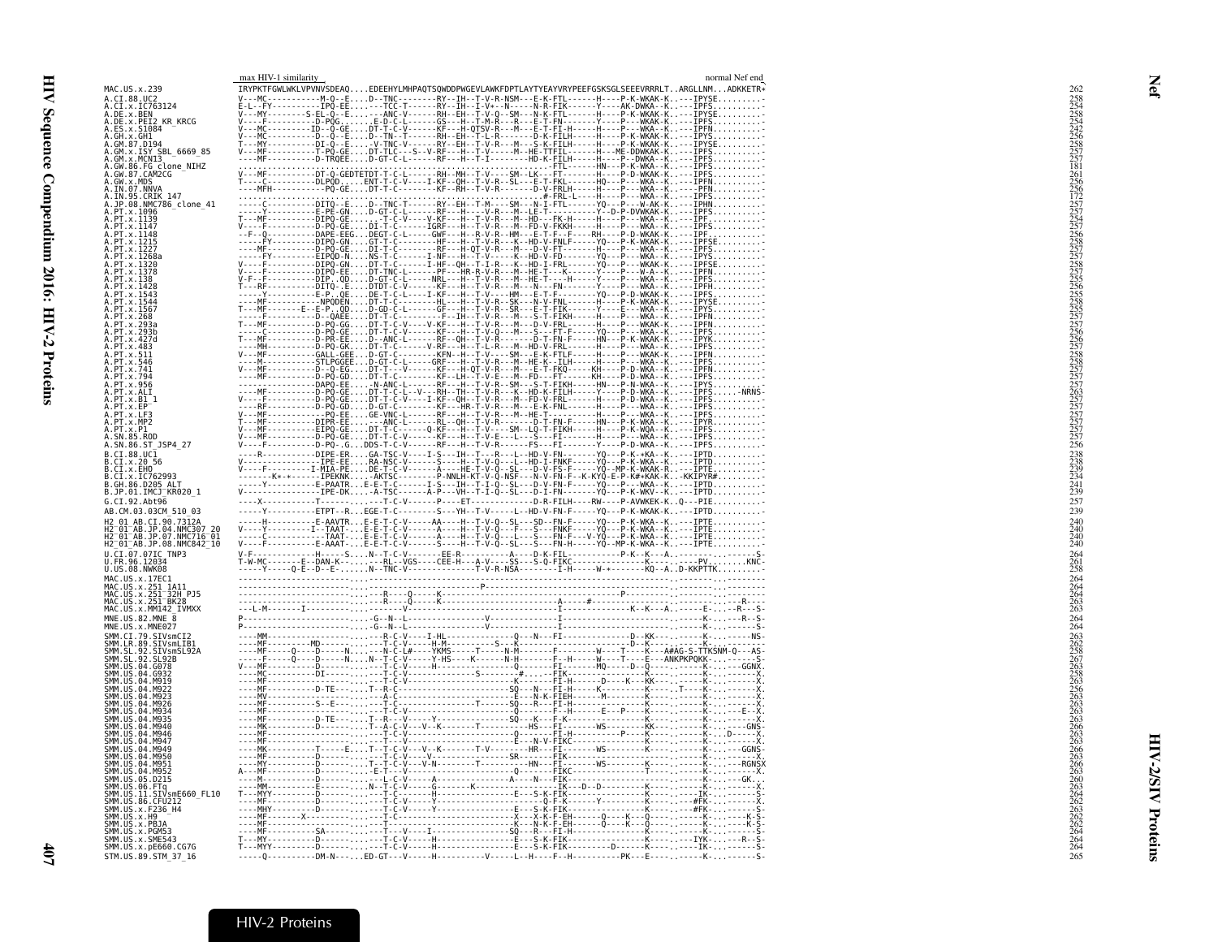```
                         max HIV-1 similarity                                                          normal Nef end
MAC.US.x.239             IRYPKTFGWLWKLVPVNVSDEAQ....EDEEHYLMHPAQTSQWDDPWGEVLAWKFDPTLAYTYEAYVRYPEEFGSKSGLSEEEVRRRLT..ARGLLNM...ADKKETR*   262
A.CI.88.UC2              V---MC-----------M-Q--E....D--TNC--------RY--IH--T-V-R-NSM---E-K-FTL-------H----P-K-WKAK-K..---IPYSE.........   258
A.CI.x.IC763124          E-L--FY-----------IPQ-EE....---TCC-T------RY--IH--I-V+--N------N-R-FIK-------Y-----AK-DWKA--K..---IPFS..........   254
A.DE.x.BEN               V---MY---------S-EL-Q--E....---ANC-V------RH--EH--T-V-Q--SM----N-K-FTL-------H----P-K-WKAK-K..---IPYSE.........   258
A.DE.x.PEI2_KR_KRCG      V----F-----------D-PQG......E-D-C-L-------GS---H--T-M-R---R----E-T-FN--------Y-----P---WKAK-K..---IPFS..........   254
A.ES.x.S1084             V---MC-----------ID--Q-GE....DT-T-C-V------KF---H-QTSV-R---M----E-T-FI-H------H----P---WKA--K..---IPFN..........   242
A.GH.x.GH1               V---MC-----------D--Q--E....D--TN--T-------RH--EH--T-L-R---------D-K-FILH------H----P-K-WKAK-K..---IPYS..........   256
A.GM.87.D194             T---MY-----------DI-Q--E....-V-TNC-V------RY--EH--T-V-R---M----S-K-FILH------H----P-K-WKAK-K..---IPYSE.........   258
A.GM.x.ISY_SBL_6669_85   V---MF-----------T-PQ-GE....DT-TLC---S--V-RF---H--T-V------M--HE-TTFIL-------H---ME-DDWKAK-K..---IPFS..........   257
A.GM.x.MCN13             ----MF-----------D-TRQEE....D-GT-C-L------RF---H--T-I---------HD-K-FILH------H----P--DWKA--K..---IPFS..........   257
A.GW.86.FG_clone_NIHZ    .......................................................................FTL------HN---P-K-WKA--K..---IPFS..........   181
A.GW.87.CAM2CG           V---MF----------DT-Q-GEDTETDT-T-C-L------RH--MH--T-V----SM--LK---FT-------H----P-D-WKAK-K..---IPFS..........   261
A.GM.x.MDS               T---C------------DLPQD......ENT-T-C-V------I-KF--QH--T-V-R--SL---E-T-FKL------HQ---P---WKA--K..---IPFN..........   256
A.IN.07.NNVA             ----MFH----------PQ-GE....DT-T-C-V------KF--RH--T-V-R-------D-V-FRLH------H----P---WKA--K..---PFN...........   256
A.IN.95.CRIK_147         .......................................................................#-FRL-L-----H----P---WKA--K..---IPFS..........   172
A.JP.08.NMC786_clone_41  ----C-----------DITQ--E....D--TNC-T------RY--EH--T-M----SM---N-I-FTL-------YQ---P---W-AK-K..---IPHN..........   257
A.PT.x.1096              -----Y----------E-PE-GN....D-GT-C-L------RF---H---V-R---M--LE-T---------Y--D-P-DVWKAK-K..---IPFS..........   257
A.PT.x.1139              T---MF----------DIPQ-GE....---T-C-V-----V-KF---H--T-V-R---M--HD---FK-H------H----P---WKA--K..---IPF...........   254
A.PT.x.1147              V---F-----------D-PQ-GE....DI-T-C------IGRF---H--T-V-R---M--FD-V-FKKH------H----P---WKA--K..---IPFS..........   257
A.PT.x.1148              --F--Q----------DAPE-EEG...DEGT-C-L-----GWF---H--R-V-R---HM---E-T-F---F-----RH-----P-D-WKAK-K..---IPF...........   256
A.PT.x.1215              -----FY---------DIPQ-GN....GT-T-C-------HF---H--T-V-R---K--HD-V-FNLF------YQ---P-K-WKAK-K..---IPFSE.........   258
A.PT.x.1227              ----MF----------D-PQ-GE....DI-T-C-V------RF---H-QT-V-R---M----D-V-FT-------H----P---WKA--K..---IPFS..........   257
A.PT.x.1268a             -----FY---------EIPQD-N....NS-T-C------I-NF---H--T-V-----K--HD-V-FD-------YQ---P---WKA--K..---IPYS..........   257
A.PT.x.1320              V----F----------DIPQ-GN....DT-T-C------I-HF-QH--T-I-R---K--HD-I-FRL-------YQ---P---WKAK-K..---IPFSE.........   258
A.PT.x.1378              V---F-----------DIPQ-EE....DT-TNC-L------PF---H--T-V-R--M--HE-T---K-------Y----P---W-A--K..---IPFN..........   257
A.PT.x.138               V-F--F----------DIP..QD....D-GT-C-L-----NRL---H--T-V-R---M--HE-T---H------Y----P---WKA--K..---IPFS..........   255
A.PT.x.1428              T---RF----------DITQ-.E....DTDT-C-V------KF---H--T-V-R---M----N---FN-------Y----P---WKA--K..---IPFH..........   256
A.PT.x.1543              -----Y----------E-P..QE....DE-T-C-L-----I-KF---H--T-V----HM---E-T-F-------YQ---P-D-WKAK-K..---IPFS..........   255
A.PT.x.1544              ----MF----------NPQDEN.....DT-T-C-----I-----HL---H--T-V-R--SK---N-V-FNL------H----P-K-WKAK-K..---IPYSE.........   258
A.PT.x.1567              T---MF-----E--E-P..QD.....D-GD-C-L-------GF---H--T-V-R--SR---E-T-FIK-------Y----E---WKA--K..---IPYS..........   255
A.PT.x.268               V---F-----------D--QAEE....DT-T-C-------F--IH---T-V-R---M----S-T-FIKH------H----P---WKA--K..---IPFN..........   257
A.PT.x.293a              T---MF----------D-PQ-GG....DT-T-C-V-----V-KF---H--T-V-R---M----D-V-FRL-------H----P---WKA--K..---IPFN..........   257
A.PT.x.293b              -----C----------D-PQ-GE....DT-T-C-V------KF---H--T-V-Q---M----S---FT-F------YQ---P---WKA--K..---IPFS..........   256
A.PT.x.427d              T---MF----------D-PR-EE....D--ANC-L------RF-QH--T-V-R---------D-TK-FN-F------HN---P-K-WKAK-K..---IPYK..........   256
A.PT.x.483               ----MH----------D-PQ-GK....DT-T-C-------V-RF---H--T-L-R---M--HD-V-FRL-------H----P---WKA--K..---IPFS..........   257
A.PT.x.511               V---MF----------GALL-GEE....D-GT-C------KFN---H--T-V----SM---E-K-FTLF------H----P---WKAK-K..---IPFN..........   258
A.PT.x.546               -----------------STLPGGEE....D-GT-C-L------GRF---H--T-V-R---M--HE-K-ILH-------H----P---WKA--K..---IPFS..........   258
A.PT.x.741               V---MF----------D--Q-EG....DT-T---V-------KF---H-QT-V-R---M----E-T-FKQ------KH----P-D-WKA--K..---IPFN..........   257
A.PT.x.794               ----MF----------D-PQ-GD....DT-T-C-------KF--LH--T-V-E---M--FD---FT-------KH----P-D-WKA--K..---IPFS..........   257
A.PT.x.956               ----------------DAPQ-EE....-N-ANC-L------RF---H--T-V-R--SM---S-T-FIKH------HN---P-N-WKA--K..---IPYS..........   257
A.PT.x.ALI               ----MF----------D-PQ-GE....DT-T-C-L--V---RH--TH--T-V-R---K--HD-K-FILH------Y----P-D-WKA--K..---IPFS......-NRNS-   263
A.PT.x.B1_1              V---F-----------D-PQ-GE....DT-T-C-V-----I-KF--QH--T-V-R---M--FD-V-FRL-------H----P-D-WKA--K..---IPFS..........   257
A.PT.x.EP                ----RF----------D-PQ-GD....D-GT-C-------KF---HR-T-V-R---M----E-K-FNL-------H----P---WKA--K..---IPFS..........   257
A.PT.x.LF3               V---MF----------PQ-EE....GE-VNC-L------RF---H--T-V-R---M--HE-T--------------H----P---WKA--K..---IPFS..........   257
A.PT.x.MP2               T---MF----------DIPR-EE....---ANC-L------RL--QH--T-V-R---------D-T-FN-F------HN---P-K-WKA--K..---IPYR..........   257
A.PT.x.P1                -----MF---------EIPQ-GE....DT-T-C-V-----Q-KF---H--T-V----SM--LQ-T-FIKH------H----P-K-WQA--K..---IPFS..........   257
A.SN.85.ROD              V---MF----------D-PQ-GE....DT-T-C-V------KF---H--T-V-E---L---S---FI-------H----P---WKA--K..---IPFS..........   257
A.SN.86.ST_JSP4_27       V----F----------D-PQ-.G...DDS-T-C-V------RF---H--T-V-R-------FS---FI-------Y----P-D-WKA--K..---IPFS..........   256
B.CI.88.UC1              ----R-----------DIPE-ER....GA-TSC-V-----I-S---IH--T-V-R---L--HD-V-FN--------YQ---P-K-+KA--K..---IPTD..........   238
B.CI.x.20_56             ----------------IPE-EE....RA-NSC-V------S---H--T-V-Q---L--HD-I-FNKF------YQ---P-K-WKA--K..---IPTD..........   238
B.CI.x.EHO               V----F---------I-MIA-PE....DE-T-C-V------A----HE-T-V-Q--SL---D-V-FS-F-----YQ--MP-K-WKAK-R..---IPTE..........   239
B.CI.x.IC2993            ------K-+-------AKTSC-.....---------P-NNLH-KT-V-Q-NSF---N-V-FN-F--K-KYQ-E-P-K#-KAK-K..-KKIPYR#.........   234
B.GH.86.D205_ALT         -----Y----------E-PAATR...E-E-T-C-------I-S---IH--T-I-Q--SL---D-V-FN-F-----YQ---P---WKA--K..---IPTD..........   241
B.JP.01.IMCJ_KR020_1     V---------------IPE-DK....-A-TSC------A-P---VH--T-I-Q--SL---D-I-FN------YQ---P-K-WKV--K..---IPTD..........   239
G.CI.92.Abt96            -----X----------T-------....---T-C-V------P----ET--------------D-R-FILH----RW----P-AVWKEK-K..Q---PIE..........   257
AB.CM.03.03CM_510_03     -----Y----------ETPT--R....EGE-T-C-------S----YH--T-V------L--HD-V-FN-F------YQ---P-K-WKAK-K..---IPTD..........   239
H2_01_AB.CI.90.7312A     ------H---------E-AAVTR...E-E-T-C-V------AA----H--T-V-Q--SL----SD--FN-F-----YQ---P-K-WKA--K..---IPTE..........   240
H2_01_AB.JP.04.NMC307_20 V----Y---------I--TAAT-...E-E-T-C-V------A----H--T-V-Q---F---S---FNKF-----YQ---P-K-WKA--K..---IPTE..........   240
H2_01_AB.JP.07.NMC716_01 -----C-----------TAAT-...E-E-T-C-V------A----H--T-V-Q---L---S---FN-F----V-YQ---P-K-WKA--K..---IPTE..........   240
H2_01_AB.JP.08.NMC842_10 V----F----------E-AAAT-...E-E-T-C-V------S----H--T-V-Q--SL---S---FN-H-----YQ--MP-K-WKA--K..---IPTE..........   240
U.CI.07.07IC_TNP3        V-F-------------H-----S....N--T-C-V------EE-R------------A----D-K-FIL----------P-K---K---A...---------.--S-   264
U.FR.96.12034            T-W-MC-------E--DAN-K-.....---RL--VGS----CEE-H---A-V----SS---S-Q-FIKC--------------K------.----PV.......KNC-   261
U.US.08.NWK08            -----Y------Q-E--D--E-.....N--TNC-V-------------T-V-R-NSA--------I-H-----W-*-------KQ--A..D-KKPTTK.........   258
MAC.US.x.17EC1           -------------------------.....----------------------------------------------------------.--------------   264
MAC.US.x.251_1A11        -------------------------.....-------------------------P-------------------------------------.--------------   264
MAC.US.x.251_32H_PJ5     -------------------------.....--R----Q-----K--------------------------------P--------.--------------   264
MAC.US.x.251_BK28        -------------------------.....--R----Q-----K--------------------------A--------#-------------.-------R----   263
MAC.US.x.MM142_IVMXX     ---L-M-------I----------.....---V---------------------------------I------------K--K---A..------E-----R---S-   263
MNE.US.82.MNE_8          P------------------------.....-G--N--L-----------------V---------I-------------------.------K------R---S   264
MNE.US.x.MNE027          P------------------------.....-G--N--L-----------------V---------I-------------------.------K---------S-   264
SMM.CI.79.SIVsmCI2       ----MM--------------------.....--R-C-V---I-HL------------Q---N---FI-------------D--KK---.------K---------NS-   263
SMM.LR.89.SIVsmLIB1      ----MF--------MD----------.....--T-C-V-----H-M-----------S--K-------------------D--K---.------K---------   262
SMM.SL.92.SIVsmSL92A     ----MF-----Q----D-----N.....---N-C-L#----YKMS-----T-----N-M--------F--------W-----T----K---A#AG-S-TTKSNM-Q---AS-   258
SMM.SL.92.SL92B          ----MF-----Q----D-----N.....N--T-C-V-----Y-HS-----K-------N-H---------F--H------W-----T----E---ANKPKPQKK------S-   267
SMM.US.04.G078           V---MF-----------D-------.....---T-C-V-------H-----------------Q-------FI-------MQ----D--Q----.------K--------GGNX.   263
SMM.US.04.G932           ----MC-----------DI------.....---T-C-V-----------------S-------#.---FIK------------------K----.------K---------X.   258
SMM.US.04.M919           ----MF-------------------.....---T-C-V-------------------------K-----FI-H-------D-----K---KK---.------K---------X.   263
SMM.US.04.M922           ----MF-----------D-TE----.....T--R-C-----------------------SQ---N---FI-H------K---------K-----.T-----K---------X.   256
SMM.US.04.M923           ----MV-------------------.....---A-C-----------------------E---N-K-FIEH-------M---------K----.------K---------X.   263
SMM.US.04.M926           ----MF-----------S--E----.....---T-C------------------T------SQ---R---FI-H--------------K-----.------K---------X.   263
SMM.US.04.M934           ----MF-------------------.....---T-C-V---------------------------F---H------E---P-----K---K----.------K------E--X.   263
SMM.US.04.M935           ----MF-----------D-TE----.....T--R---V------Y------------SQ---K---F-K-----------------K----.------K---------X.   263
SMM.US.04.M940           ----MK-----------D-------.....T--A-C-V---V--K-------T---------HS---FI------WS---------KK---.------K---------GNS-   266
SMM.US.04.M946           ----MF-------------------.....---T-C-V-------------------------Q-------FI-H--------P----K---K---.-----K-----D-----X.   263
SMM.US.04.M947           ----MF-------------------.....---T---V------------------------E---N-V-FIKC--------------K----.------K---------X.   263
SMM.US.04.M949           ----MK-----------T-----E.....T--T-C-V----V--K-------T-V-----------HR---FI-------WS---------K---.------K--------GGNS-   266
SMM.US.04.M950           ----MF-----------D-------.....---T-C-V-----V----------------SR-------FIK------------------K----.------K---------X.   263
SMM.US.04.M951           ----MY-----------D-------.....T--T-C-V---V-N-----------T---------HN---FI-------WS---------K---.------K--------RGNSX   266
SMM.US.04.M952           A---MF-----------D-------.....--E-T--V-------------------------Q-------FIKC--------------T----.------K---------X.   263
SMM.US.05.D215           ----M------------D-------.....---L-C-V------A-----------------A----N---FIK-------------------K----.------K-------GK..   260
SMM.US.06.FTq            ----MM-----------E-------.....N--T-C-V------G---------K------------------IK---D--D---------K----.------K---------X.   263
SMM.US.11.SIVsmE660_FL10 T---MYY----------D-------.....---T-C------H--------------------E----S-K-FIK------------------K----.------IK-------S-   264
SMM.US.86.CFU212         ----MF-----------D-------.....---T-C-V----Y--------------------Q-F-K-------Y---------K----.----#FK---------X.   262
SMM.US.x.F236_H4         ----MHY----------D-------.....---T-C-V------Y-----------------E----S-K-FIK------------------K----.----#FK---------S-   263
SMM.US.x.H9              ----MF------X----------------.....---T-C-------------------------K-----FI-H---------Q------K---K-----.------K--------K-S-   262
SMM.US.x.PBJA            ----MF-------------------.....---T-C--------------------------K---N-K-F-EH--------Q-----K---Q----.------K--------K-S-   262
SMM.US.x.PGM53           ----MF-----------SA------.....---T--V------I----------------SQ---R---FI-H------------------K----.------K---------S-   264
SMM.US.x.SME543          T---MY-----------D-------.....---T-C-V------H-----------------E----S-K-FIK------------------K----.------IYK--------R--S-   264
SMM.US.x.pE660.CG7G      T---MYY----------D-------.....---T-C-V------H-----------------E----S-K-FIK----------D------K----.------IK---------S-   264
STM.US.89.STM_37_16      -----Q-----------DM-N---...ED-GT---V-----H-----------V-----L--H-----F--H-----------PK---E----.------K---------S-   265
```